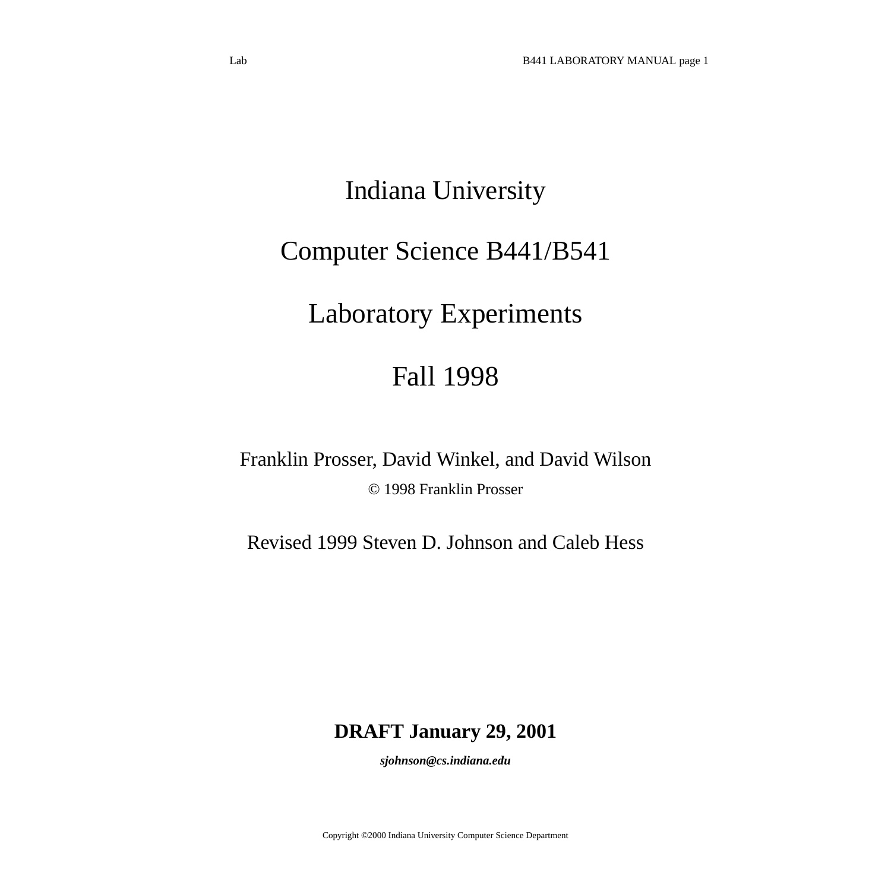# Indiana University

# Computer Science B441/B541

# Laboratory Experiments

# Fall 1998

Franklin Prosser, David Winkel, and David Wilson

© 1998 Franklin Prosser

Revised 1999 Steven D. Johnson and Caleb Hess

**DRAFT January 29, 2001**

***sjohnson@cs.indiana.edu***

Copyright ©2000 Indiana University Computer Science Department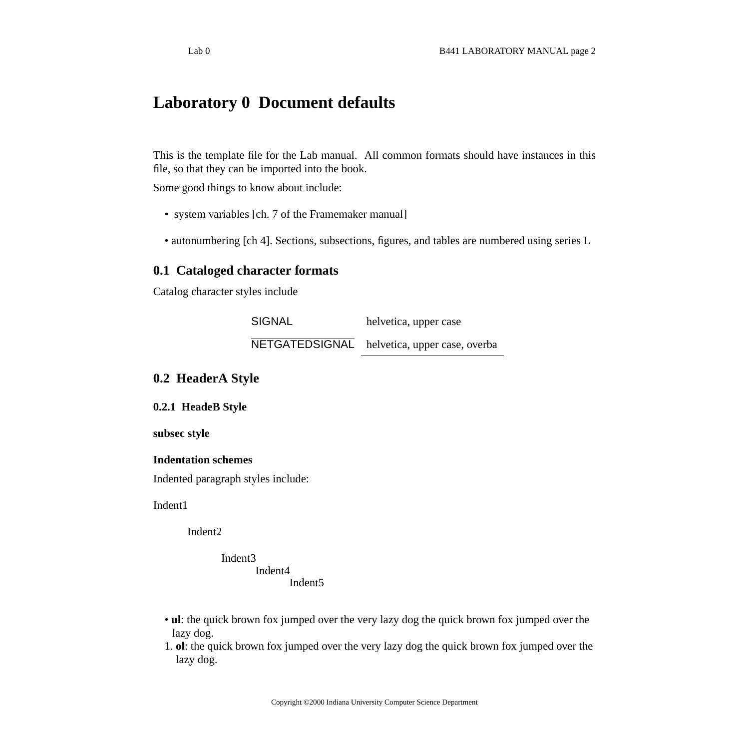# Laboratory 0  Document defaults

This is the template file for the Lab manual.  All common formats should have instances in this file, so that they can be imported into the book.

Some good things to know about include:

- system variables [ch. 7 of the Framemaker manual]

- autonumbering [ch 4]. Sections, subsections, figures, and tables are numbered using series L

## 0.1  Cataloged character formats

Catalog character styles include

| | |
|---|---|
| SIGNAL | helvetica, upper case |
| $\overline{\text{NETGATEDSIGNAL}}$ | helvetica, upper case, overba |

## 0.2  HeaderA Style

### 0.2.1  HeadeB Style

**subsec style**

**Indentation schemes**

Indented paragraph styles include:

Indent1

    Indent2

        Indent3
            Indent4
                Indent5

- **ul**: the quick brown fox jumped over the very lazy dog the quick brown fox jumped over the lazy dog.

1. **ol**: the quick brown fox jumped over the very lazy dog the quick brown fox jumped over the lazy dog.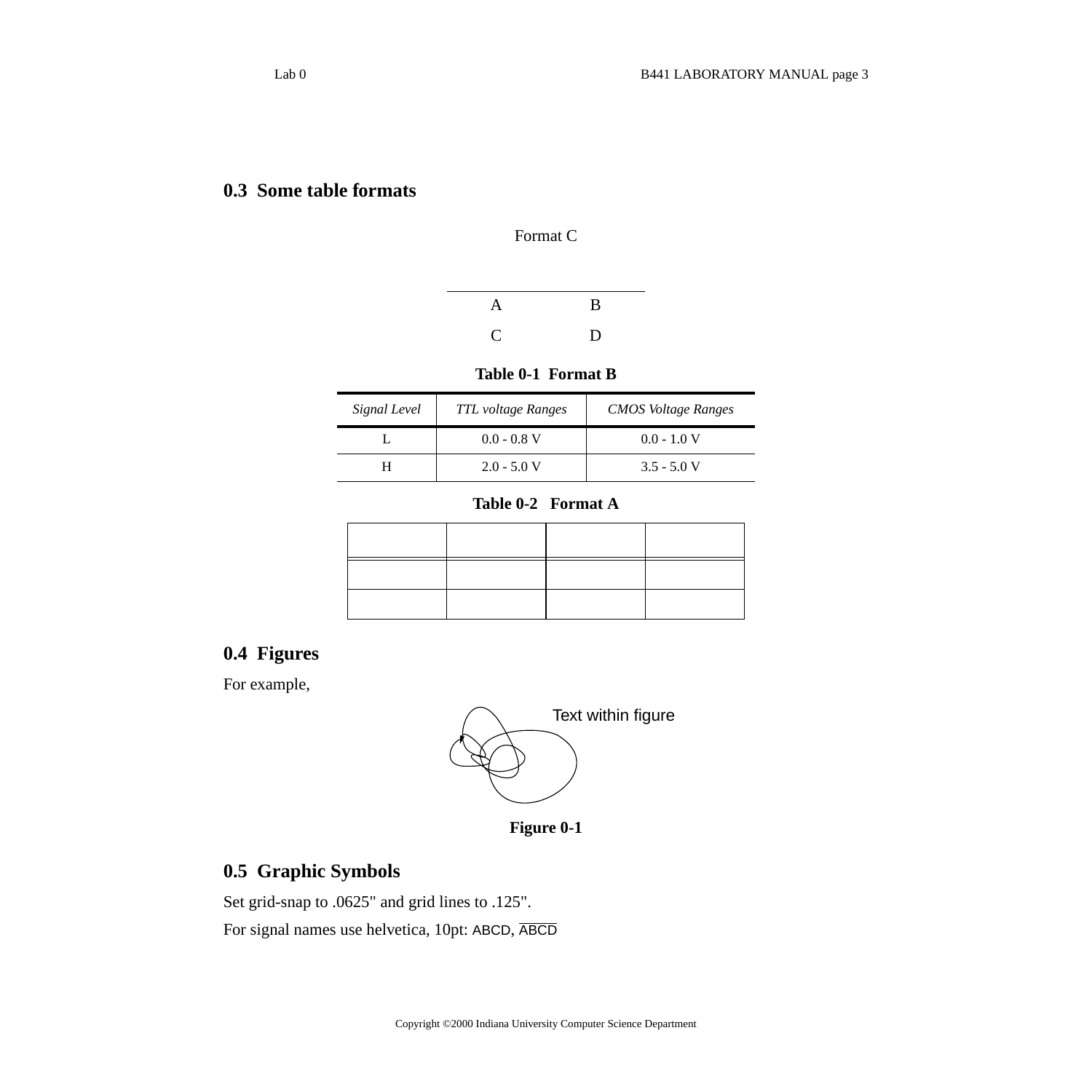## 0.3 Some table formats

Format C

| A | B |
|---|---|
| C | D |

**Table 0-1 Format B**

| *Signal Level* | *TTL voltage Ranges* | *CMOS Voltage Ranges* |
|---|---|---|
| L | 0.0 - 0.8 V | 0.0 - 1.0 V |
| H | 2.0 - 5.0 V | 3.5 - 5.0 V |

**Table 0-2 Format A**

| | | | |
|---|---|---|---|
| | | | |
| | | | |

## 0.4 Figures

For example,

Text within figure

**Figure 0-1**

## 0.5 Graphic Symbols

Set grid-snap to .0625" and grid lines to .125".

For signal names use helvetica, 10pt: ABCD, $\overline{\text{ABCD}}$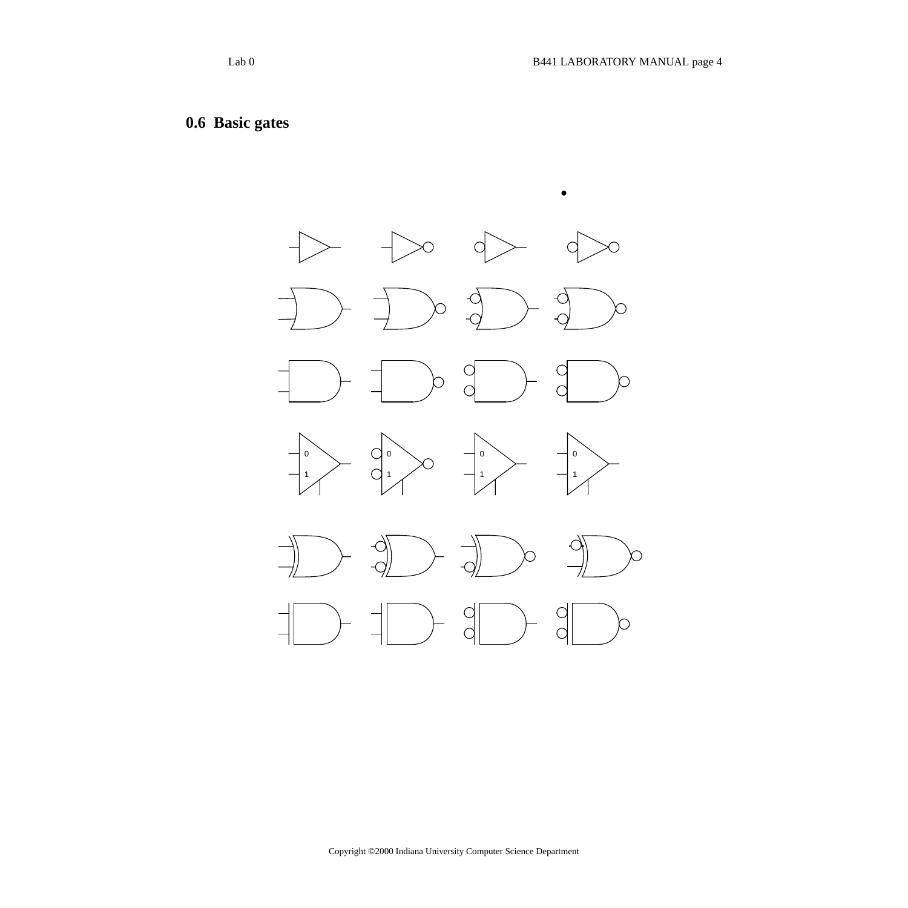## 0.6 Basic gates

0 1

0 1

0 1

0 1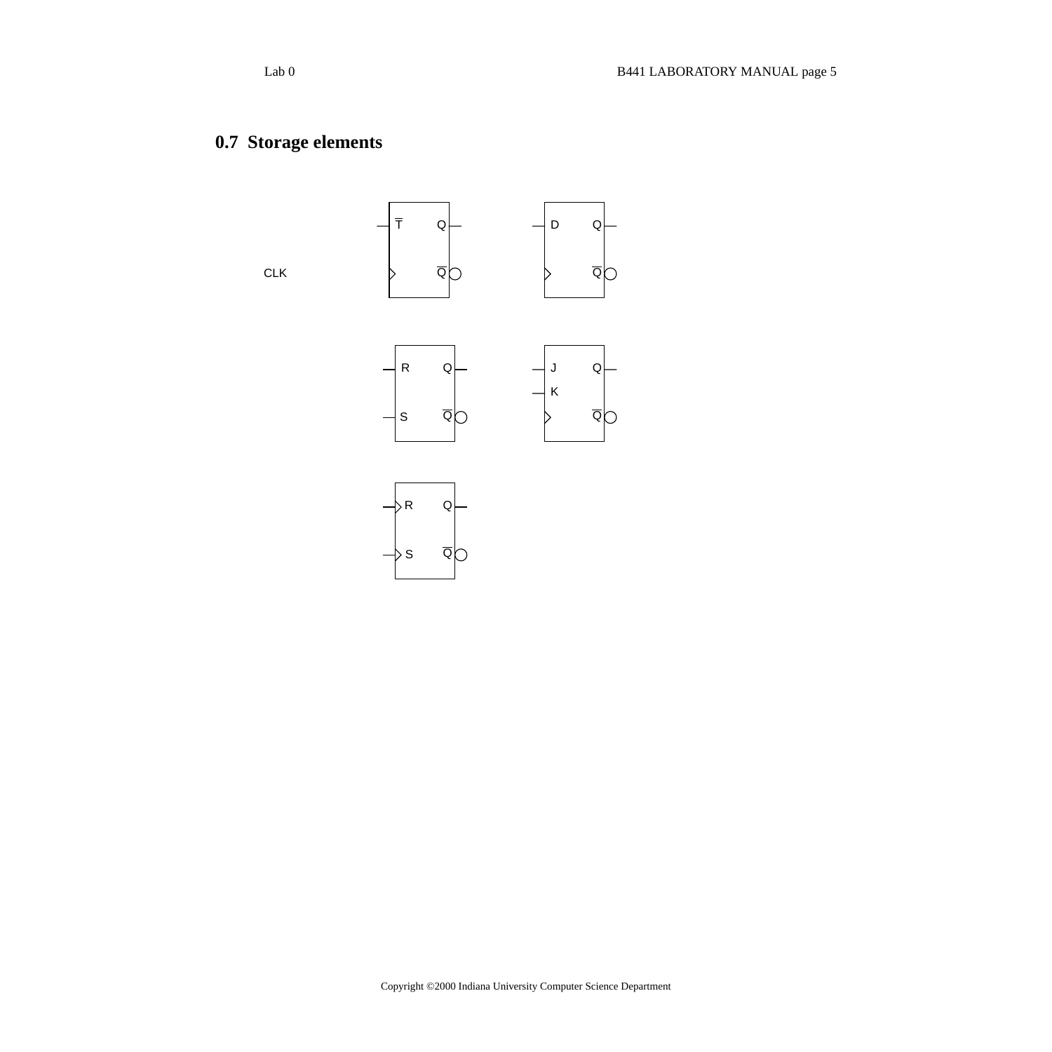## 0.7 Storage elements

CLK

$\overline{T}$ Q $\overline{Q}$

D Q $\overline{Q}$

R Q S $\overline{Q}$

J Q K $\overline{Q}$

R Q S $\overline{Q}$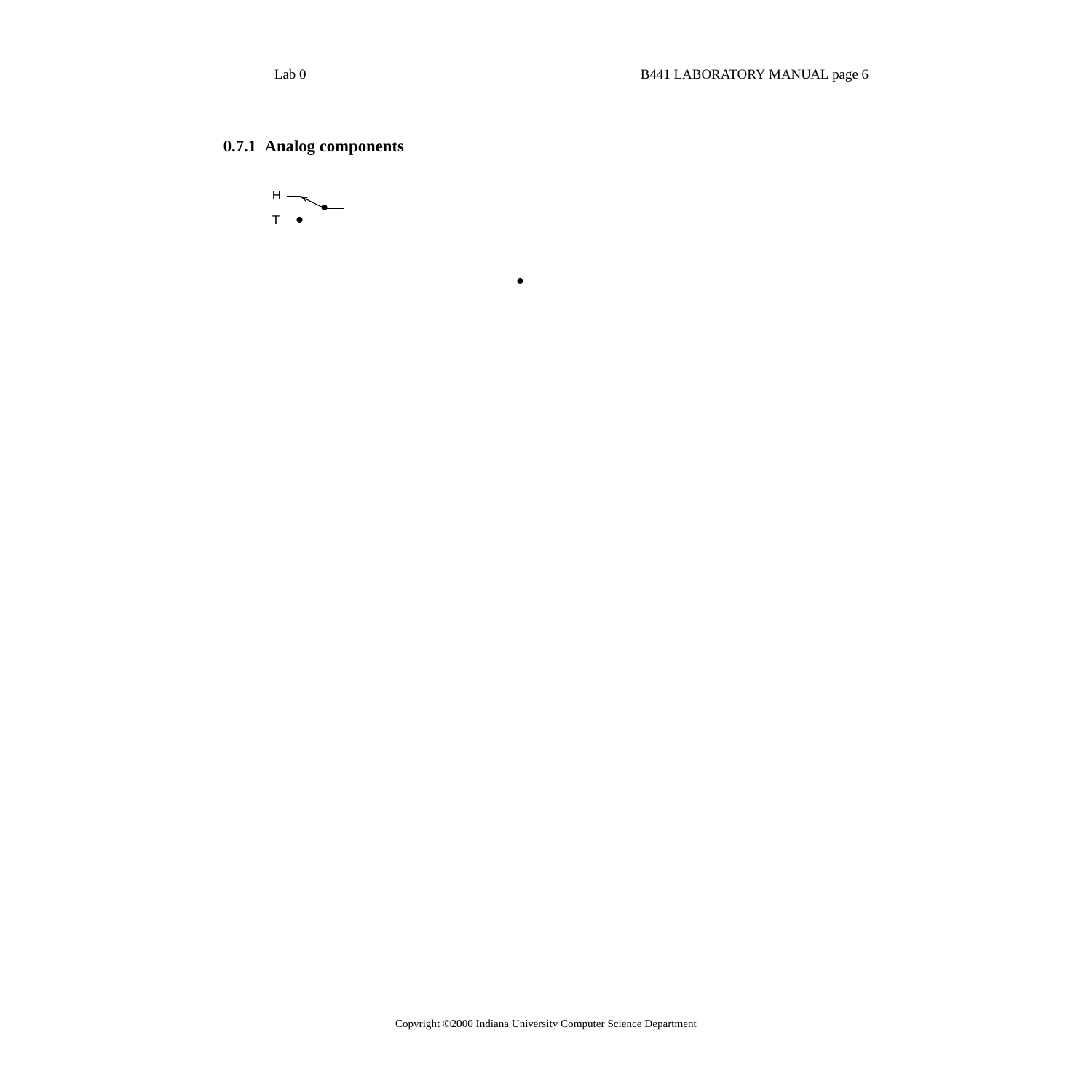### 0.7.1 Analog components

H

T

•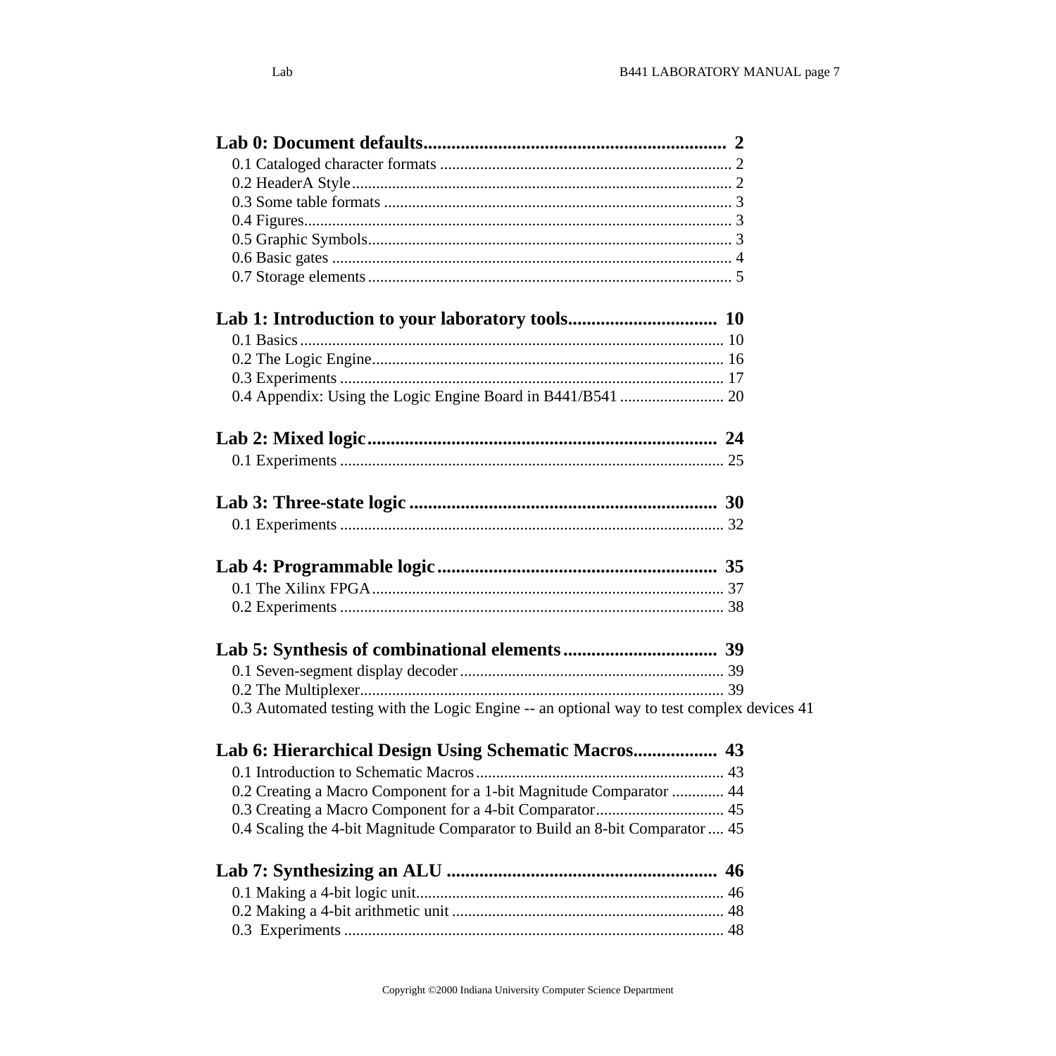**Lab 0: Document defaults.................................................................. 2**

- 0.1 Cataloged character formats ......................................................................... 2
- 0.2 HeaderA Style................................................................................................ 2
- 0.3 Some table formats ....................................................................................... 3
- 0.4 Figures............................................................................................................ 3
- 0.5 Graphic Symbols............................................................................................ 3
- 0.6 Basic gates ..................................................................................................... 4
- 0.7 Storage elements............................................................................................ 5

**Lab 1: Introduction to your laboratory tools................................ 10**

- 0.1 Basics.......................................................................................................... 10
- 0.2 The Logic Engine......................................................................................... 16
- 0.3 Experiments ................................................................................................ 17
- 0.4 Appendix: Using the Logic Engine Board in B441/B541 .......................... 20

**Lab 2: Mixed logic............................................................................ 24**

- 0.1 Experiments ................................................................................................ 25

**Lab 3: Three-state logic .................................................................. 30**

- 0.1 Experiments ................................................................................................ 32

**Lab 4: Programmable logic............................................................ 35**

- 0.1 The Xilinx FPGA......................................................................................... 37
- 0.2 Experiments ................................................................................................ 38

**Lab 5: Synthesis of combinational elements................................. 39**

- 0.1 Seven-segment display decoder.................................................................. 39
- 0.2 The Multiplexer........................................................................................... 39
- 0.3 Automated testing with the Logic Engine -- an optional way to test complex devices 41

**Lab 6: Hierarchical Design Using Schematic Macros................. 43**

- 0.1 Introduction to Schematic Macros.............................................................. 43
- 0.2 Creating a Macro Component for a 1-bit Magnitude Comparator ............. 44
- 0.3 Creating a Macro Component for a 4-bit Comparator................................ 45
- 0.4 Scaling the 4-bit Magnitude Comparator to Build an 8-bit Comparator .... 45

**Lab 7: Synthesizing an ALU .......................................................... 46**

- 0.1 Making a 4-bit logic unit............................................................................. 46
- 0.2 Making a 4-bit arithmetic unit .................................................................... 48
- 0.3 Experiments ................................................................................................ 48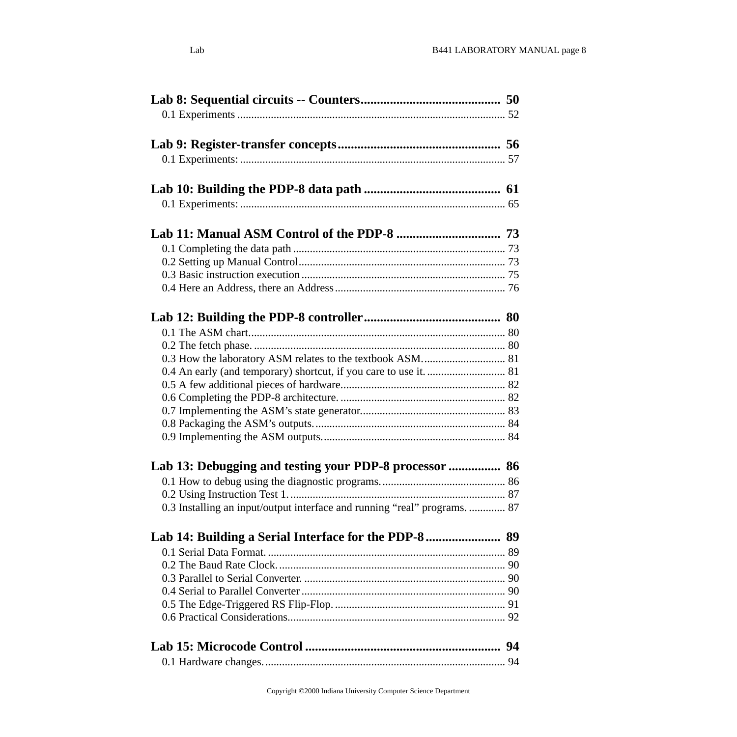**Lab 8: Sequential circuits -- Counters** .......................................... 50

0.1 Experiments ............................................................................................ 52

**Lab 9: Register-transfer concepts** ................................................ 56

0.1 Experiments: ........................................................................................... 57

**Lab 10: Building the PDP-8 data path** ......................................... 61

0.1 Experiments: ........................................................................................... 65

**Lab 11: Manual ASM Control of the PDP-8** ............................... 73

0.1 Completing the data path ......................................................................... 73
0.2 Setting up Manual Control ....................................................................... 73
0.3 Basic instruction execution ...................................................................... 75
0.4 Here an Address, there an Address .......................................................... 76

**Lab 12: Building the PDP-8 controller** ......................................... 80

0.1 The ASM chart ......................................................................................... 80
0.2 The fetch phase. ....................................................................................... 80
0.3 How the laboratory ASM relates to the textbook ASM. ............................ 81
0.4 An early (and temporary) shortcut, if you care to use it. ........................... 81
0.5 A few additional pieces of hardware. ........................................................ 82
0.6 Completing the PDP-8 architecture. .......................................................... 82
0.7 Implementing the ASM's state generator. .................................................. 83
0.8 Packaging the ASM's outputs. ................................................................... 84
0.9 Implementing the ASM outputs. ................................................................ 84

**Lab 13: Debugging and testing your PDP-8 processor** ............... 86

0.1 How to debug using the diagnostic programs. ........................................... 86
0.2 Using Instruction Test 1. ........................................................................... 87
0.3 Installing an input/output interface and running "real" programs. ............ 87

**Lab 14: Building a Serial Interface for the PDP-8** ...................... 89

0.1 Serial Data Format. ................................................................................... 89
0.2 The Baud Rate Clock. ............................................................................... 90
0.3 Parallel to Serial Converter. ...................................................................... 90
0.4 Serial to Parallel Converter ....................................................................... 90
0.5 The Edge-Triggered RS Flip-Flop. ........................................................... 91
0.6 Practical Considerations. ........................................................................... 92

**Lab 15: Microcode Control** .......................................................... 94

0.1 Hardware changes. .................................................................................... 94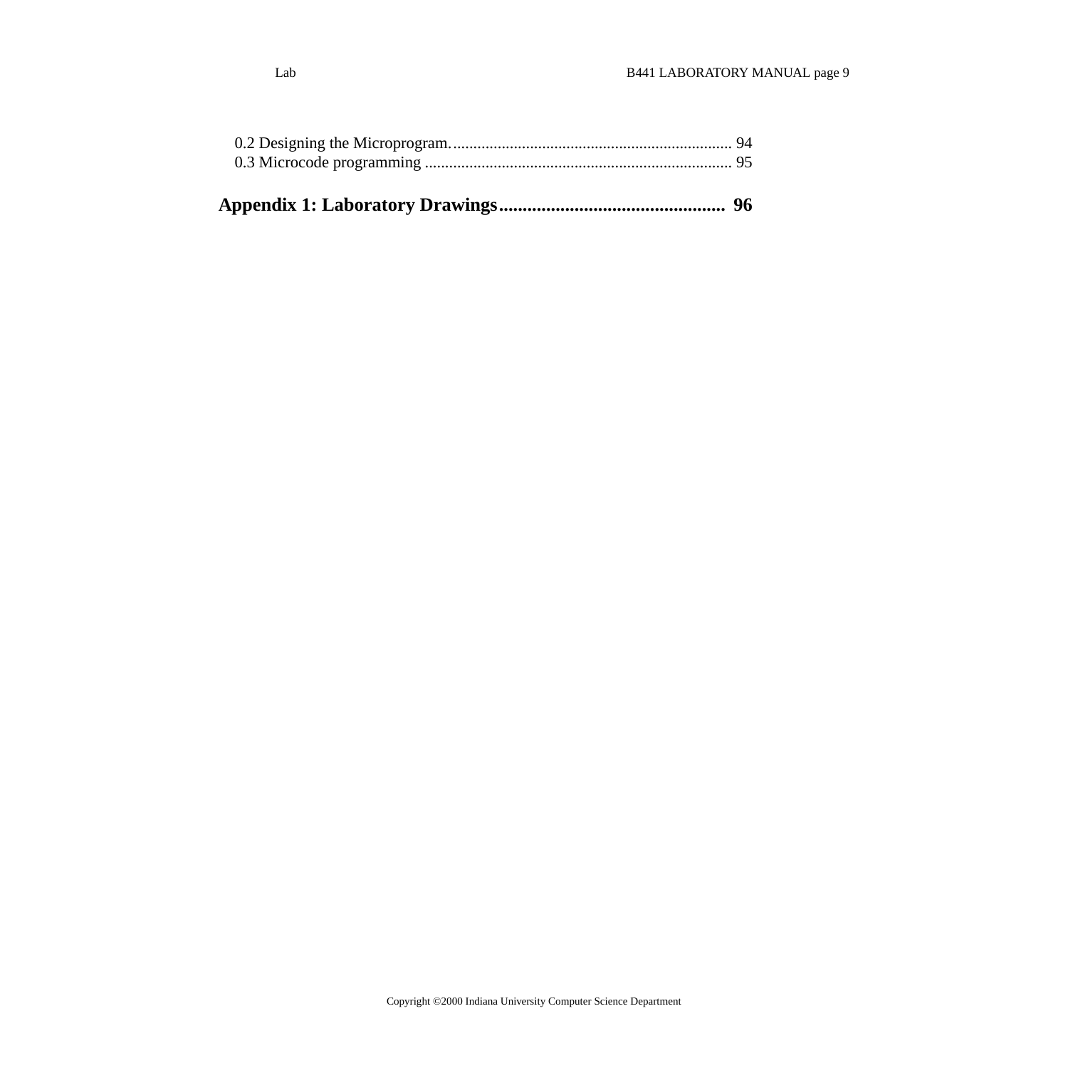0.2 Designing the Microprogram. ..................................................................... 94
0.3 Microcode programming ........................................................................... 95

**Appendix 1: Laboratory Drawings................................................ 96**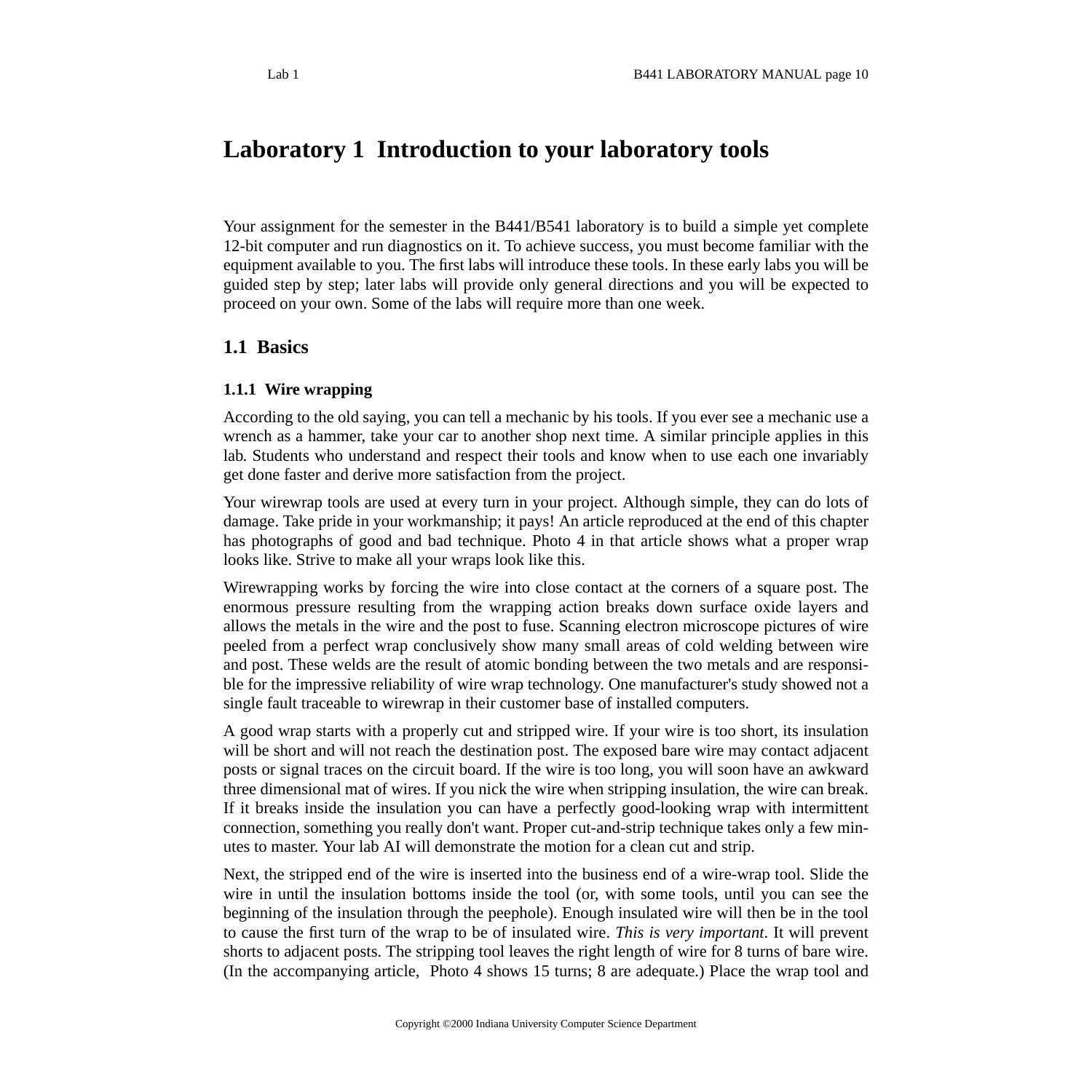# Laboratory 1 Introduction to your laboratory tools

Your assignment for the semester in the B441/B541 laboratory is to build a simple yet complete 12-bit computer and run diagnostics on it. To achieve success, you must become familiar with the equipment available to you. The first labs will introduce these tools. In these early labs you will be guided step by step; later labs will provide only general directions and you will be expected to proceed on your own. Some of the labs will require more than one week.

## 1.1 Basics

### 1.1.1 Wire wrapping

According to the old saying, you can tell a mechanic by his tools. If you ever see a mechanic use a wrench as a hammer, take your car to another shop next time. A similar principle applies in this lab. Students who understand and respect their tools and know when to use each one invariably get done faster and derive more satisfaction from the project.

Your wirewrap tools are used at every turn in your project. Although simple, they can do lots of damage. Take pride in your workmanship; it pays! An article reproduced at the end of this chapter has photographs of good and bad technique. Photo 4 in that article shows what a proper wrap looks like. Strive to make all your wraps look like this.

Wirewrapping works by forcing the wire into close contact at the corners of a square post. The enormous pressure resulting from the wrapping action breaks down surface oxide layers and allows the metals in the wire and the post to fuse. Scanning electron microscope pictures of wire peeled from a perfect wrap conclusively show many small areas of cold welding between wire and post. These welds are the result of atomic bonding between the two metals and are responsible for the impressive reliability of wire wrap technology. One manufacturer's study showed not a single fault traceable to wirewrap in their customer base of installed computers.

A good wrap starts with a properly cut and stripped wire. If your wire is too short, its insulation will be short and will not reach the destination post. The exposed bare wire may contact adjacent posts or signal traces on the circuit board. If the wire is too long, you will soon have an awkward three dimensional mat of wires. If you nick the wire when stripping insulation, the wire can break. If it breaks inside the insulation you can have a perfectly good-looking wrap with intermittent connection, something you really don't want. Proper cut-and-strip technique takes only a few minutes to master. Your lab AI will demonstrate the motion for a clean cut and strip.

Next, the stripped end of the wire is inserted into the business end of a wire-wrap tool. Slide the wire in until the insulation bottoms inside the tool (or, with some tools, until you can see the beginning of the insulation through the peephole). Enough insulated wire will then be in the tool to cause the first turn of the wrap to be of insulated wire. *This is very important*. It will prevent shorts to adjacent posts. The stripping tool leaves the right length of wire for 8 turns of bare wire. (In the accompanying article, Photo 4 shows 15 turns; 8 are adequate.) Place the wrap tool and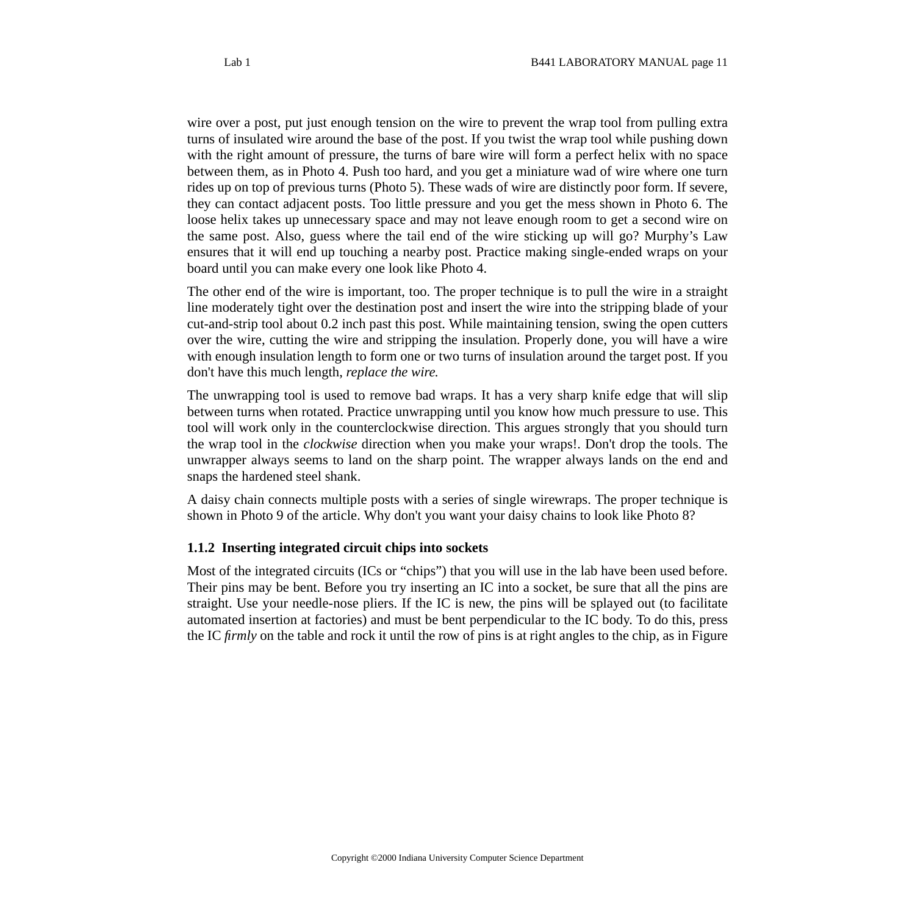wire over a post, put just enough tension on the wire to prevent the wrap tool from pulling extra turns of insulated wire around the base of the post. If you twist the wrap tool while pushing down with the right amount of pressure, the turns of bare wire will form a perfect helix with no space between them, as in Photo 4. Push too hard, and you get a miniature wad of wire where one turn rides up on top of previous turns (Photo 5). These wads of wire are distinctly poor form. If severe, they can contact adjacent posts. Too little pressure and you get the mess shown in Photo 6. The loose helix takes up unnecessary space and may not leave enough room to get a second wire on the same post. Also, guess where the tail end of the wire sticking up will go? Murphy's Law ensures that it will end up touching a nearby post. Practice making single-ended wraps on your board until you can make every one look like Photo 4.

The other end of the wire is important, too. The proper technique is to pull the wire in a straight line moderately tight over the destination post and insert the wire into the stripping blade of your cut-and-strip tool about 0.2 inch past this post. While maintaining tension, swing the open cutters over the wire, cutting the wire and stripping the insulation. Properly done, you will have a wire with enough insulation length to form one or two turns of insulation around the target post. If you don't have this much length, *replace the wire.*

The unwrapping tool is used to remove bad wraps. It has a very sharp knife edge that will slip between turns when rotated. Practice unwrapping until you know how much pressure to use. This tool will work only in the counterclockwise direction. This argues strongly that you should turn the wrap tool in the *clockwise* direction when you make your wraps!. Don't drop the tools. The unwrapper always seems to land on the sharp point. The wrapper always lands on the end and snaps the hardened steel shank.

A daisy chain connects multiple posts with a series of single wirewraps. The proper technique is shown in Photo 9 of the article. Why don't you want your daisy chains to look like Photo 8?

### 1.1.2 Inserting integrated circuit chips into sockets

Most of the integrated circuits (ICs or "chips") that you will use in the lab have been used before. Their pins may be bent. Before you try inserting an IC into a socket, be sure that all the pins are straight. Use your needle-nose pliers. If the IC is new, the pins will be splayed out (to facilitate automated insertion at factories) and must be bent perpendicular to the IC body. To do this, press the IC *firmly* on the table and rock it until the row of pins is at right angles to the chip, as in Figure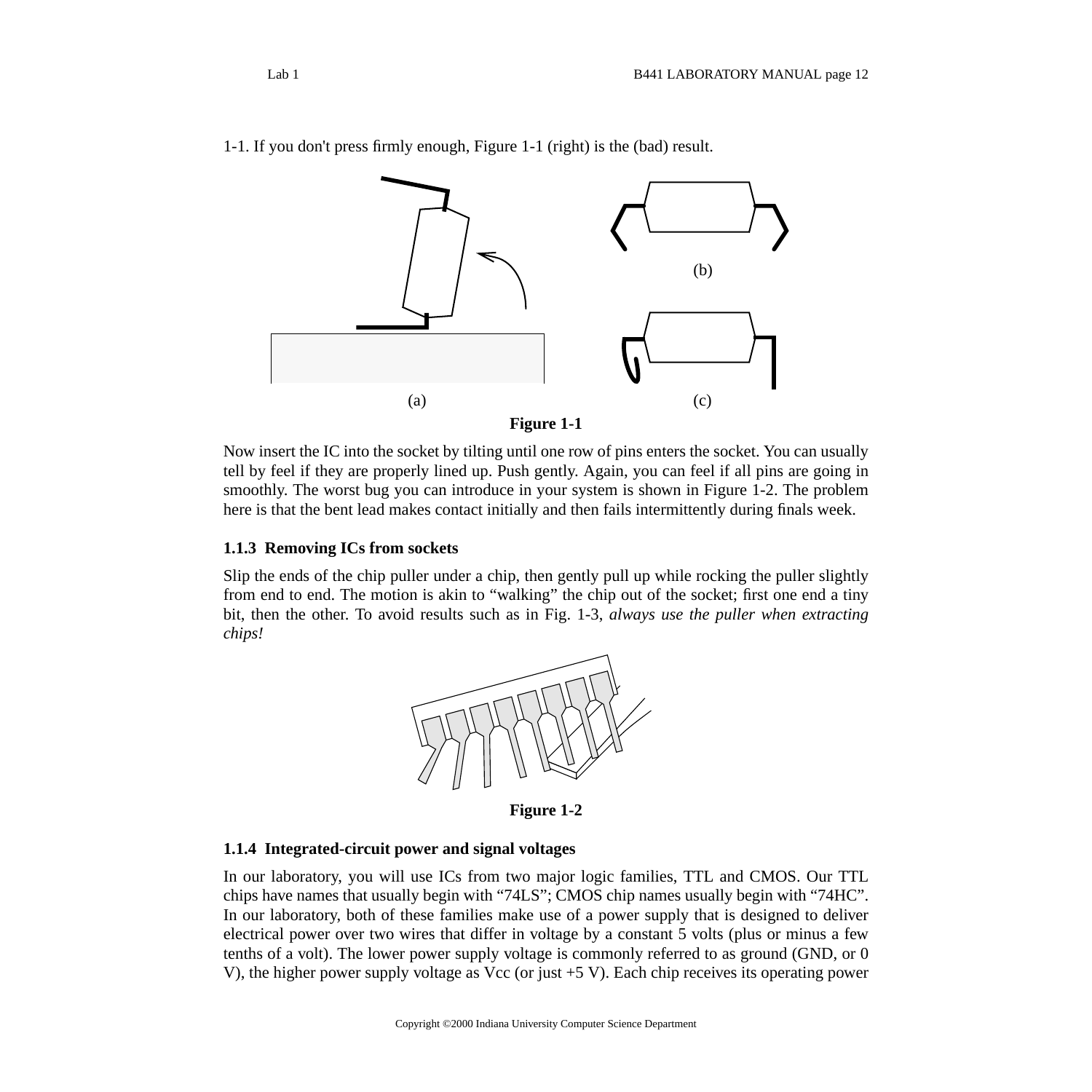1-1. If you don't press firmly enough, Figure 1-1 (right) is the (bad) result.

(a) (b) (c)

**Figure 1-1**

Now insert the IC into the socket by tilting until one row of pins enters the socket. You can usually tell by feel if they are properly lined up. Push gently. Again, you can feel if all pins are going in smoothly. The worst bug you can introduce in your system is shown in Figure 1-2. The problem here is that the bent lead makes contact initially and then fails intermittently during finals week.

### 1.1.3 Removing ICs from sockets

Slip the ends of the chip puller under a chip, then gently pull up while rocking the puller slightly from end to end. The motion is akin to "walking" the chip out of the socket; first one end a tiny bit, then the other. To avoid results such as in Fig. 1-3, *always use the puller when extracting chips!*

**Figure 1-2**

### 1.1.4 Integrated-circuit power and signal voltages

In our laboratory, you will use ICs from two major logic families, TTL and CMOS. Our TTL chips have names that usually begin with "74LS"; CMOS chip names usually begin with "74HC". In our laboratory, both of these families make use of a power supply that is designed to deliver electrical power over two wires that differ in voltage by a constant 5 volts (plus or minus a few tenths of a volt). The lower power supply voltage is commonly referred to as ground (GND, or 0 V), the higher power supply voltage as Vcc (or just +5 V). Each chip receives its operating power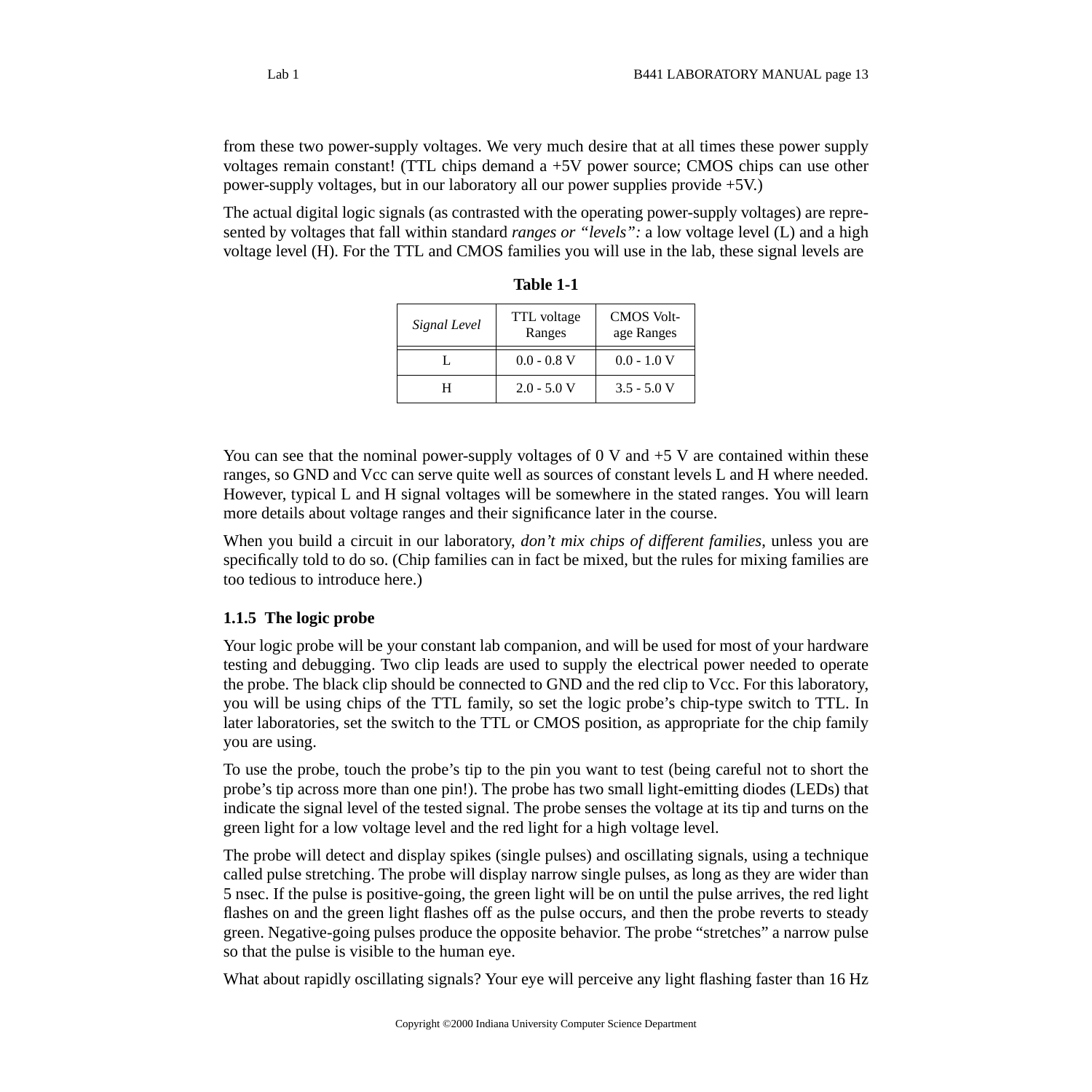from these two power-supply voltages. We very much desire that at all times these power supply voltages remain constant! (TTL chips demand a +5V power source; CMOS chips can use other power-supply voltages, but in our laboratory all our power supplies provide +5V.)

The actual digital logic signals (as contrasted with the operating power-supply voltages) are represented by voltages that fall within standard *ranges or "levels":* a low voltage level (L) and a high voltage level (H). For the TTL and CMOS families you will use in the lab, these signal levels are

**Table 1-1**

| *Signal Level* | TTL voltage Ranges | CMOS Voltage Ranges |
|---|---|---|
| L | 0.0 - 0.8 V | 0.0 - 1.0 V |
| H | 2.0 - 5.0 V | 3.5 - 5.0 V |

You can see that the nominal power-supply voltages of 0 V and +5 V are contained within these ranges, so GND and Vcc can serve quite well as sources of constant levels L and H where needed. However, typical L and H signal voltages will be somewhere in the stated ranges. You will learn more details about voltage ranges and their significance later in the course.

When you build a circuit in our laboratory, *don't mix chips of different families*, unless you are specifically told to do so. (Chip families can in fact be mixed, but the rules for mixing families are too tedious to introduce here.)

### 1.1.5 The logic probe

Your logic probe will be your constant lab companion, and will be used for most of your hardware testing and debugging. Two clip leads are used to supply the electrical power needed to operate the probe. The black clip should be connected to GND and the red clip to Vcc. For this laboratory, you will be using chips of the TTL family, so set the logic probe's chip-type switch to TTL. In later laboratories, set the switch to the TTL or CMOS position, as appropriate for the chip family you are using.

To use the probe, touch the probe's tip to the pin you want to test (being careful not to short the probe's tip across more than one pin!). The probe has two small light-emitting diodes (LEDs) that indicate the signal level of the tested signal. The probe senses the voltage at its tip and turns on the green light for a low voltage level and the red light for a high voltage level.

The probe will detect and display spikes (single pulses) and oscillating signals, using a technique called pulse stretching. The probe will display narrow single pulses, as long as they are wider than 5 nsec. If the pulse is positive-going, the green light will be on until the pulse arrives, the red light flashes on and the green light flashes off as the pulse occurs, and then the probe reverts to steady green. Negative-going pulses produce the opposite behavior. The probe "stretches" a narrow pulse so that the pulse is visible to the human eye.

What about rapidly oscillating signals? Your eye will perceive any light flashing faster than 16 Hz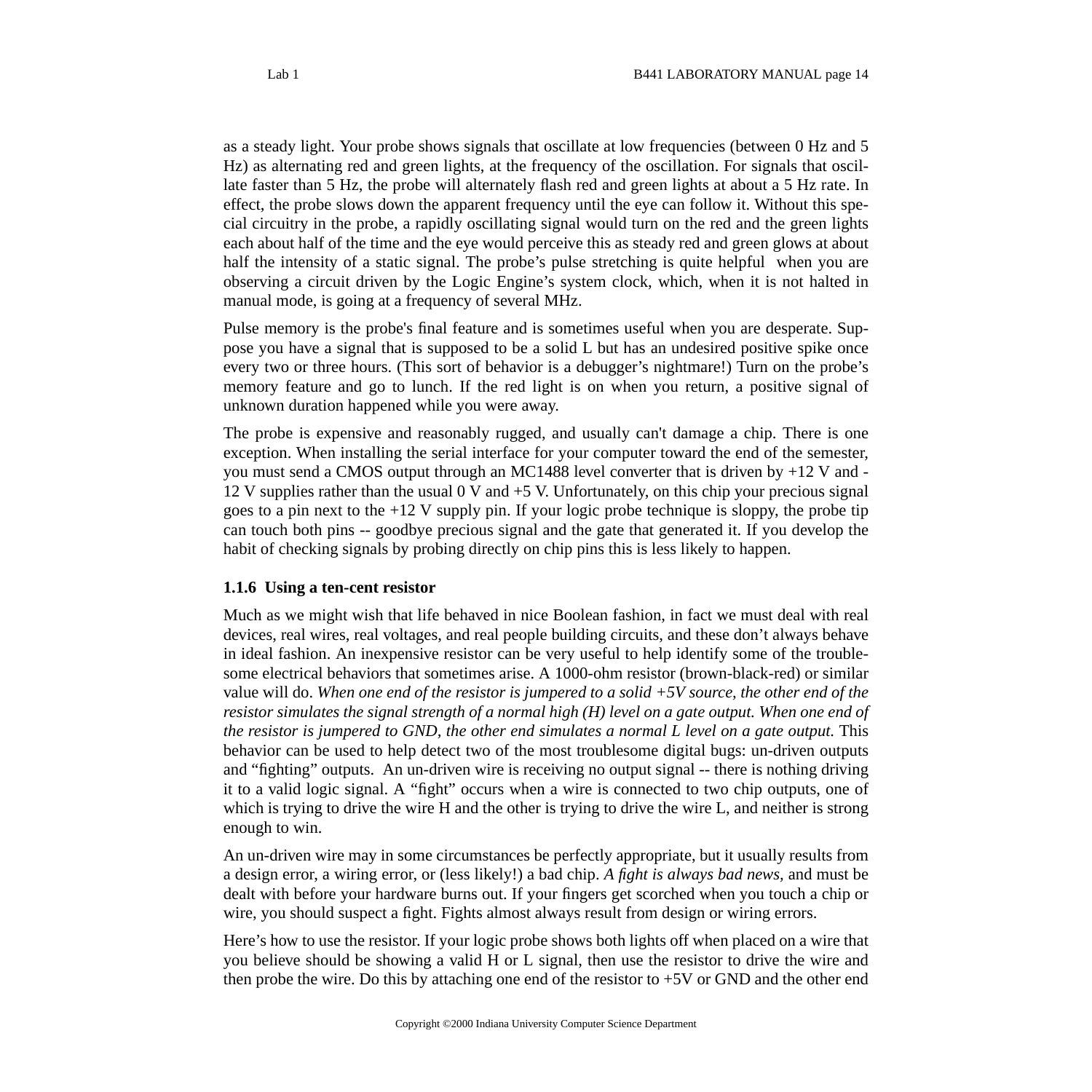as a steady light. Your probe shows signals that oscillate at low frequencies (between 0 Hz and 5 Hz) as alternating red and green lights, at the frequency of the oscillation. For signals that oscillate faster than 5 Hz, the probe will alternately flash red and green lights at about a 5 Hz rate. In effect, the probe slows down the apparent frequency until the eye can follow it. Without this special circuitry in the probe, a rapidly oscillating signal would turn on the red and the green lights each about half of the time and the eye would perceive this as steady red and green glows at about half the intensity of a static signal. The probe's pulse stretching is quite helpful when you are observing a circuit driven by the Logic Engine's system clock, which, when it is not halted in manual mode, is going at a frequency of several MHz.

Pulse memory is the probe's final feature and is sometimes useful when you are desperate. Suppose you have a signal that is supposed to be a solid L but has an undesired positive spike once every two or three hours. (This sort of behavior is a debugger's nightmare!) Turn on the probe's memory feature and go to lunch. If the red light is on when you return, a positive signal of unknown duration happened while you were away.

The probe is expensive and reasonably rugged, and usually can't damage a chip. There is one exception. When installing the serial interface for your computer toward the end of the semester, you must send a CMOS output through an MC1488 level converter that is driven by +12 V and -12 V supplies rather than the usual 0 V and +5 V. Unfortunately, on this chip your precious signal goes to a pin next to the +12 V supply pin. If your logic probe technique is sloppy, the probe tip can touch both pins -- goodbye precious signal and the gate that generated it. If you develop the habit of checking signals by probing directly on chip pins this is less likely to happen.

### 1.1.6 Using a ten-cent resistor

Much as we might wish that life behaved in nice Boolean fashion, in fact we must deal with real devices, real wires, real voltages, and real people building circuits, and these don't always behave in ideal fashion. An inexpensive resistor can be very useful to help identify some of the troublesome electrical behaviors that sometimes arise. A 1000-ohm resistor (brown-black-red) or similar value will do. *When one end of the resistor is jumpered to a solid +5V source, the other end of the resistor simulates the signal strength of a normal high (H) level on a gate output. When one end of the resistor is jumpered to GND, the other end simulates a normal L level on a gate output.* This behavior can be used to help detect two of the most troublesome digital bugs: un-driven outputs and "fighting" outputs. An un-driven wire is receiving no output signal -- there is nothing driving it to a valid logic signal. A "fight" occurs when a wire is connected to two chip outputs, one of which is trying to drive the wire H and the other is trying to drive the wire L, and neither is strong enough to win.

An un-driven wire may in some circumstances be perfectly appropriate, but it usually results from a design error, a wiring error, or (less likely!) a bad chip. *A fight is always bad news,* and must be dealt with before your hardware burns out. If your fingers get scorched when you touch a chip or wire, you should suspect a fight. Fights almost always result from design or wiring errors.

Here's how to use the resistor. If your logic probe shows both lights off when placed on a wire that you believe should be showing a valid H or L signal, then use the resistor to drive the wire and then probe the wire. Do this by attaching one end of the resistor to +5V or GND and the other end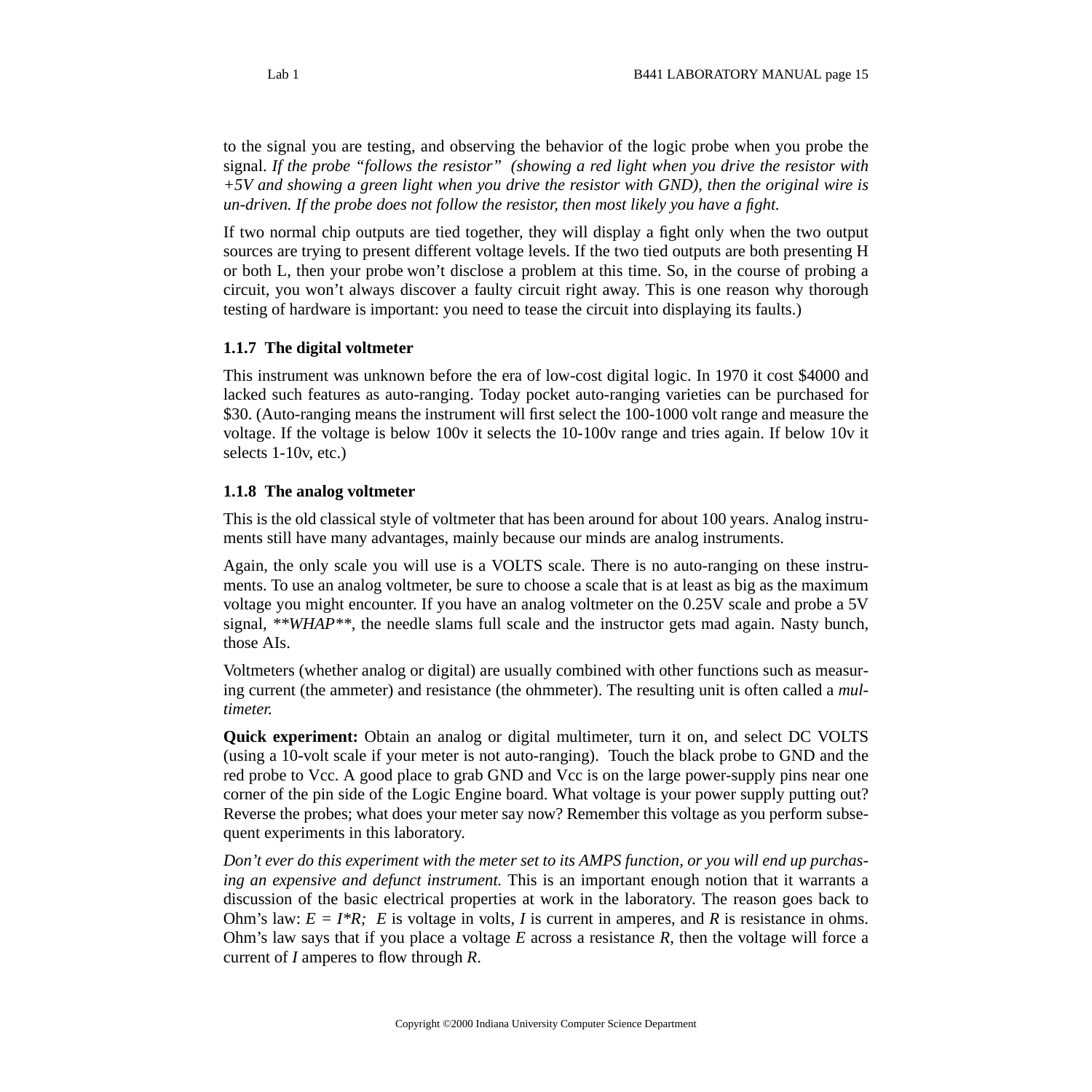to the signal you are testing, and observing the behavior of the logic probe when you probe the signal. *If the probe "follows the resistor" (showing a red light when you drive the resistor with +5V and showing a green light when you drive the resistor with GND), then the original wire is un-driven. If the probe does not follow the resistor, then most likely you have a fight.*

If two normal chip outputs are tied together, they will display a fight only when the two output sources are trying to present different voltage levels. If the two tied outputs are both presenting H or both L, then your probe won't disclose a problem at this time. So, in the course of probing a circuit, you won't always discover a faulty circuit right away. This is one reason why thorough testing of hardware is important: you need to tease the circuit into displaying its faults.)

### 1.1.7 The digital voltmeter

This instrument was unknown before the era of low-cost digital logic. In 1970 it cost $4000 and lacked such features as auto-ranging. Today pocket auto-ranging varieties can be purchased for $30. (Auto-ranging means the instrument will first select the 100-1000 volt range and measure the voltage. If the voltage is below 100v it selects the 10-100v range and tries again. If below 10v it selects 1-10v, etc.)

### 1.1.8 The analog voltmeter

This is the old classical style of voltmeter that has been around for about 100 years. Analog instruments still have many advantages, mainly because our minds are analog instruments.

Again, the only scale you will use is a VOLTS scale. There is no auto-ranging on these instruments. To use an analog voltmeter, be sure to choose a scale that is at least as big as the maximum voltage you might encounter. If you have an analog voltmeter on the 0.25V scale and probe a 5V signal, ***\*\*WHAP\*\****, the needle slams full scale and the instructor gets mad again. Nasty bunch, those AIs.

Voltmeters (whether analog or digital) are usually combined with other functions such as measuring current (the ammeter) and resistance (the ohmmeter). The resulting unit is often called a *multimeter.*

**Quick experiment:** Obtain an analog or digital multimeter, turn it on, and select DC VOLTS (using a 10-volt scale if your meter is not auto-ranging). Touch the black probe to GND and the red probe to Vcc. A good place to grab GND and Vcc is on the large power-supply pins near one corner of the pin side of the Logic Engine board. What voltage is your power supply putting out? Reverse the probes; what does your meter say now? Remember this voltage as you perform subsequent experiments in this laboratory.

*Don't ever do this experiment with the meter set to its AMPS function, or you will end up purchasing an expensive and defunct instrument.* This is an important enough notion that it warrants a discussion of the basic electrical properties at work in the laboratory. The reason goes back to Ohm's law: $E = I*R$; $E$ is voltage in volts, $I$ is current in amperes, and $R$ is resistance in ohms. Ohm's law says that if you place a voltage $E$ across a resistance $R$, then the voltage will force a current of $I$ amperes to flow through $R$.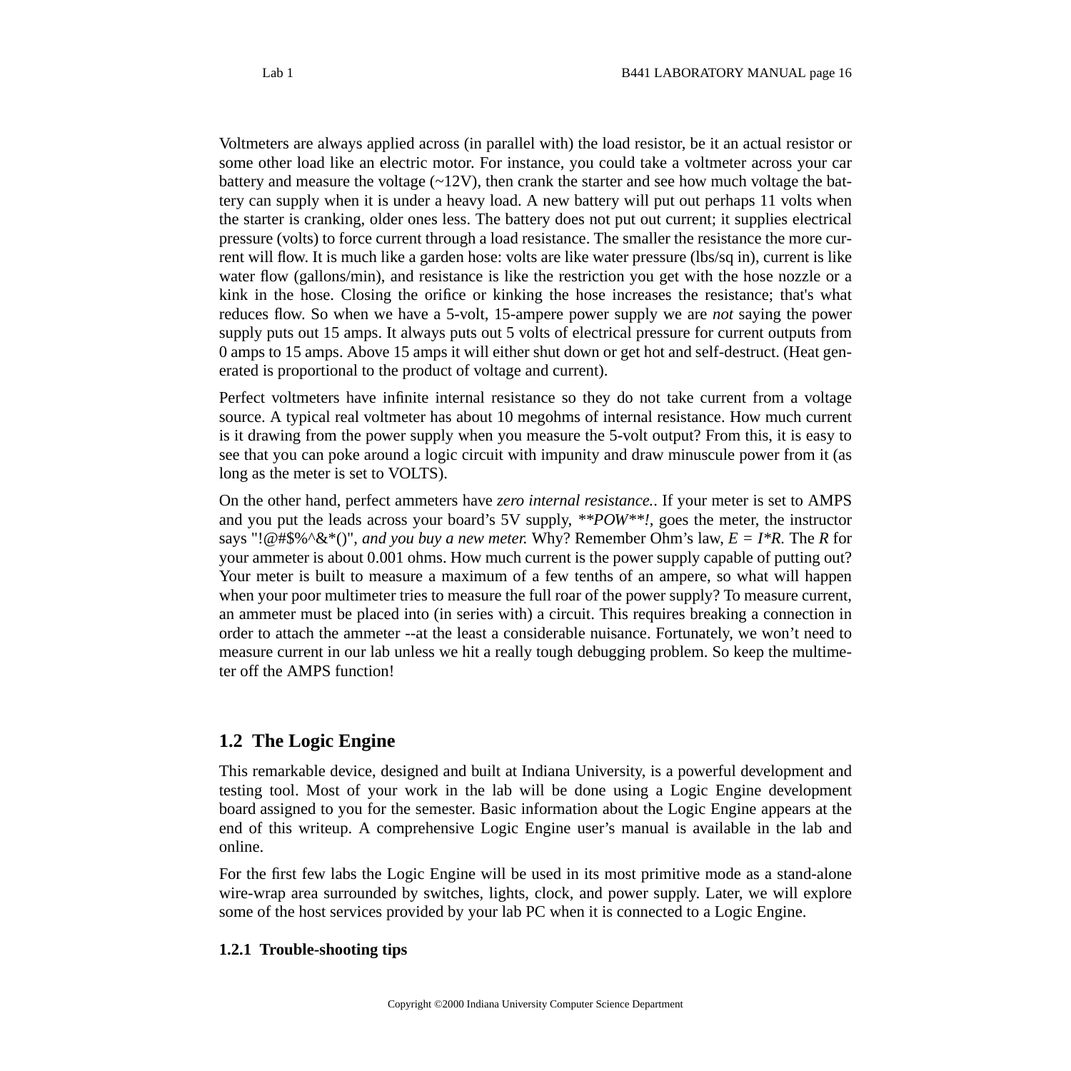Voltmeters are always applied across (in parallel with) the load resistor, be it an actual resistor or some other load like an electric motor. For instance, you could take a voltmeter across your car battery and measure the voltage (~12V), then crank the starter and see how much voltage the battery can supply when it is under a heavy load. A new battery will put out perhaps 11 volts when the starter is cranking, older ones less. The battery does not put out current; it supplies electrical pressure (volts) to force current through a load resistance. The smaller the resistance the more current will flow. It is much like a garden hose: volts are like water pressure (lbs/sq in), current is like water flow (gallons/min), and resistance is like the restriction you get with the hose nozzle or a kink in the hose. Closing the orifice or kinking the hose increases the resistance; that's what reduces flow. So when we have a 5-volt, 15-ampere power supply we are *not* saying the power supply puts out 15 amps. It always puts out 5 volts of electrical pressure for current outputs from 0 amps to 15 amps. Above 15 amps it will either shut down or get hot and self-destruct. (Heat generated is proportional to the product of voltage and current).

Perfect voltmeters have infinite internal resistance so they do not take current from a voltage source. A typical real voltmeter has about 10 megohms of internal resistance. How much current is it drawing from the power supply when you measure the 5-volt output? From this, it is easy to see that you can poke around a logic circuit with impunity and draw minuscule power from it (as long as the meter is set to VOLTS).

On the other hand, perfect ammeters have *zero internal resistance.*. If your meter is set to AMPS and you put the leads across your board's 5V supply, ***POW**!*, goes the meter, the instructor says "!@#$%^&*()", *and you buy a new meter.* Why? Remember Ohm's law, $E = I*R$. The $R$ for your ammeter is about 0.001 ohms. How much current is the power supply capable of putting out? Your meter is built to measure a maximum of a few tenths of an ampere, so what will happen when your poor multimeter tries to measure the full roar of the power supply? To measure current, an ammeter must be placed into (in series with) a circuit. This requires breaking a connection in order to attach the ammeter --at the least a considerable nuisance. Fortunately, we won't need to measure current in our lab unless we hit a really tough debugging problem. So keep the multimeter off the AMPS function!

## 1.2 The Logic Engine

This remarkable device, designed and built at Indiana University, is a powerful development and testing tool. Most of your work in the lab will be done using a Logic Engine development board assigned to you for the semester. Basic information about the Logic Engine appears at the end of this writeup. A comprehensive Logic Engine user's manual is available in the lab and online.

For the first few labs the Logic Engine will be used in its most primitive mode as a stand-alone wire-wrap area surrounded by switches, lights, clock, and power supply. Later, we will explore some of the host services provided by your lab PC when it is connected to a Logic Engine.

### 1.2.1 Trouble-shooting tips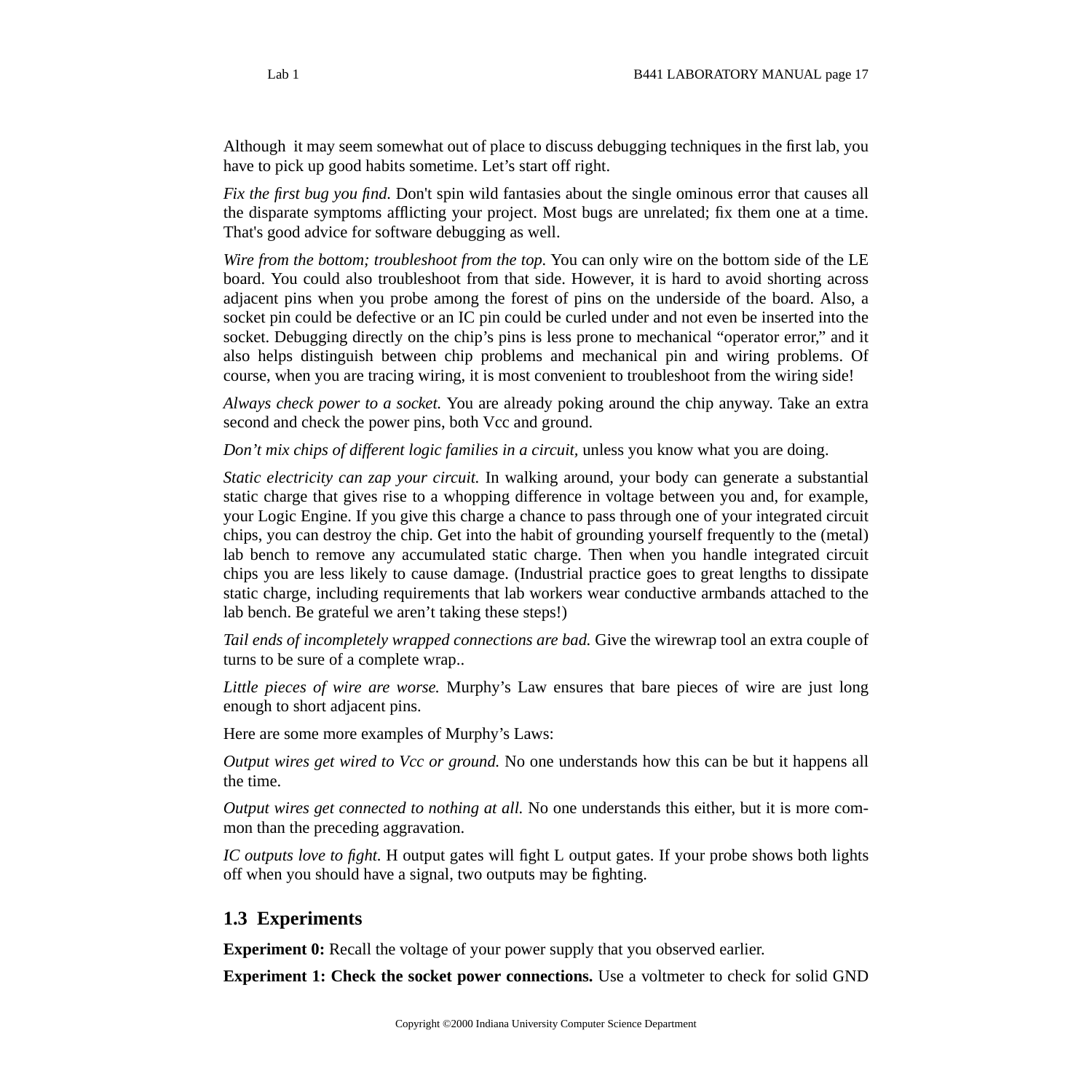Although  it may seem somewhat out of place to discuss debugging techniques in the first lab, you have to pick up good habits sometime. Let’s start off right.

*Fix the first bug you find.* Don't spin wild fantasies about the single ominous error that causes all the disparate symptoms afflicting your project. Most bugs are unrelated; fix them one at a time. That's good advice for software debugging as well.

*Wire from the bottom; troubleshoot from the top.* You can only wire on the bottom side of the LE board. You could also troubleshoot from that side. However, it is hard to avoid shorting across adjacent pins when you probe among the forest of pins on the underside of the board. Also, a socket pin could be defective or an IC pin could be curled under and not even be inserted into the socket. Debugging directly on the chip’s pins is less prone to mechanical “operator error,” and it also helps distinguish between chip problems and mechanical pin and wiring problems. Of course, when you are tracing wiring, it is most convenient to troubleshoot from the wiring side!

*Always check power to a socket.* You are already poking around the chip anyway. Take an extra second and check the power pins, both Vcc and ground.

*Don’t mix chips of different logic families in a circuit,* unless you know what you are doing.

*Static electricity can zap your circuit.* In walking around, your body can generate a substantial static charge that gives rise to a whopping difference in voltage between you and, for example, your Logic Engine. If you give this charge a chance to pass through one of your integrated circuit chips, you can destroy the chip. Get into the habit of grounding yourself frequently to the (metal) lab bench to remove any accumulated static charge. Then when you handle integrated circuit chips you are less likely to cause damage. (Industrial practice goes to great lengths to dissipate static charge, including requirements that lab workers wear conductive armbands attached to the lab bench. Be grateful we aren’t taking these steps!)

*Tail ends of incompletely wrapped connections are bad.* Give the wirewrap tool an extra couple of turns to be sure of a complete wrap..

*Little pieces of wire are worse.* Murphy’s Law ensures that bare pieces of wire are just long enough to short adjacent pins.

Here are some more examples of Murphy’s Laws:

*Output wires get wired to Vcc or ground.* No one understands how this can be but it happens all the time.

*Output wires get connected to nothing at all.* No one understands this either, but it is more common than the preceding aggravation.

*IC outputs love to fight.* H output gates will fight L output gates. If your probe shows both lights off when you should have a signal, two outputs may be fighting.

## 1.3  Experiments

**Experiment 0:** Recall the voltage of your power supply that you observed earlier.

**Experiment 1: Check the socket power connections.** Use a voltmeter to check for solid GND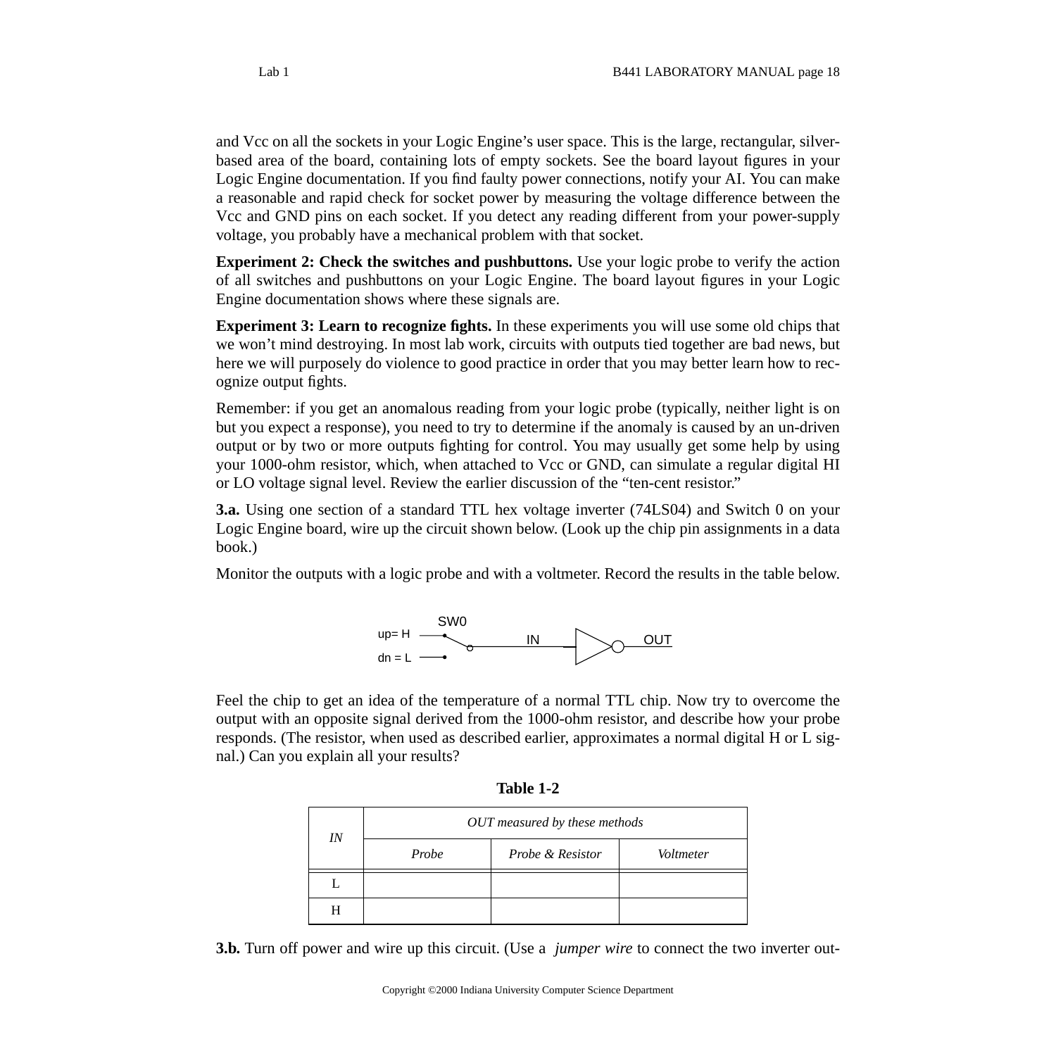and Vcc on all the sockets in your Logic Engine's user space. This is the large, rectangular, silver-based area of the board, containing lots of empty sockets. See the board layout figures in your Logic Engine documentation. If you find faulty power connections, notify your AI. You can make a reasonable and rapid check for socket power by measuring the voltage difference between the Vcc and GND pins on each socket. If you detect any reading different from your power-supply voltage, you probably have a mechanical problem with that socket.

**Experiment 2: Check the switches and pushbuttons.** Use your logic probe to verify the action of all switches and pushbuttons on your Logic Engine. The board layout figures in your Logic Engine documentation shows where these signals are.

**Experiment 3: Learn to recognize fights.** In these experiments you will use some old chips that we won't mind destroying. In most lab work, circuits with outputs tied together are bad news, but here we will purposely do violence to good practice in order that you may better learn how to recognize output fights.

Remember: if you get an anomalous reading from your logic probe (typically, neither light is on but you expect a response), you need to try to determine if the anomaly is caused by an un-driven output or by two or more outputs fighting for control. You may usually get some help by using your 1000-ohm resistor, which, when attached to Vcc or GND, can simulate a regular digital HI or LO voltage signal level. Review the earlier discussion of the "ten-cent resistor."

**3.a.** Using one section of a standard TTL hex voltage inverter (74LS04) and Switch 0 on your Logic Engine board, wire up the circuit shown below. (Look up the chip pin assignments in a data book.)

Monitor the outputs with a logic probe and with a voltmeter. Record the results in the table below.

SW0 (up= H, dn = L) → IN → inverter → OUT

Feel the chip to get an idea of the temperature of a normal TTL chip. Now try to overcome the output with an opposite signal derived from the 1000-ohm resistor, and describe how your probe responds. (The resistor, when used as described earlier, approximates a normal digital H or L signal.) Can you explain all your results?

**Table 1-2**

| *IN* | *OUT measured by these methods* | | |
|---|---|---|---|
| | *Probe* | *Probe & Resistor* | *Voltmeter* |
| L | | | |
| H | | | |

**3.b.** Turn off power and wire up this circuit. (Use a *jumper wire* to connect the two inverter out-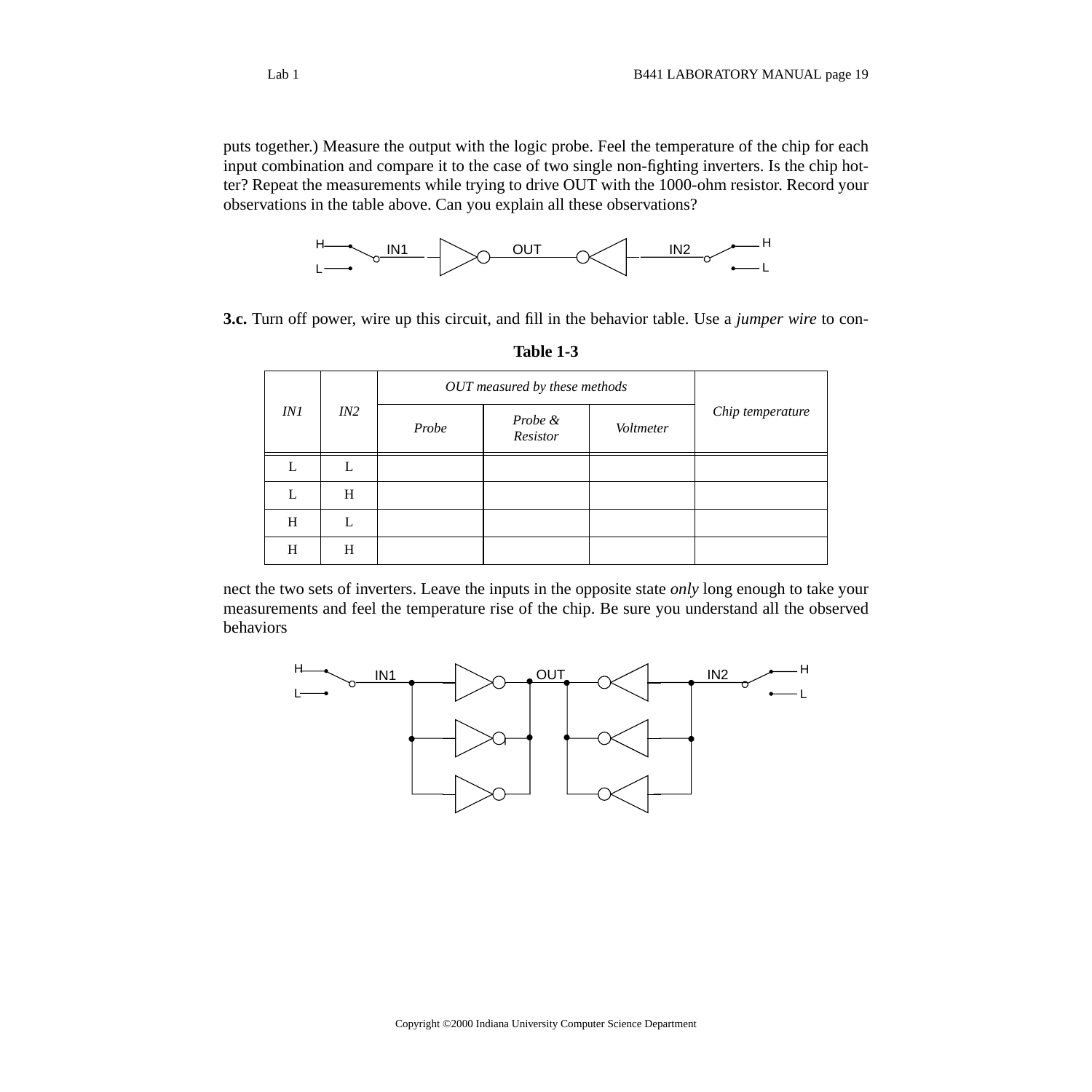puts together.) Measure the output with the logic probe. Feel the temperature of the chip for each input combination and compare it to the case of two single non-fighting inverters. Is the chip hotter? Repeat the measurements while trying to drive OUT with the 1000-ohm resistor. Record your observations in the table above. Can you explain all these observations?

**3.c.** Turn off power, wire up this circuit, and fill in the behavior table. Use a *jumper wire* to connect the two sets of inverters. Leave the inputs in the opposite state *only* long enough to take your measurements and feel the temperature rise of the chip. Be sure you understand all the observed behaviors

**Table 1-3**

| *IN1* | *IN2* | *OUT measured by these methods* | | | *Chip temperature* |
|---|---|---|---|---|---|
| | | *Probe* | *Probe & Resistor* | *Voltmeter* | |
| L | L | | | | |
| L | H | | | | |
| H | L | | | | |
| H | H | | | | |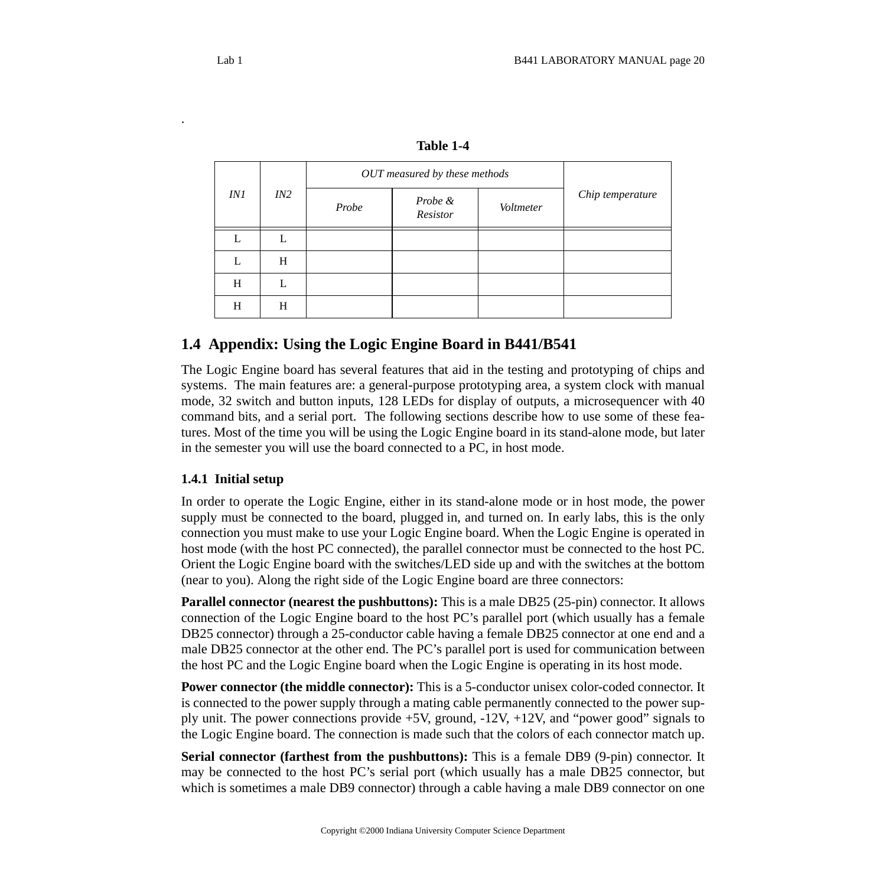.

**Table 1-4**

| *IN1* | *IN2* | *OUT measured by these methods* | | | *Chip temperature* |
|---|---|---|---|---|---|
| | | *Probe* | *Probe & Resistor* | *Voltmeter* | |
| L | L | | | | |
| L | H | | | | |
| H | L | | | | |
| H | H | | | | |

## 1.4 Appendix: Using the Logic Engine Board in B441/B541

The Logic Engine board has several features that aid in the testing and prototyping of chips and systems. The main features are: a general-purpose prototyping area, a system clock with manual mode, 32 switch and button inputs, 128 LEDs for display of outputs, a microsequencer with 40 command bits, and a serial port. The following sections describe how to use some of these features. Most of the time you will be using the Logic Engine board in its stand-alone mode, but later in the semester you will use the board connected to a PC, in host mode.

### 1.4.1 Initial setup

In order to operate the Logic Engine, either in its stand-alone mode or in host mode, the power supply must be connected to the board, plugged in, and turned on. In early labs, this is the only connection you must make to use your Logic Engine board. When the Logic Engine is operated in host mode (with the host PC connected), the parallel connector must be connected to the host PC. Orient the Logic Engine board with the switches/LED side up and with the switches at the bottom (near to you). Along the right side of the Logic Engine board are three connectors:

**Parallel connector (nearest the pushbuttons):** This is a male DB25 (25-pin) connector. It allows connection of the Logic Engine board to the host PC's parallel port (which usually has a female DB25 connector) through a 25-conductor cable having a female DB25 connector at one end and a male DB25 connector at the other end. The PC's parallel port is used for communication between the host PC and the Logic Engine board when the Logic Engine is operating in its host mode.

**Power connector (the middle connector):** This is a 5-conductor unisex color-coded connector. It is connected to the power supply through a mating cable permanently connected to the power supply unit. The power connections provide +5V, ground, -12V, +12V, and "power good" signals to the Logic Engine board. The connection is made such that the colors of each connector match up.

**Serial connector (farthest from the pushbuttons):** This is a female DB9 (9-pin) connector. It may be connected to the host PC's serial port (which usually has a male DB25 connector, but which is sometimes a male DB9 connector) through a cable having a male DB9 connector on one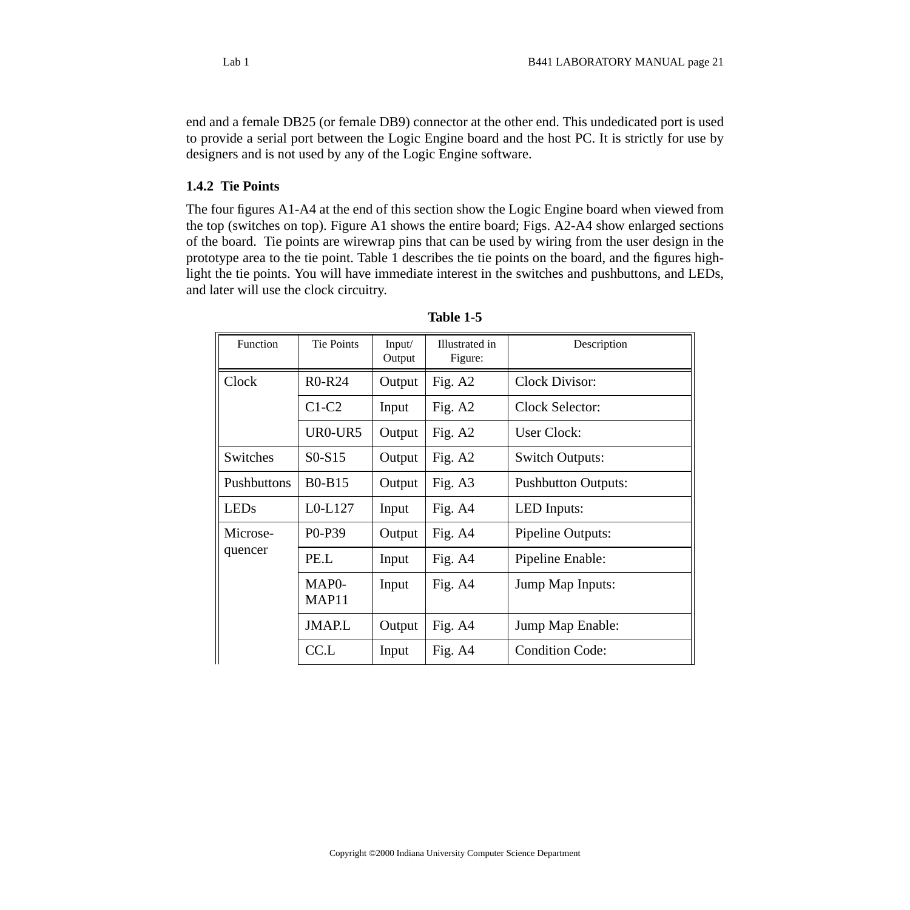end and a female DB25 (or female DB9) connector at the other end. This undedicated port is used to provide a serial port between the Logic Engine board and the host PC. It is strictly for use by designers and is not used by any of the Logic Engine software.

### 1.4.2 Tie Points

The four figures A1-A4 at the end of this section show the Logic Engine board when viewed from the top (switches on top). Figure A1 shows the entire board; Figs. A2-A4 show enlarged sections of the board. Tie points are wirewrap pins that can be used by wiring from the user design in the prototype area to the tie point. Table 1 describes the tie points on the board, and the figures highlight the tie points. You will have immediate interest in the switches and pushbuttons, and LEDs, and later will use the clock circuitry.

**Table 1-5**

| Function | Tie Points | Input/ Output | Illustrated in Figure: | Description |
|---|---|---|---|---|
| Clock | R0-R24 | Output | Fig. A2 | Clock Divisor: |
| | C1-C2 | Input | Fig. A2 | Clock Selector: |
| | UR0-UR5 | Output | Fig. A2 | User Clock: |
| Switches | S0-S15 | Output | Fig. A2 | Switch Outputs: |
| Pushbuttons | B0-B15 | Output | Fig. A3 | Pushbutton Outputs: |
| LEDs | L0-L127 | Input | Fig. A4 | LED Inputs: |
| Microsequencer | P0-P39 | Output | Fig. A4 | Pipeline Outputs: |
| | PE.L | Input | Fig. A4 | Pipeline Enable: |
| | MAP0-MAP11 | Input | Fig. A4 | Jump Map Inputs: |
| | JMAP.L | Output | Fig. A4 | Jump Map Enable: |
| | CC.L | Input | Fig. A4 | Condition Code: |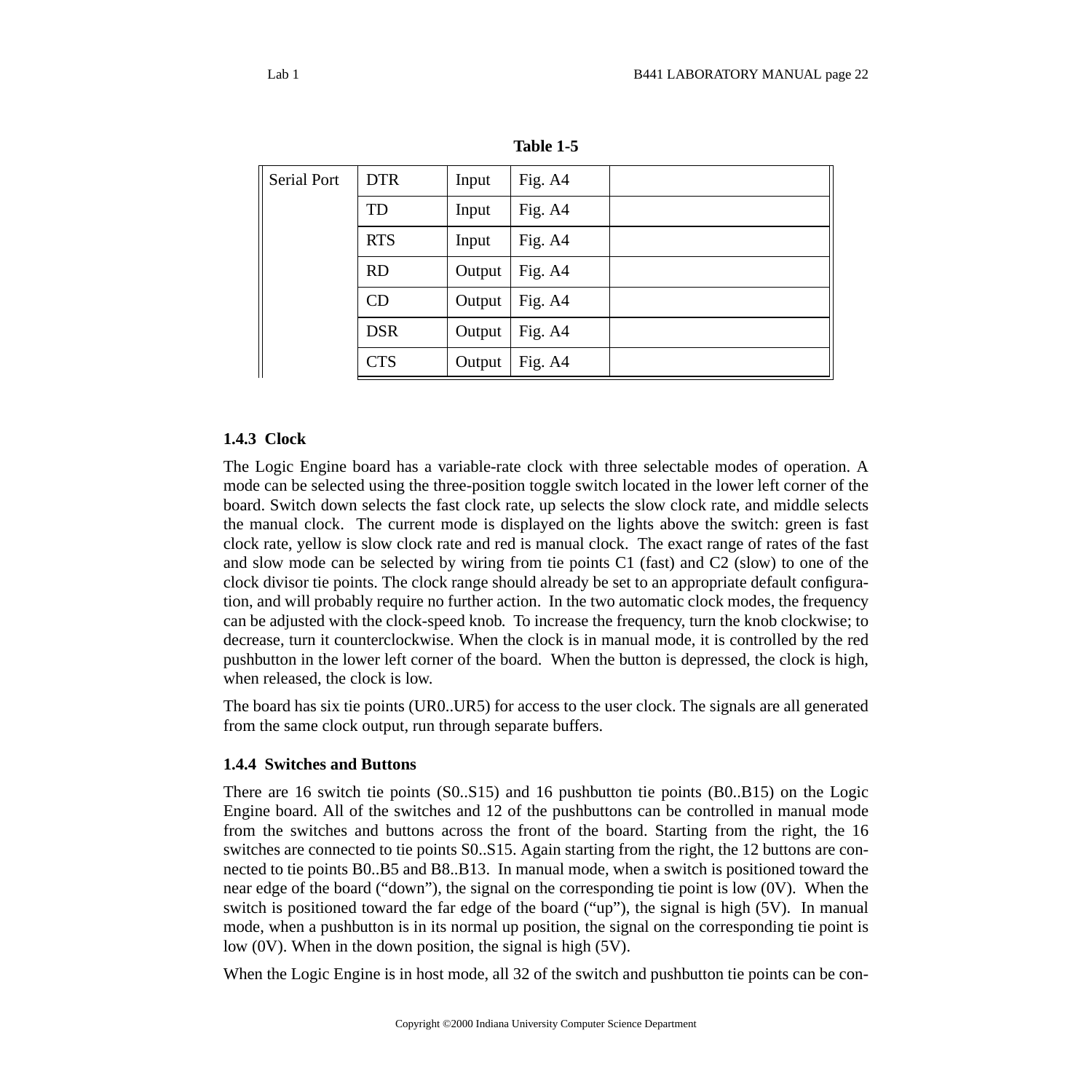**Table 1-5**

| | | | | |
|---|---|---|---|---|
| Serial Port | DTR | Input | Fig. A4 | |
| | TD | Input | Fig. A4 | |
| | RTS | Input | Fig. A4 | |
| | RD | Output | Fig. A4 | |
| | CD | Output | Fig. A4 | |
| | DSR | Output | Fig. A4 | |
| | CTS | Output | Fig. A4 | |

### 1.4.3 Clock

The Logic Engine board has a variable-rate clock with three selectable modes of operation. A mode can be selected using the three-position toggle switch located in the lower left corner of the board. Switch down selects the fast clock rate, up selects the slow clock rate, and middle selects the manual clock. The current mode is displayed on the lights above the switch: green is fast clock rate, yellow is slow clock rate and red is manual clock. The exact range of rates of the fast and slow mode can be selected by wiring from tie points C1 (fast) and C2 (slow) to one of the clock divisor tie points. The clock range should already be set to an appropriate default configuration, and will probably require no further action. In the two automatic clock modes, the frequency can be adjusted with the clock-speed knob. To increase the frequency, turn the knob clockwise; to decrease, turn it counterclockwise. When the clock is in manual mode, it is controlled by the red pushbutton in the lower left corner of the board. When the button is depressed, the clock is high, when released, the clock is low.

The board has six tie points (UR0..UR5) for access to the user clock. The signals are all generated from the same clock output, run through separate buffers.

### 1.4.4 Switches and Buttons

There are 16 switch tie points (S0..S15) and 16 pushbutton tie points (B0..B15) on the Logic Engine board. All of the switches and 12 of the pushbuttons can be controlled in manual mode from the switches and buttons across the front of the board. Starting from the right, the 16 switches are connected to tie points S0..S15. Again starting from the right, the 12 buttons are connected to tie points B0..B5 and B8..B13. In manual mode, when a switch is positioned toward the near edge of the board ("down"), the signal on the corresponding tie point is low (0V). When the switch is positioned toward the far edge of the board ("up"), the signal is high (5V). In manual mode, when a pushbutton is in its normal up position, the signal on the corresponding tie point is low (0V). When in the down position, the signal is high (5V).

When the Logic Engine is in host mode, all 32 of the switch and pushbutton tie points can be con-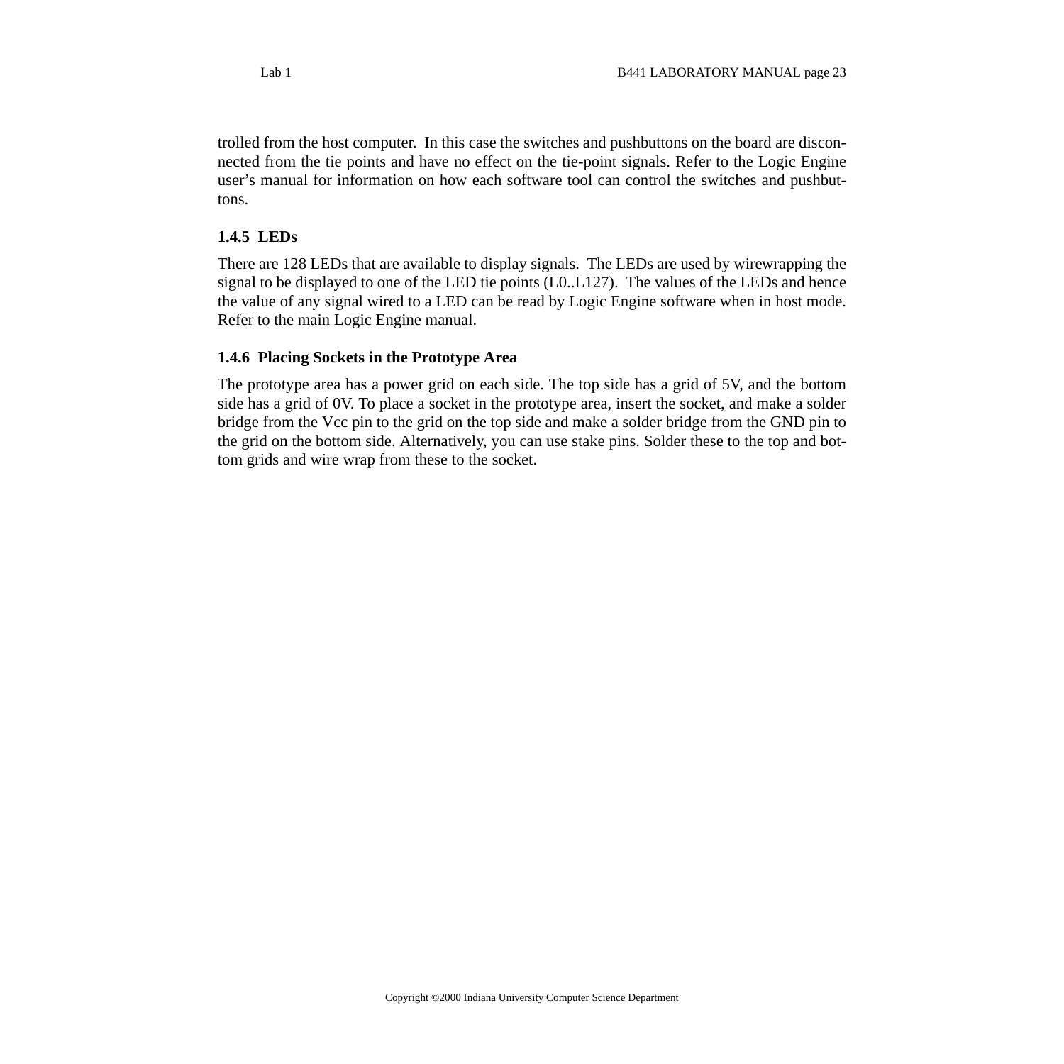trolled from the host computer. In this case the switches and pushbuttons on the board are disconnected from the tie points and have no effect on the tie-point signals. Refer to the Logic Engine user's manual for information on how each software tool can control the switches and pushbuttons.

### 1.4.5 LEDs

There are 128 LEDs that are available to display signals. The LEDs are used by wirewrapping the signal to be displayed to one of the LED tie points (L0..L127). The values of the LEDs and hence the value of any signal wired to a LED can be read by Logic Engine software when in host mode. Refer to the main Logic Engine manual.

### 1.4.6 Placing Sockets in the Prototype Area

The prototype area has a power grid on each side. The top side has a grid of 5V, and the bottom side has a grid of 0V. To place a socket in the prototype area, insert the socket, and make a solder bridge from the Vcc pin to the grid on the top side and make a solder bridge from the GND pin to the grid on the bottom side. Alternatively, you can use stake pins. Solder these to the top and bottom grids and wire wrap from these to the socket.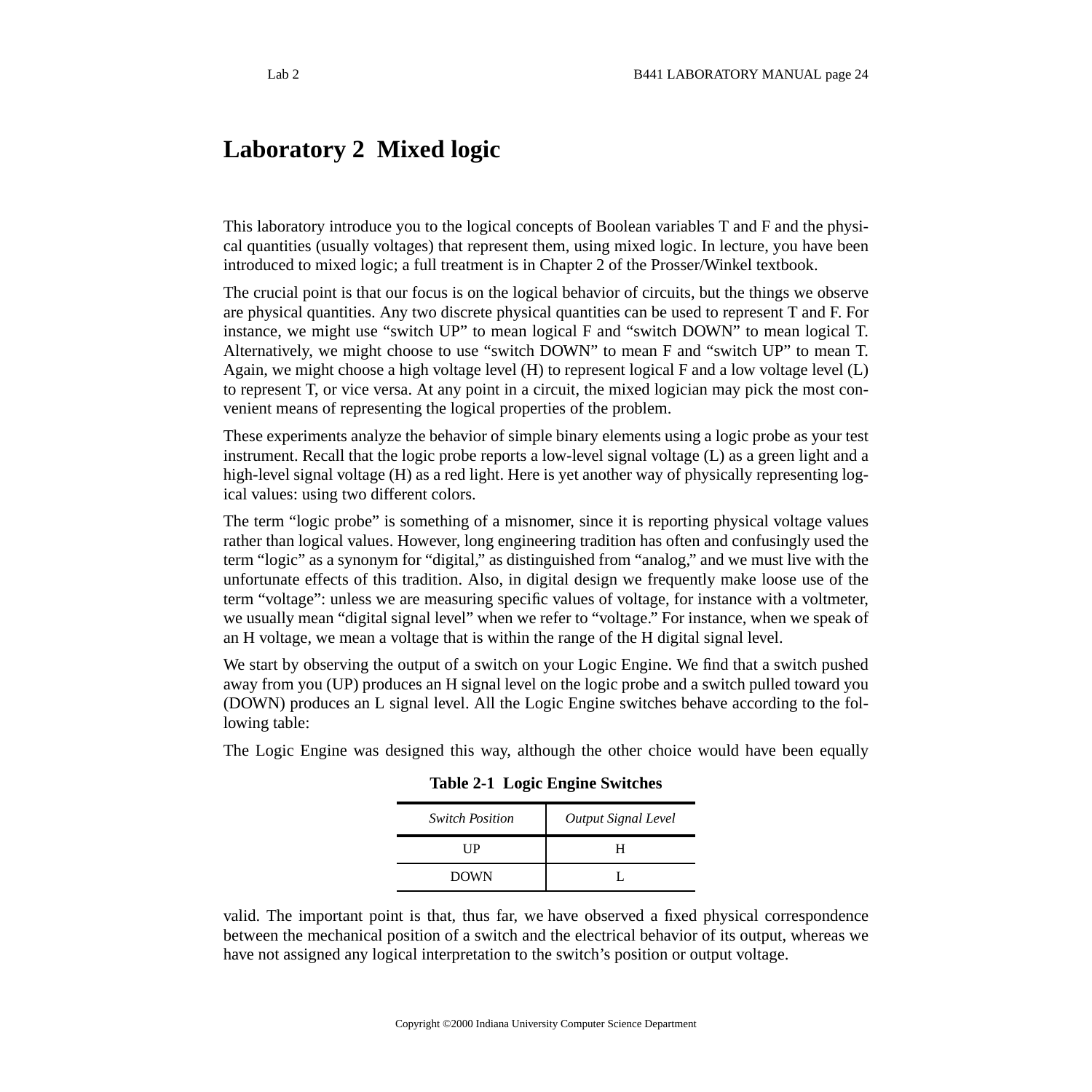# Laboratory 2 Mixed logic

This laboratory introduce you to the logical concepts of Boolean variables T and F and the physical quantities (usually voltages) that represent them, using mixed logic. In lecture, you have been introduced to mixed logic; a full treatment is in Chapter 2 of the Prosser/Winkel textbook.

The crucial point is that our focus is on the logical behavior of circuits, but the things we observe are physical quantities. Any two discrete physical quantities can be used to represent T and F. For instance, we might use "switch UP" to mean logical F and "switch DOWN" to mean logical T. Alternatively, we might choose to use "switch DOWN" to mean F and "switch UP" to mean T. Again, we might choose a high voltage level (H) to represent logical F and a low voltage level (L) to represent T, or vice versa. At any point in a circuit, the mixed logician may pick the most convenient means of representing the logical properties of the problem.

These experiments analyze the behavior of simple binary elements using a logic probe as your test instrument. Recall that the logic probe reports a low-level signal voltage (L) as a green light and a high-level signal voltage (H) as a red light. Here is yet another way of physically representing logical values: using two different colors.

The term "logic probe" is something of a misnomer, since it is reporting physical voltage values rather than logical values. However, long engineering tradition has often and confusingly used the term "logic" as a synonym for "digital," as distinguished from "analog," and we must live with the unfortunate effects of this tradition. Also, in digital design we frequently make loose use of the term "voltage": unless we are measuring specific values of voltage, for instance with a voltmeter, we usually mean "digital signal level" when we refer to "voltage." For instance, when we speak of an H voltage, we mean a voltage that is within the range of the H digital signal level.

We start by observing the output of a switch on your Logic Engine. We find that a switch pushed away from you (UP) produces an H signal level on the logic probe and a switch pulled toward you (DOWN) produces an L signal level. All the Logic Engine switches behave according to the following table:

**Table 2-1 Logic Engine Switches**

| *Switch Position* | *Output Signal Level* |
| --- | --- |
| UP | H |
| DOWN | L |

The Logic Engine was designed this way, although the other choice would have been equally valid. The important point is that, thus far, we have observed a fixed physical correspondence between the mechanical position of a switch and the electrical behavior of its output, whereas we have not assigned any logical interpretation to the switch's position or output voltage.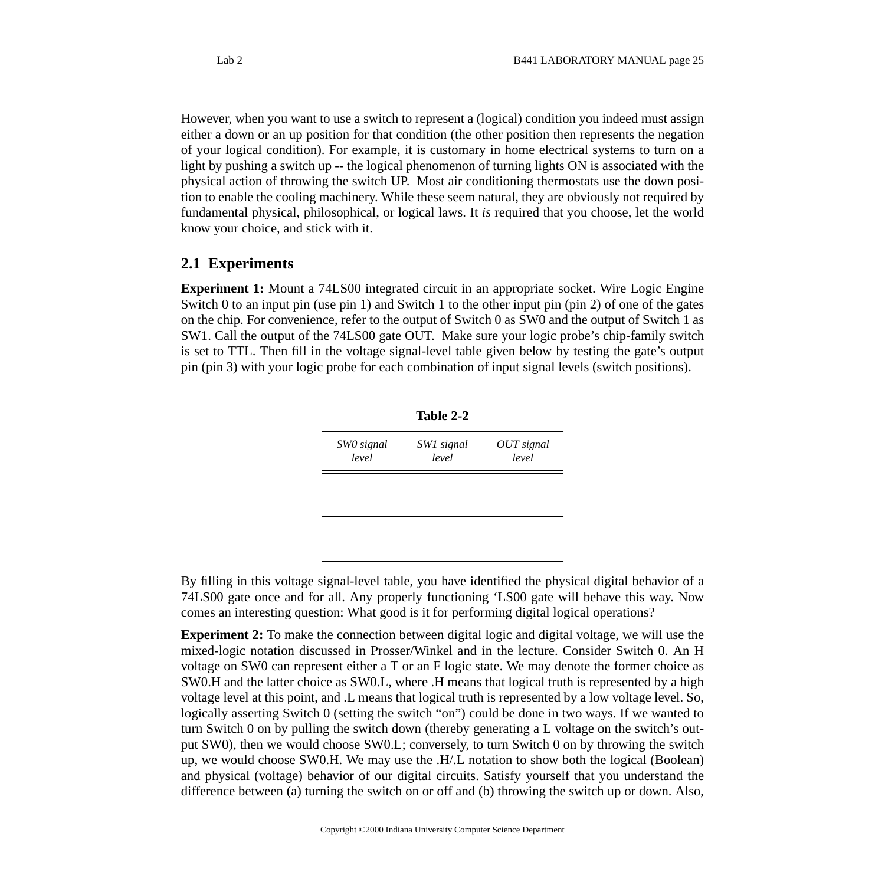However, when you want to use a switch to represent a (logical) condition you indeed must assign either a down or an up position for that condition (the other position then represents the negation of your logical condition). For example, it is customary in home electrical systems to turn on a light by pushing a switch up -- the logical phenomenon of turning lights ON is associated with the physical action of throwing the switch UP. Most air conditioning thermostats use the down position to enable the cooling machinery. While these seem natural, they are obviously not required by fundamental physical, philosophical, or logical laws. It *is* required that you choose, let the world know your choice, and stick with it.

## 2.1 Experiments

**Experiment 1:** Mount a 74LS00 integrated circuit in an appropriate socket. Wire Logic Engine Switch 0 to an input pin (use pin 1) and Switch 1 to the other input pin (pin 2) of one of the gates on the chip. For convenience, refer to the output of Switch 0 as SW0 and the output of Switch 1 as SW1. Call the output of the 74LS00 gate OUT. Make sure your logic probe's chip-family switch is set to TTL. Then fill in the voltage signal-level table given below by testing the gate's output pin (pin 3) with your logic probe for each combination of input signal levels (switch positions).

**Table 2-2**

| *SW0 signal level* | *SW1 signal level* | *OUT signal level* |
|---|---|---|
| | | |
| | | |
| | | |
| | | |

By filling in this voltage signal-level table, you have identified the physical digital behavior of a 74LS00 gate once and for all. Any properly functioning 'LS00 gate will behave this way. Now comes an interesting question: What good is it for performing digital logical operations?

**Experiment 2:** To make the connection between digital logic and digital voltage, we will use the mixed-logic notation discussed in Prosser/Winkel and in the lecture. Consider Switch 0. An H voltage on SW0 can represent either a T or an F logic state. We may denote the former choice as SW0.H and the latter choice as SW0.L, where .H means that logical truth is represented by a high voltage level at this point, and .L means that logical truth is represented by a low voltage level. So, logically asserting Switch 0 (setting the switch "on") could be done in two ways. If we wanted to turn Switch 0 on by pulling the switch down (thereby generating a L voltage on the switch's output SW0), then we would choose SW0.L; conversely, to turn Switch 0 on by throwing the switch up, we would choose SW0.H. We may use the .H/.L notation to show both the logical (Boolean) and physical (voltage) behavior of our digital circuits. Satisfy yourself that you understand the difference between (a) turning the switch on or off and (b) throwing the switch up or down. Also,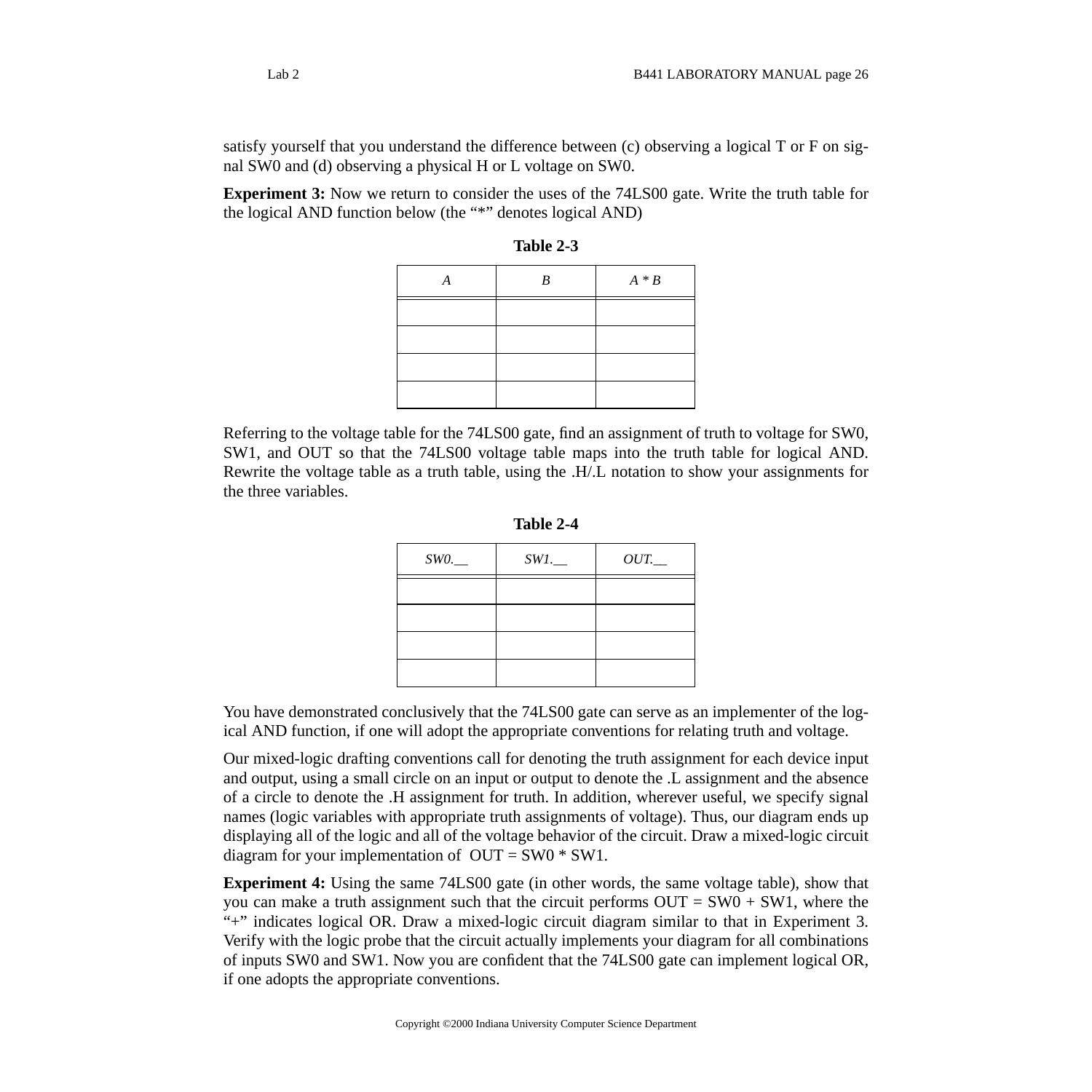satisfy yourself that you understand the difference between (c) observing a logical T or F on signal SW0 and (d) observing a physical H or L voltage on SW0.

**Experiment 3:** Now we return to consider the uses of the 74LS00 gate. Write the truth table for the logical AND function below (the "*" denotes logical AND)

**Table 2-3**

| *A* | *B* | *A * B* |
|---|---|---|
| | | |
| | | |
| | | |
| | | |

Referring to the voltage table for the 74LS00 gate, find an assignment of truth to voltage for SW0, SW1, and OUT so that the 74LS00 voltage table maps into the truth table for logical AND. Rewrite the voltage table as a truth table, using the .H/.L notation to show your assignments for the three variables.

**Table 2-4**

| *SW0.__* | *SW1.__* | *OUT.__* |
|---|---|---|
| | | |
| | | |
| | | |
| | | |

You have demonstrated conclusively that the 74LS00 gate can serve as an implementer of the logical AND function, if one will adopt the appropriate conventions for relating truth and voltage.

Our mixed-logic drafting conventions call for denoting the truth assignment for each device input and output, using a small circle on an input or output to denote the .L assignment and the absence of a circle to denote the .H assignment for truth. In addition, wherever useful, we specify signal names (logic variables with appropriate truth assignments of voltage). Thus, our diagram ends up displaying all of the logic and all of the voltage behavior of the circuit. Draw a mixed-logic circuit diagram for your implementation of OUT = SW0 * SW1.

**Experiment 4:** Using the same 74LS00 gate (in other words, the same voltage table), show that you can make a truth assignment such that the circuit performs OUT = SW0 + SW1, where the "+" indicates logical OR. Draw a mixed-logic circuit diagram similar to that in Experiment 3. Verify with the logic probe that the circuit actually implements your diagram for all combinations of inputs SW0 and SW1. Now you are confident that the 74LS00 gate can implement logical OR, if one adopts the appropriate conventions.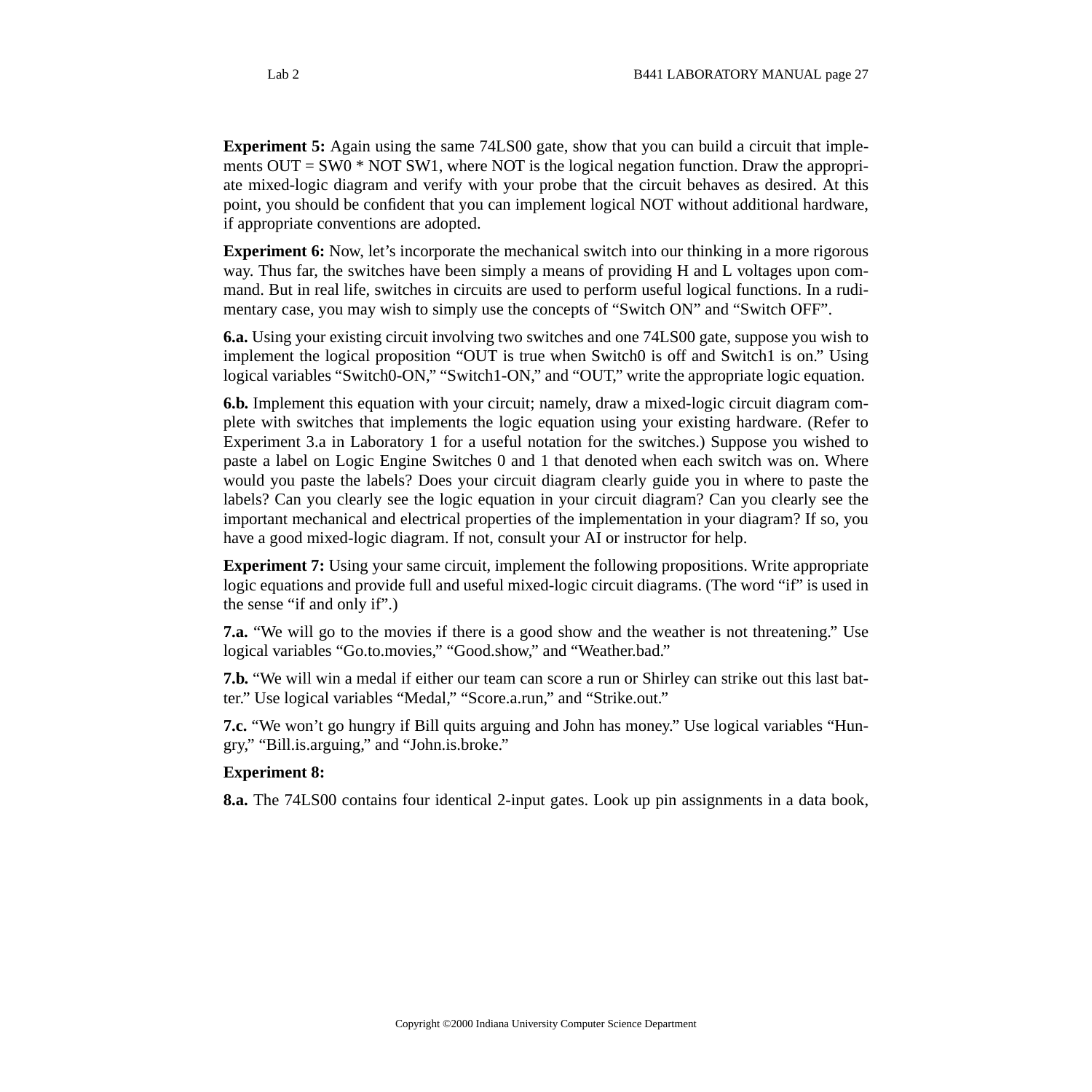**Experiment 5:** Again using the same 74LS00 gate, show that you can build a circuit that implements OUT = SW0 * NOT SW1, where NOT is the logical negation function. Draw the appropriate mixed-logic diagram and verify with your probe that the circuit behaves as desired. At this point, you should be confident that you can implement logical NOT without additional hardware, if appropriate conventions are adopted.

**Experiment 6:** Now, let's incorporate the mechanical switch into our thinking in a more rigorous way. Thus far, the switches have been simply a means of providing H and L voltages upon command. But in real life, switches in circuits are used to perform useful logical functions. In a rudimentary case, you may wish to simply use the concepts of "Switch ON" and "Switch OFF".

**6.a.** Using your existing circuit involving two switches and one 74LS00 gate, suppose you wish to implement the logical proposition "OUT is true when Switch0 is off and Switch1 is on." Using logical variables "Switch0-ON," "Switch1-ON," and "OUT," write the appropriate logic equation.

**6.b.** Implement this equation with your circuit; namely, draw a mixed-logic circuit diagram complete with switches that implements the logic equation using your existing hardware. (Refer to Experiment 3.a in Laboratory 1 for a useful notation for the switches.) Suppose you wished to paste a label on Logic Engine Switches 0 and 1 that denoted when each switch was on. Where would you paste the labels? Does your circuit diagram clearly guide you in where to paste the labels? Can you clearly see the logic equation in your circuit diagram? Can you clearly see the important mechanical and electrical properties of the implementation in your diagram? If so, you have a good mixed-logic diagram. If not, consult your AI or instructor for help.

**Experiment 7:** Using your same circuit, implement the following propositions. Write appropriate logic equations and provide full and useful mixed-logic circuit diagrams. (The word "if" is used in the sense "if and only if".)

**7.a.** "We will go to the movies if there is a good show and the weather is not threatening." Use logical variables "Go.to.movies," "Good.show," and "Weather.bad."

**7.b.** "We will win a medal if either our team can score a run or Shirley can strike out this last batter." Use logical variables "Medal," "Score.a.run," and "Strike.out."

**7.c.** "We won't go hungry if Bill quits arguing and John has money." Use logical variables "Hungry," "Bill.is.arguing," and "John.is.broke."

**Experiment 8:**

**8.a.** The 74LS00 contains four identical 2-input gates. Look up pin assignments in a data book,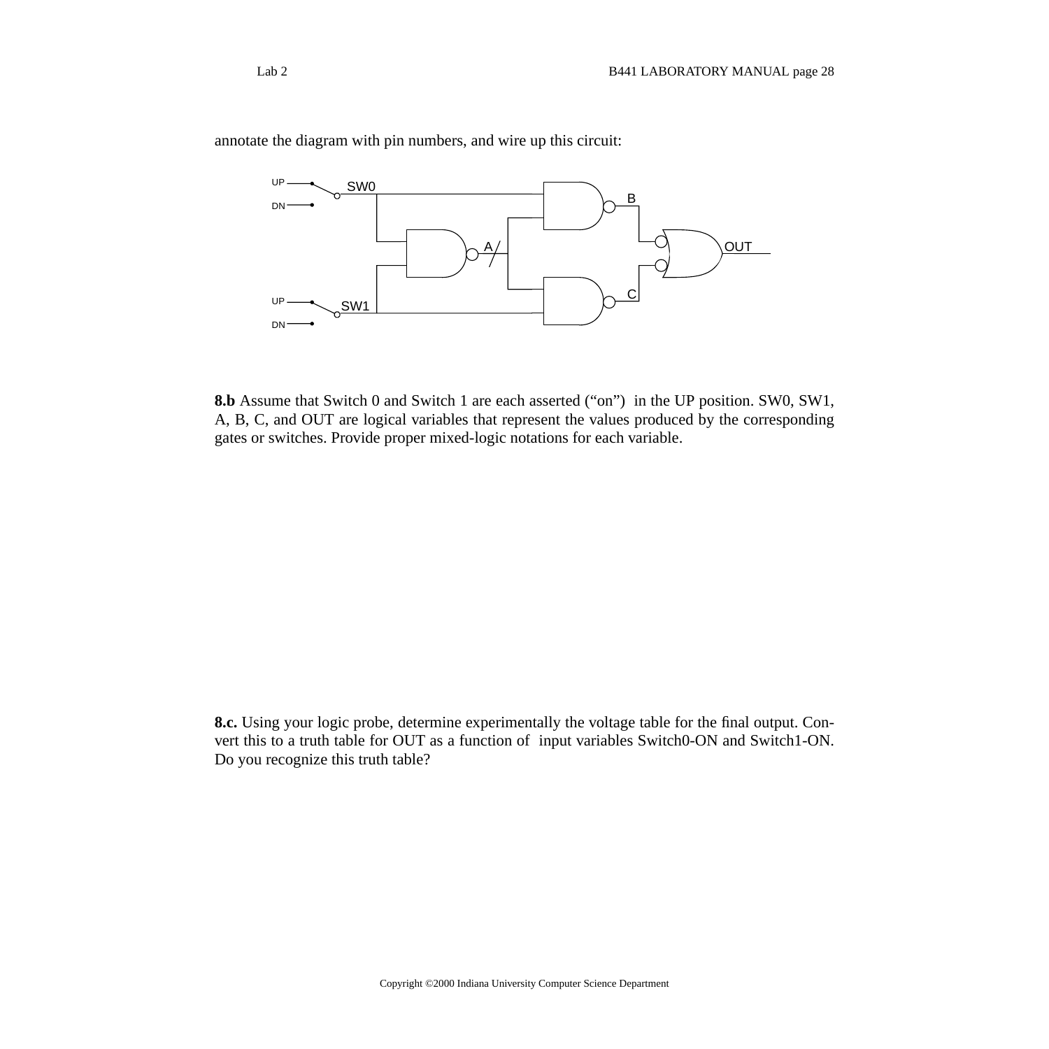annotate the diagram with pin numbers, and wire up this circuit:

**8.b** Assume that Switch 0 and Switch 1 are each asserted ("on") in the UP position. SW0, SW1, A, B, C, and OUT are logical variables that represent the values produced by the corresponding gates or switches. Provide proper mixed-logic notations for each variable.

**8.c.** Using your logic probe, determine experimentally the voltage table for the final output. Convert this to a truth table for OUT as a function of input variables Switch0-ON and Switch1-ON. Do you recognize this truth table?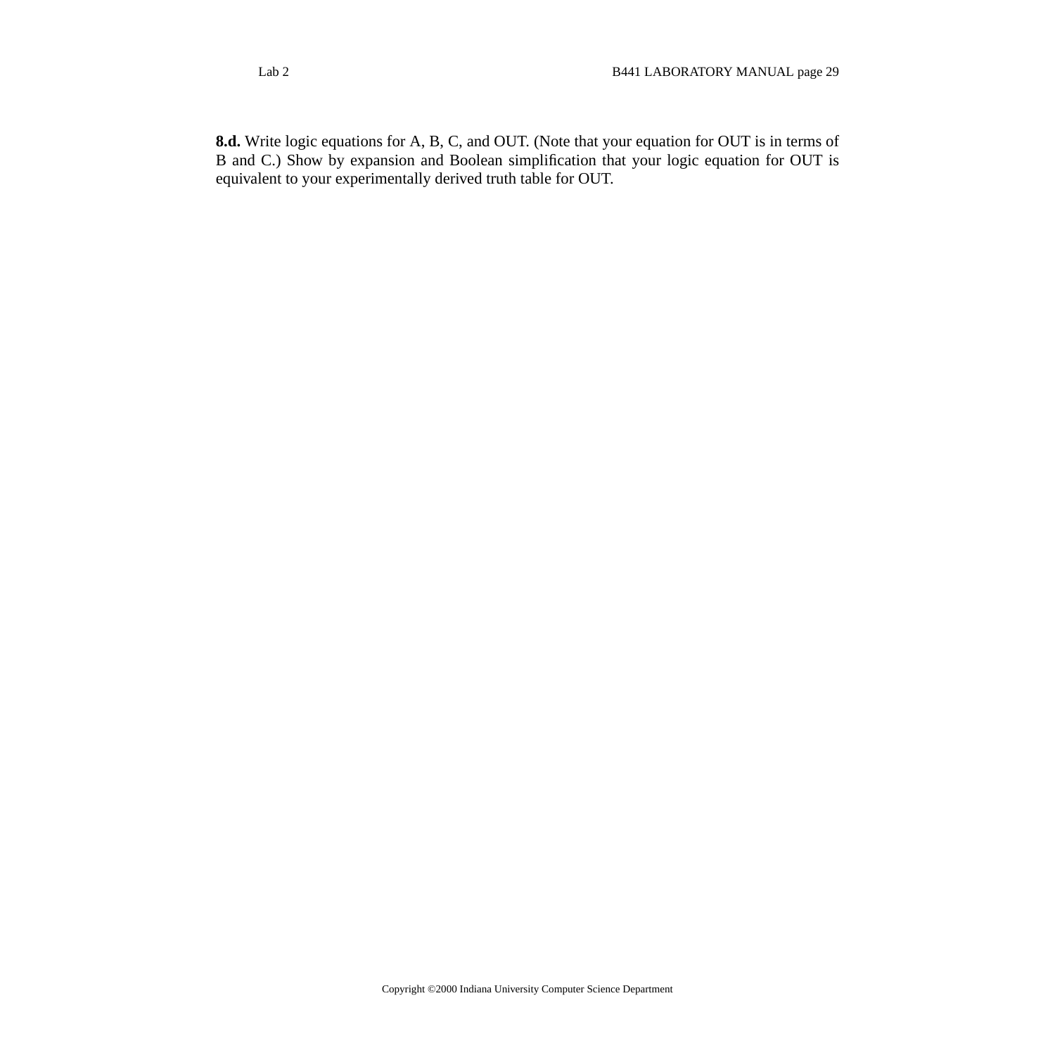**8.d.** Write logic equations for A, B, C, and OUT. (Note that your equation for OUT is in terms of B and C.) Show by expansion and Boolean simplification that your logic equation for OUT is equivalent to your experimentally derived truth table for OUT.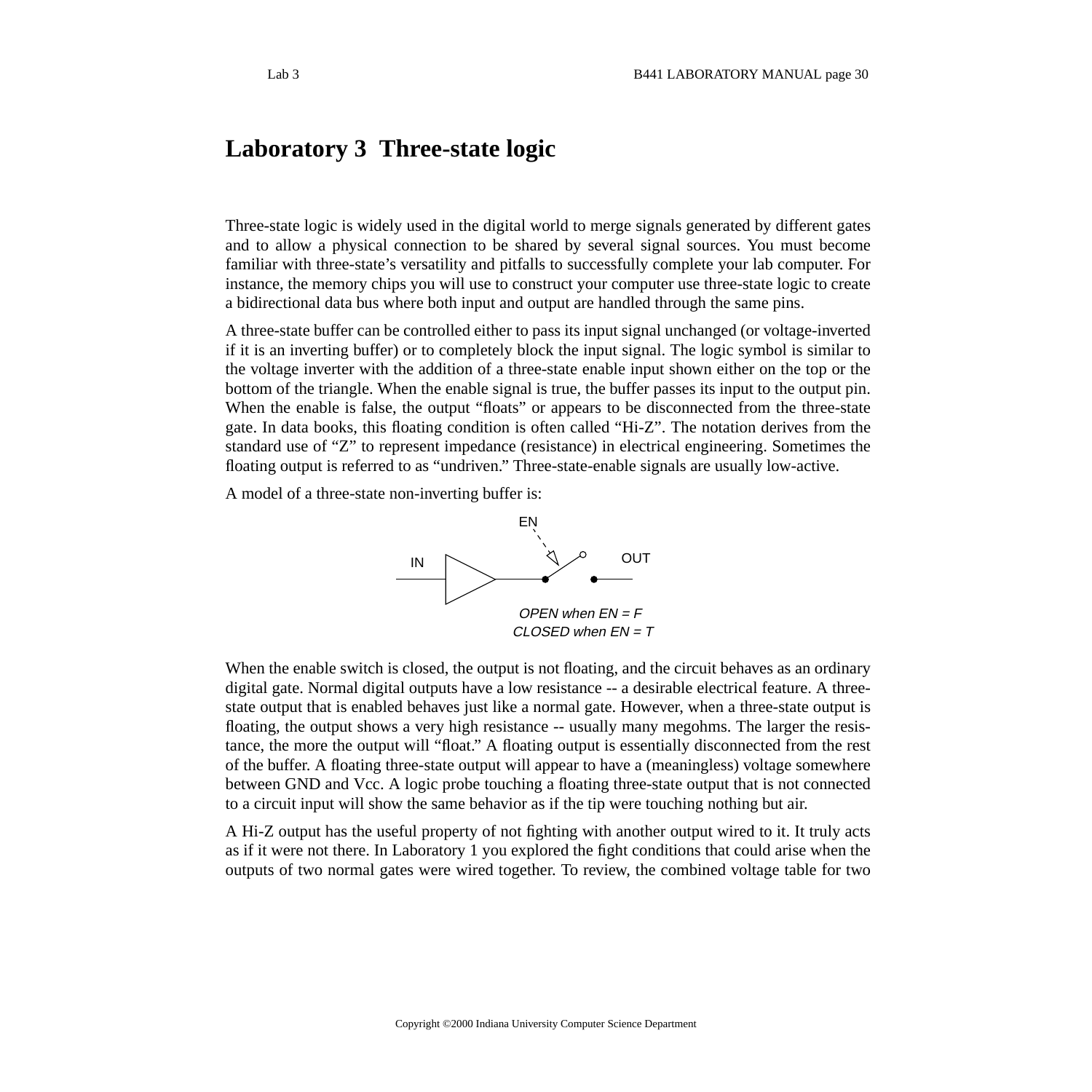# Laboratory 3  Three-state logic

Three-state logic is widely used in the digital world to merge signals generated by different gates and to allow a physical connection to be shared by several signal sources. You must become familiar with three-state's versatility and pitfalls to successfully complete your lab computer. For instance, the memory chips you will use to construct your computer use three-state logic to create a bidirectional data bus where both input and output are handled through the same pins.

A three-state buffer can be controlled either to pass its input signal unchanged (or voltage-inverted if it is an inverting buffer) or to completely block the input signal. The logic symbol is similar to the voltage inverter with the addition of a three-state enable input shown either on the top or the bottom of the triangle. When the enable signal is true, the buffer passes its input to the output pin. When the enable is false, the output "floats" or appears to be disconnected from the three-state gate. In data books, this floating condition is often called "Hi-Z". The notation derives from the standard use of "Z" to represent impedance (resistance) in electrical engineering. Sometimes the floating output is referred to as "undriven." Three-state-enable signals are usually low-active.

A model of a three-state non-inverting buffer is:

EN

IN

OUT

*OPEN when EN = F*
*CLOSED when EN = T*

When the enable switch is closed, the output is not floating, and the circuit behaves as an ordinary digital gate. Normal digital outputs have a low resistance -- a desirable electrical feature. A three-state output that is enabled behaves just like a normal gate. However, when a three-state output is floating, the output shows a very high resistance -- usually many megohms. The larger the resistance, the more the output will "float." A floating output is essentially disconnected from the rest of the buffer. A floating three-state output will appear to have a (meaningless) voltage somewhere between GND and Vcc. A logic probe touching a floating three-state output that is not connected to a circuit input will show the same behavior as if the tip were touching nothing but air.

A Hi-Z output has the useful property of not fighting with another output wired to it. It truly acts as if it were not there. In Laboratory 1 you explored the fight conditions that could arise when the outputs of two normal gates were wired together. To review, the combined voltage table for two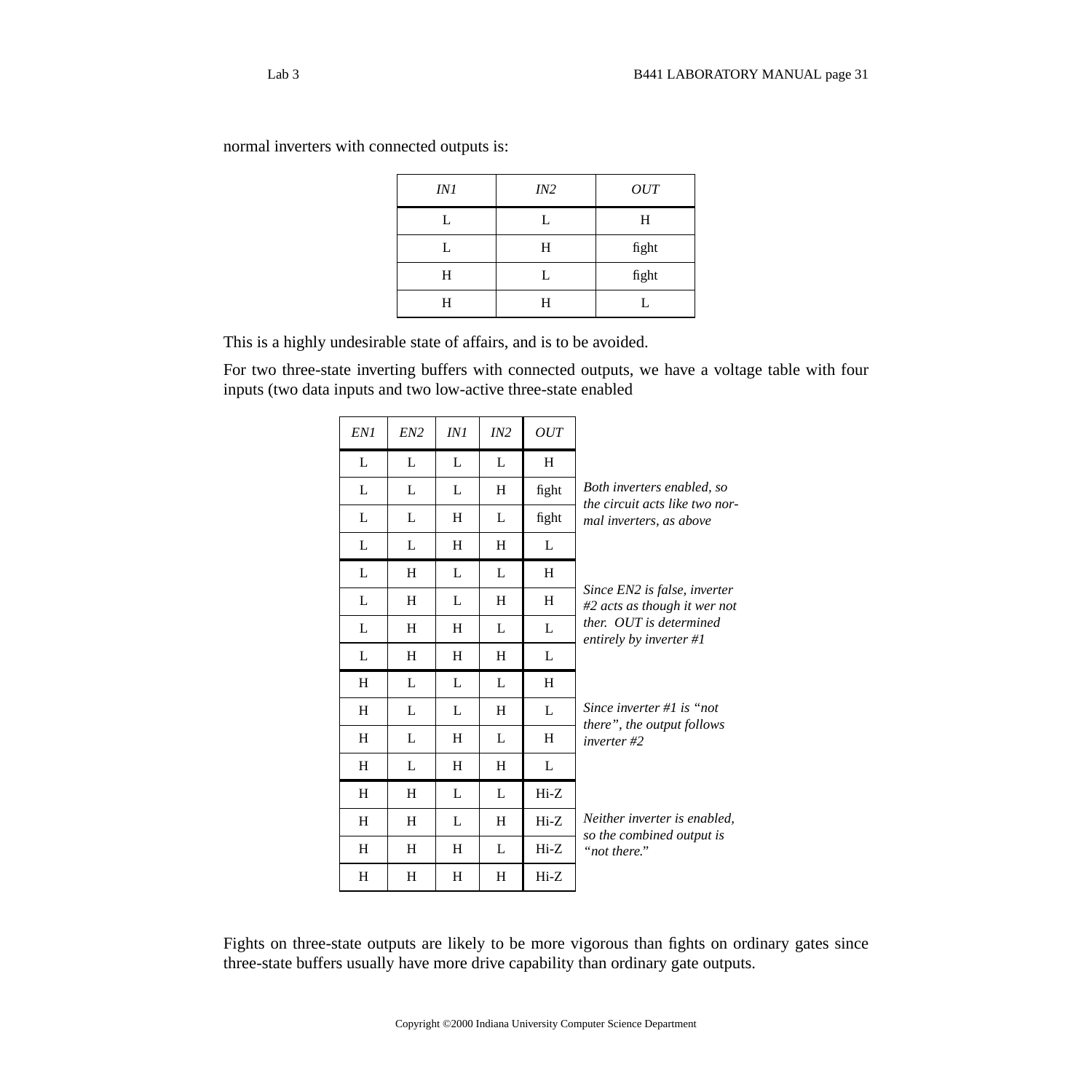normal inverters with connected outputs is:

| *IN1* | *IN2* | *OUT* |
|---|---|---|
| L | L | H |
| L | H | fight |
| H | L | fight |
| H | H | L |

This is a highly undesirable state of affairs, and is to be avoided.

For two three-state inverting buffers with connected outputs, we have a voltage table with four inputs (two data inputs and two low-active three-state enabled

| *EN1* | *EN2* | *IN1* | *IN2* | *OUT* | |
|---|---|---|---|---|---|
| L | L | L | L | H | *Both inverters enabled, so the circuit acts like two normal inverters, as above* |
| L | L | L | H | fight | |
| L | L | H | L | fight | |
| L | L | H | H | L | |
| L | H | L | L | H | *Since EN2 is false, inverter #2 acts as though it wer not ther. OUT is determined entirely by inverter #1* |
| L | H | L | H | H | |
| L | H | H | L | L | |
| L | H | H | H | L | |
| H | L | L | L | H | *Since inverter #1 is "not there", the output follows inverter #2* |
| H | L | L | H | L | |
| H | L | H | L | H | |
| H | L | H | H | L | |
| H | H | L | L | Hi-Z | *Neither inverter is enabled, so the combined output is "not there."* |
| H | H | L | H | Hi-Z | |
| H | H | H | L | Hi-Z | |
| H | H | H | H | Hi-Z | |

Fights on three-state outputs are likely to be more vigorous than fights on ordinary gates since three-state buffers usually have more drive capability than ordinary gate outputs.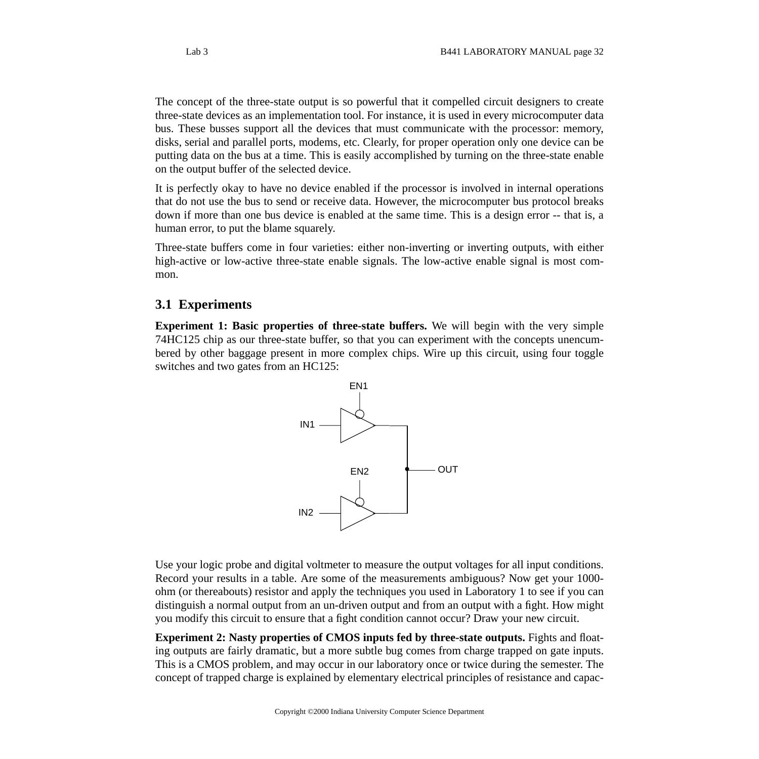The concept of the three-state output is so powerful that it compelled circuit designers to create three-state devices as an implementation tool. For instance, it is used in every microcomputer data bus. These busses support all the devices that must communicate with the processor: memory, disks, serial and parallel ports, modems, etc. Clearly, for proper operation only one device can be putting data on the bus at a time. This is easily accomplished by turning on the three-state enable on the output buffer of the selected device.

It is perfectly okay to have no device enabled if the processor is involved in internal operations that do not use the bus to send or receive data. However, the microcomputer bus protocol breaks down if more than one bus device is enabled at the same time. This is a design error -- that is, a human error, to put the blame squarely.

Three-state buffers come in four varieties: either non-inverting or inverting outputs, with either high-active or low-active three-state enable signals. The low-active enable signal is most common.

## 3.1 Experiments

**Experiment 1: Basic properties of three-state buffers.** We will begin with the very simple 74HC125 chip as our three-state buffer, so that you can experiment with the concepts unencumbered by other baggage present in more complex chips. Wire up this circuit, using four toggle switches and two gates from an HC125:

Use your logic probe and digital voltmeter to measure the output voltages for all input conditions. Record your results in a table. Are some of the measurements ambiguous? Now get your 1000-ohm (or thereabouts) resistor and apply the techniques you used in Laboratory 1 to see if you can distinguish a normal output from an un-driven output and from an output with a fight. How might you modify this circuit to ensure that a fight condition cannot occur? Draw your new circuit.

**Experiment 2: Nasty properties of CMOS inputs fed by three-state outputs.** Fights and floating outputs are fairly dramatic, but a more subtle bug comes from charge trapped on gate inputs. This is a CMOS problem, and may occur in our laboratory once or twice during the semester. The concept of trapped charge is explained by elementary electrical principles of resistance and capac-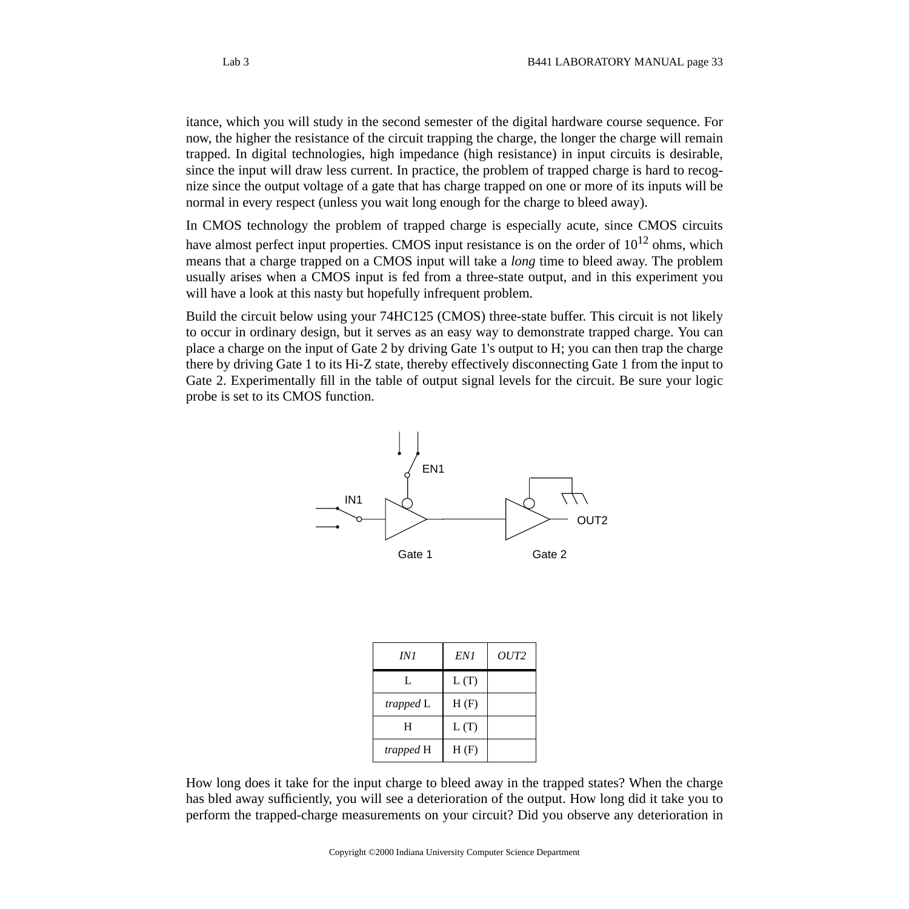itance, which you will study in the second semester of the digital hardware course sequence. For now, the higher the resistance of the circuit trapping the charge, the longer the charge will remain trapped. In digital technologies, high impedance (high resistance) in input circuits is desirable, since the input will draw less current. In practice, the problem of trapped charge is hard to recognize since the output voltage of a gate that has charge trapped on one or more of its inputs will be normal in every respect (unless you wait long enough for the charge to bleed away).

In CMOS technology the problem of trapped charge is especially acute, since CMOS circuits have almost perfect input properties. CMOS input resistance is on the order of $10^{12}$ ohms, which means that a charge trapped on a CMOS input will take a *long* time to bleed away. The problem usually arises when a CMOS input is fed from a three-state output, and in this experiment you will have a look at this nasty but hopefully infrequent problem.

Build the circuit below using your 74HC125 (CMOS) three-state buffer. This circuit is not likely to occur in ordinary design, but it serves as an easy way to demonstrate trapped charge. You can place a charge on the input of Gate 2 by driving Gate 1's output to H; you can then trap the charge there by driving Gate 1 to its Hi-Z state, thereby effectively disconnecting Gate 1 from the input to Gate 2. Experimentally fill in the table of output signal levels for the circuit. Be sure your logic probe is set to its CMOS function.

EN1

IN1

OUT2

Gate 1

Gate 2

| *IN1* | *EN1* | *OUT2* |
|---|---|---|
| L | L (T) | |
| *trapped* L | H (F) | |
| H | L (T) | |
| *trapped* H | H (F) | |

How long does it take for the input charge to bleed away in the trapped states? When the charge has bled away sufficiently, you will see a deterioration of the output. How long did it take you to perform the trapped-charge measurements on your circuit? Did you observe any deterioration in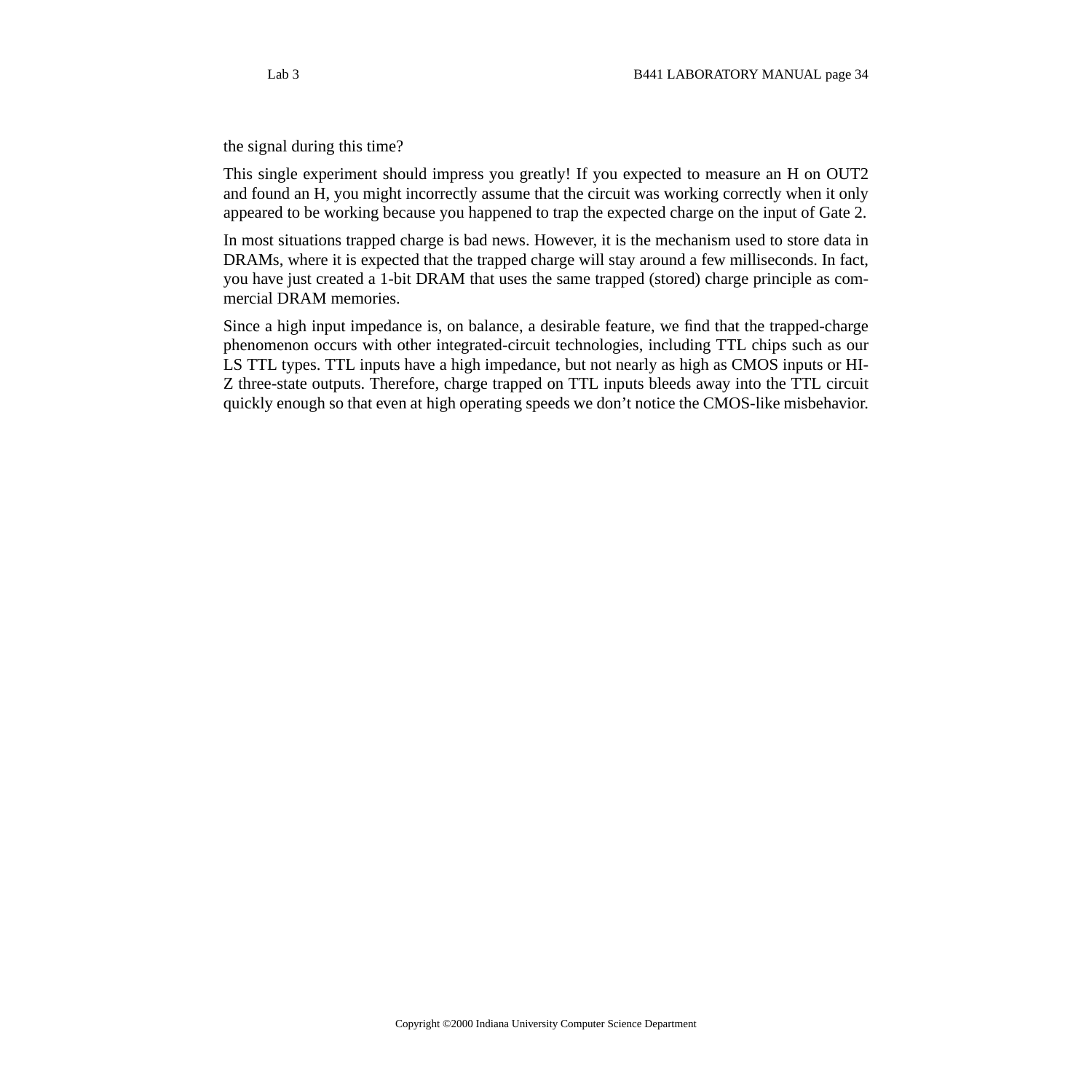the signal during this time?

This single experiment should impress you greatly! If you expected to measure an H on OUT2 and found an H, you might incorrectly assume that the circuit was working correctly when it only appeared to be working because you happened to trap the expected charge on the input of Gate 2.

In most situations trapped charge is bad news. However, it is the mechanism used to store data in DRAMs, where it is expected that the trapped charge will stay around a few milliseconds. In fact, you have just created a 1-bit DRAM that uses the same trapped (stored) charge principle as commercial DRAM memories.

Since a high input impedance is, on balance, a desirable feature, we find that the trapped-charge phenomenon occurs with other integrated-circuit technologies, including TTL chips such as our LS TTL types. TTL inputs have a high impedance, but not nearly as high as CMOS inputs or HI-Z three-state outputs. Therefore, charge trapped on TTL inputs bleeds away into the TTL circuit quickly enough so that even at high operating speeds we don't notice the CMOS-like misbehavior.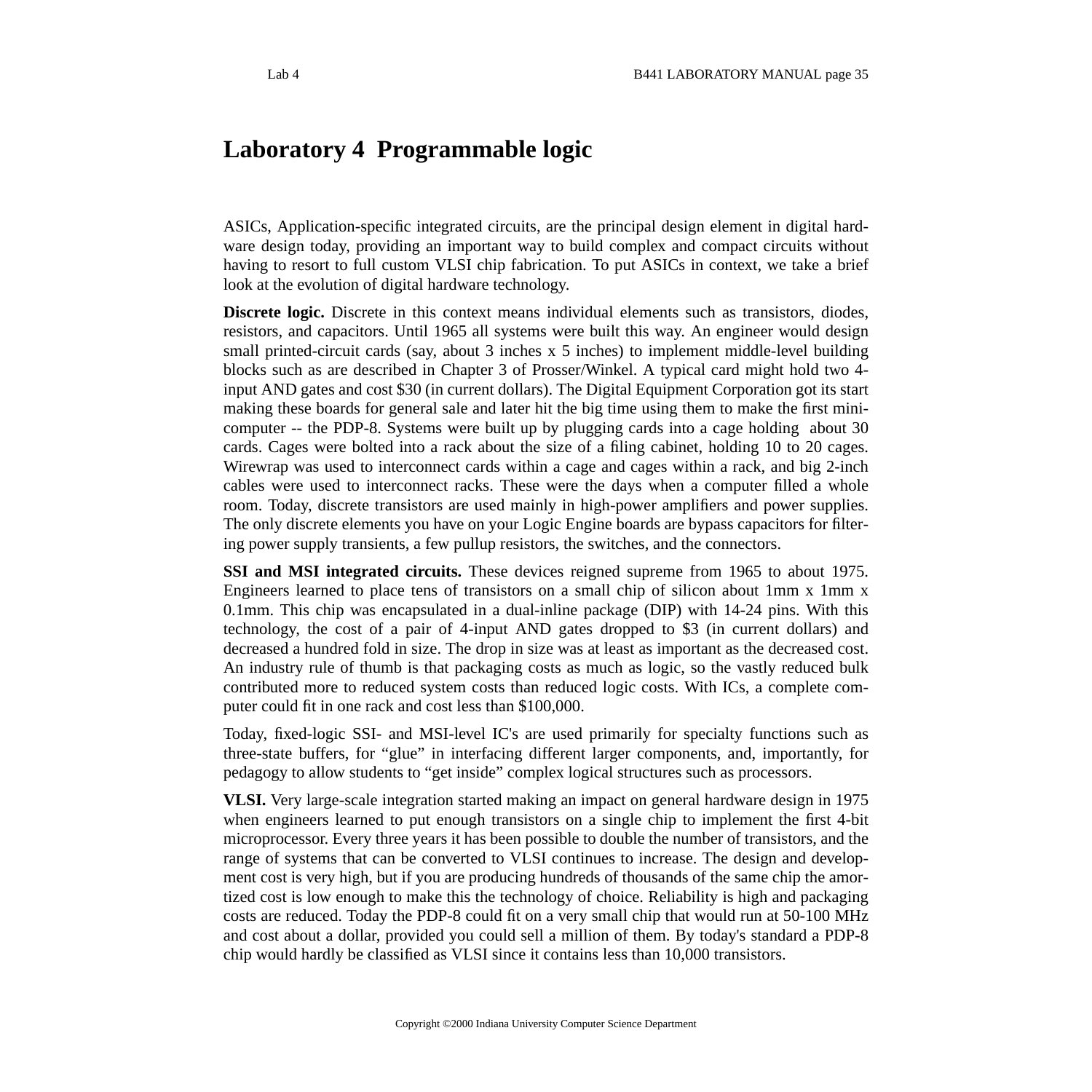# Laboratory 4 Programmable logic

ASICs, Application-specific integrated circuits, are the principal design element in digital hardware design today, providing an important way to build complex and compact circuits without having to resort to full custom VLSI chip fabrication. To put ASICs in context, we take a brief look at the evolution of digital hardware technology.

**Discrete logic.** Discrete in this context means individual elements such as transistors, diodes, resistors, and capacitors. Until 1965 all systems were built this way. An engineer would design small printed-circuit cards (say, about 3 inches x 5 inches) to implement middle-level building blocks such as are described in Chapter 3 of Prosser/Winkel. A typical card might hold two 4-input AND gates and cost $30 (in current dollars). The Digital Equipment Corporation got its start making these boards for general sale and later hit the big time using them to make the first mini-computer -- the PDP-8. Systems were built up by plugging cards into a cage holding about 30 cards. Cages were bolted into a rack about the size of a filing cabinet, holding 10 to 20 cages. Wirewrap was used to interconnect cards within a cage and cages within a rack, and big 2-inch cables were used to interconnect racks. These were the days when a computer filled a whole room. Today, discrete transistors are used mainly in high-power amplifiers and power supplies. The only discrete elements you have on your Logic Engine boards are bypass capacitors for filtering power supply transients, a few pullup resistors, the switches, and the connectors.

**SSI and MSI integrated circuits.** These devices reigned supreme from 1965 to about 1975. Engineers learned to place tens of transistors on a small chip of silicon about 1mm x 1mm x 0.1mm. This chip was encapsulated in a dual-inline package (DIP) with 14-24 pins. With this technology, the cost of a pair of 4-input AND gates dropped to $3 (in current dollars) and decreased a hundred fold in size. The drop in size was at least as important as the decreased cost. An industry rule of thumb is that packaging costs as much as logic, so the vastly reduced bulk contributed more to reduced system costs than reduced logic costs. With ICs, a complete computer could fit in one rack and cost less than $100,000.

Today, fixed-logic SSI- and MSI-level IC's are used primarily for specialty functions such as three-state buffers, for "glue" in interfacing different larger components, and, importantly, for pedagogy to allow students to "get inside" complex logical structures such as processors.

**VLSI.** Very large-scale integration started making an impact on general hardware design in 1975 when engineers learned to put enough transistors on a single chip to implement the first 4-bit microprocessor. Every three years it has been possible to double the number of transistors, and the range of systems that can be converted to VLSI continues to increase. The design and development cost is very high, but if you are producing hundreds of thousands of the same chip the amortized cost is low enough to make this the technology of choice. Reliability is high and packaging costs are reduced. Today the PDP-8 could fit on a very small chip that would run at 50-100 MHz and cost about a dollar, provided you could sell a million of them. By today's standard a PDP-8 chip would hardly be classified as VLSI since it contains less than 10,000 transistors.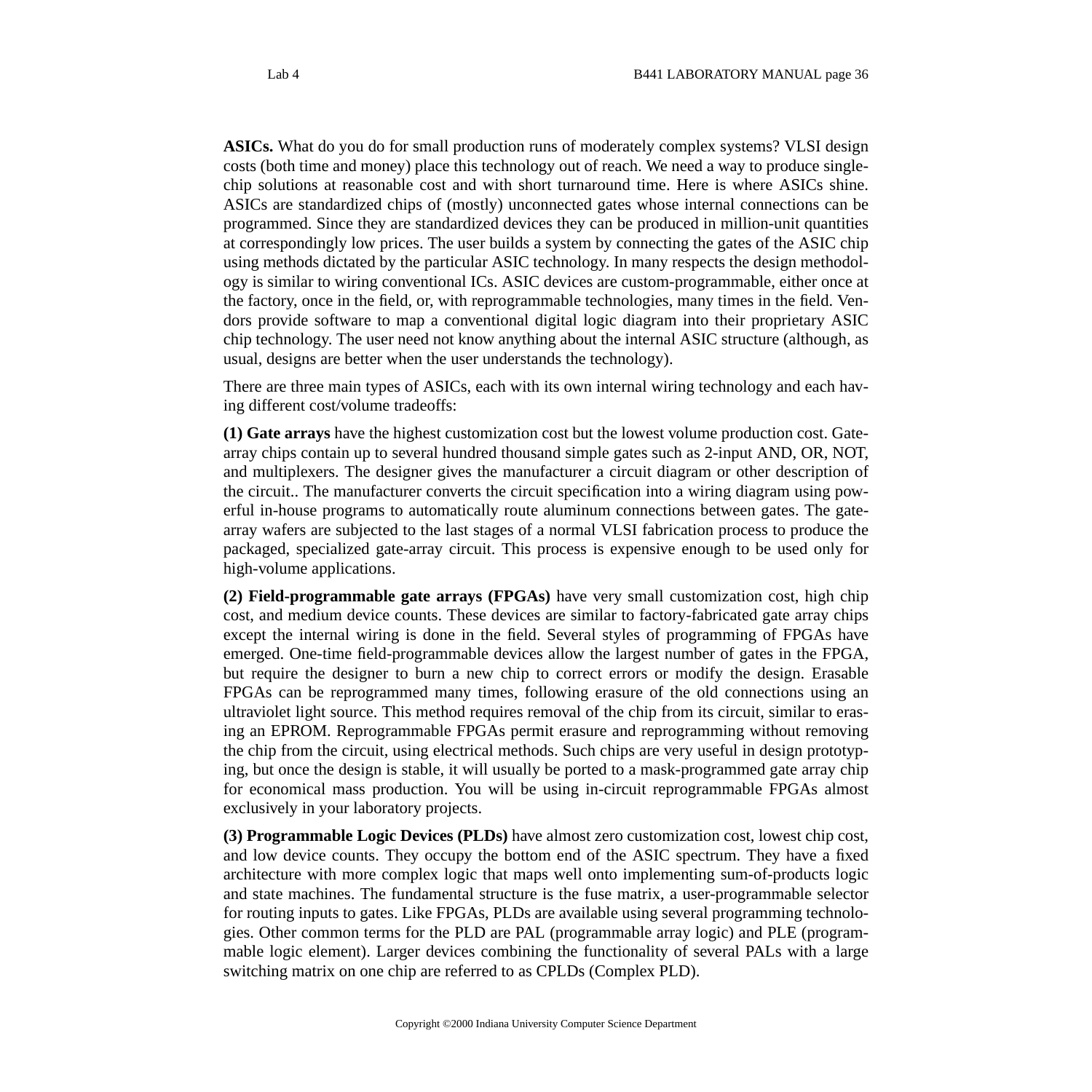**ASICs.** What do you do for small production runs of moderately complex systems? VLSI design costs (both time and money) place this technology out of reach. We need a way to produce single-chip solutions at reasonable cost and with short turnaround time. Here is where ASICs shine. ASICs are standardized chips of (mostly) unconnected gates whose internal connections can be programmed. Since they are standardized devices they can be produced in million-unit quantities at correspondingly low prices. The user builds a system by connecting the gates of the ASIC chip using methods dictated by the particular ASIC technology. In many respects the design methodology is similar to wiring conventional ICs. ASIC devices are custom-programmable, either once at the factory, once in the field, or, with reprogrammable technologies, many times in the field. Vendors provide software to map a conventional digital logic diagram into their proprietary ASIC chip technology. The user need not know anything about the internal ASIC structure (although, as usual, designs are better when the user understands the technology).

There are three main types of ASICs, each with its own internal wiring technology and each having different cost/volume tradeoffs:

**(1) Gate arrays** have the highest customization cost but the lowest volume production cost. Gate-array chips contain up to several hundred thousand simple gates such as 2-input AND, OR, NOT, and multiplexers. The designer gives the manufacturer a circuit diagram or other description of the circuit.. The manufacturer converts the circuit specification into a wiring diagram using powerful in-house programs to automatically route aluminum connections between gates. The gate-array wafers are subjected to the last stages of a normal VLSI fabrication process to produce the packaged, specialized gate-array circuit. This process is expensive enough to be used only for high-volume applications.

**(2) Field-programmable gate arrays (FPGAs)** have very small customization cost, high chip cost, and medium device counts. These devices are similar to factory-fabricated gate array chips except the internal wiring is done in the field. Several styles of programming of FPGAs have emerged. One-time field-programmable devices allow the largest number of gates in the FPGA, but require the designer to burn a new chip to correct errors or modify the design. Erasable FPGAs can be reprogrammed many times, following erasure of the old connections using an ultraviolet light source. This method requires removal of the chip from its circuit, similar to erasing an EPROM. Reprogrammable FPGAs permit erasure and reprogramming without removing the chip from the circuit, using electrical methods. Such chips are very useful in design prototyping, but once the design is stable, it will usually be ported to a mask-programmed gate array chip for economical mass production. You will be using in-circuit reprogrammable FPGAs almost exclusively in your laboratory projects.

**(3) Programmable Logic Devices (PLDs)** have almost zero customization cost, lowest chip cost, and low device counts. They occupy the bottom end of the ASIC spectrum. They have a fixed architecture with more complex logic that maps well onto implementing sum-of-products logic and state machines. The fundamental structure is the fuse matrix, a user-programmable selector for routing inputs to gates. Like FPGAs, PLDs are available using several programming technologies. Other common terms for the PLD are PAL (programmable array logic) and PLE (programmable logic element). Larger devices combining the functionality of several PALs with a large switching matrix on one chip are referred to as CPLDs (Complex PLD).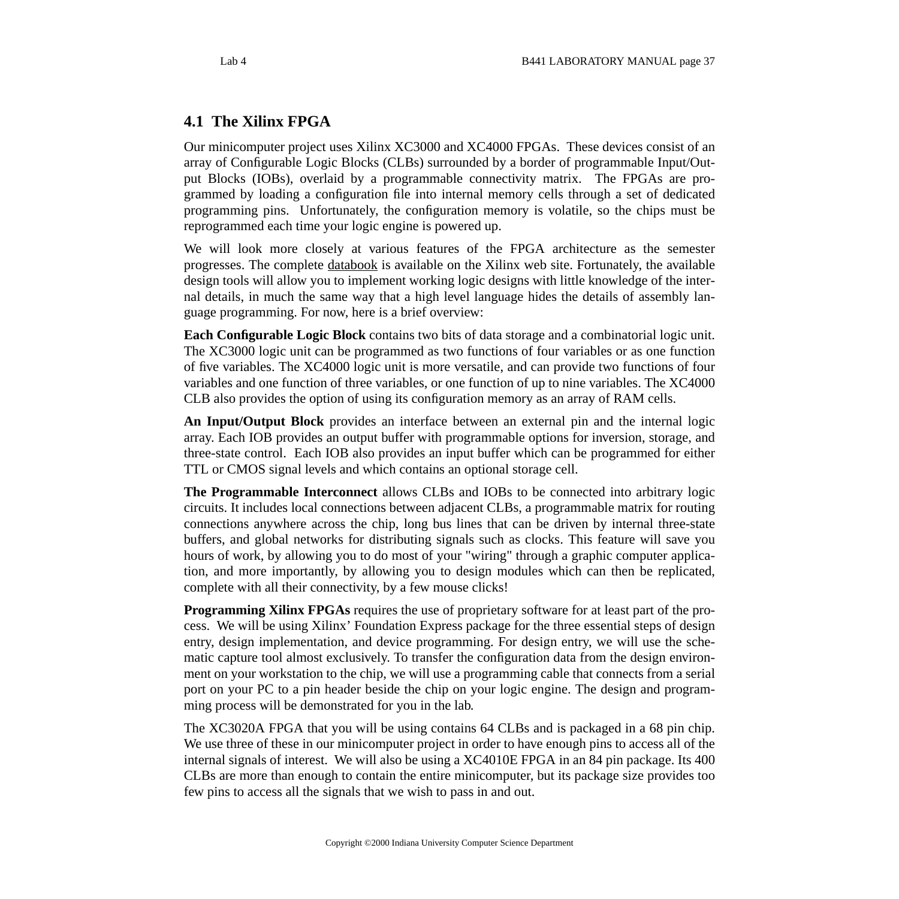## 4.1 The Xilinx FPGA

Our minicomputer project uses Xilinx XC3000 and XC4000 FPGAs. These devices consist of an array of Configurable Logic Blocks (CLBs) surrounded by a border of programmable Input/Output Blocks (IOBs), overlaid by a programmable connectivity matrix. The FPGAs are programmed by loading a configuration file into internal memory cells through a set of dedicated programming pins. Unfortunately, the configuration memory is volatile, so the chips must be reprogrammed each time your logic engine is powered up.

We will look more closely at various features of the FPGA architecture as the semester progresses. The complete databook is available on the Xilinx web site. Fortunately, the available design tools will allow you to implement working logic designs with little knowledge of the internal details, in much the same way that a high level language hides the details of assembly language programming. For now, here is a brief overview:

**Each Configurable Logic Block** contains two bits of data storage and a combinatorial logic unit. The XC3000 logic unit can be programmed as two functions of four variables or as one function of five variables. The XC4000 logic unit is more versatile, and can provide two functions of four variables and one function of three variables, or one function of up to nine variables. The XC4000 CLB also provides the option of using its configuration memory as an array of RAM cells.

**An Input/Output Block** provides an interface between an external pin and the internal logic array. Each IOB provides an output buffer with programmable options for inversion, storage, and three-state control. Each IOB also provides an input buffer which can be programmed for either TTL or CMOS signal levels and which contains an optional storage cell.

**The Programmable Interconnect** allows CLBs and IOBs to be connected into arbitrary logic circuits. It includes local connections between adjacent CLBs, a programmable matrix for routing connections anywhere across the chip, long bus lines that can be driven by internal three-state buffers, and global networks for distributing signals such as clocks. This feature will save you hours of work, by allowing you to do most of your "wiring" through a graphic computer application, and more importantly, by allowing you to design modules which can then be replicated, complete with all their connectivity, by a few mouse clicks!

**Programming Xilinx FPGAs** requires the use of proprietary software for at least part of the process. We will be using Xilinx' Foundation Express package for the three essential steps of design entry, design implementation, and device programming. For design entry, we will use the schematic capture tool almost exclusively. To transfer the configuration data from the design environment on your workstation to the chip, we will use a programming cable that connects from a serial port on your PC to a pin header beside the chip on your logic engine. The design and programming process will be demonstrated for you in the lab.

The XC3020A FPGA that you will be using contains 64 CLBs and is packaged in a 68 pin chip. We use three of these in our minicomputer project in order to have enough pins to access all of the internal signals of interest. We will also be using a XC4010E FPGA in an 84 pin package. Its 400 CLBs are more than enough to contain the entire minicomputer, but its package size provides too few pins to access all the signals that we wish to pass in and out.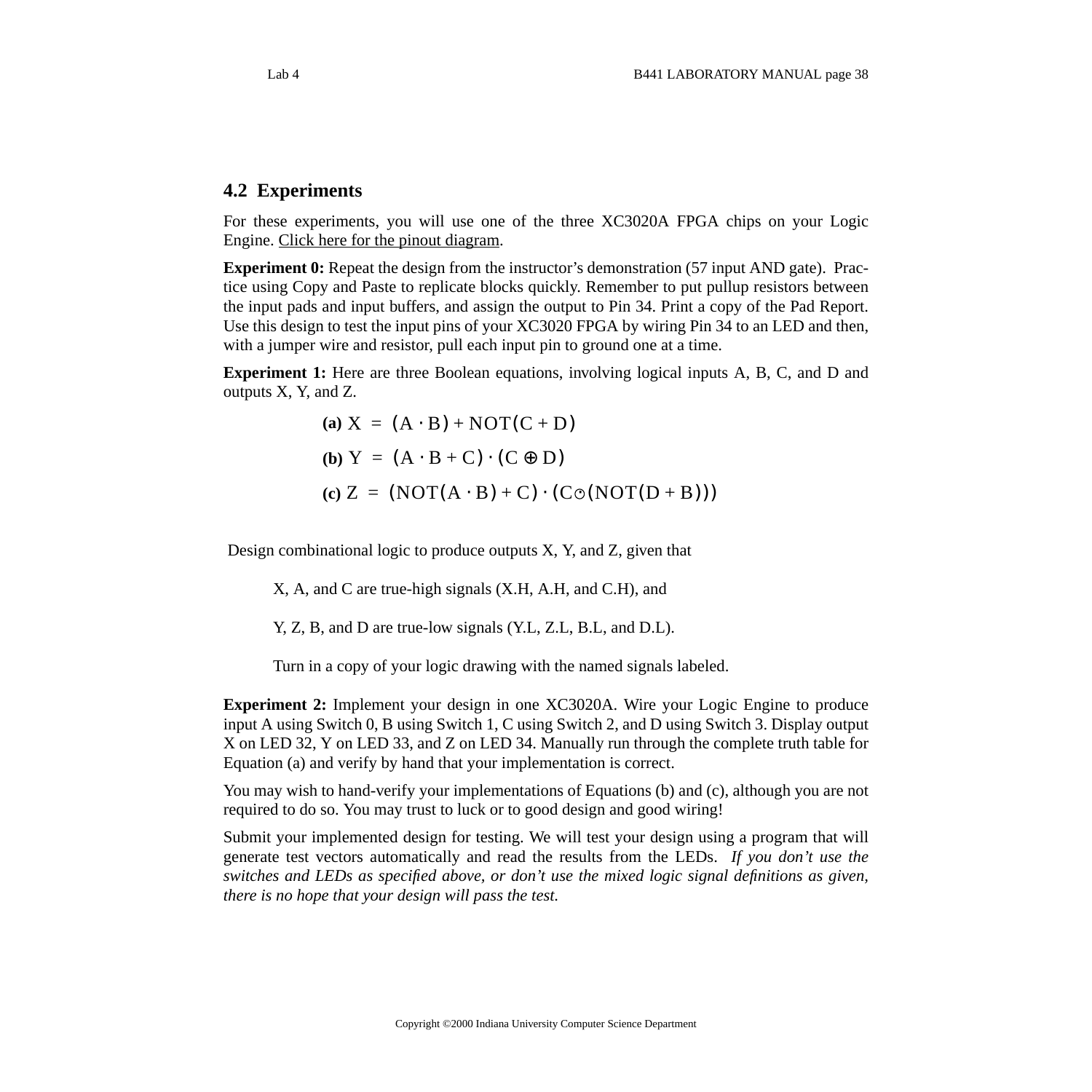## 4.2 Experiments

For these experiments, you will use one of the three XC3020A FPGA chips on your Logic Engine. Click here for the pinout diagram.

**Experiment 0:** Repeat the design from the instructor's demonstration (57 input AND gate). Practice using Copy and Paste to replicate blocks quickly. Remember to put pullup resistors between the input pads and input buffers, and assign the output to Pin 34. Print a copy of the Pad Report. Use this design to test the input pins of your XC3020 FPGA by wiring Pin 34 to an LED and then, with a jumper wire and resistor, pull each input pin to ground one at a time.

**Experiment 1:** Here are three Boolean equations, involving logical inputs A, B, C, and D and outputs X, Y, and Z.

**(a)** $X = (A \cdot B) + \text{NOT}(C + D)$

**(b)** $Y = (A \cdot B + C) \cdot (C \oplus D)$

**(c)** $Z = (\text{NOT}(A \cdot B) + C) \cdot (C \odot (\text{NOT}(D + B)))$

Design combinational logic to produce outputs X, Y, and Z, given that

X, A, and C are true-high signals (X.H, A.H, and C.H), and

Y, Z, B, and D are true-low signals (Y.L, Z.L, B.L, and D.L).

Turn in a copy of your logic drawing with the named signals labeled.

**Experiment 2:** Implement your design in one XC3020A. Wire your Logic Engine to produce input A using Switch 0, B using Switch 1, C using Switch 2, and D using Switch 3. Display output X on LED 32, Y on LED 33, and Z on LED 34. Manually run through the complete truth table for Equation (a) and verify by hand that your implementation is correct.

You may wish to hand-verify your implementations of Equations (b) and (c), although you are not required to do so. You may trust to luck or to good design and good wiring!

Submit your implemented design for testing. We will test your design using a program that will generate test vectors automatically and read the results from the LEDs. *If you don't use the switches and LEDs as specified above, or don't use the mixed logic signal definitions as given, there is no hope that your design will pass the test.*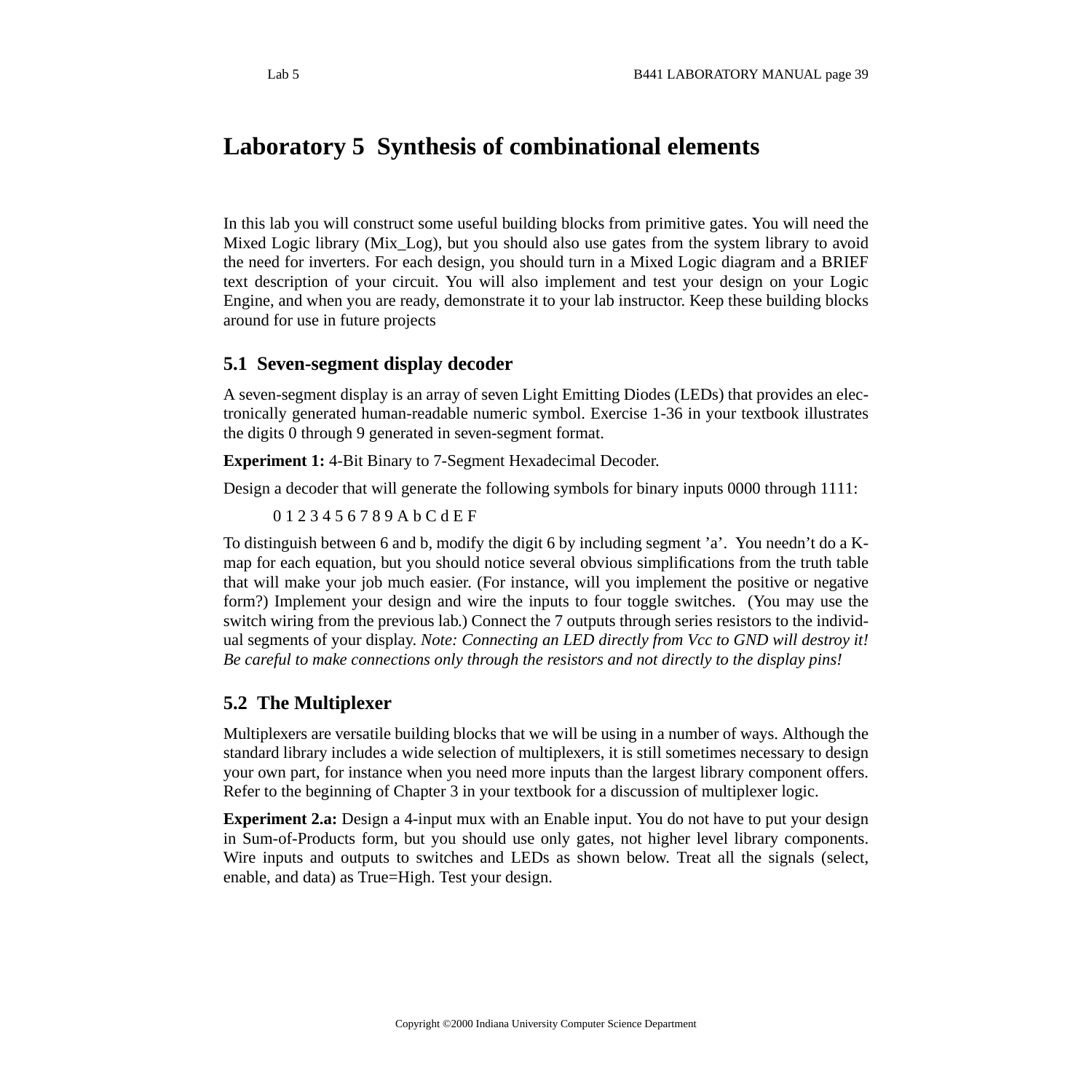# Laboratory 5 Synthesis of combinational elements

In this lab you will construct some useful building blocks from primitive gates. You will need the Mixed Logic library (Mix_Log), but you should also use gates from the system library to avoid the need for inverters. For each design, you should turn in a Mixed Logic diagram and a BRIEF text description of your circuit. You will also implement and test your design on your Logic Engine, and when you are ready, demonstrate it to your lab instructor. Keep these building blocks around for use in future projects

## 5.1 Seven-segment display decoder

A seven-segment display is an array of seven Light Emitting Diodes (LEDs) that provides an electronically generated human-readable numeric symbol. Exercise 1-36 in your textbook illustrates the digits 0 through 9 generated in seven-segment format.

**Experiment 1:** 4-Bit Binary to 7-Segment Hexadecimal Decoder.

Design a decoder that will generate the following symbols for binary inputs 0000 through 1111:

0 1 2 3 4 5 6 7 8 9 A b C d E F

To distinguish between 6 and b, modify the digit 6 by including segment 'a'. You needn't do a K-map for each equation, but you should notice several obvious simplifications from the truth table that will make your job much easier. (For instance, will you implement the positive or negative form?) Implement your design and wire the inputs to four toggle switches. (You may use the switch wiring from the previous lab.) Connect the 7 outputs through series resistors to the individual segments of your display. *Note: Connecting an LED directly from Vcc to GND will destroy it! Be careful to make connections only through the resistors and not directly to the display pins!*

## 5.2 The Multiplexer

Multiplexers are versatile building blocks that we will be using in a number of ways. Although the standard library includes a wide selection of multiplexers, it is still sometimes necessary to design your own part, for instance when you need more inputs than the largest library component offers. Refer to the beginning of Chapter 3 in your textbook for a discussion of multiplexer logic.

**Experiment 2.a:** Design a 4-input mux with an Enable input. You do not have to put your design in Sum-of-Products form, but you should use only gates, not higher level library components. Wire inputs and outputs to switches and LEDs as shown below. Treat all the signals (select, enable, and data) as True=High. Test your design.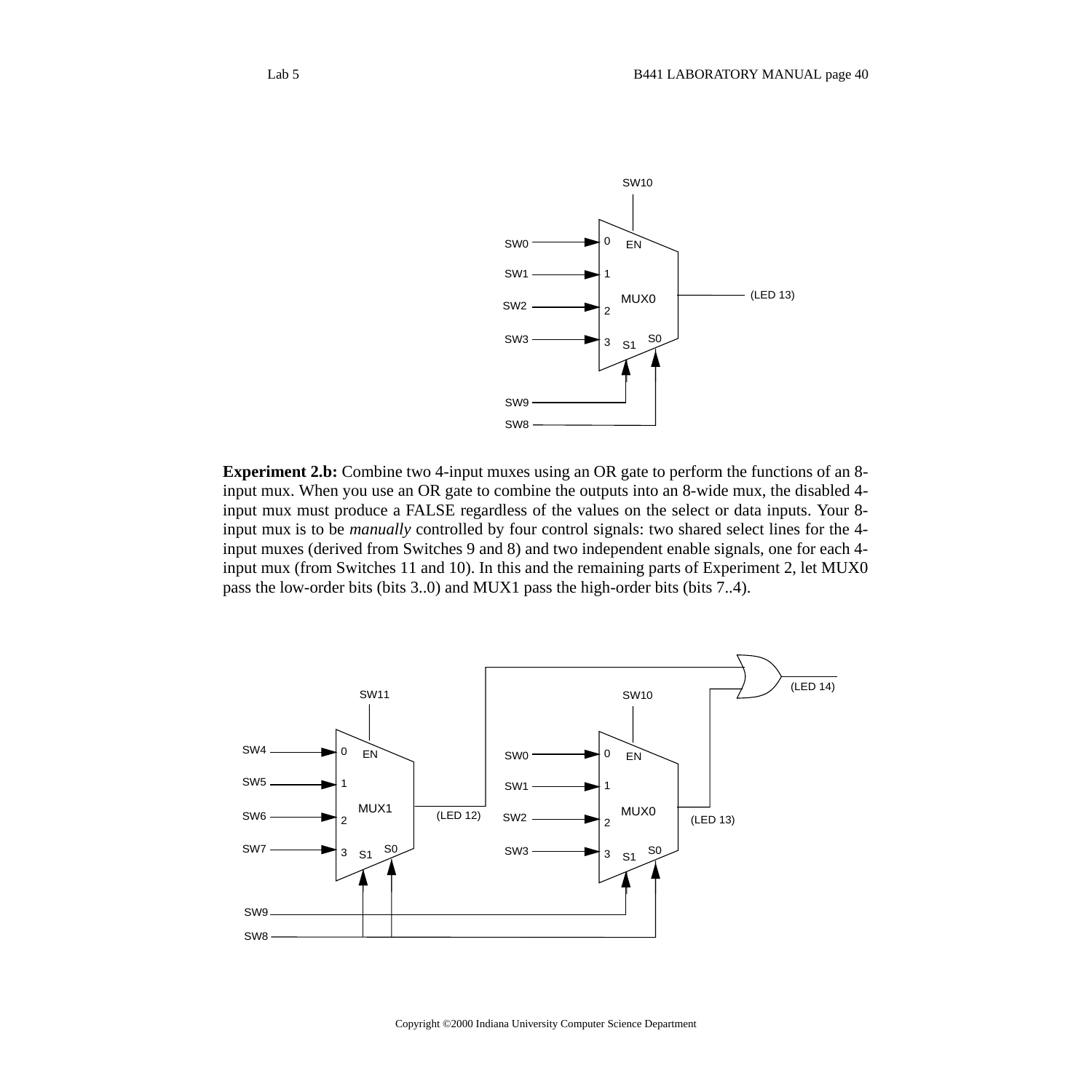SW10

SW0 — 0 EN
SW1 — 1
SW2 — 2 MUX0 — (LED 13)
SW3 — 3 S1 S0

SW9
SW8

**Experiment 2.b:** Combine two 4-input muxes using an OR gate to perform the functions of an 8-input mux. When you use an OR gate to combine the outputs into an 8-wide mux, the disabled 4-input mux must produce a FALSE regardless of the values on the select or data inputs. Your 8-input mux is to be *manually* controlled by four control signals: two shared select lines for the 4-input muxes (derived from Switches 9 and 8) and two independent enable signals, one for each 4-input mux (from Switches 11 and 10). In this and the remaining parts of Experiment 2, let MUX0 pass the low-order bits (bits 3..0) and MUX1 pass the high-order bits (bits 7..4).

SW11 SW10 (LED 14)

SW4 — 0 EN SW0 — 0 EN
SW5 — 1 SW1 — 1
SW6 — 2 MUX1 (LED 12) SW2 — 2 MUX0 (LED 13)
SW7 — 3 S1 S0 SW3 — 3 S1 S0

SW9
SW8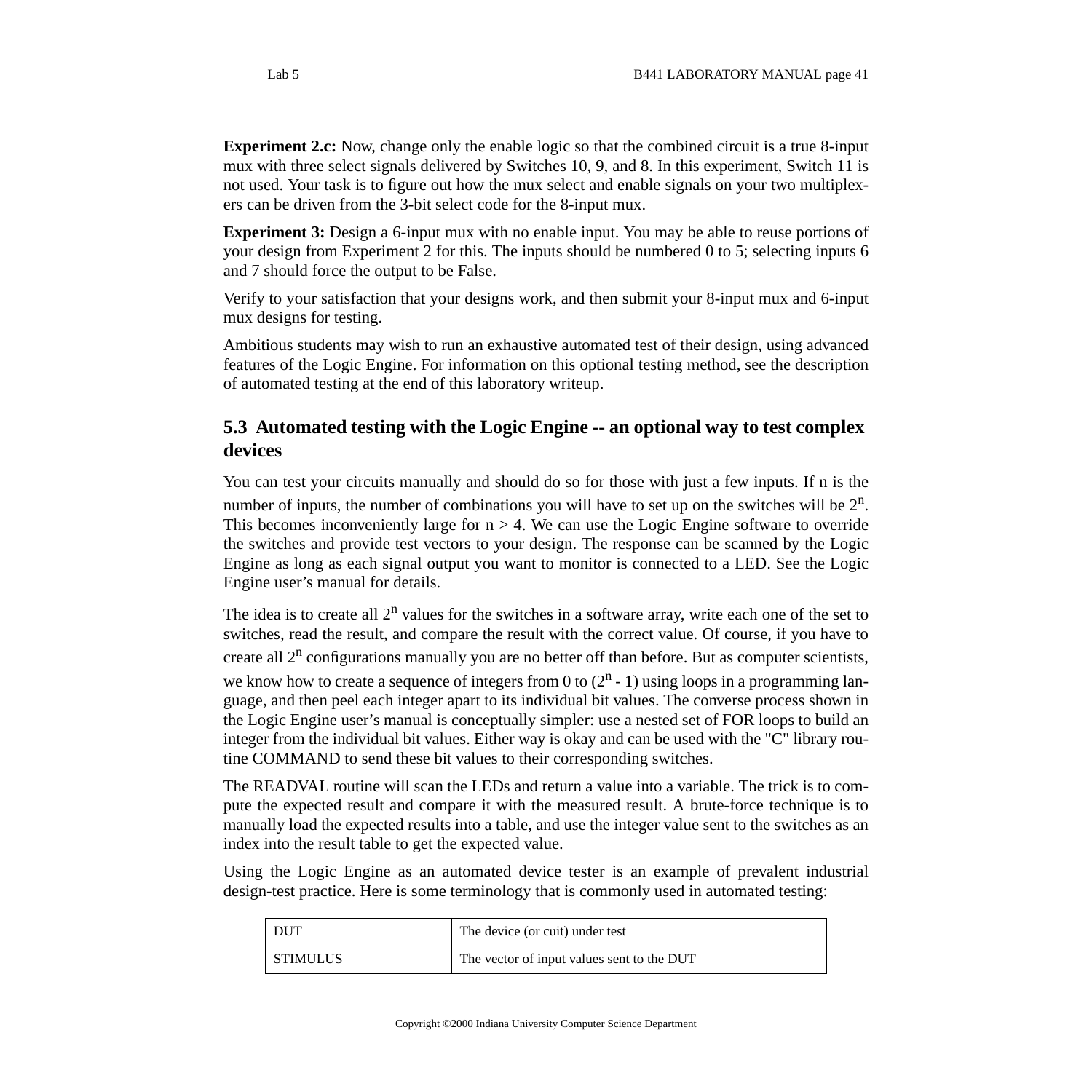**Experiment 2.c:** Now, change only the enable logic so that the combined circuit is a true 8-input mux with three select signals delivered by Switches 10, 9, and 8. In this experiment, Switch 11 is not used. Your task is to figure out how the mux select and enable signals on your two multiplexers can be driven from the 3-bit select code for the 8-input mux.

**Experiment 3:** Design a 6-input mux with no enable input. You may be able to reuse portions of your design from Experiment 2 for this. The inputs should be numbered 0 to 5; selecting inputs 6 and 7 should force the output to be False.

Verify to your satisfaction that your designs work, and then submit your 8-input mux and 6-input mux designs for testing.

Ambitious students may wish to run an exhaustive automated test of their design, using advanced features of the Logic Engine. For information on this optional testing method, see the description of automated testing at the end of this laboratory writeup.

## 5.3 Automated testing with the Logic Engine -- an optional way to test complex devices

You can test your circuits manually and should do so for those with just a few inputs. If n is the number of inputs, the number of combinations you will have to set up on the switches will be $2^n$. This becomes inconveniently large for $n > 4$. We can use the Logic Engine software to override the switches and provide test vectors to your design. The response can be scanned by the Logic Engine as long as each signal output you want to monitor is connected to a LED. See the Logic Engine user's manual for details.

The idea is to create all $2^n$ values for the switches in a software array, write each one of the set to switches, read the result, and compare the result with the correct value. Of course, if you have to create all $2^n$ configurations manually you are no better off than before. But as computer scientists, we know how to create a sequence of integers from 0 to $(2^n - 1)$ using loops in a programming language, and then peel each integer apart to its individual bit values. The converse process shown in the Logic Engine user's manual is conceptually simpler: use a nested set of FOR loops to build an integer from the individual bit values. Either way is okay and can be used with the "C" library routine COMMAND to send these bit values to their corresponding switches.

The READVAL routine will scan the LEDs and return a value into a variable. The trick is to compute the expected result and compare it with the measured result. A brute-force technique is to manually load the expected results into a table, and use the integer value sent to the switches as an index into the result table to get the expected value.

Using the Logic Engine as an automated device tester is an example of prevalent industrial design-test practice. Here is some terminology that is commonly used in automated testing:

| | |
|---|---|
| DUT | The device (or cuit) under test |
| STIMULUS | The vector of input values sent to the DUT |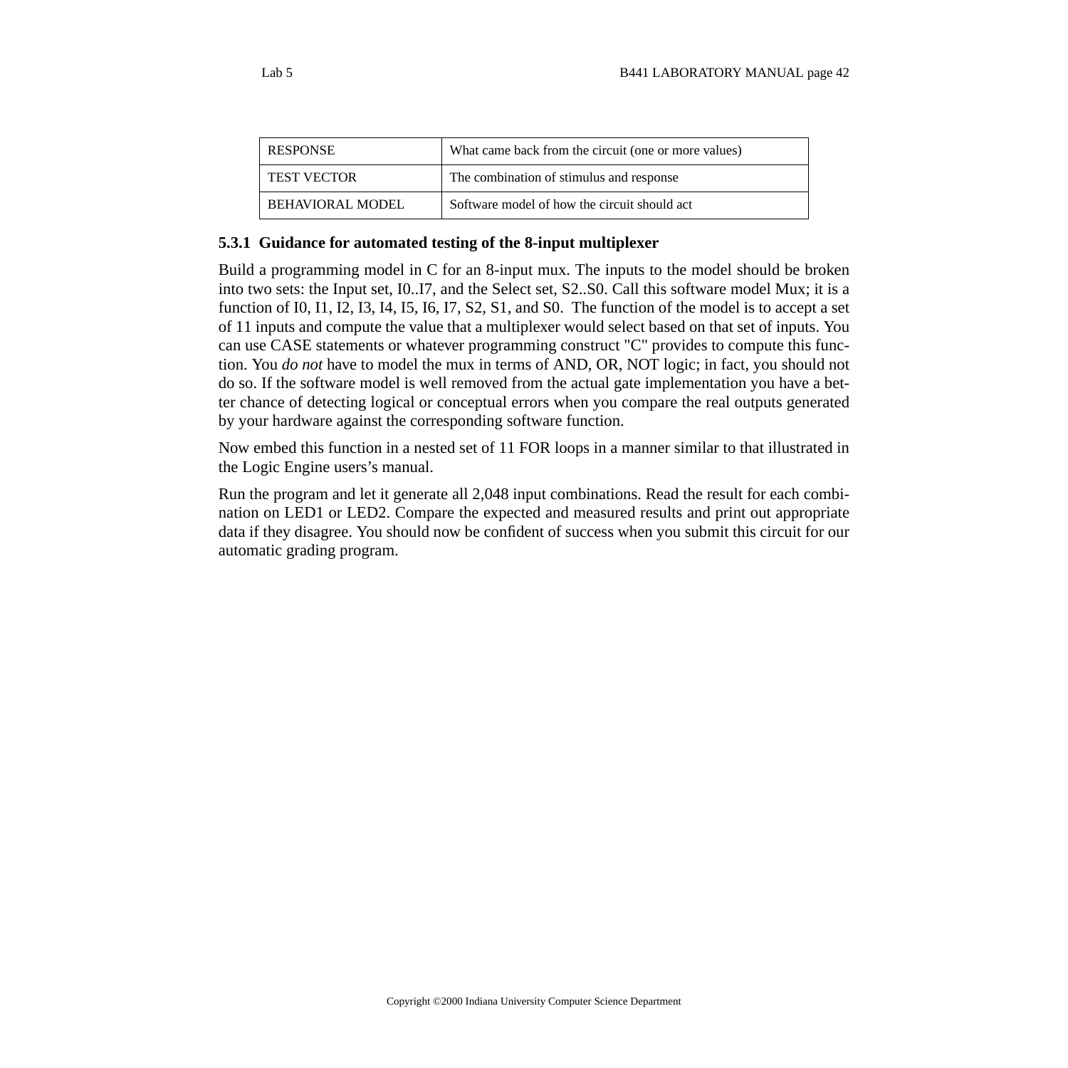| RESPONSE | What came back from the circuit (one or more values) |
|---|---|
| TEST VECTOR | The combination of stimulus and response |
| BEHAVIORAL MODEL | Software model of how the circuit should act |

### 5.3.1 Guidance for automated testing of the 8-input multiplexer

Build a programming model in C for an 8-input mux. The inputs to the model should be broken into two sets: the Input set, I0..I7, and the Select set, S2..S0. Call this software model Mux; it is a function of I0, I1, I2, I3, I4, I5, I6, I7, S2, S1, and S0. The function of the model is to accept a set of 11 inputs and compute the value that a multiplexer would select based on that set of inputs. You can use CASE statements or whatever programming construct "C" provides to compute this function. You *do not* have to model the mux in terms of AND, OR, NOT logic; in fact, you should not do so. If the software model is well removed from the actual gate implementation you have a better chance of detecting logical or conceptual errors when you compare the real outputs generated by your hardware against the corresponding software function.

Now embed this function in a nested set of 11 FOR loops in a manner similar to that illustrated in the Logic Engine users's manual.

Run the program and let it generate all 2,048 input combinations. Read the result for each combination on LED1 or LED2. Compare the expected and measured results and print out appropriate data if they disagree. You should now be confident of success when you submit this circuit for our automatic grading program.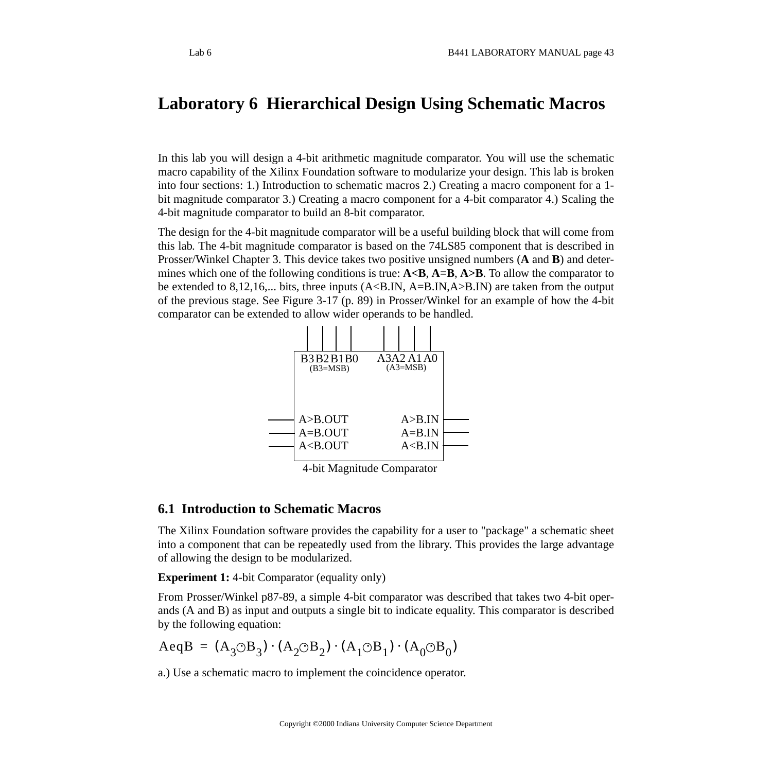# Laboratory 6 Hierarchical Design Using Schematic Macros

In this lab you will design a 4-bit arithmetic magnitude comparator. You will use the schematic macro capability of the Xilinx Foundation software to modularize your design. This lab is broken into four sections: 1.) Introduction to schematic macros 2.) Creating a macro component for a 1-bit magnitude comparator 3.) Creating a macro component for a 4-bit comparator 4.) Scaling the 4-bit magnitude comparator to build an 8-bit comparator.

The design for the 4-bit magnitude comparator will be a useful building block that will come from this lab. The 4-bit magnitude comparator is based on the 74LS85 component that is described in Prosser/Winkel Chapter 3. This device takes two positive unsigned numbers (**A** and **B**) and determines which one of the following conditions is true: **A<B**, **A=B**, **A>B**. To allow the comparator to be extended to 8,12,16,... bits, three inputs (A<B.IN, A=B.IN,A>B.IN) are taken from the output of the previous stage. See Figure 3-17 (p. 89) in Prosser/Winkel for an example of how the 4-bit comparator can be extended to allow wider operands to be handled.

B3 B2 B1 B0 (B3=MSB) A3 A2 A1 A0 (A3=MSB)

A>B.OUT A=B.OUT A<B.OUT A>B.IN A=B.IN A<B.IN

4-bit Magnitude Comparator

## 6.1 Introduction to Schematic Macros

The Xilinx Foundation software provides the capability for a user to "package" a schematic sheet into a component that can be repeatedly used from the library. This provides the large advantage of allowing the design to be modularized.

**Experiment 1:** 4-bit Comparator (equality only)

From Prosser/Winkel p87-89, a simple 4-bit comparator was described that takes two 4-bit operands (A and B) as input and outputs a single bit to indicate equality. This comparator is described by the following equation:

$$AeqB = (A_3 \odot B_3) \cdot (A_2 \odot B_2) \cdot (A_1 \odot B_1) \cdot (A_0 \odot B_0)$$

a.) Use a schematic macro to implement the coincidence operator.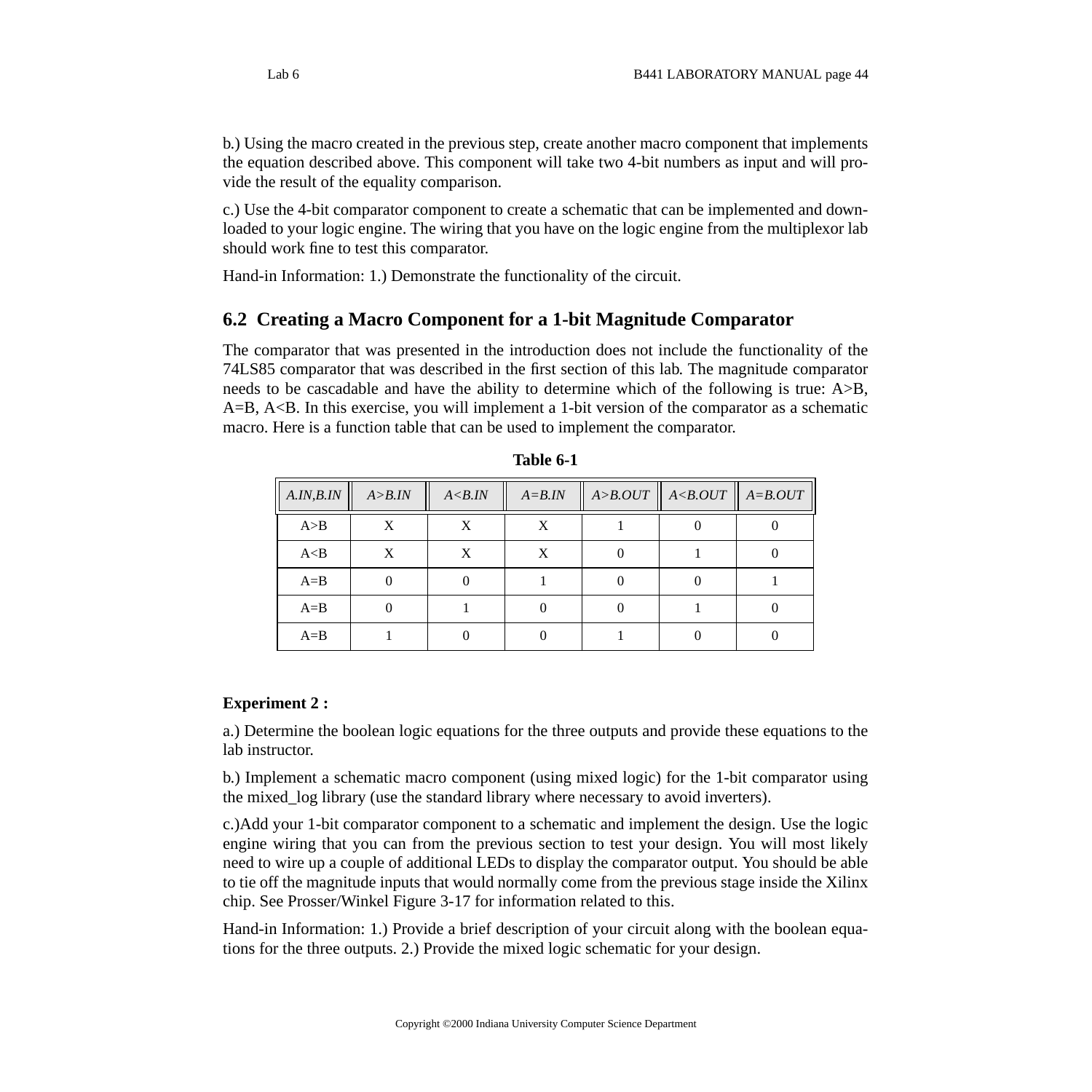b.) Using the macro created in the previous step, create another macro component that implements the equation described above. This component will take two 4-bit numbers as input and will provide the result of the equality comparison.

c.) Use the 4-bit comparator component to create a schematic that can be implemented and downloaded to your logic engine. The wiring that you have on the logic engine from the multiplexor lab should work fine to test this comparator.

Hand-in Information: 1.) Demonstrate the functionality of the circuit.

## 6.2 Creating a Macro Component for a 1-bit Magnitude Comparator

The comparator that was presented in the introduction does not include the functionality of the 74LS85 comparator that was described in the first section of this lab. The magnitude comparator needs to be cascadable and have the ability to determine which of the following is true: A>B, A=B, A<B. In this exercise, you will implement a 1-bit version of the comparator as a schematic macro. Here is a function table that can be used to implement the comparator.

**Table 6-1**

| *A.IN,B.IN* | *A>B.IN* | *A<B.IN* | *A=B.IN* | *A>B.OUT* | *A<B.OUT* | *A=B.OUT* |
|---|---|---|---|---|---|---|
| A>B | X | X | X | 1 | 0 | 0 |
| A<B | X | X | X | 0 | 1 | 0 |
| A=B | 0 | 0 | 1 | 0 | 0 | 1 |
| A=B | 0 | 1 | 0 | 0 | 1 | 0 |
| A=B | 1 | 0 | 0 | 1 | 0 | 0 |

**Experiment 2 :**

a.) Determine the boolean logic equations for the three outputs and provide these equations to the lab instructor.

b.) Implement a schematic macro component (using mixed logic) for the 1-bit comparator using the mixed_log library (use the standard library where necessary to avoid inverters).

c.)Add your 1-bit comparator component to a schematic and implement the design. Use the logic engine wiring that you can from the previous section to test your design. You will most likely need to wire up a couple of additional LEDs to display the comparator output. You should be able to tie off the magnitude inputs that would normally come from the previous stage inside the Xilinx chip. See Prosser/Winkel Figure 3-17 for information related to this.

Hand-in Information: 1.) Provide a brief description of your circuit along with the boolean equations for the three outputs. 2.) Provide the mixed logic schematic for your design.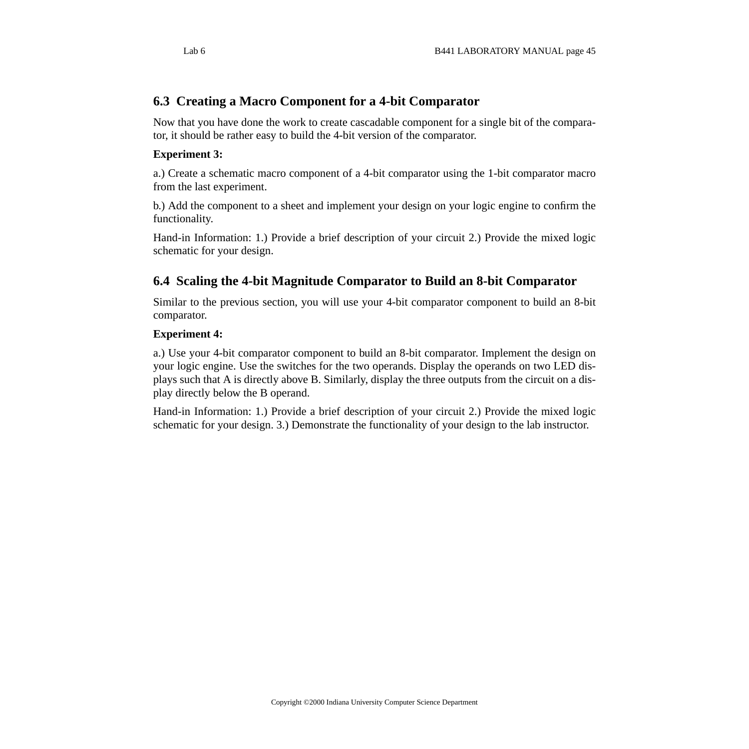## 6.3 Creating a Macro Component for a 4-bit Comparator

Now that you have done the work to create cascadable component for a single bit of the comparator, it should be rather easy to build the 4-bit version of the comparator.

**Experiment 3:**

a.) Create a schematic macro component of a 4-bit comparator using the 1-bit comparator macro from the last experiment.

b.) Add the component to a sheet and implement your design on your logic engine to confirm the functionality.

Hand-in Information: 1.) Provide a brief description of your circuit 2.) Provide the mixed logic schematic for your design.

## 6.4 Scaling the 4-bit Magnitude Comparator to Build an 8-bit Comparator

Similar to the previous section, you will use your 4-bit comparator component to build an 8-bit comparator.

**Experiment 4:**

a.) Use your 4-bit comparator component to build an 8-bit comparator. Implement the design on your logic engine. Use the switches for the two operands. Display the operands on two LED displays such that A is directly above B. Similarly, display the three outputs from the circuit on a display directly below the B operand.

Hand-in Information: 1.) Provide a brief description of your circuit 2.) Provide the mixed logic schematic for your design. 3.) Demonstrate the functionality of your design to the lab instructor.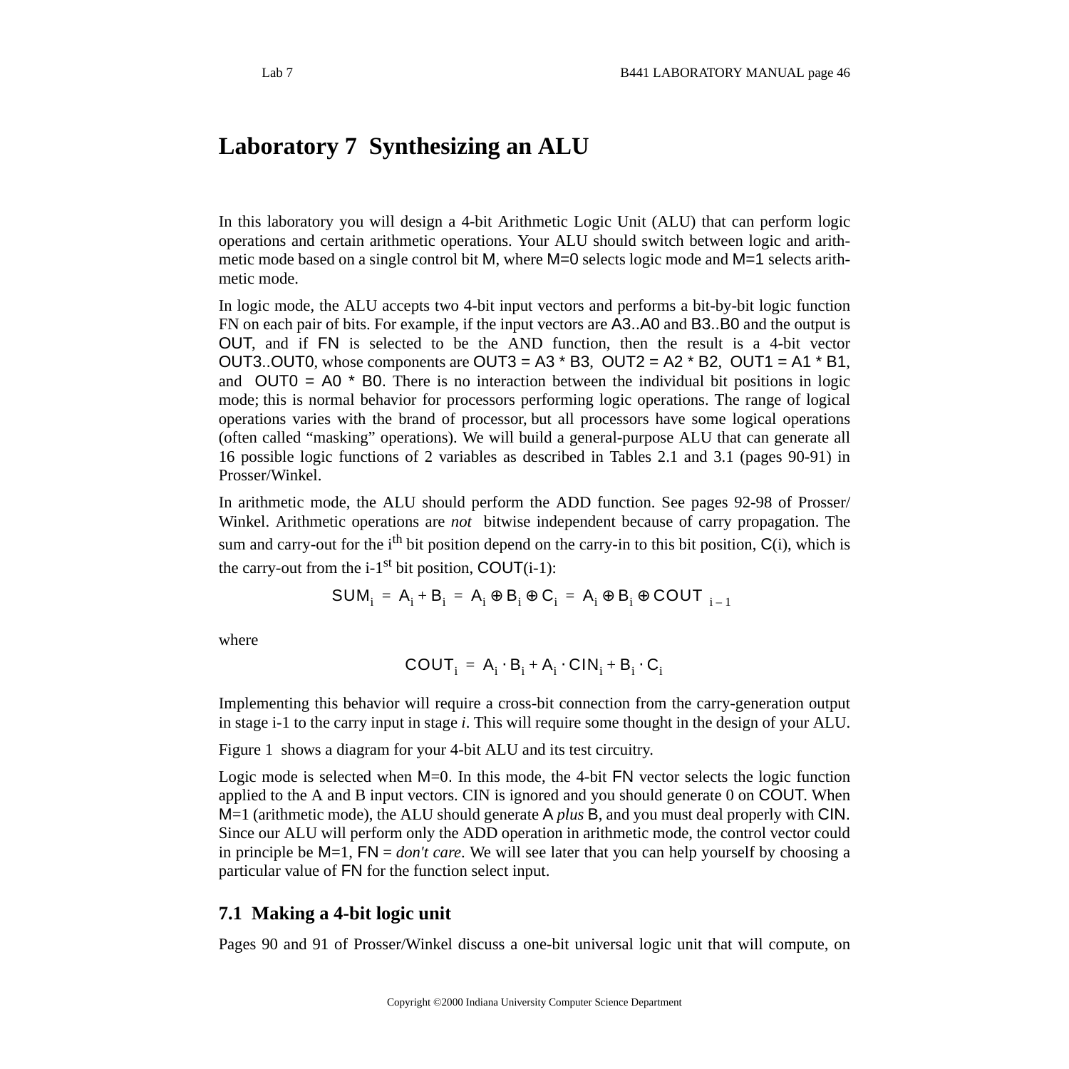# Laboratory 7 Synthesizing an ALU

In this laboratory you will design a 4-bit Arithmetic Logic Unit (ALU) that can perform logic operations and certain arithmetic operations. Your ALU should switch between logic and arithmetic mode based on a single control bit M, where M=0 selects logic mode and M=1 selects arithmetic mode.

In logic mode, the ALU accepts two 4-bit input vectors and performs a bit-by-bit logic function FN on each pair of bits. For example, if the input vectors are A3..A0 and B3..B0 and the output is OUT, and if FN is selected to be the AND function, then the result is a 4-bit vector OUT3..OUT0, whose components are OUT3 = A3 * B3, OUT2 = A2 * B2, OUT1 = A1 * B1, and OUT0 = A0 * B0. There is no interaction between the individual bit positions in logic mode; this is normal behavior for processors performing logic operations. The range of logical operations varies with the brand of processor, but all processors have some logical operations (often called "masking" operations). We will build a general-purpose ALU that can generate all 16 possible logic functions of 2 variables as described in Tables 2.1 and 3.1 (pages 90-91) in Prosser/Winkel.

In arithmetic mode, the ALU should perform the ADD function. See pages 92-98 of Prosser/Winkel. Arithmetic operations are *not* bitwise independent because of carry propagation. The sum and carry-out for the $i^{th}$ bit position depend on the carry-in to this bit position, C(i), which is the carry-out from the i-$1^{st}$ bit position, COUT(i-1):

$$SUM_i = A_i + B_i = A_i \oplus B_i \oplus C_i = A_i \oplus B_i \oplus COUT_{i-1}$$

where

$$COUT_i = A_i \cdot B_i + A_i \cdot CIN_i + B_i \cdot C_i$$

Implementing this behavior will require a cross-bit connection from the carry-generation output in stage i-1 to the carry input in stage *i*. This will require some thought in the design of your ALU.

Figure 1 shows a diagram for your 4-bit ALU and its test circuitry.

Logic mode is selected when M=0. In this mode, the 4-bit FN vector selects the logic function applied to the A and B input vectors. CIN is ignored and you should generate 0 on COUT. When M=1 (arithmetic mode), the ALU should generate A *plus* B, and you must deal properly with CIN. Since our ALU will perform only the ADD operation in arithmetic mode, the control vector could in principle be M=1, FN = *don't care*. We will see later that you can help yourself by choosing a particular value of FN for the function select input.

## 7.1 Making a 4-bit logic unit

Pages 90 and 91 of Prosser/Winkel discuss a one-bit universal logic unit that will compute, on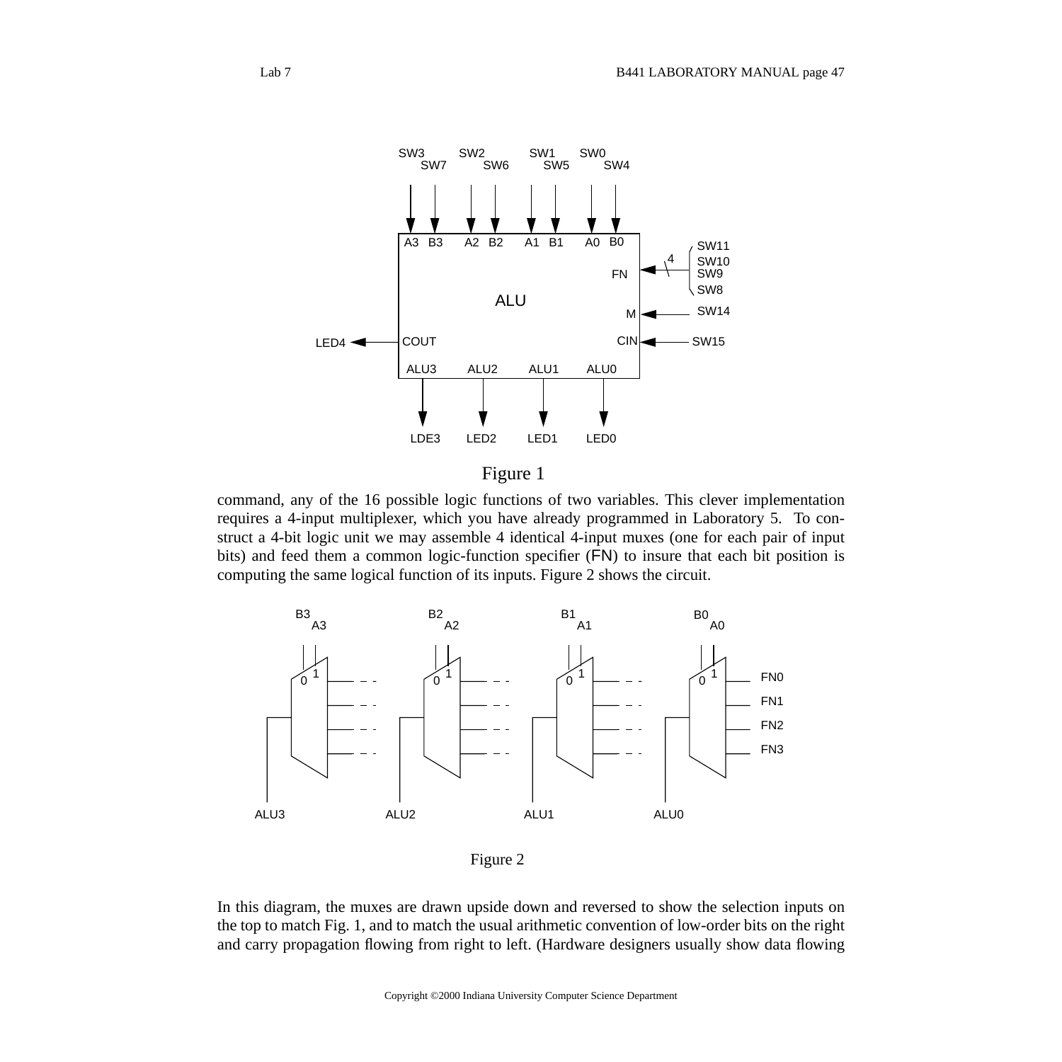Figure 1

command, any of the 16 possible logic functions of two variables. This clever implementation requires a 4-input multiplexer, which you have already programmed in Laboratory 5. To construct a 4-bit logic unit we may assemble 4 identical 4-input muxes (one for each pair of input bits) and feed them a common logic-function specifier (FN) to insure that each bit position is computing the same logical function of its inputs. Figure 2 shows the circuit.

Figure 2

In this diagram, the muxes are drawn upside down and reversed to show the selection inputs on the top to match Fig. 1, and to match the usual arithmetic convention of low-order bits on the right and carry propagation flowing from right to left. (Hardware designers usually show data flowing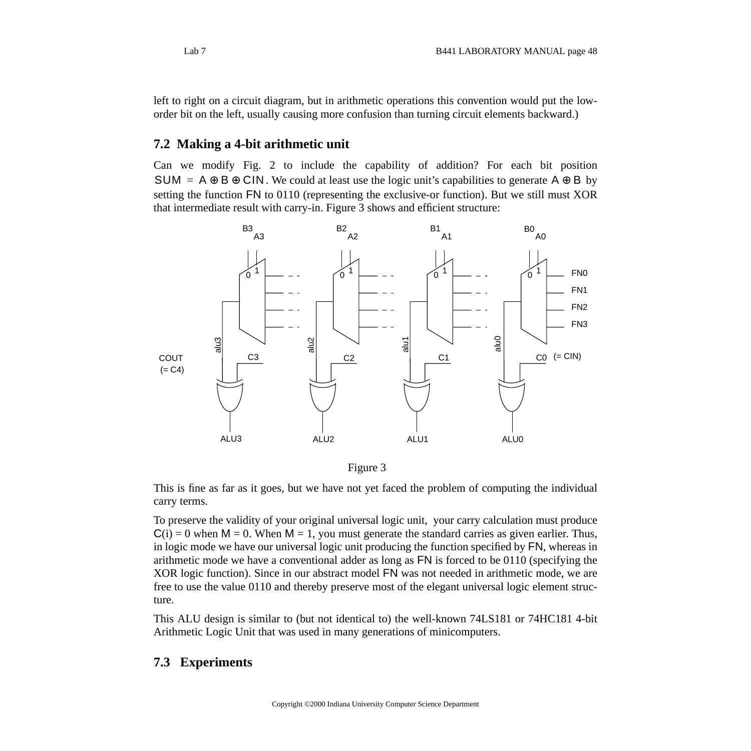left to right on a circuit diagram, but in arithmetic operations this convention would put the low-order bit on the left, usually causing more confusion than turning circuit elements backward.)

## 7.2 Making a 4-bit arithmetic unit

Can we modify Fig. 2 to include the capability of addition? For each bit position $SUM = A \oplus B \oplus CIN$. We could at least use the logic unit's capabilities to generate $A \oplus B$ by setting the function FN to 0110 (representing the exclusive-or function). But we still must XOR that intermediate result with carry-in. Figure 3 shows and efficient structure:

Figure 3

This is fine as far as it goes, but we have not yet faced the problem of computing the individual carry terms.

To preserve the validity of your original universal logic unit, your carry calculation must produce C(i) = 0 when M = 0. When M = 1, you must generate the standard carries as given earlier. Thus, in logic mode we have our universal logic unit producing the function specified by FN, whereas in arithmetic mode we have a conventional adder as long as FN is forced to be 0110 (specifying the XOR logic function). Since in our abstract model FN was not needed in arithmetic mode, we are free to use the value 0110 and thereby preserve most of the elegant universal logic element structure.

This ALU design is similar to (but not identical to) the well-known 74LS181 or 74HC181 4-bit Arithmetic Logic Unit that was used in many generations of minicomputers.

## 7.3 Experiments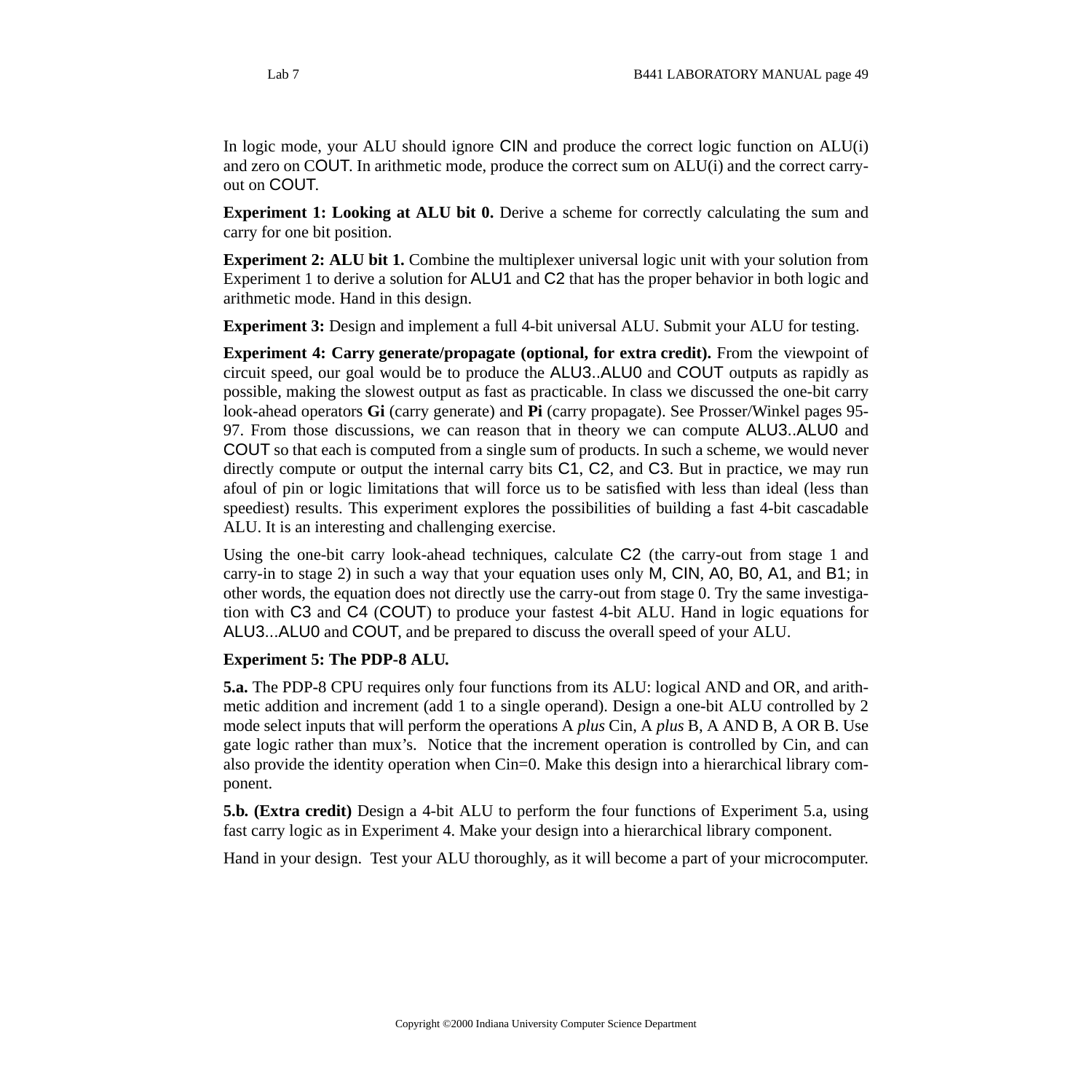In logic mode, your ALU should ignore CIN and produce the correct logic function on ALU(i) and zero on COUT. In arithmetic mode, produce the correct sum on ALU(i) and the correct carry-out on COUT.

**Experiment 1: Looking at ALU bit 0.** Derive a scheme for correctly calculating the sum and carry for one bit position.

**Experiment 2: ALU bit 1.** Combine the multiplexer universal logic unit with your solution from Experiment 1 to derive a solution for ALU1 and C2 that has the proper behavior in both logic and arithmetic mode. Hand in this design.

**Experiment 3:** Design and implement a full 4-bit universal ALU. Submit your ALU for testing.

**Experiment 4: Carry generate/propagate (optional, for extra credit).** From the viewpoint of circuit speed, our goal would be to produce the ALU3..ALU0 and COUT outputs as rapidly as possible, making the slowest output as fast as practicable. In class we discussed the one-bit carry look-ahead operators **Gi** (carry generate) and **Pi** (carry propagate). See Prosser/Winkel pages 95-97. From those discussions, we can reason that in theory we can compute ALU3..ALU0 and COUT so that each is computed from a single sum of products. In such a scheme, we would never directly compute or output the internal carry bits C1, C2, and C3. But in practice, we may run afoul of pin or logic limitations that will force us to be satisfied with less than ideal (less than speediest) results. This experiment explores the possibilities of building a fast 4-bit cascadable ALU. It is an interesting and challenging exercise.

Using the one-bit carry look-ahead techniques, calculate C2 (the carry-out from stage 1 and carry-in to stage 2) in such a way that your equation uses only M, CIN, A0, B0, A1, and B1; in other words, the equation does not directly use the carry-out from stage 0. Try the same investigation with C3 and C4 (COUT) to produce your fastest 4-bit ALU. Hand in logic equations for ALU3...ALU0 and COUT, and be prepared to discuss the overall speed of your ALU.

**Experiment 5: The PDP-8 ALU.**

**5.a.** The PDP-8 CPU requires only four functions from its ALU: logical AND and OR, and arithmetic addition and increment (add 1 to a single operand). Design a one-bit ALU controlled by 2 mode select inputs that will perform the operations A *plus* Cin, A *plus* B, A AND B, A OR B. Use gate logic rather than mux's. Notice that the increment operation is controlled by Cin, and can also provide the identity operation when Cin=0. Make this design into a hierarchical library component.

**5.b. (Extra credit)** Design a 4-bit ALU to perform the four functions of Experiment 5.a, using fast carry logic as in Experiment 4. Make your design into a hierarchical library component.

Hand in your design. Test your ALU thoroughly, as it will become a part of your microcomputer.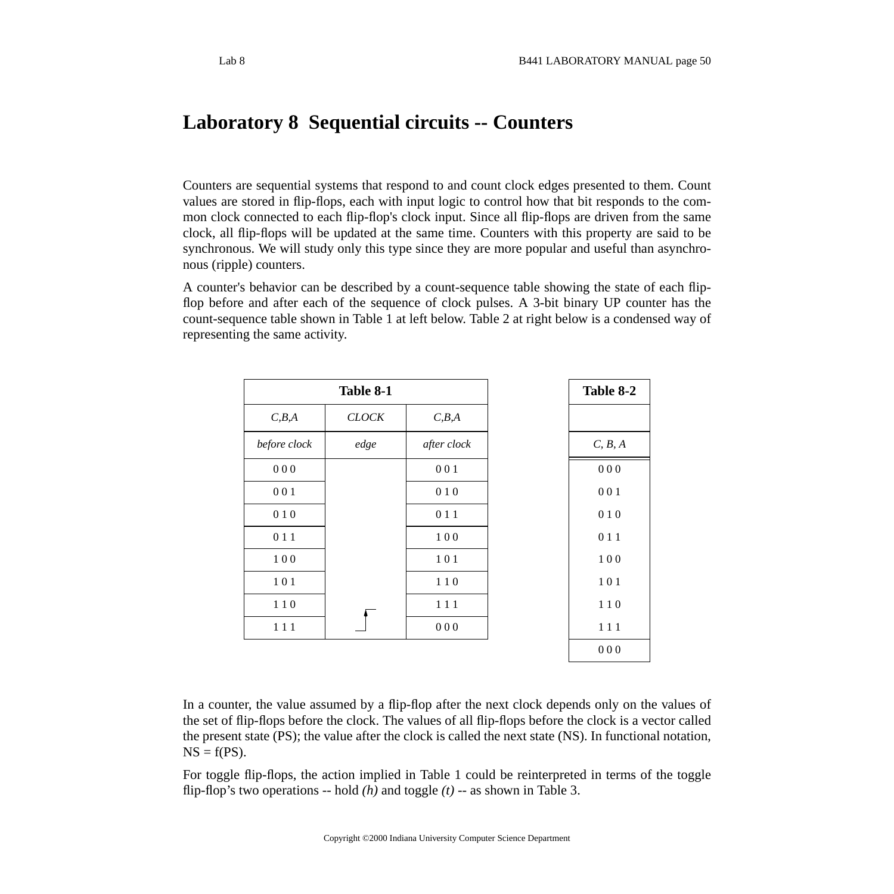# Laboratory 8 Sequential circuits -- Counters

Counters are sequential systems that respond to and count clock edges presented to them. Count values are stored in flip-flops, each with input logic to control how that bit responds to the common clock connected to each flip-flop's clock input. Since all flip-flops are driven from the same clock, all flip-flops will be updated at the same time. Counters with this property are said to be synchronous. We will study only this type since they are more popular and useful than asynchronous (ripple) counters.

A counter's behavior can be described by a count-sequence table showing the state of each flip-flop before and after each of the sequence of clock pulses. A 3-bit binary UP counter has the count-sequence table shown in Table 1 at left below. Table 2 at right below is a condensed way of representing the same activity.

| Table 8-1 | | |
|---|---|---|
| *C,B,A* | *CLOCK* | *C,B,A* |
| *before clock* | *edge* | *after clock* |
| 0 0 0 | | 0 0 1 |
| 0 0 1 | | 0 1 0 |
| 0 1 0 | | 0 1 1 |
| 0 1 1 | | 1 0 0 |
| 1 0 0 | | 1 0 1 |
| 1 0 1 | | 1 1 0 |
| 1 1 0 | | 1 1 1 |
| 1 1 1 | ↑ | 0 0 0 |

| Table 8-2 |
|---|
| |
| *C, B, A* |
| 0 0 0 |
| 0 0 1 |
| 0 1 0 |
| 0 1 1 |
| 1 0 0 |
| 1 0 1 |
| 1 1 0 |
| 1 1 1 |
| 0 0 0 |

In a counter, the value assumed by a flip-flop after the next clock depends only on the values of the set of flip-flops before the clock. The values of all flip-flops before the clock is a vector called the present state (PS); the value after the clock is called the next state (NS). In functional notation, NS = f(PS).

For toggle flip-flops, the action implied in Table 1 could be reinterpreted in terms of the toggle flip-flop's two operations -- hold *(h)* and toggle *(t)* -- as shown in Table 3.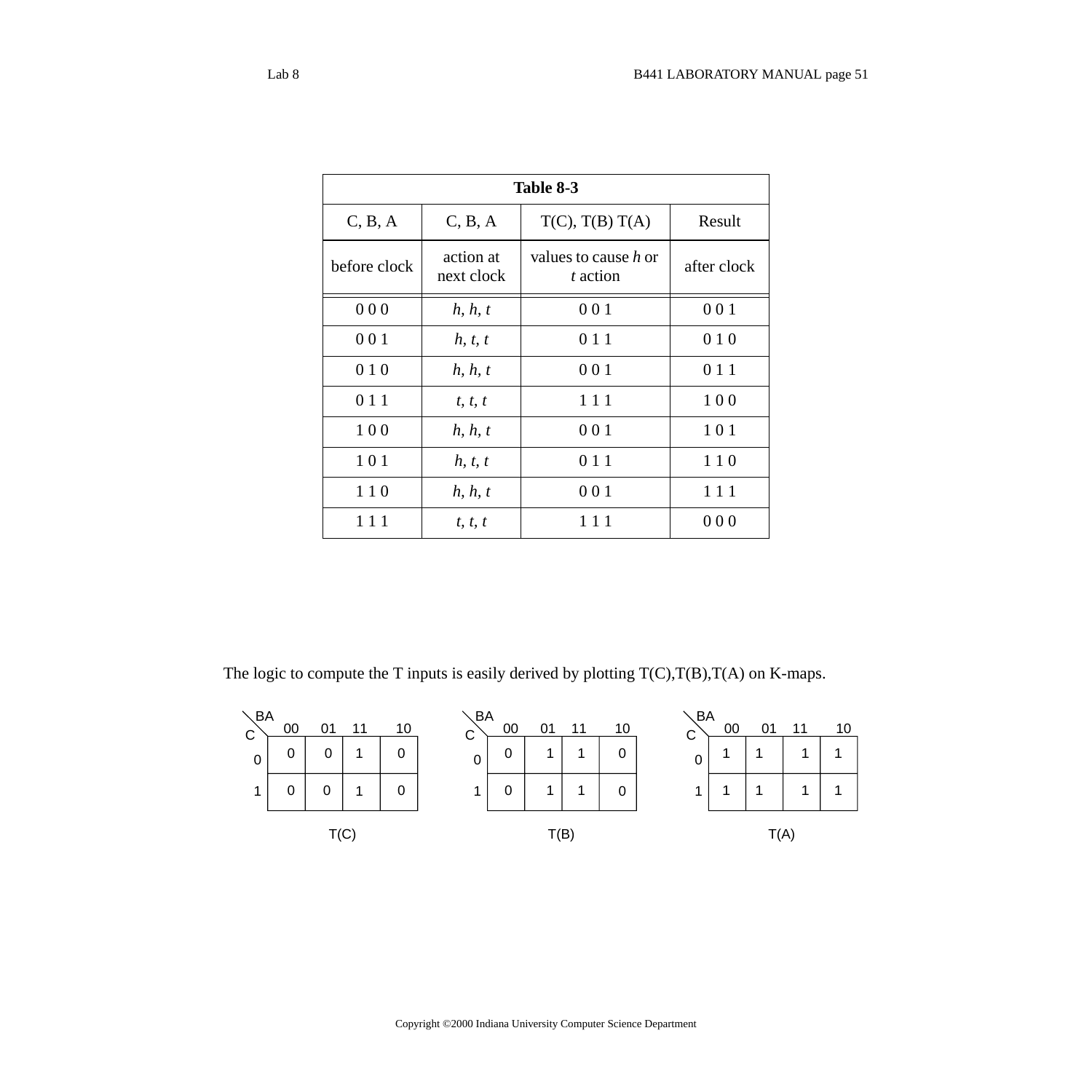| Table 8-3 | | | |
|---|---|---|---|
| C, B, A | C, B, A | T(C), T(B) T(A) | Result |
| before clock | action at next clock | values to cause *h* or *t* action | after clock |
| 0 0 0 | *h, h, t* | 0 0 1 | 0 0 1 |
| 0 0 1 | *h, t, t* | 0 1 1 | 0 1 0 |
| 0 1 0 | *h, h, t* | 0 0 1 | 0 1 1 |
| 0 1 1 | *t, t, t* | 1 1 1 | 1 0 0 |
| 1 0 0 | *h, h, t* | 0 0 1 | 1 0 1 |
| 1 0 1 | *h, t, t* | 0 1 1 | 1 1 0 |
| 1 1 0 | *h, h, t* | 0 0 1 | 1 1 1 |
| 1 1 1 | *t, t, t* | 1 1 1 | 0 0 0 |

The logic to compute the T inputs is easily derived by plotting T(C),T(B),T(A) on K-maps.

T(C)

| C \ BA | 00 | 01 | 11 | 10 |
|---|---|---|---|---|
| 0 | 0 | 0 | 1 | 0 |
| 1 | 0 | 0 | 1 | 0 |

T(B)

| C \ BA | 00 | 01 | 11 | 10 |
|---|---|---|---|---|
| 0 | 0 | 1 | 1 | 0 |
| 1 | 0 | 1 | 1 | 0 |

T(A)

| C \ BA | 00 | 01 | 11 | 10 |
|---|---|---|---|---|
| 0 | 1 | 1 | 1 | 1 |
| 1 | 1 | 1 | 1 | 1 |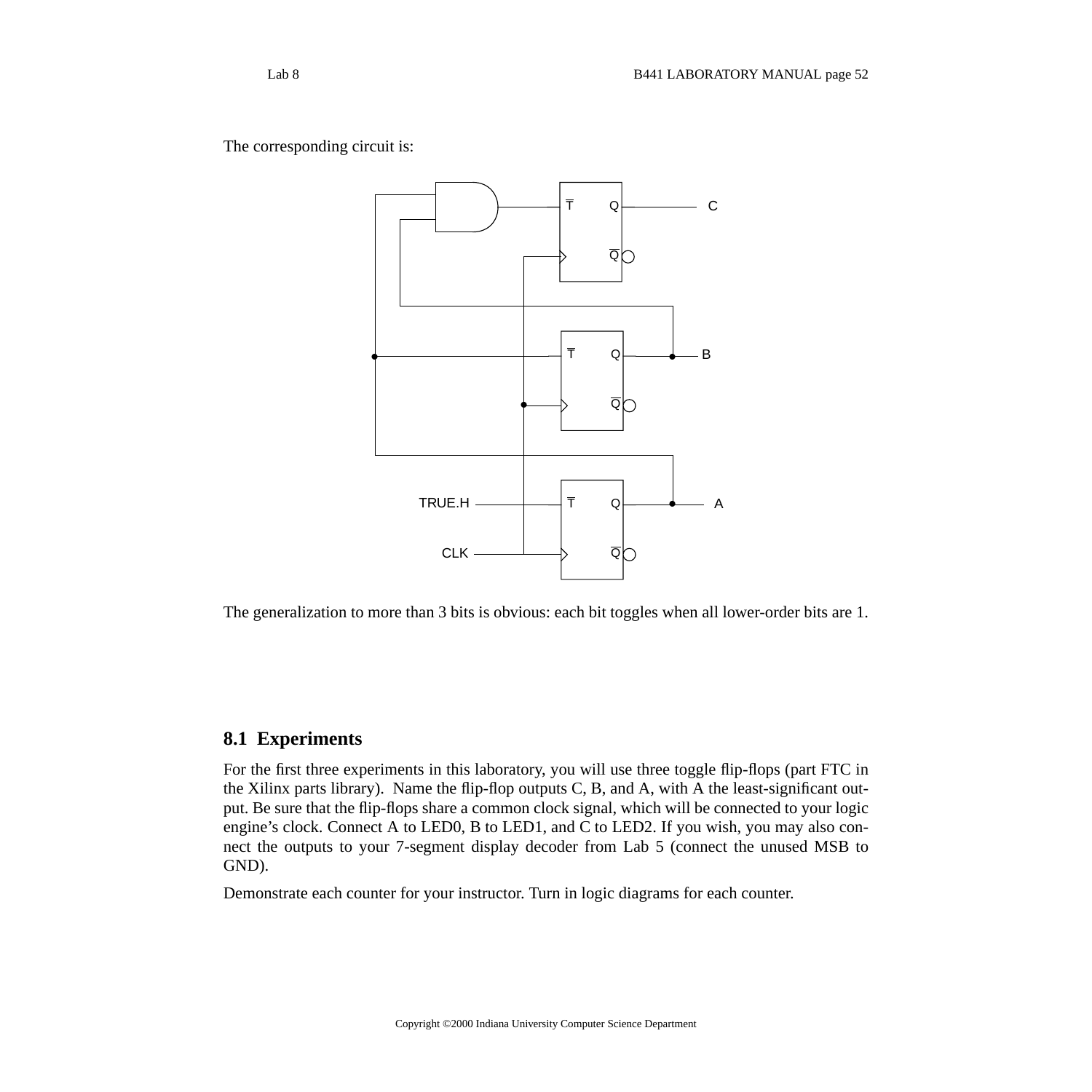The corresponding circuit is:

The generalization to more than 3 bits is obvious: each bit toggles when all lower-order bits are 1.

## 8.1 Experiments

For the first three experiments in this laboratory, you will use three toggle flip-flops (part FTC in the Xilinx parts library). Name the flip-flop outputs C, B, and A, with A the least-significant output. Be sure that the flip-flops share a common clock signal, which will be connected to your logic engine's clock. Connect A to LED0, B to LED1, and C to LED2. If you wish, you may also connect the outputs to your 7-segment display decoder from Lab 5 (connect the unused MSB to GND).

Demonstrate each counter for your instructor. Turn in logic diagrams for each counter.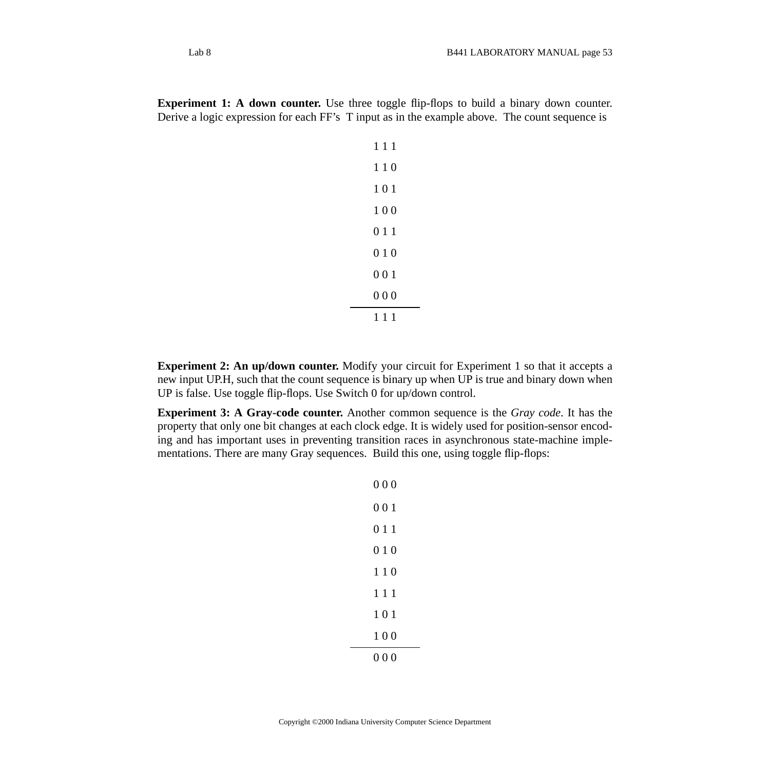**Experiment 1: A down counter.** Use three toggle flip-flops to build a binary down counter. Derive a logic expression for each FF's T input as in the example above. The count sequence is

```
1 1 1
1 1 0
1 0 1
1 0 0
0 1 1
0 1 0
0 0 1
0 0 0
-----
1 1 1
```

**Experiment 2: An up/down counter.** Modify your circuit for Experiment 1 so that it accepts a new input UP.H, such that the count sequence is binary up when UP is true and binary down when UP is false. Use toggle flip-flops. Use Switch 0 for up/down control.

**Experiment 3: A Gray-code counter.** Another common sequence is the *Gray code*. It has the property that only one bit changes at each clock edge. It is widely used for position-sensor encoding and has important uses in preventing transition races in asynchronous state-machine implementations. There are many Gray sequences. Build this one, using toggle flip-flops:

```
0 0 0
0 0 1
0 1 1
0 1 0
1 1 0
1 1 1
1 0 1
1 0 0
-----
0 0 0
```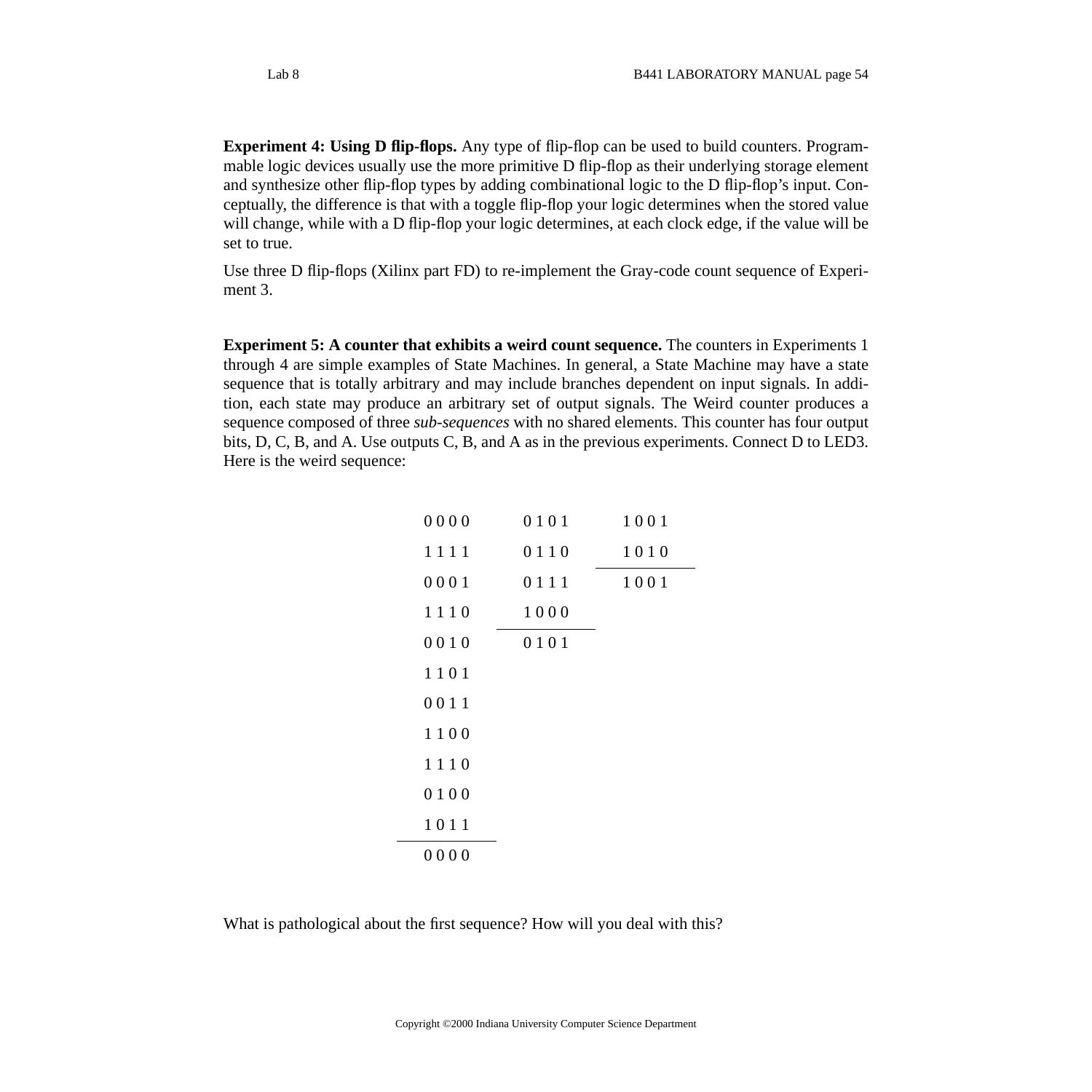**Experiment 4: Using D flip-flops.** Any type of flip-flop can be used to build counters. Programmable logic devices usually use the more primitive D flip-flop as their underlying storage element and synthesize other flip-flop types by adding combinational logic to the D flip-flop's input. Conceptually, the difference is that with a toggle flip-flop your logic determines when the stored value will change, while with a D flip-flop your logic determines, at each clock edge, if the value will be set to true.

Use three D flip-flops (Xilinx part FD) to re-implement the Gray-code count sequence of Experiment 3.

**Experiment 5: A counter that exhibits a weird count sequence.** The counters in Experiments 1 through 4 are simple examples of State Machines. In general, a State Machine may have a state sequence that is totally arbitrary and may include branches dependent on input signals. In addition, each state may produce an arbitrary set of output signals. The Weird counter produces a sequence composed of three *sub-sequences* with no shared elements. This counter has four output bits, D, C, B, and A. Use outputs C, B, and A as in the previous experiments. Connect D to LED3. Here is the weird sequence:

```
0000        0101        1001
1111        0110        1010
0001        0111        ----
1110        1000        1001
0010        ----
1101        0101
0011
1100
1110
0100
1011
----
0000
```

What is pathological about the first sequence? How will you deal with this?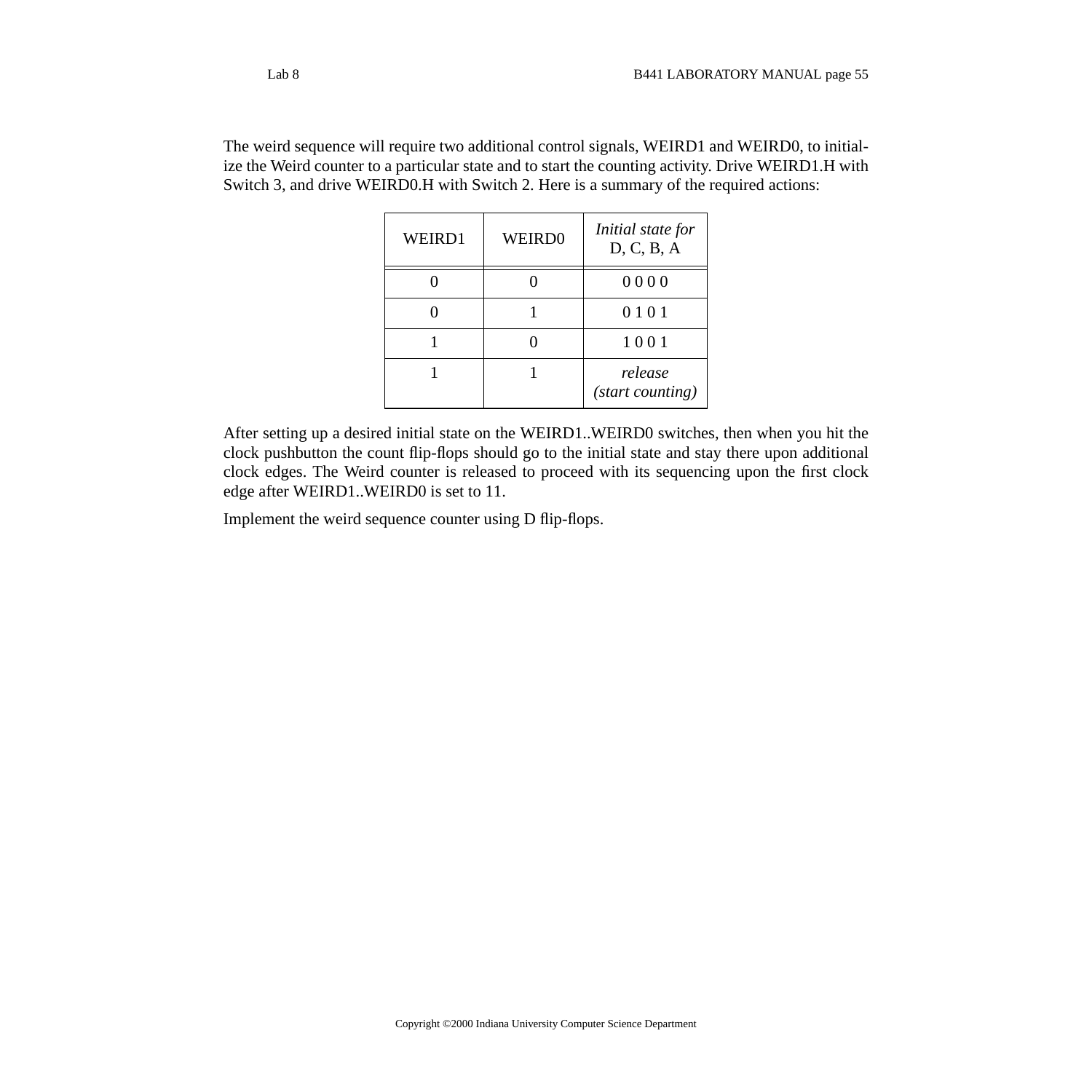The weird sequence will require two additional control signals, WEIRD1 and WEIRD0, to initialize the Weird counter to a particular state and to start the counting activity. Drive WEIRD1.H with Switch 3, and drive WEIRD0.H with Switch 2. Here is a summary of the required actions:

| WEIRD1 | WEIRD0 | *Initial state for* D, C, B, A |
|---|---|---|
| 0 | 0 | 0 0 0 0 |
| 0 | 1 | 0 1 0 1 |
| 1 | 0 | 1 0 0 1 |
| 1 | 1 | *release (start counting)* |

After setting up a desired initial state on the WEIRD1..WEIRD0 switches, then when you hit the clock pushbutton the count flip-flops should go to the initial state and stay there upon additional clock edges. The Weird counter is released to proceed with its sequencing upon the first clock edge after WEIRD1..WEIRD0 is set to 11.

Implement the weird sequence counter using D flip-flops.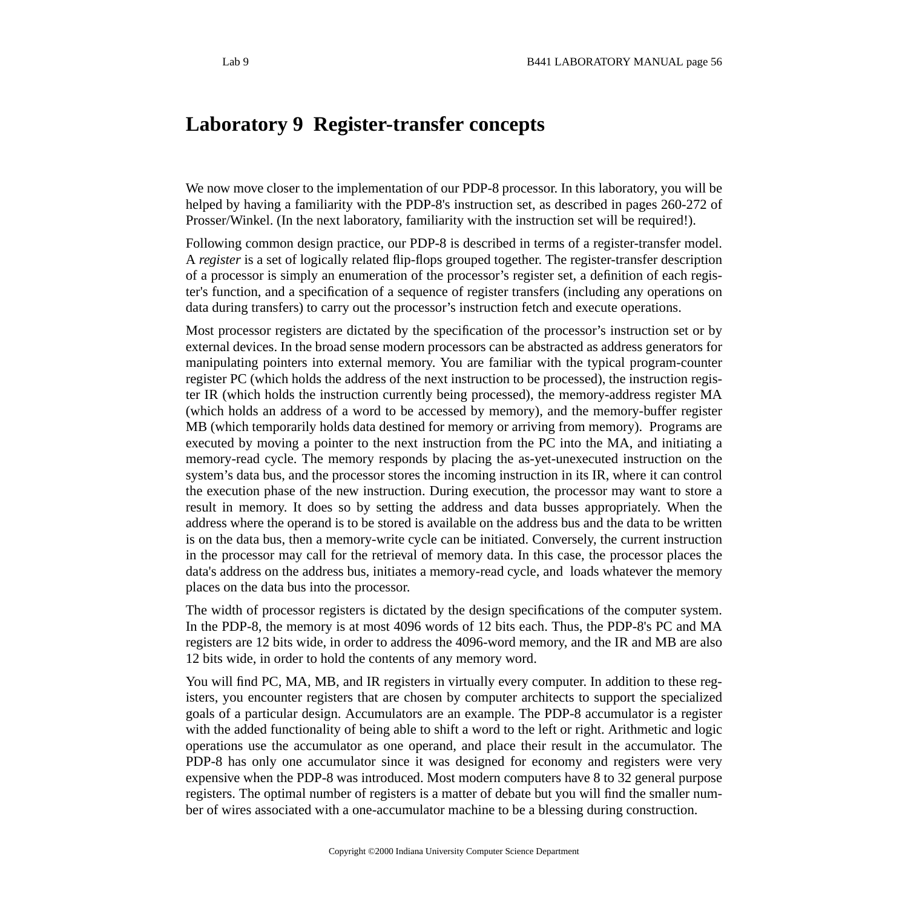# Laboratory 9 Register-transfer concepts

We now move closer to the implementation of our PDP-8 processor. In this laboratory, you will be helped by having a familiarity with the PDP-8's instruction set, as described in pages 260-272 of Prosser/Winkel. (In the next laboratory, familiarity with the instruction set will be required!).

Following common design practice, our PDP-8 is described in terms of a register-transfer model. A *register* is a set of logically related flip-flops grouped together. The register-transfer description of a processor is simply an enumeration of the processor's register set, a definition of each register's function, and a specification of a sequence of register transfers (including any operations on data during transfers) to carry out the processor's instruction fetch and execute operations.

Most processor registers are dictated by the specification of the processor's instruction set or by external devices. In the broad sense modern processors can be abstracted as address generators for manipulating pointers into external memory. You are familiar with the typical program-counter register PC (which holds the address of the next instruction to be processed), the instruction register IR (which holds the instruction currently being processed), the memory-address register MA (which holds an address of a word to be accessed by memory), and the memory-buffer register MB (which temporarily holds data destined for memory or arriving from memory). Programs are executed by moving a pointer to the next instruction from the PC into the MA, and initiating a memory-read cycle. The memory responds by placing the as-yet-unexecuted instruction on the system's data bus, and the processor stores the incoming instruction in its IR, where it can control the execution phase of the new instruction. During execution, the processor may want to store a result in memory. It does so by setting the address and data busses appropriately. When the address where the operand is to be stored is available on the address bus and the data to be written is on the data bus, then a memory-write cycle can be initiated. Conversely, the current instruction in the processor may call for the retrieval of memory data. In this case, the processor places the data's address on the address bus, initiates a memory-read cycle, and loads whatever the memory places on the data bus into the processor.

The width of processor registers is dictated by the design specifications of the computer system. In the PDP-8, the memory is at most 4096 words of 12 bits each. Thus, the PDP-8's PC and MA registers are 12 bits wide, in order to address the 4096-word memory, and the IR and MB are also 12 bits wide, in order to hold the contents of any memory word.

You will find PC, MA, MB, and IR registers in virtually every computer. In addition to these registers, you encounter registers that are chosen by computer architects to support the specialized goals of a particular design. Accumulators are an example. The PDP-8 accumulator is a register with the added functionality of being able to shift a word to the left or right. Arithmetic and logic operations use the accumulator as one operand, and place their result in the accumulator. The PDP-8 has only one accumulator since it was designed for economy and registers were very expensive when the PDP-8 was introduced. Most modern computers have 8 to 32 general purpose registers. The optimal number of registers is a matter of debate but you will find the smaller number of wires associated with a one-accumulator machine to be a blessing during construction.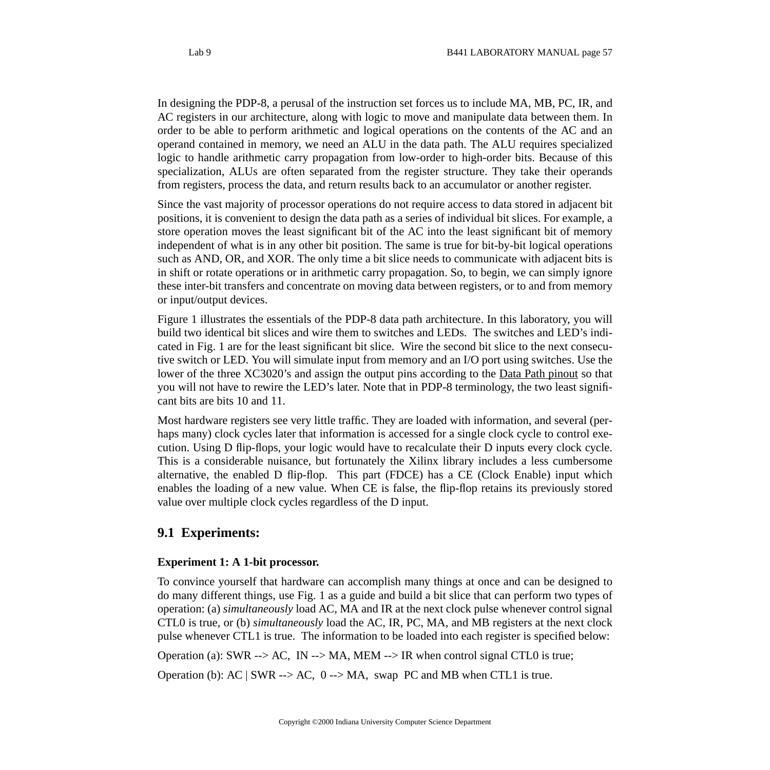In designing the PDP-8, a perusal of the instruction set forces us to include MA, MB, PC, IR, and AC registers in our architecture, along with logic to move and manipulate data between them. In order to be able to perform arithmetic and logical operations on the contents of the AC and an operand contained in memory, we need an ALU in the data path. The ALU requires specialized logic to handle arithmetic carry propagation from low-order to high-order bits. Because of this specialization, ALUs are often separated from the register structure. They take their operands from registers, process the data, and return results back to an accumulator or another register.

Since the vast majority of processor operations do not require access to data stored in adjacent bit positions, it is convenient to design the data path as a series of individual bit slices. For example, a store operation moves the least significant bit of the AC into the least significant bit of memory independent of what is in any other bit position. The same is true for bit-by-bit logical operations such as AND, OR, and XOR. The only time a bit slice needs to communicate with adjacent bits is in shift or rotate operations or in arithmetic carry propagation. So, to begin, we can simply ignore these inter-bit transfers and concentrate on moving data between registers, or to and from memory or input/output devices.

Figure 1 illustrates the essentials of the PDP-8 data path architecture. In this laboratory, you will build two identical bit slices and wire them to switches and LEDs. The switches and LED's indicated in Fig. 1 are for the least significant bit slice. Wire the second bit slice to the next consecutive switch or LED. You will simulate input from memory and an I/O port using switches. Use the lower of the three XC3020's and assign the output pins according to the Data Path pinout so that you will not have to rewire the LED's later. Note that in PDP-8 terminology, the two least significant bits are bits 10 and 11.

Most hardware registers see very little traffic. They are loaded with information, and several (perhaps many) clock cycles later that information is accessed for a single clock cycle to control execution. Using D flip-flops, your logic would have to recalculate their D inputs every clock cycle. This is a considerable nuisance, but fortunately the Xilinx library includes a less cumbersome alternative, the enabled D flip-flop. This part (FDCE) has a CE (Clock Enable) input which enables the loading of a new value. When CE is false, the flip-flop retains its previously stored value over multiple clock cycles regardless of the D input.

## 9.1 Experiments:

**Experiment 1: A 1-bit processor.**

To convince yourself that hardware can accomplish many things at once and can be designed to do many different things, use Fig. 1 as a guide and build a bit slice that can perform two types of operation: (a) *simultaneously* load AC, MA and IR at the next clock pulse whenever control signal CTL0 is true, or (b) *simultaneously* load the AC, IR, PC, MA, and MB registers at the next clock pulse whenever CTL1 is true. The information to be loaded into each register is specified below:

Operation (a): SWR --> AC, IN --> MA, MEM --> IR when control signal CTL0 is true;

Operation (b): AC | SWR --> AC, 0 --> MA, swap PC and MB when CTL1 is true.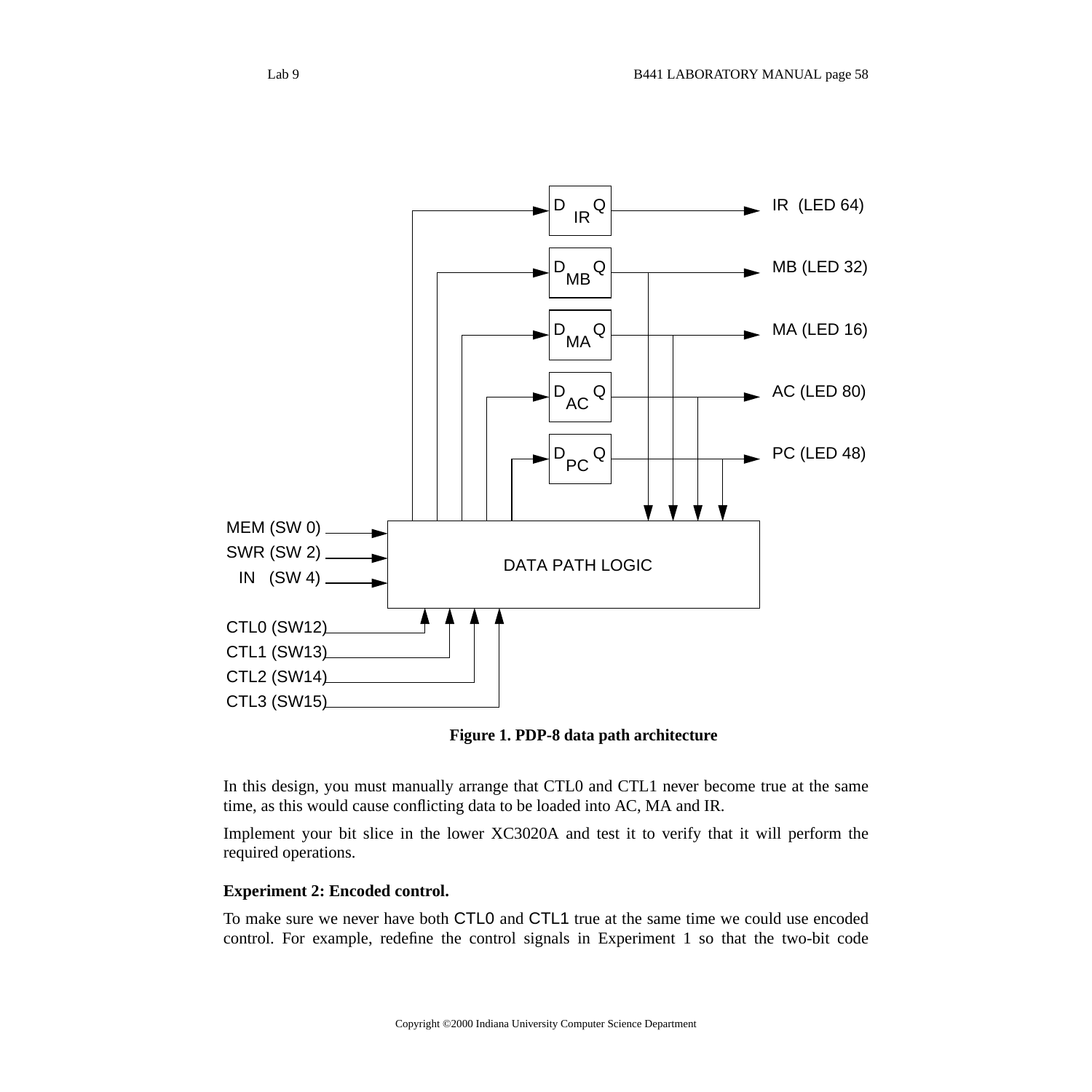Figure 1. PDP-8 data path architecture

In this design, you must manually arrange that CTL0 and CTL1 never become true at the same time, as this would cause conflicting data to be loaded into AC, MA and IR.

Implement your bit slice in the lower XC3020A and test it to verify that it will perform the required operations.

**Experiment 2: Encoded control.**

To make sure we never have both CTL0 and CTL1 true at the same time we could use encoded control. For example, redefine the control signals in Experiment 1 so that the two-bit code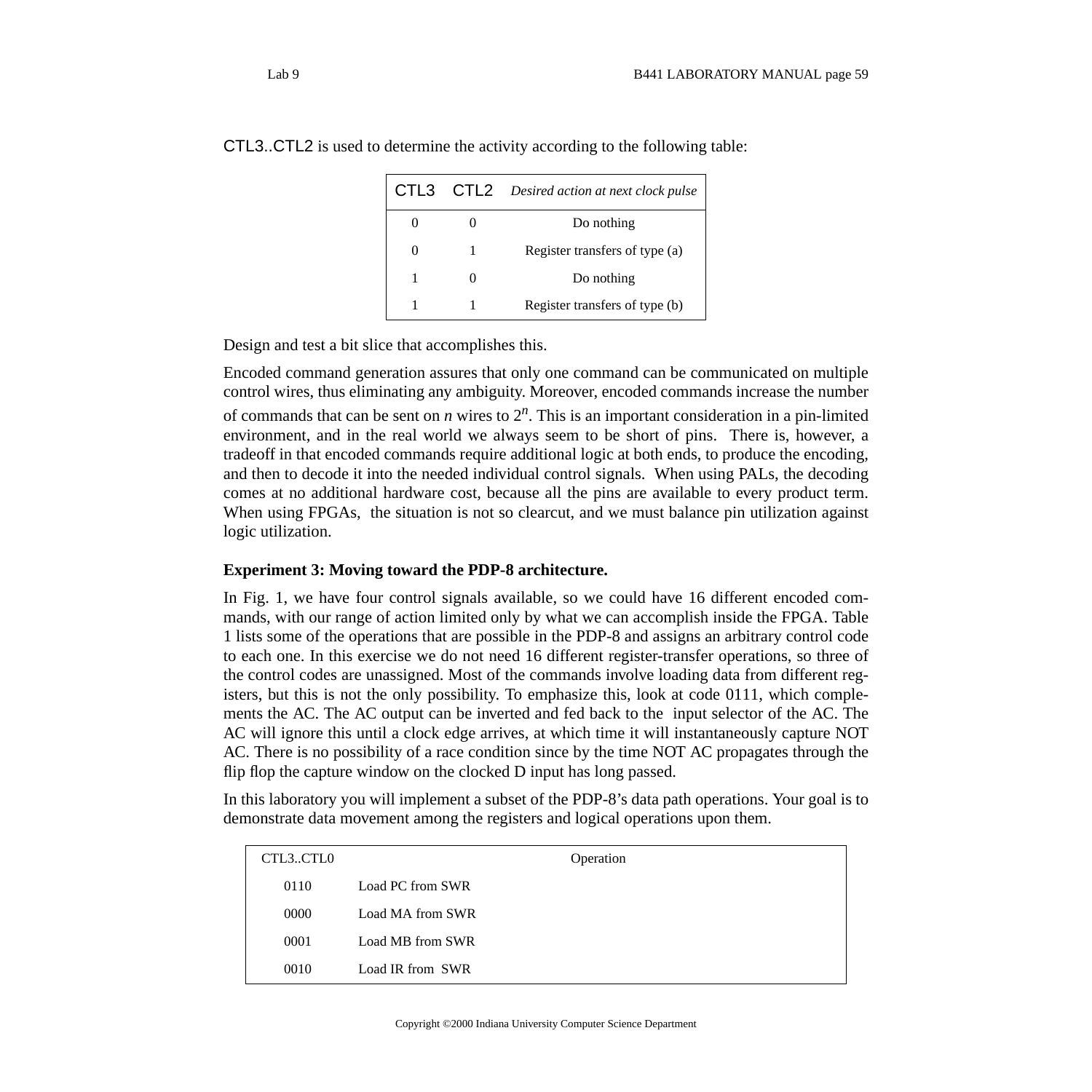CTL3..CTL2 is used to determine the activity according to the following table:

| CTL3 | CTL2 | *Desired action at next clock pulse* |
|---|---|---|
| 0 | 0 | Do nothing |
| 0 | 1 | Register transfers of type (a) |
| 1 | 0 | Do nothing |
| 1 | 1 | Register transfers of type (b) |

Design and test a bit slice that accomplishes this.

Encoded command generation assures that only one command can be communicated on multiple control wires, thus eliminating any ambiguity. Moreover, encoded commands increase the number of commands that can be sent on $n$ wires to $2^n$. This is an important consideration in a pin-limited environment, and in the real world we always seem to be short of pins. There is, however, a tradeoff in that encoded commands require additional logic at both ends, to produce the encoding, and then to decode it into the needed individual control signals. When using PALs, the decoding comes at no additional hardware cost, because all the pins are available to every product term. When using FPGAs, the situation is not so clearcut, and we must balance pin utilization against logic utilization.

**Experiment 3: Moving toward the PDP-8 architecture.**

In Fig. 1, we have four control signals available, so we could have 16 different encoded commands, with our range of action limited only by what we can accomplish inside the FPGA. Table 1 lists some of the operations that are possible in the PDP-8 and assigns an arbitrary control code to each one. In this exercise we do not need 16 different register-transfer operations, so three of the control codes are unassigned. Most of the commands involve loading data from different registers, but this is not the only possibility. To emphasize this, look at code 0111, which complements the AC. The AC output can be inverted and fed back to the input selector of the AC. The AC will ignore this until a clock edge arrives, at which time it will instantaneously capture NOT AC. There is no possibility of a race condition since by the time NOT AC propagates through the flip flop the capture window on the clocked D input has long passed.

In this laboratory you will implement a subset of the PDP-8's data path operations. Your goal is to demonstrate data movement among the registers and logical operations upon them.

| CTL3..CTL0 | Operation |
|---|---|
| 0110 | Load PC from SWR |
| 0000 | Load MA from SWR |
| 0001 | Load MB from SWR |
| 0010 | Load IR from SWR |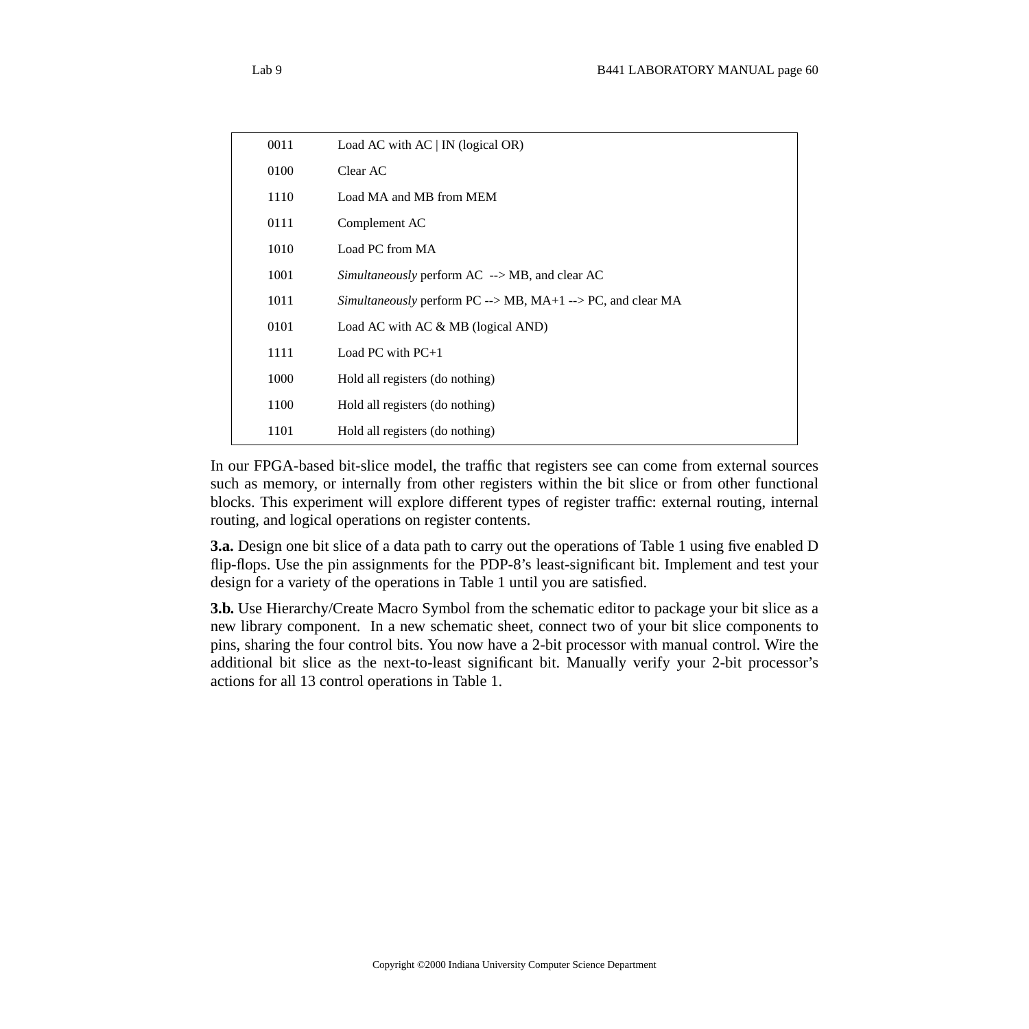| | |
|---|---|
| 0011 | Load AC with AC \| IN (logical OR) |
| 0100 | Clear AC |
| 1110 | Load MA and MB from MEM |
| 0111 | Complement AC |
| 1010 | Load PC from MA |
| 1001 | *Simultaneously* perform AC --> MB, and clear AC |
| 1011 | *Simultaneously* perform PC --> MB, MA+1 --> PC, and clear MA |
| 0101 | Load AC with AC & MB (logical AND) |
| 1111 | Load PC with PC+1 |
| 1000 | Hold all registers (do nothing) |
| 1100 | Hold all registers (do nothing) |
| 1101 | Hold all registers (do nothing) |

In our FPGA-based bit-slice model, the traffic that registers see can come from external sources such as memory, or internally from other registers within the bit slice or from other functional blocks. This experiment will explore different types of register traffic: external routing, internal routing, and logical operations on register contents.

**3.a.** Design one bit slice of a data path to carry out the operations of Table 1 using five enabled D flip-flops. Use the pin assignments for the PDP-8's least-significant bit. Implement and test your design for a variety of the operations in Table 1 until you are satisfied.

**3.b.** Use Hierarchy/Create Macro Symbol from the schematic editor to package your bit slice as a new library component. In a new schematic sheet, connect two of your bit slice components to pins, sharing the four control bits. You now have a 2-bit processor with manual control. Wire the additional bit slice as the next-to-least significant bit. Manually verify your 2-bit processor's actions for all 13 control operations in Table 1.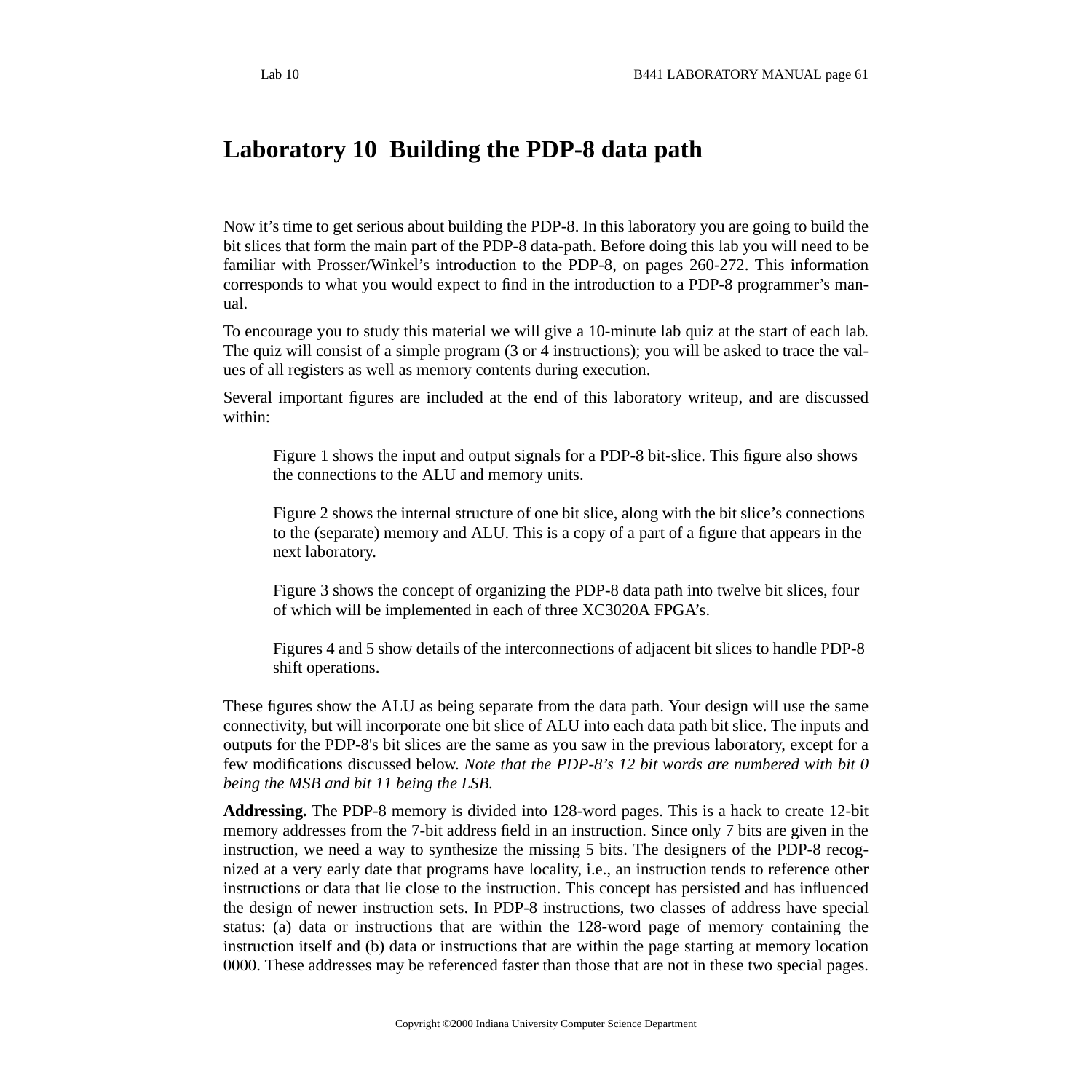# Laboratory 10 Building the PDP-8 data path

Now it's time to get serious about building the PDP-8. In this laboratory you are going to build the bit slices that form the main part of the PDP-8 data-path. Before doing this lab you will need to be familiar with Prosser/Winkel's introduction to the PDP-8, on pages 260-272. This information corresponds to what you would expect to find in the introduction to a PDP-8 programmer's manual.

To encourage you to study this material we will give a 10-minute lab quiz at the start of each lab. The quiz will consist of a simple program (3 or 4 instructions); you will be asked to trace the values of all registers as well as memory contents during execution.

Several important figures are included at the end of this laboratory writeup, and are discussed within:

> Figure 1 shows the input and output signals for a PDP-8 bit-slice. This figure also shows the connections to the ALU and memory units.
>
> Figure 2 shows the internal structure of one bit slice, along with the bit slice's connections to the (separate) memory and ALU. This is a copy of a part of a figure that appears in the next laboratory.
>
> Figure 3 shows the concept of organizing the PDP-8 data path into twelve bit slices, four of which will be implemented in each of three XC3020A FPGA's.
>
> Figures 4 and 5 show details of the interconnections of adjacent bit slices to handle PDP-8 shift operations.

These figures show the ALU as being separate from the data path. Your design will use the same connectivity, but will incorporate one bit slice of ALU into each data path bit slice. The inputs and outputs for the PDP-8's bit slices are the same as you saw in the previous laboratory, except for a few modifications discussed below. *Note that the PDP-8's 12 bit words are numbered with bit 0 being the MSB and bit 11 being the LSB.*

**Addressing.** The PDP-8 memory is divided into 128-word pages. This is a hack to create 12-bit memory addresses from the 7-bit address field in an instruction. Since only 7 bits are given in the instruction, we need a way to synthesize the missing 5 bits. The designers of the PDP-8 recognized at a very early date that programs have locality, i.e., an instruction tends to reference other instructions or data that lie close to the instruction. This concept has persisted and has influenced the design of newer instruction sets. In PDP-8 instructions, two classes of address have special status: (a) data or instructions that are within the 128-word page of memory containing the instruction itself and (b) data or instructions that are within the page starting at memory location 0000. These addresses may be referenced faster than those that are not in these two special pages.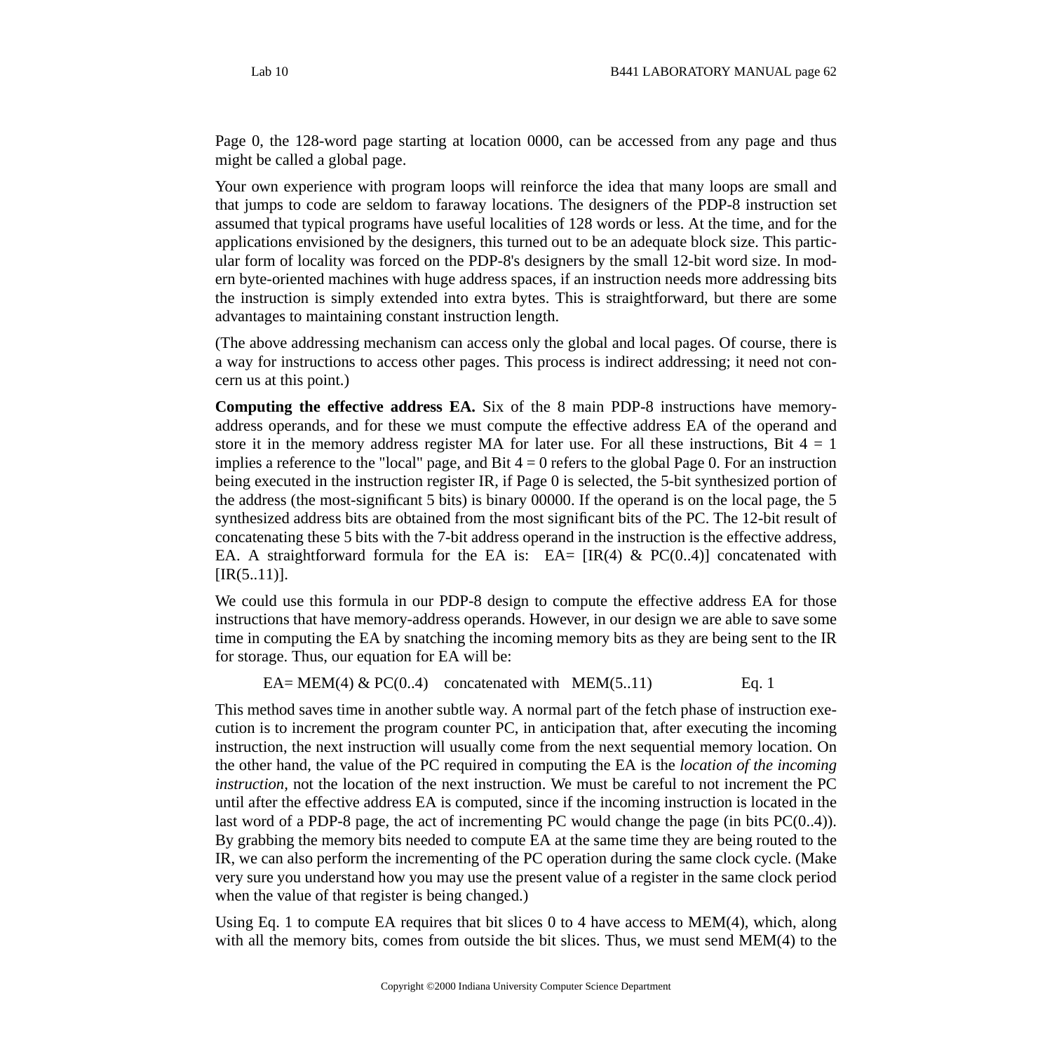Page 0, the 128-word page starting at location 0000, can be accessed from any page and thus might be called a global page.

Your own experience with program loops will reinforce the idea that many loops are small and that jumps to code are seldom to faraway locations. The designers of the PDP-8 instruction set assumed that typical programs have useful localities of 128 words or less. At the time, and for the applications envisioned by the designers, this turned out to be an adequate block size. This particular form of locality was forced on the PDP-8's designers by the small 12-bit word size. In modern byte-oriented machines with huge address spaces, if an instruction needs more addressing bits the instruction is simply extended into extra bytes. This is straightforward, but there are some advantages to maintaining constant instruction length.

(The above addressing mechanism can access only the global and local pages. Of course, there is a way for instructions to access other pages. This process is indirect addressing; it need not concern us at this point.)

**Computing the effective address EA.** Six of the 8 main PDP-8 instructions have memory-address operands, and for these we must compute the effective address EA of the operand and store it in the memory address register MA for later use. For all these instructions, Bit 4 = 1 implies a reference to the "local" page, and Bit 4 = 0 refers to the global Page 0. For an instruction being executed in the instruction register IR, if Page 0 is selected, the 5-bit synthesized portion of the address (the most-significant 5 bits) is binary 00000. If the operand is on the local page, the 5 synthesized address bits are obtained from the most significant bits of the PC. The 12-bit result of concatenating these 5 bits with the 7-bit address operand in the instruction is the effective address, EA. A straightforward formula for the EA is: EA= [IR(4) & PC(0..4)] concatenated with [IR(5..11)].

We could use this formula in our PDP-8 design to compute the effective address EA for those instructions that have memory-address operands. However, in our design we are able to save some time in computing the EA by snatching the incoming memory bits as they are being sent to the IR for storage. Thus, our equation for EA will be:

EA= MEM(4) & PC(0..4) concatenated with MEM(5..11) Eq. 1

This method saves time in another subtle way. A normal part of the fetch phase of instruction execution is to increment the program counter PC, in anticipation that, after executing the incoming instruction, the next instruction will usually come from the next sequential memory location. On the other hand, the value of the PC required in computing the EA is the *location of the incoming instruction,* not the location of the next instruction. We must be careful to not increment the PC until after the effective address EA is computed, since if the incoming instruction is located in the last word of a PDP-8 page, the act of incrementing PC would change the page (in bits PC(0..4)). By grabbing the memory bits needed to compute EA at the same time they are being routed to the IR, we can also perform the incrementing of the PC operation during the same clock cycle. (Make very sure you understand how you may use the present value of a register in the same clock period when the value of that register is being changed.)

Using Eq. 1 to compute EA requires that bit slices 0 to 4 have access to MEM(4), which, along with all the memory bits, comes from outside the bit slices. Thus, we must send MEM(4) to the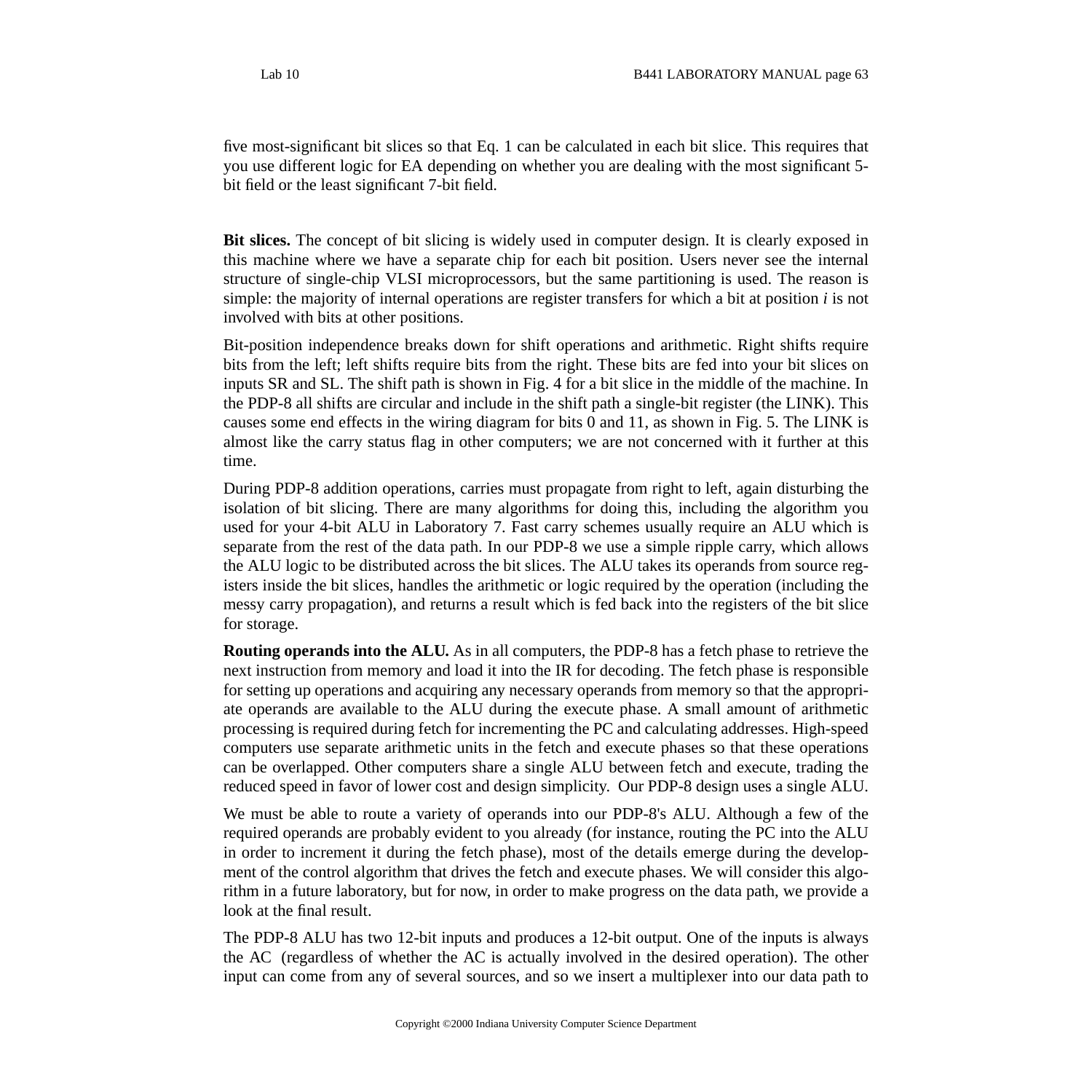five most-significant bit slices so that Eq. 1 can be calculated in each bit slice. This requires that you use different logic for EA depending on whether you are dealing with the most significant 5-bit field or the least significant 7-bit field.

**Bit slices.** The concept of bit slicing is widely used in computer design. It is clearly exposed in this machine where we have a separate chip for each bit position. Users never see the internal structure of single-chip VLSI microprocessors, but the same partitioning is used. The reason is simple: the majority of internal operations are register transfers for which a bit at position *i* is not involved with bits at other positions.

Bit-position independence breaks down for shift operations and arithmetic. Right shifts require bits from the left; left shifts require bits from the right. These bits are fed into your bit slices on inputs SR and SL. The shift path is shown in Fig. 4 for a bit slice in the middle of the machine. In the PDP-8 all shifts are circular and include in the shift path a single-bit register (the LINK). This causes some end effects in the wiring diagram for bits 0 and 11, as shown in Fig. 5. The LINK is almost like the carry status flag in other computers; we are not concerned with it further at this time.

During PDP-8 addition operations, carries must propagate from right to left, again disturbing the isolation of bit slicing. There are many algorithms for doing this, including the algorithm you used for your 4-bit ALU in Laboratory 7. Fast carry schemes usually require an ALU which is separate from the rest of the data path. In our PDP-8 we use a simple ripple carry, which allows the ALU logic to be distributed across the bit slices. The ALU takes its operands from source registers inside the bit slices, handles the arithmetic or logic required by the operation (including the messy carry propagation), and returns a result which is fed back into the registers of the bit slice for storage.

**Routing operands into the ALU.** As in all computers, the PDP-8 has a fetch phase to retrieve the next instruction from memory and load it into the IR for decoding. The fetch phase is responsible for setting up operations and acquiring any necessary operands from memory so that the appropriate operands are available to the ALU during the execute phase. A small amount of arithmetic processing is required during fetch for incrementing the PC and calculating addresses. High-speed computers use separate arithmetic units in the fetch and execute phases so that these operations can be overlapped. Other computers share a single ALU between fetch and execute, trading the reduced speed in favor of lower cost and design simplicity. Our PDP-8 design uses a single ALU.

We must be able to route a variety of operands into our PDP-8's ALU. Although a few of the required operands are probably evident to you already (for instance, routing the PC into the ALU in order to increment it during the fetch phase), most of the details emerge during the development of the control algorithm that drives the fetch and execute phases. We will consider this algorithm in a future laboratory, but for now, in order to make progress on the data path, we provide a look at the final result.

The PDP-8 ALU has two 12-bit inputs and produces a 12-bit output. One of the inputs is always the AC (regardless of whether the AC is actually involved in the desired operation). The other input can come from any of several sources, and so we insert a multiplexer into our data path to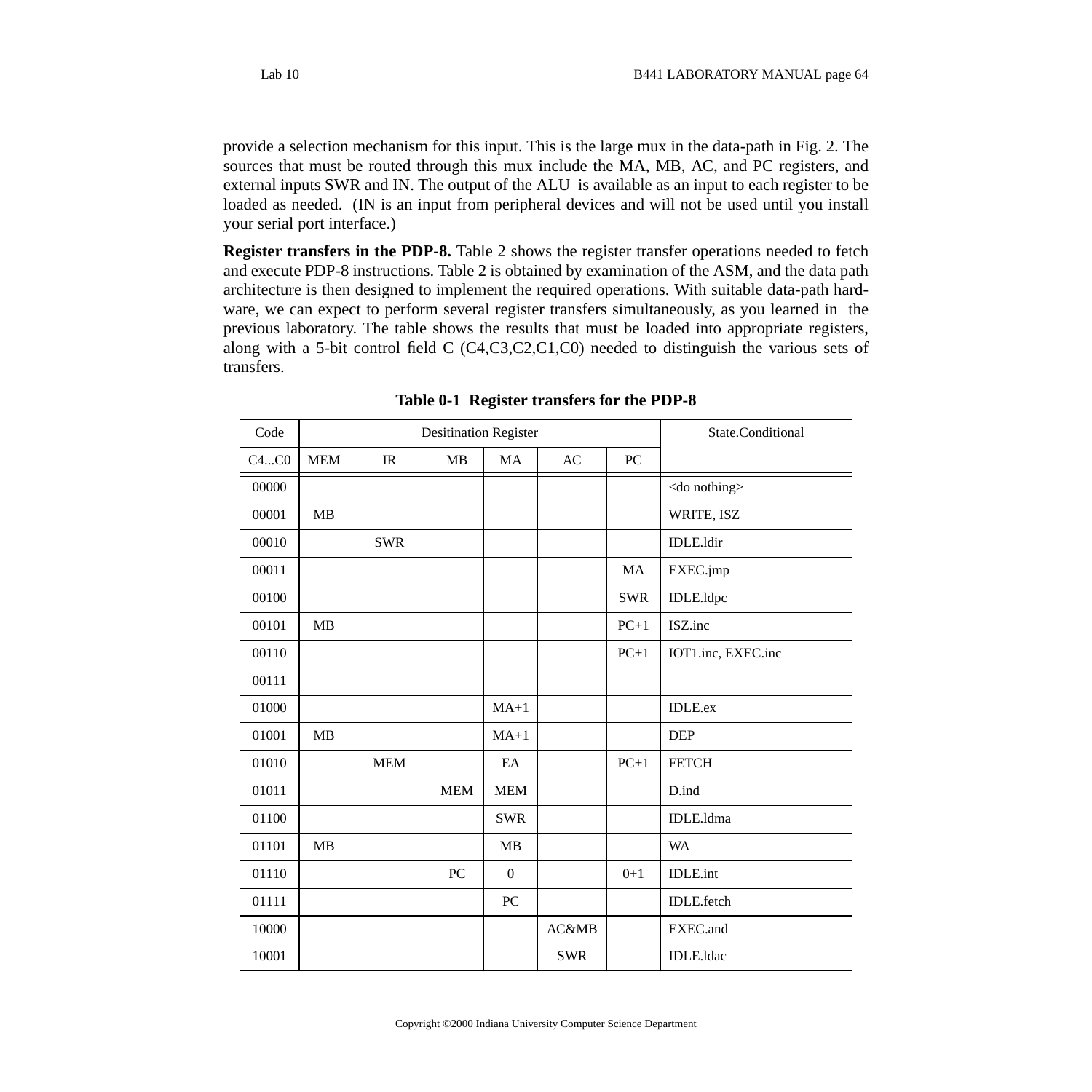provide a selection mechanism for this input. This is the large mux in the data-path in Fig. 2. The sources that must be routed through this mux include the MA, MB, AC, and PC registers, and external inputs SWR and IN. The output of the ALU is available as an input to each register to be loaded as needed. (IN is an input from peripheral devices and will not be used until you install your serial port interface.)

**Register transfers in the PDP-8.** Table 2 shows the register transfer operations needed to fetch and execute PDP-8 instructions. Table 2 is obtained by examination of the ASM, and the data path architecture is then designed to implement the required operations. With suitable data-path hardware, we can expect to perform several register transfers simultaneously, as you learned in the previous laboratory. The table shows the results that must be loaded into appropriate registers, along with a 5-bit control field C (C4,C3,C2,C1,C0) needed to distinguish the various sets of transfers.

**Table 0-1 Register transfers for the PDP-8**

| Code | Desitination Register | | | | | | State.Conditional |
|---|---|---|---|---|---|---|---|
| C4...C0 | MEM | IR | MB | MA | AC | PC | |
| 00000 | | | | | | | <do nothing> |
| 00001 | MB | | | | | | WRITE, ISZ |
| 00010 | | SWR | | | | | IDLE.ldir |
| 00011 | | | | | | MA | EXEC.jmp |
| 00100 | | | | | | SWR | IDLE.ldpc |
| 00101 | MB | | | | | PC+1 | ISZ.inc |
| 00110 | | | | | | PC+1 | IOT1.inc, EXEC.inc |
| 00111 | | | | | | | |
| 01000 | | | | MA+1 | | | IDLE.ex |
| 01001 | MB | | | MA+1 | | | DEP |
| 01010 | | MEM | | EA | | PC+1 | FETCH |
| 01011 | | | MEM | MEM | | | D.ind |
| 01100 | | | | SWR | | | IDLE.ldma |
| 01101 | MB | | | MB | | | WA |
| 01110 | | | PC | 0 | | 0+1 | IDLE.int |
| 01111 | | | | PC | | | IDLE.fetch |
| 10000 | | | | | AC&MB | | EXEC.and |
| 10001 | | | | | SWR | | IDLE.ldac |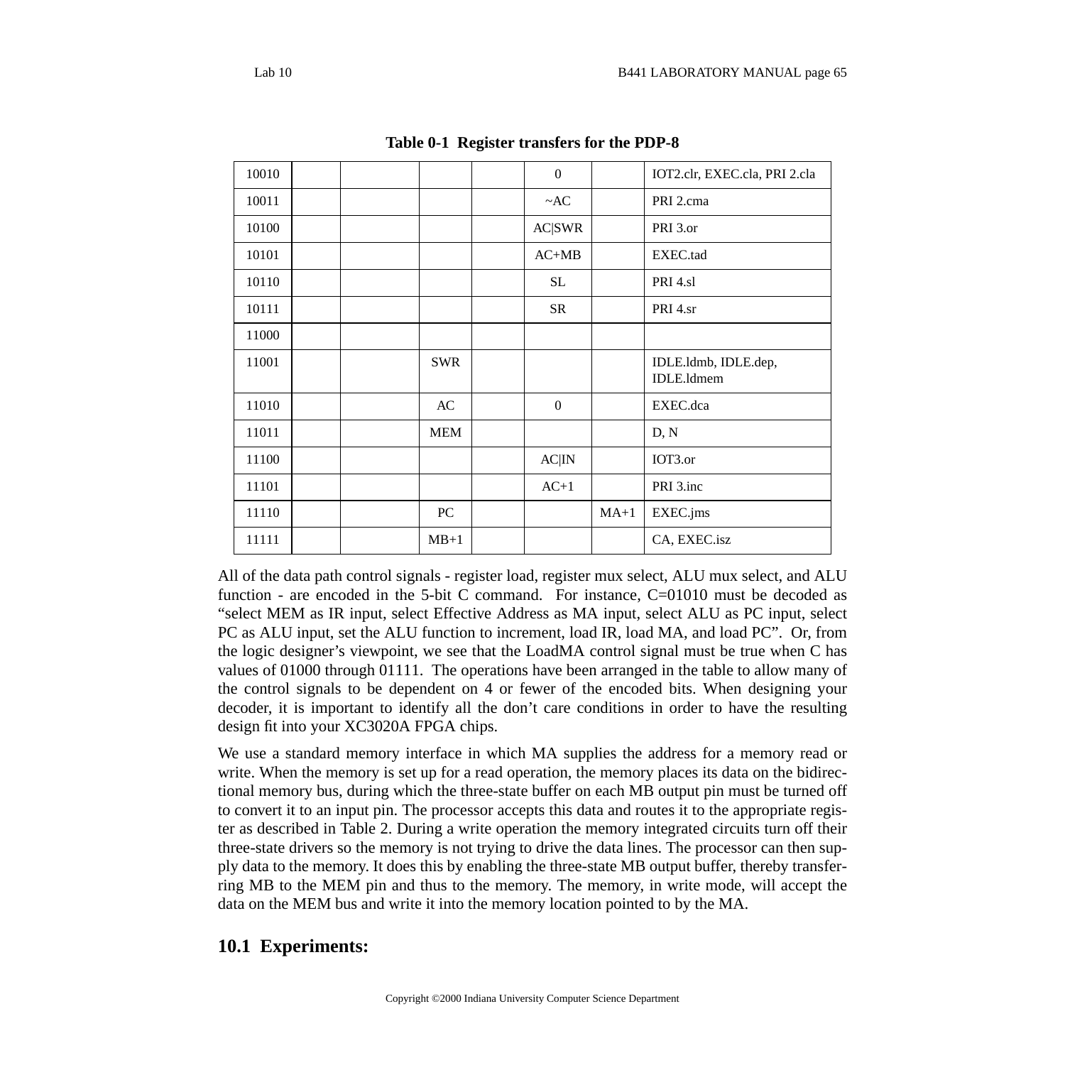**Table 0-1 Register transfers for the PDP-8**

| | | | | | | | |
|---|---|---|---|---|---|---|---|
| 10010 | | | | | 0 | | IOT2.clr, EXEC.cla, PRI 2.cla |
| 10011 | | | | | ~AC | | PRI 2.cma |
| 10100 | | | | | AC\|SWR | | PRI 3.or |
| 10101 | | | | | AC+MB | | EXEC.tad |
| 10110 | | | | | SL | | PRI 4.sl |
| 10111 | | | | | SR | | PRI 4.sr |
| 11000 | | | | | | | |
| 11001 | | | SWR | | | | IDLE.ldmb, IDLE.dep, IDLE.ldmem |
| 11010 | | | AC | | 0 | | EXEC.dca |
| 11011 | | | MEM | | | | D, N |
| 11100 | | | | | AC\|IN | | IOT3.or |
| 11101 | | | | | AC+1 | | PRI 3.inc |
| 11110 | | | PC | | | MA+1 | EXEC.jms |
| 11111 | | | MB+1 | | | | CA, EXEC.isz |

All of the data path control signals - register load, register mux select, ALU mux select, and ALU function - are encoded in the 5-bit C command. For instance, C=01010 must be decoded as "select MEM as IR input, select Effective Address as MA input, select ALU as PC input, select PC as ALU input, set the ALU function to increment, load IR, load MA, and load PC". Or, from the logic designer's viewpoint, we see that the LoadMA control signal must be true when C has values of 01000 through 01111. The operations have been arranged in the table to allow many of the control signals to be dependent on 4 or fewer of the encoded bits. When designing your decoder, it is important to identify all the don't care conditions in order to have the resulting design fit into your XC3020A FPGA chips.

We use a standard memory interface in which MA supplies the address for a memory read or write. When the memory is set up for a read operation, the memory places its data on the bidirectional memory bus, during which the three-state buffer on each MB output pin must be turned off to convert it to an input pin. The processor accepts this data and routes it to the appropriate register as described in Table 2. During a write operation the memory integrated circuits turn off their three-state drivers so the memory is not trying to drive the data lines. The processor can then supply data to the memory. It does this by enabling the three-state MB output buffer, thereby transferring MB to the MEM pin and thus to the memory. The memory, in write mode, will accept the data on the MEM bus and write it into the memory location pointed to by the MA.

## 10.1 Experiments: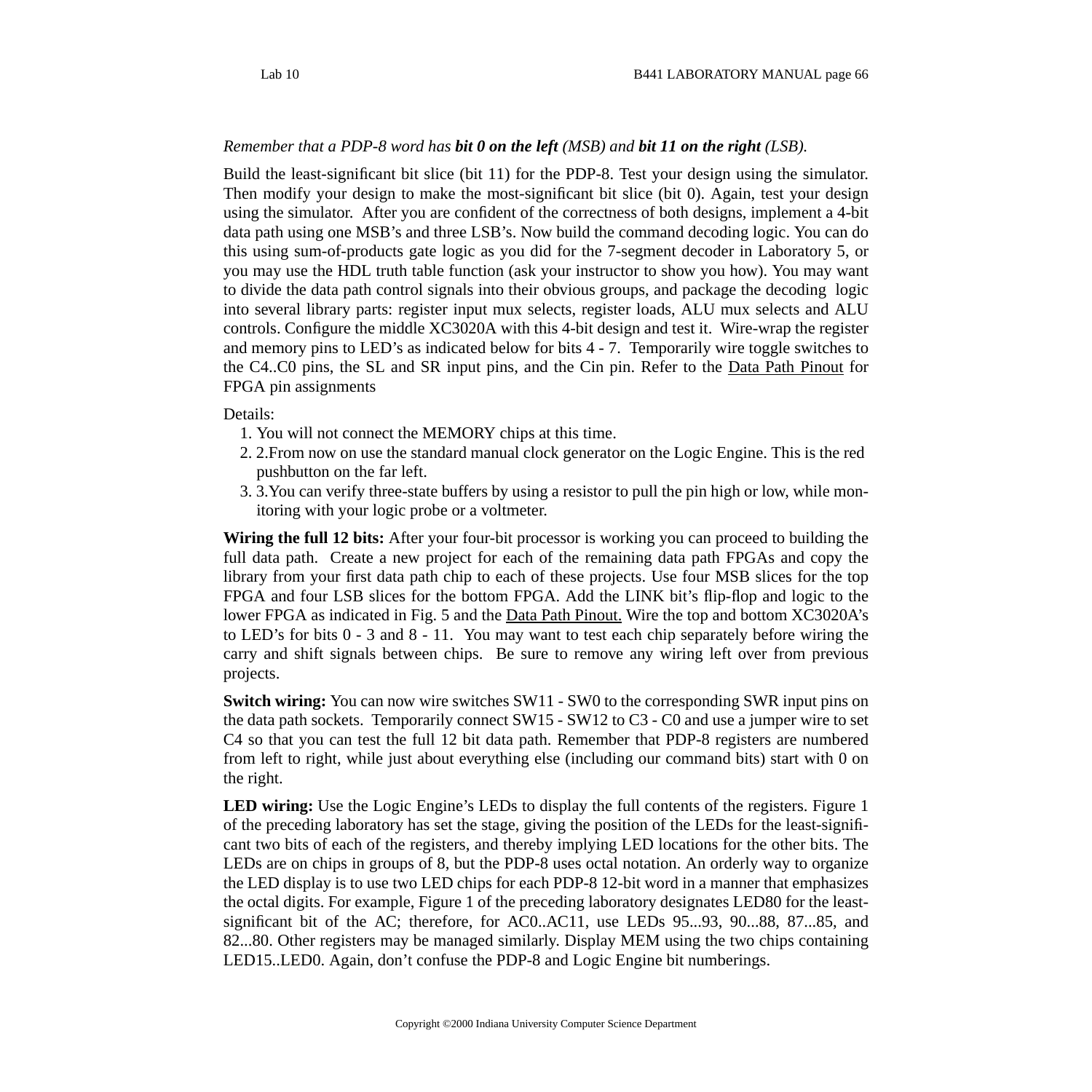*Remember that a PDP-8 word has **bit 0 on the left** (MSB) and **bit 11 on the right** (LSB).*

Build the least-significant bit slice (bit 11) for the PDP-8. Test your design using the simulator. Then modify your design to make the most-significant bit slice (bit 0). Again, test your design using the simulator. After you are confident of the correctness of both designs, implement a 4-bit data path using one MSB's and three LSB's. Now build the command decoding logic. You can do this using sum-of-products gate logic as you did for the 7-segment decoder in Laboratory 5, or you may use the HDL truth table function (ask your instructor to show you how). You may want to divide the data path control signals into their obvious groups, and package the decoding logic into several library parts: register input mux selects, register loads, ALU mux selects and ALU controls. Configure the middle XC3020A with this 4-bit design and test it. Wire-wrap the register and memory pins to LED's as indicated below for bits 4 - 7. Temporarily wire toggle switches to the C4..C0 pins, the SL and SR input pins, and the Cin pin. Refer to the Data Path Pinout for FPGA pin assignments

Details:

1. You will not connect the MEMORY chips at this time.
2. 2.From now on use the standard manual clock generator on the Logic Engine. This is the red pushbutton on the far left.
3. 3.You can verify three-state buffers by using a resistor to pull the pin high or low, while monitoring with your logic probe or a voltmeter.

**Wiring the full 12 bits:** After your four-bit processor is working you can proceed to building the full data path. Create a new project for each of the remaining data path FPGAs and copy the library from your first data path chip to each of these projects. Use four MSB slices for the top FPGA and four LSB slices for the bottom FPGA. Add the LINK bit's flip-flop and logic to the lower FPGA as indicated in Fig. 5 and the Data Path Pinout. Wire the top and bottom XC3020A's to LED's for bits 0 - 3 and 8 - 11. You may want to test each chip separately before wiring the carry and shift signals between chips. Be sure to remove any wiring left over from previous projects.

**Switch wiring:** You can now wire switches SW11 - SW0 to the corresponding SWR input pins on the data path sockets. Temporarily connect SW15 - SW12 to C3 - C0 and use a jumper wire to set C4 so that you can test the full 12 bit data path. Remember that PDP-8 registers are numbered from left to right, while just about everything else (including our command bits) start with 0 on the right.

**LED wiring:** Use the Logic Engine's LEDs to display the full contents of the registers. Figure 1 of the preceding laboratory has set the stage, giving the position of the LEDs for the least-significant two bits of each of the registers, and thereby implying LED locations for the other bits. The LEDs are on chips in groups of 8, but the PDP-8 uses octal notation. An orderly way to organize the LED display is to use two LED chips for each PDP-8 12-bit word in a manner that emphasizes the octal digits. For example, Figure 1 of the preceding laboratory designates LED80 for the least-significant bit of the AC; therefore, for AC0..AC11, use LEDs 95...93, 90...88, 87...85, and 82...80. Other registers may be managed similarly. Display MEM using the two chips containing LED15..LED0. Again, don't confuse the PDP-8 and Logic Engine bit numberings.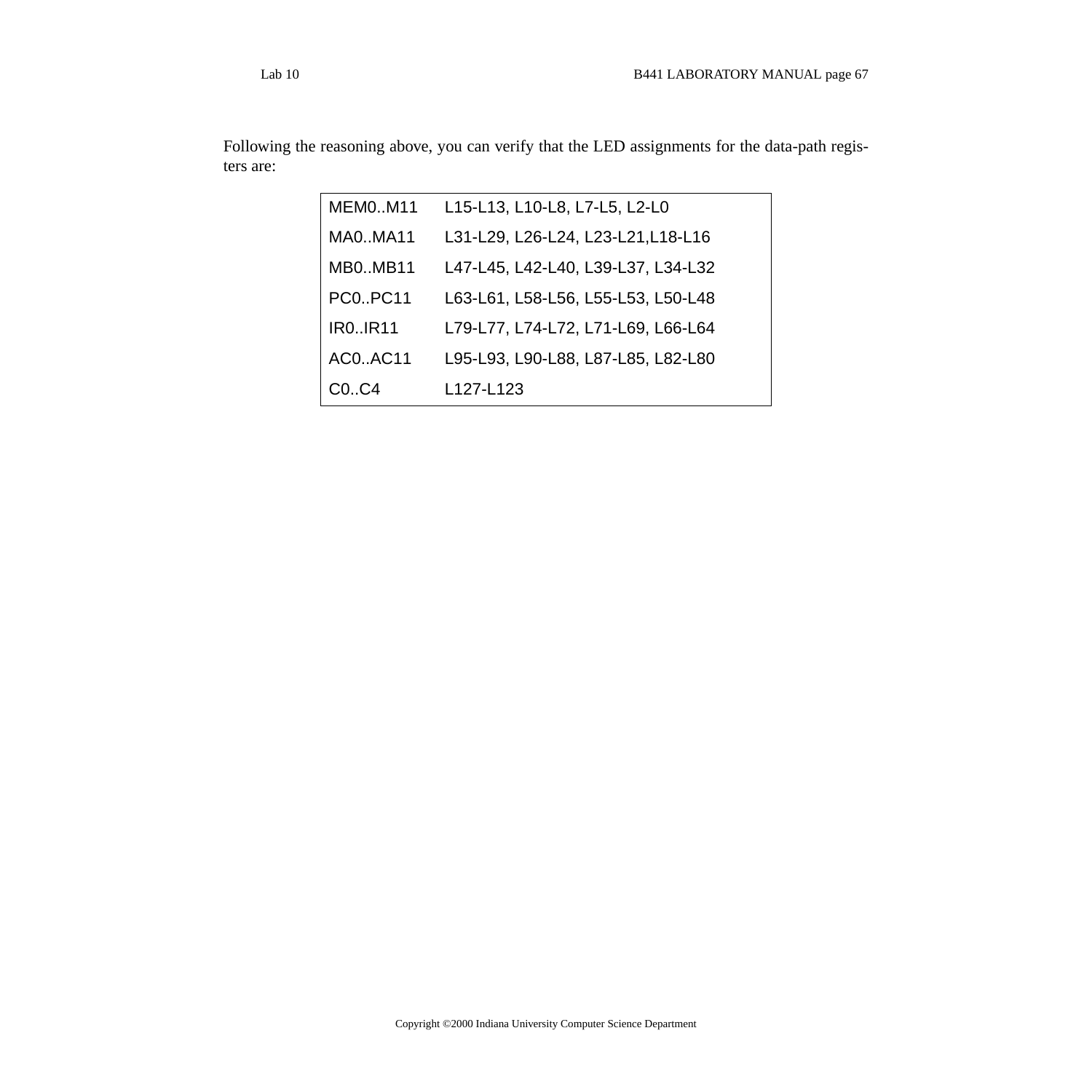Following the reasoning above, you can verify that the LED assignments for the data-path registers are:

| | |
|---|---|
| MEM0..M11 | L15-L13, L10-L8, L7-L5, L2-L0 |
| MA0..MA11 | L31-L29, L26-L24, L23-L21,L18-L16 |
| MB0..MB11 | L47-L45, L42-L40, L39-L37, L34-L32 |
| PC0..PC11 | L63-L61, L58-L56, L55-L53, L50-L48 |
| IR0..IR11 | L79-L77, L74-L72, L71-L69, L66-L64 |
| AC0..AC11 | L95-L93, L90-L88, L87-L85, L82-L80 |
| C0..C4 | L127-L123 |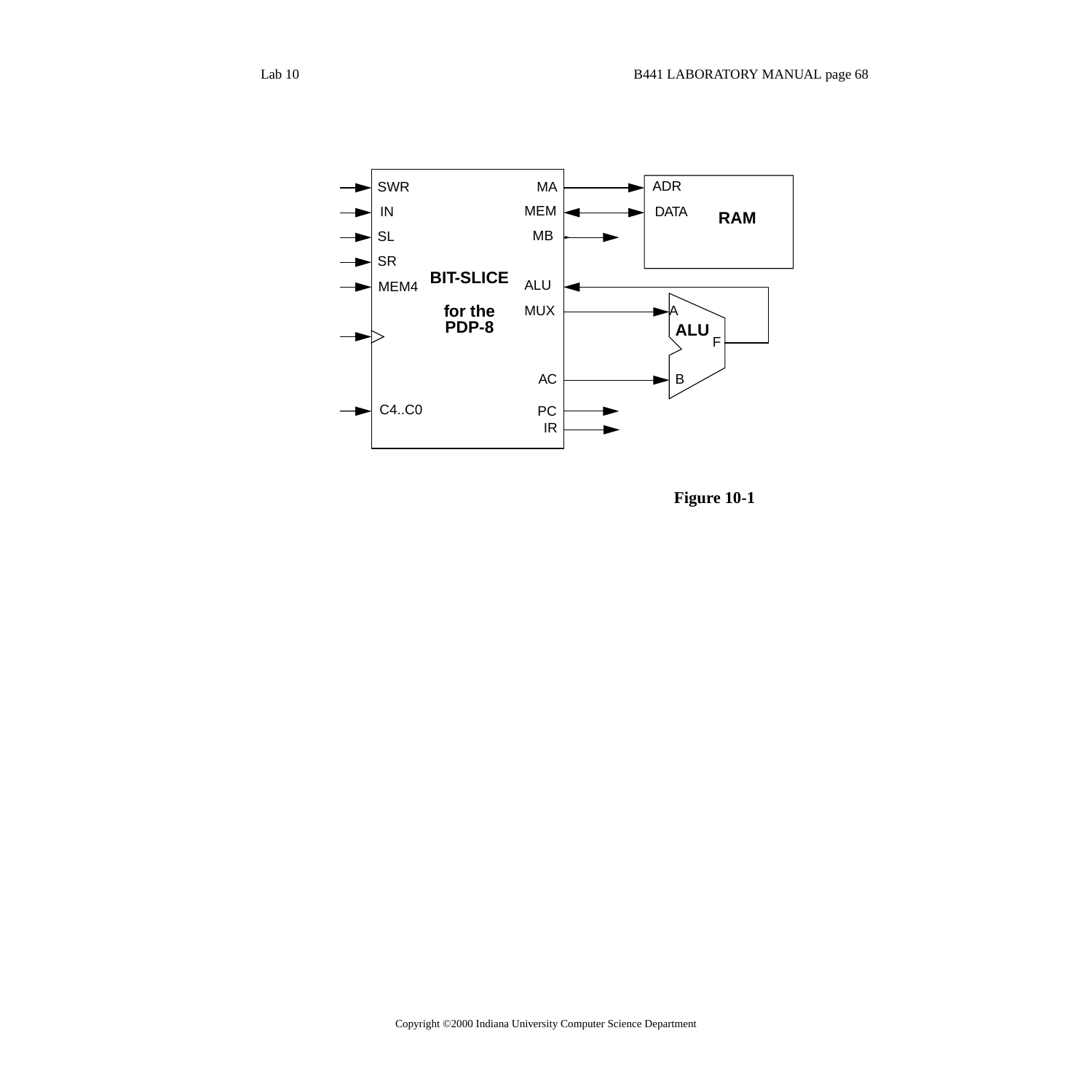Figure 10-1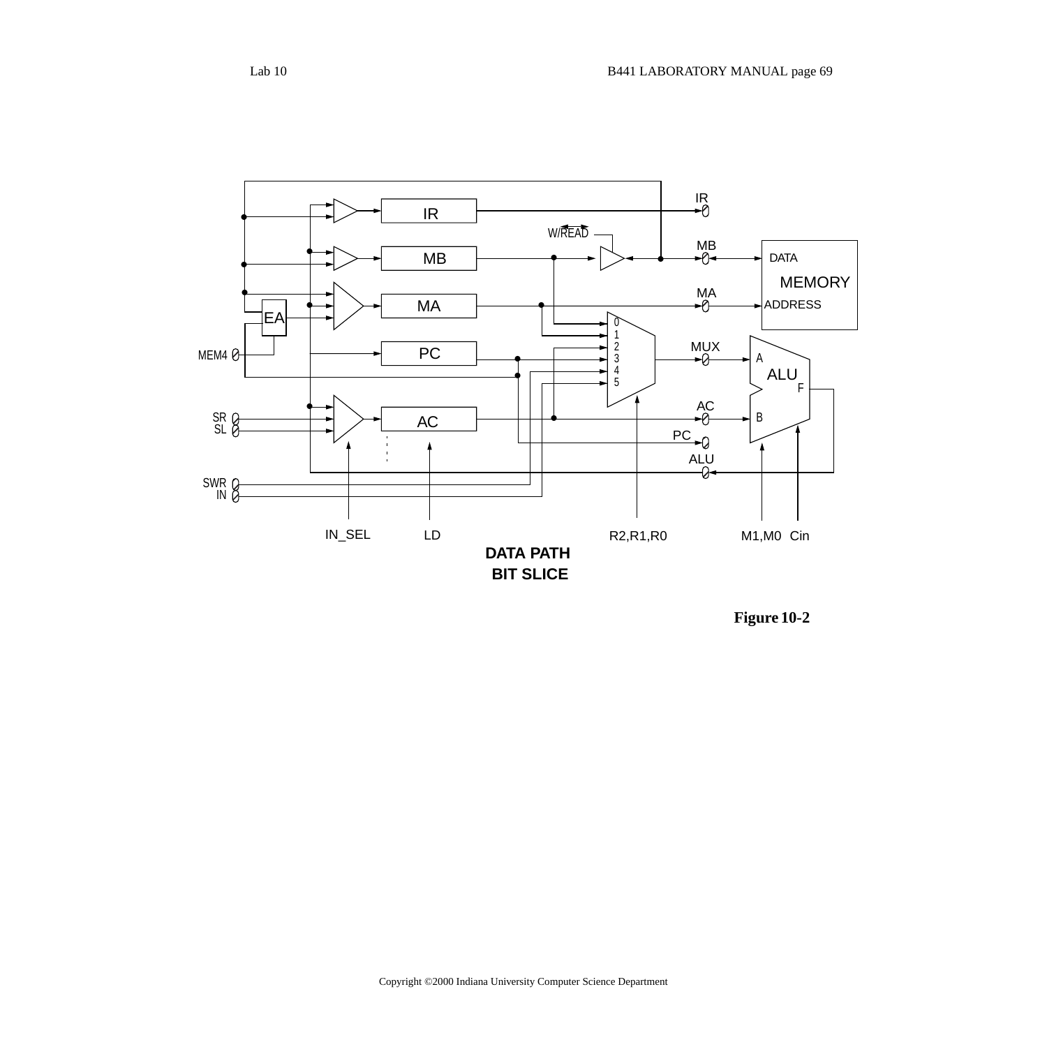IR

W/READ

MB

DATA

MEMORY

MA

ADDRESS

IR

MB

MA

EA

MEM4

PC

0
1
2
3
4
5

MUX

A

ALU

F

AC

B

PC

ALU

SR
SL

AC

SWR
IN

IN_SEL LD R2,R1,R0 M1,M0 Cin

**DATA PATH**
**BIT SLICE**

**Figure 10-2**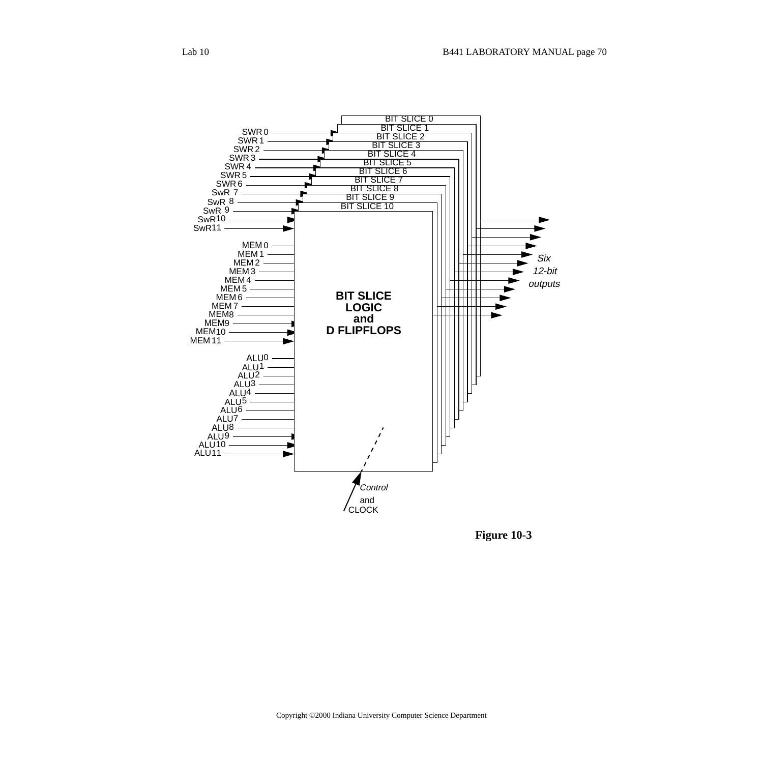BIT SLICE 0
BIT SLICE 1
BIT SLICE 2
BIT SLICE 3
BIT SLICE 4
BIT SLICE 5
BIT SLICE 6
BIT SLICE 7
BIT SLICE 8
BIT SLICE 9
BIT SLICE 10

SWR 0
SWR 1
SWR 2
SWR 3
SWR 4
SWR 5
SWR 6
SwR 7
SwR 8
SwR 9
SwR10
SwR11

MEM 0
MEM 1
MEM 2
MEM 3
MEM 4
MEM 5
MEM 6
MEM 7
MEM8
MEM9
MEM10
MEM 11

ALU0
ALU1
ALU2
ALU3
ALU4
ALU5
ALU6
ALU7
ALU8
ALU9
ALU10
ALU11

**BIT SLICE LOGIC and D FLIPFLOPS**

*Six 12-bit outputs*

*Control* and CLOCK

**Figure 10-3**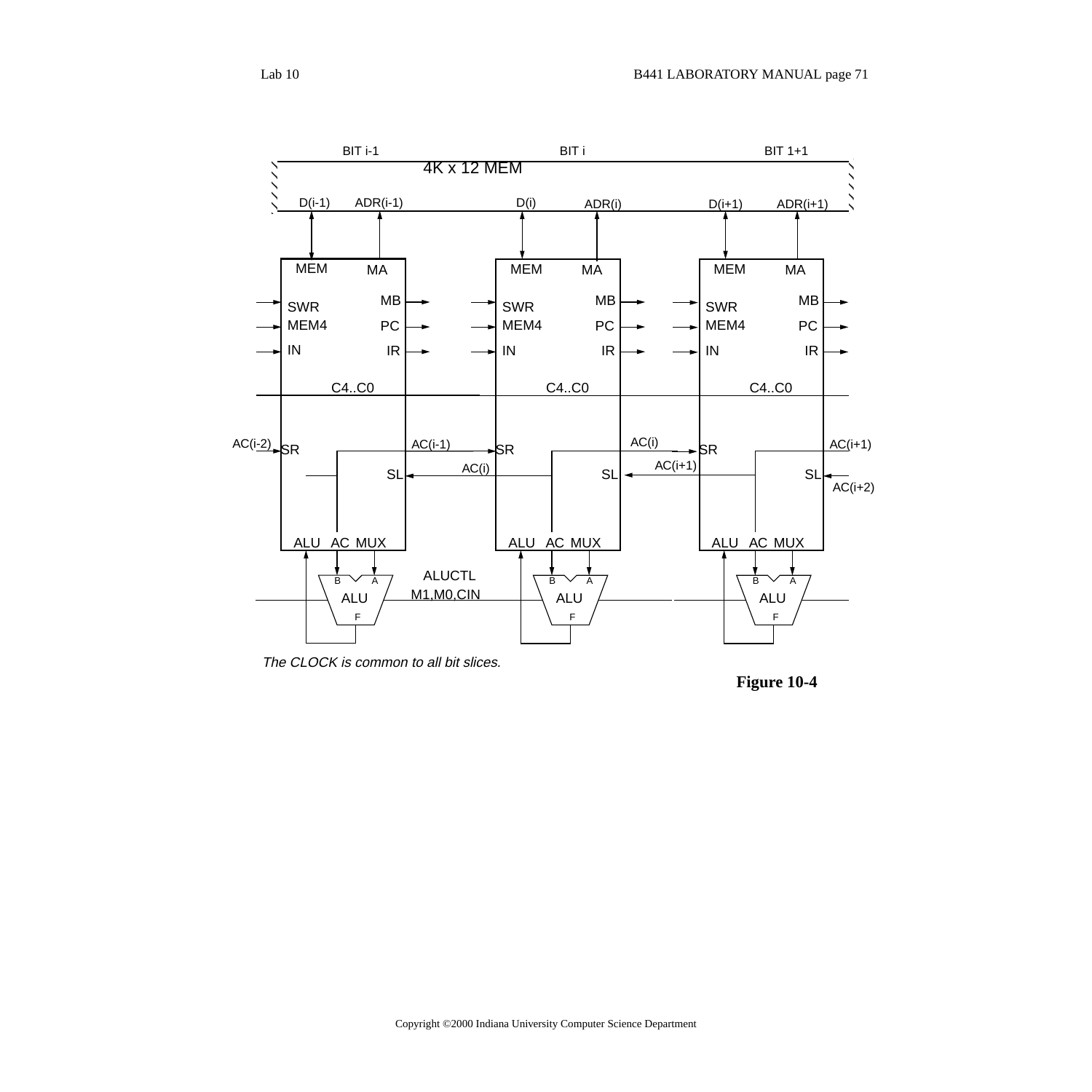BIT i-1 BIT i BIT 1+1

4K x 12 MEM

D(i-1) ADR(i-1) D(i) ADR(i) D(i+1) ADR(i+1)

MEM MA MEM MA MEM MA

SWR MB SWR MB SWR MB

MEM4 PC MEM4 PC MEM4 PC

IN IR IN IR IN IR

C4..C0 C4..C0 C4..C0

AC(i-2) SR AC(i-1) SR AC(i) SR AC(i+1)

SL AC(i) SL AC(i+1) SL AC(i+2)

ALU AC MUX ALU AC MUX ALU AC MUX

ALUCTL

M1,M0,CIN

B A ALU F B A ALU F B A ALU F

*The CLOCK is common to all bit slices.*

**Figure 10-4**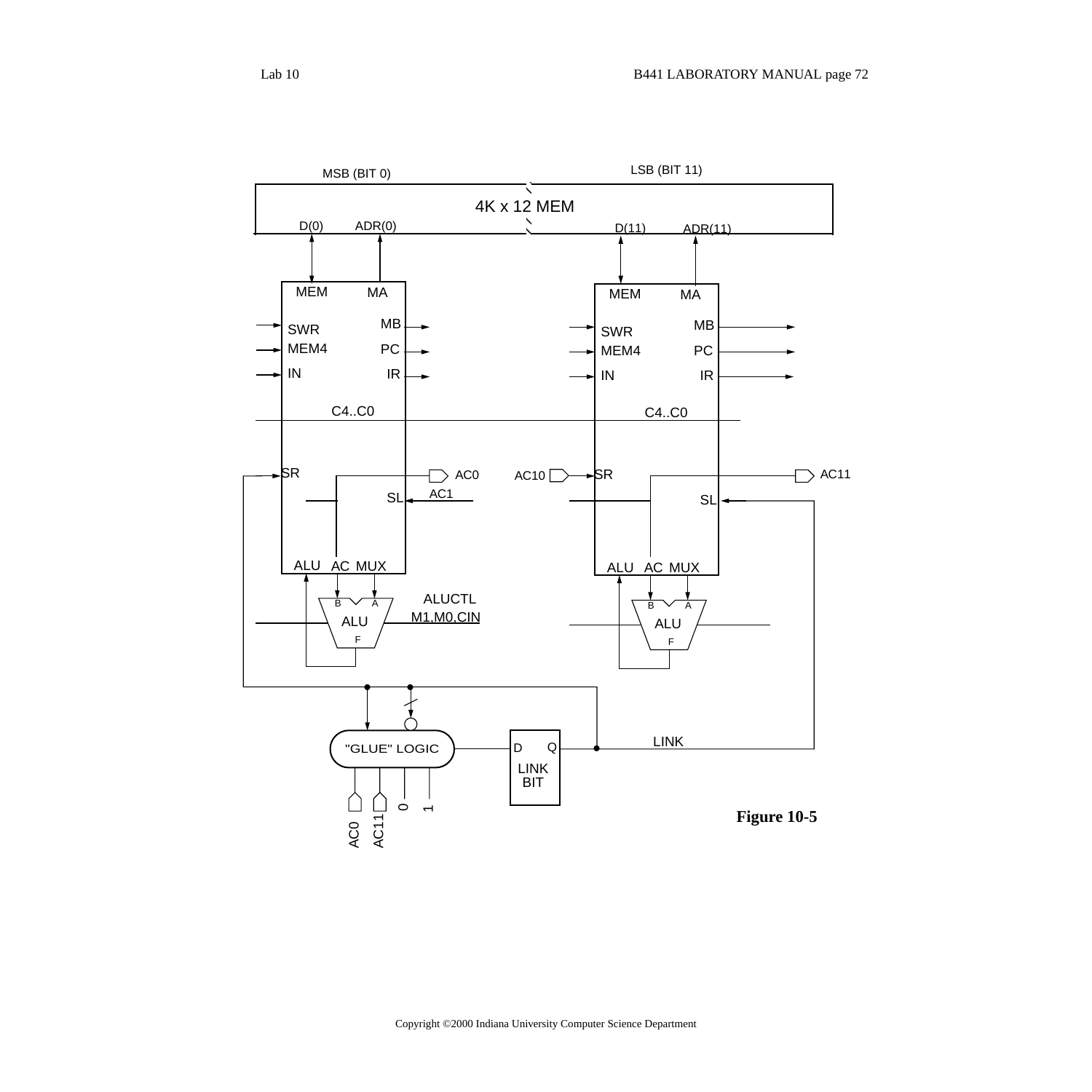MSB (BIT 0)

LSB (BIT 11)

4K x 12 MEM

D(0) ADR(0) D(11) ADR(11)

MEM MA MB SWR MEM4 PC IN IR C4..C0

MEM MA MB SWR MEM4 PC IN IR C4..C0

SR AC0 SL AC1 AC10 SR AC11 SL

ALU AC MUX ALU AC MUX

B A ALU F ALUCTL M1,M0,CIN B A ALU F

"GLUE" LOGIC D Q LINK BIT LINK

AC0 AC11 0 1

**Figure 10-5**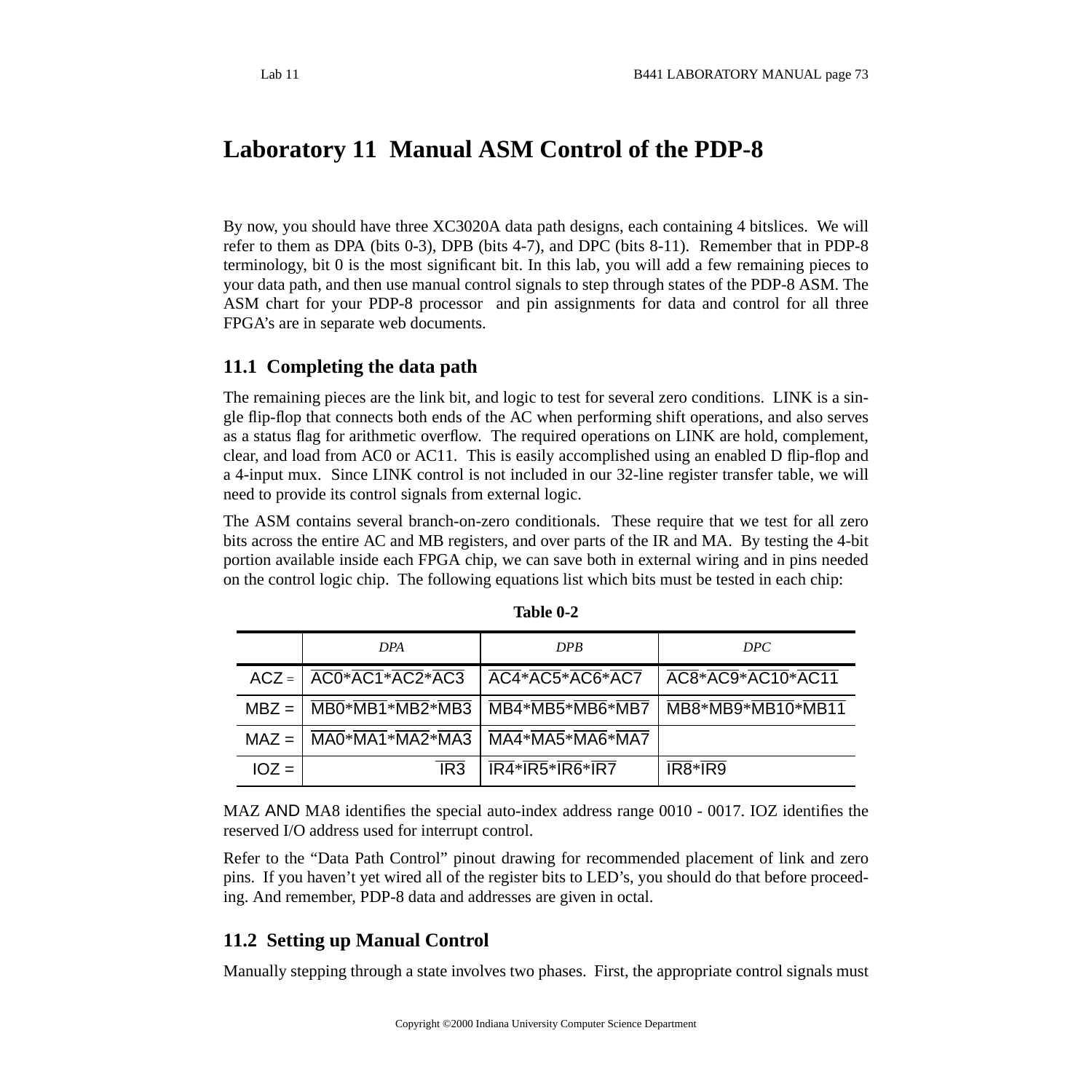# Laboratory 11 Manual ASM Control of the PDP-8

By now, you should have three XC3020A data path designs, each containing 4 bitslices. We will refer to them as DPA (bits 0-3), DPB (bits 4-7), and DPC (bits 8-11). Remember that in PDP-8 terminology, bit 0 is the most significant bit. In this lab, you will add a few remaining pieces to your data path, and then use manual control signals to step through states of the PDP-8 ASM. The ASM chart for your PDP-8 processor and pin assignments for data and control for all three FPGA's are in separate web documents.

## 11.1 Completing the data path

The remaining pieces are the link bit, and logic to test for several zero conditions. LINK is a single flip-flop that connects both ends of the AC when performing shift operations, and also serves as a status flag for arithmetic overflow. The required operations on LINK are hold, complement, clear, and load from AC0 or AC11. This is easily accomplished using an enabled D flip-flop and a 4-input mux. Since LINK control is not included in our 32-line register transfer table, we will need to provide its control signals from external logic.

The ASM contains several branch-on-zero conditionals. These require that we test for all zero bits across the entire AC and MB registers, and over parts of the IR and MA. By testing the 4-bit portion available inside each FPGA chip, we can save both in external wiring and in pins needed on the control logic chip. The following equations list which bits must be tested in each chip:

**Table 0-2**

| | *DPA* | *DPB* | *DPC* |
|---|---|---|---|
| ACZ = | $\overline{AC0}*\overline{AC1}*\overline{AC2}*\overline{AC3}$ | $\overline{AC4}*\overline{AC5}*\overline{AC6}*\overline{AC7}$ | $\overline{AC8}*\overline{AC9}*\overline{AC10}*\overline{AC11}$ |
| MBZ = | $\overline{MB0}*\overline{MB1}*\overline{MB2}*\overline{MB3}$ | $\overline{MB4}*\overline{MB5}*\overline{MB6}*\overline{MB7}$ | $\overline{MB8}*\overline{MB9}*\overline{MB10}*\overline{MB11}$ |
| MAZ = | $\overline{MA0}*\overline{MA1}*\overline{MA2}*\overline{MA3}$ | $\overline{MA4}*\overline{MA5}*\overline{MA6}*\overline{MA7}$ | |
| IOZ = | $\overline{IR3}$ | $\overline{IR4}*\overline{IR5}*\overline{IR6}*\overline{IR7}$ | $\overline{IR8}*\overline{IR9}$ |

MAZ AND MA8 identifies the special auto-index address range 0010 - 0017. IOZ identifies the reserved I/O address used for interrupt control.

Refer to the "Data Path Control" pinout drawing for recommended placement of link and zero pins. If you haven't yet wired all of the register bits to LED's, you should do that before proceeding. And remember, PDP-8 data and addresses are given in octal.

## 11.2 Setting up Manual Control

Manually stepping through a state involves two phases. First, the appropriate control signals must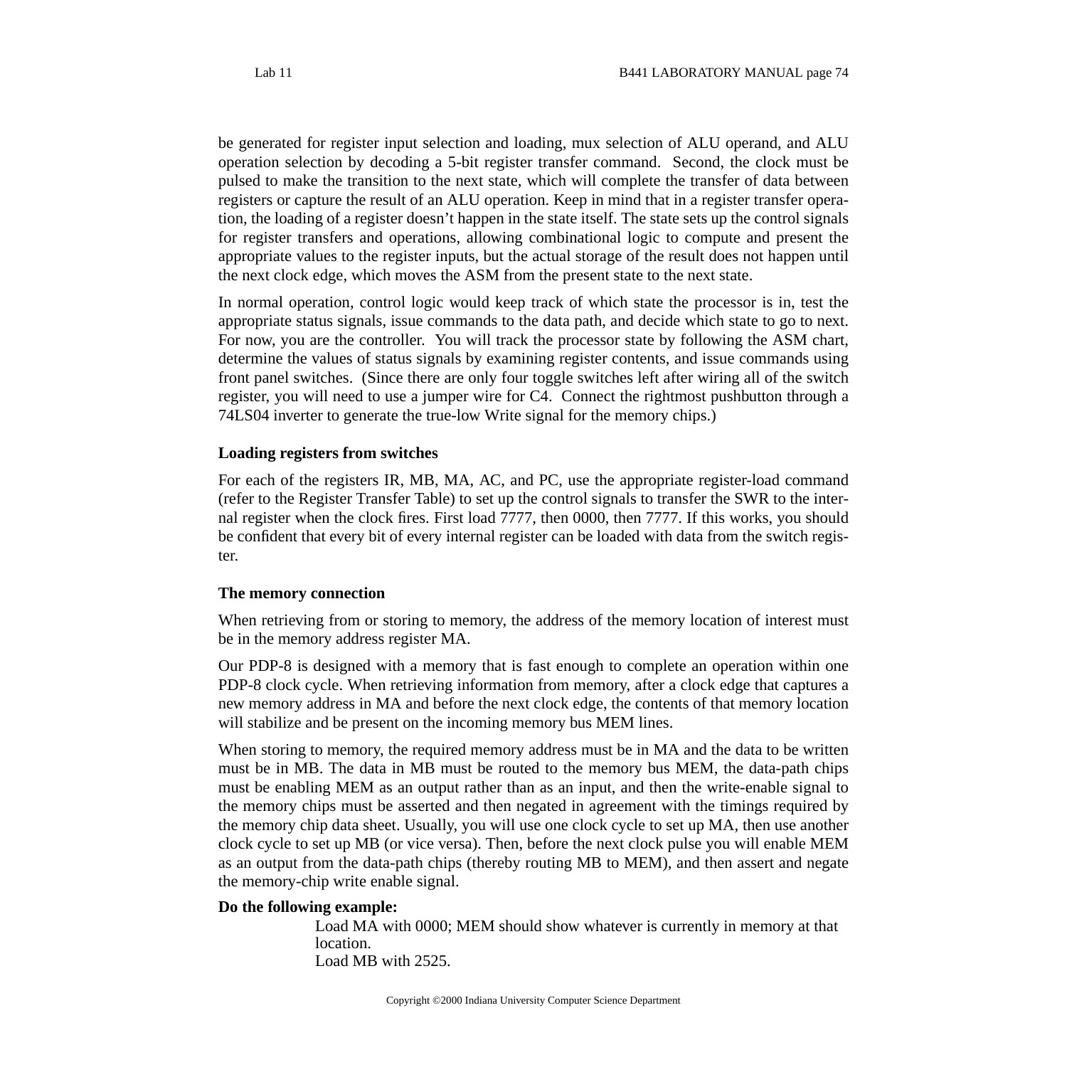be generated for register input selection and loading, mux selection of ALU operand, and ALU operation selection by decoding a 5-bit register transfer command. Second, the clock must be pulsed to make the transition to the next state, which will complete the transfer of data between registers or capture the result of an ALU operation. Keep in mind that in a register transfer operation, the loading of a register doesn't happen in the state itself. The state sets up the control signals for register transfers and operations, allowing combinational logic to compute and present the appropriate values to the register inputs, but the actual storage of the result does not happen until the next clock edge, which moves the ASM from the present state to the next state.

In normal operation, control logic would keep track of which state the processor is in, test the appropriate status signals, issue commands to the data path, and decide which state to go to next. For now, you are the controller. You will track the processor state by following the ASM chart, determine the values of status signals by examining register contents, and issue commands using front panel switches. (Since there are only four toggle switches left after wiring all of the switch register, you will need to use a jumper wire for C4. Connect the rightmost pushbutton through a 74LS04 inverter to generate the true-low Write signal for the memory chips.)

### Loading registers from switches

For each of the registers IR, MB, MA, AC, and PC, use the appropriate register-load command (refer to the Register Transfer Table) to set up the control signals to transfer the SWR to the internal register when the clock fires. First load 7777, then 0000, then 7777. If this works, you should be confident that every bit of every internal register can be loaded with data from the switch register.

### The memory connection

When retrieving from or storing to memory, the address of the memory location of interest must be in the memory address register MA.

Our PDP-8 is designed with a memory that is fast enough to complete an operation within one PDP-8 clock cycle. When retrieving information from memory, after a clock edge that captures a new memory address in MA and before the next clock edge, the contents of that memory location will stabilize and be present on the incoming memory bus MEM lines.

When storing to memory, the required memory address must be in MA and the data to be written must be in MB. The data in MB must be routed to the memory bus MEM, the data-path chips must be enabling MEM as an output rather than as an input, and then the write-enable signal to the memory chips must be asserted and then negated in agreement with the timings required by the memory chip data sheet. Usually, you will use one clock cycle to set up MA, then use another clock cycle to set up MB (or vice versa). Then, before the next clock pulse you will enable MEM as an output from the data-path chips (thereby routing MB to MEM), and then assert and negate the memory-chip write enable signal.

**Do the following example:**

Load MA with 0000; MEM should show whatever is currently in memory at that location.
Load MB with 2525.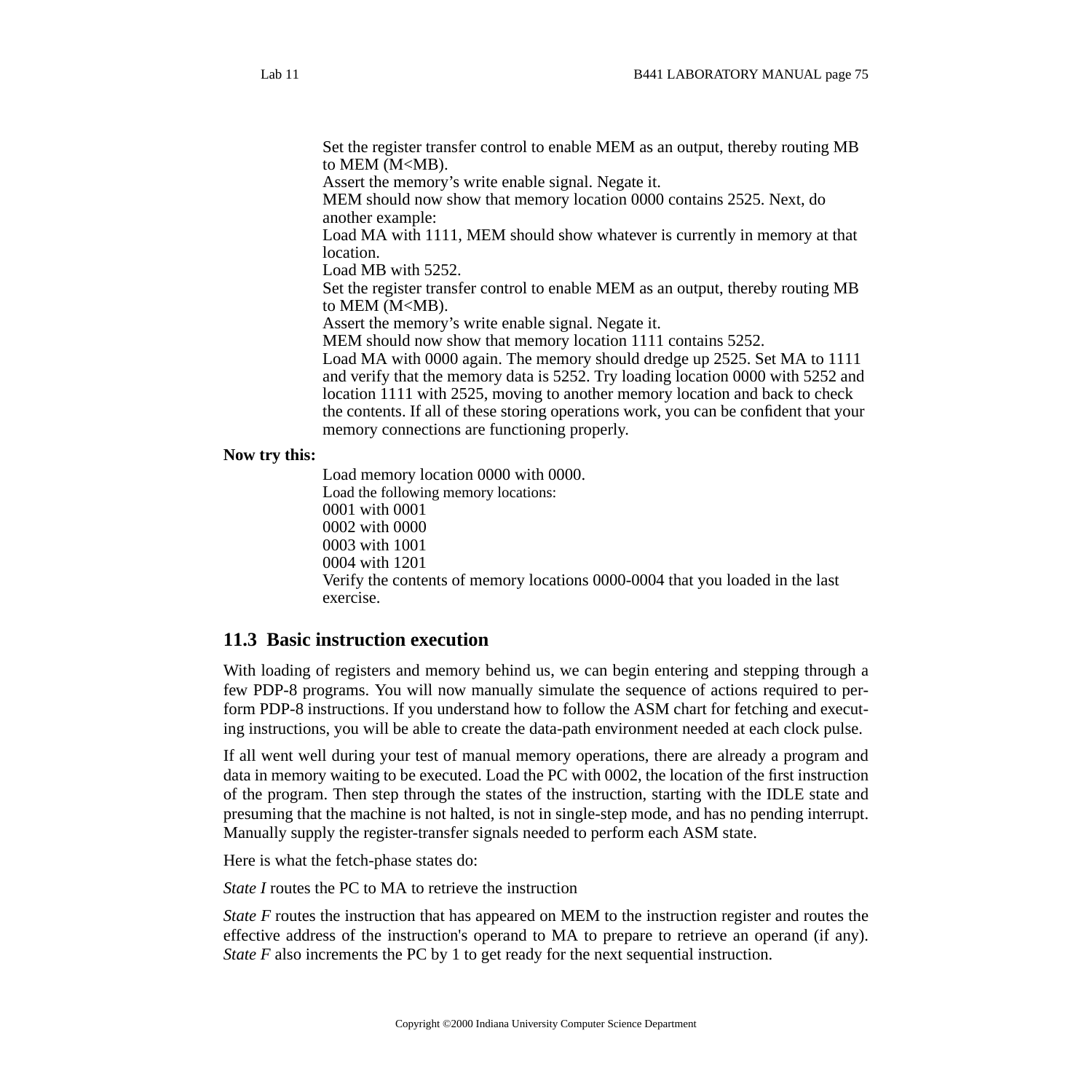Set the register transfer control to enable MEM as an output, thereby routing MB to MEM (M<MB).
Assert the memory's write enable signal. Negate it.
MEM should now show that memory location 0000 contains 2525. Next, do another example:
Load MA with 1111, MEM should show whatever is currently in memory at that location.
Load MB with 5252.
Set the register transfer control to enable MEM as an output, thereby routing MB to MEM (M<MB).
Assert the memory's write enable signal. Negate it.
MEM should now show that memory location 1111 contains 5252.
Load MA with 0000 again. The memory should dredge up 2525. Set MA to 1111 and verify that the memory data is 5252. Try loading location 0000 with 5252 and location 1111 with 2525, moving to another memory location and back to check the contents. If all of these storing operations work, you can be confident that your memory connections are functioning properly.

**Now try this:**

Load memory location 0000 with 0000.
Load the following memory locations:
0001 with 0001
0002 with 0000
0003 with 1001
0004 with 1201
Verify the contents of memory locations 0000-0004 that you loaded in the last exercise.

## 11.3 Basic instruction execution

With loading of registers and memory behind us, we can begin entering and stepping through a few PDP-8 programs. You will now manually simulate the sequence of actions required to perform PDP-8 instructions. If you understand how to follow the ASM chart for fetching and executing instructions, you will be able to create the data-path environment needed at each clock pulse.

If all went well during your test of manual memory operations, there are already a program and data in memory waiting to be executed. Load the PC with 0002, the location of the first instruction of the program. Then step through the states of the instruction, starting with the IDLE state and presuming that the machine is not halted, is not in single-step mode, and has no pending interrupt. Manually supply the register-transfer signals needed to perform each ASM state.

Here is what the fetch-phase states do:

*State I* routes the PC to MA to retrieve the instruction

*State F* routes the instruction that has appeared on MEM to the instruction register and routes the effective address of the instruction's operand to MA to prepare to retrieve an operand (if any). *State F* also increments the PC by 1 to get ready for the next sequential instruction.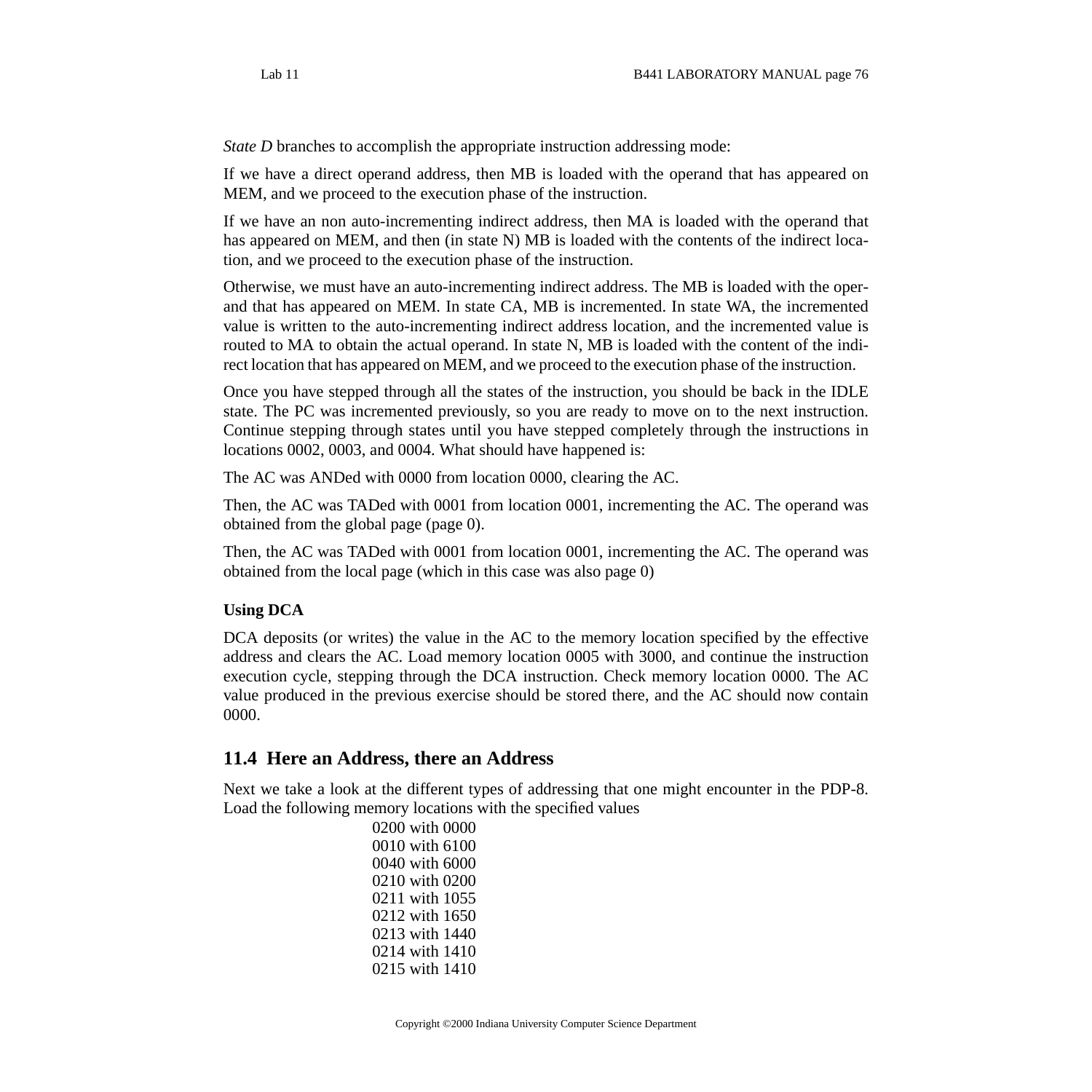*State D* branches to accomplish the appropriate instruction addressing mode:

If we have a direct operand address, then MB is loaded with the operand that has appeared on MEM, and we proceed to the execution phase of the instruction.

If we have an non auto-incrementing indirect address, then MA is loaded with the operand that has appeared on MEM, and then (in state N) MB is loaded with the contents of the indirect location, and we proceed to the execution phase of the instruction.

Otherwise, we must have an auto-incrementing indirect address. The MB is loaded with the operand that has appeared on MEM. In state CA, MB is incremented. In state WA, the incremented value is written to the auto-incrementing indirect address location, and the incremented value is routed to MA to obtain the actual operand. In state N, MB is loaded with the content of the indirect location that has appeared on MEM, and we proceed to the execution phase of the instruction.

Once you have stepped through all the states of the instruction, you should be back in the IDLE state. The PC was incremented previously, so you are ready to move on to the next instruction. Continue stepping through states until you have stepped completely through the instructions in locations 0002, 0003, and 0004. What should have happened is:

The AC was ANDed with 0000 from location 0000, clearing the AC.

Then, the AC was TADed with 0001 from location 0001, incrementing the AC. The operand was obtained from the global page (page 0).

Then, the AC was TADed with 0001 from location 0001, incrementing the AC. The operand was obtained from the local page (which in this case was also page 0)

**Using DCA**

DCA deposits (or writes) the value in the AC to the memory location specified by the effective address and clears the AC. Load memory location 0005 with 3000, and continue the instruction execution cycle, stepping through the DCA instruction. Check memory location 0000. The AC value produced in the previous exercise should be stored there, and the AC should now contain 0000.

## 11.4 Here an Address, there an Address

Next we take a look at the different types of addressing that one might encounter in the PDP-8. Load the following memory locations with the specified values

0200 with 0000
0010 with 6100
0040 with 6000
0210 with 0200
0211 with 1055
0212 with 1650
0213 with 1440
0214 with 1410
0215 with 1410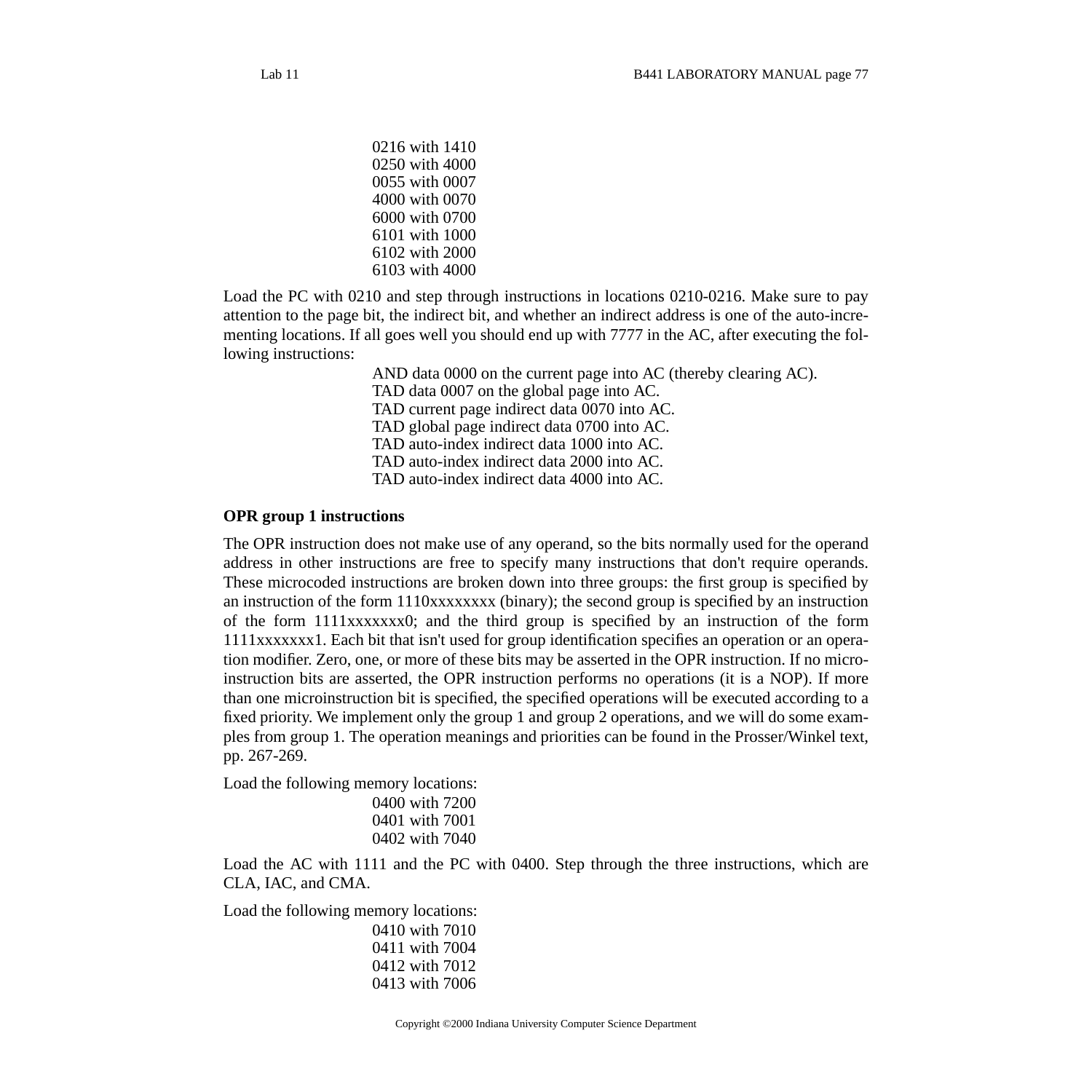0216 with 1410
0250 with 4000
0055 with 0007
4000 with 0070
6000 with 0700
6101 with 1000
6102 with 2000
6103 with 4000

Load the PC with 0210 and step through instructions in locations 0210-0216. Make sure to pay attention to the page bit, the indirect bit, and whether an indirect address is one of the auto-incrementing locations. If all goes well you should end up with 7777 in the AC, after executing the following instructions:

AND data 0000 on the current page into AC (thereby clearing AC).
TAD data 0007 on the global page into AC.
TAD current page indirect data 0070 into AC.
TAD global page indirect data 0700 into AC.
TAD auto-index indirect data 1000 into AC.
TAD auto-index indirect data 2000 into AC.
TAD auto-index indirect data 4000 into AC.

**OPR group 1 instructions**

The OPR instruction does not make use of any operand, so the bits normally used for the operand address in other instructions are free to specify many instructions that don't require operands. These microcoded instructions are broken down into three groups: the first group is specified by an instruction of the form 1110xxxxxxxx (binary); the second group is specified by an instruction of the form 1111xxxxxxx0; and the third group is specified by an instruction of the form 1111xxxxxxx1. Each bit that isn't used for group identification specifies an operation or an operation modifier. Zero, one, or more of these bits may be asserted in the OPR instruction. If no microinstruction bits are asserted, the OPR instruction performs no operations (it is a NOP). If more than one microinstruction bit is specified, the specified operations will be executed according to a fixed priority. We implement only the group 1 and group 2 operations, and we will do some examples from group 1. The operation meanings and priorities can be found in the Prosser/Winkel text, pp. 267-269.

Load the following memory locations:

0400 with 7200
0401 with 7001
0402 with 7040

Load the AC with 1111 and the PC with 0400. Step through the three instructions, which are CLA, IAC, and CMA.

Load the following memory locations:

0410 with 7010
0411 with 7004
0412 with 7012
0413 with 7006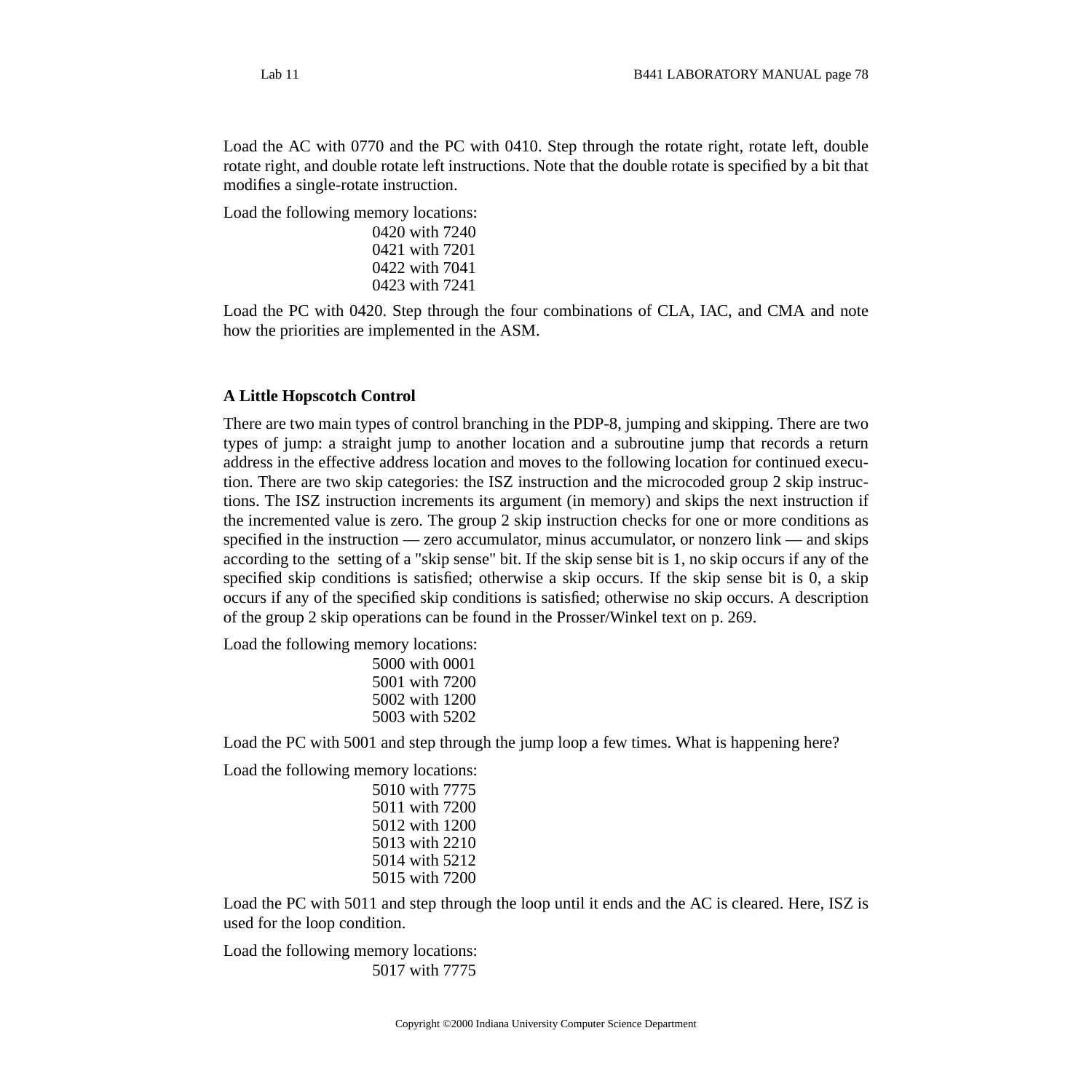Load the AC with 0770 and the PC with 0410. Step through the rotate right, rotate left, double rotate right, and double rotate left instructions. Note that the double rotate is specified by a bit that modifies a single-rotate instruction.

Load the following memory locations:

0420 with 7240
0421 with 7201
0422 with 7041
0423 with 7241

Load the PC with 0420. Step through the four combinations of CLA, IAC, and CMA and note how the priorities are implemented in the ASM.

### A Little Hopscotch Control

There are two main types of control branching in the PDP-8, jumping and skipping. There are two types of jump: a straight jump to another location and a subroutine jump that records a return address in the effective address location and moves to the following location for continued execution. There are two skip categories: the ISZ instruction and the microcoded group 2 skip instructions. The ISZ instruction increments its argument (in memory) and skips the next instruction if the incremented value is zero. The group 2 skip instruction checks for one or more conditions as specified in the instruction — zero accumulator, minus accumulator, or nonzero link — and skips according to the setting of a "skip sense" bit. If the skip sense bit is 1, no skip occurs if any of the specified skip conditions is satisfied; otherwise a skip occurs. If the skip sense bit is 0, a skip occurs if any of the specified skip conditions is satisfied; otherwise no skip occurs. A description of the group 2 skip operations can be found in the Prosser/Winkel text on p. 269.

Load the following memory locations:

5000 with 0001
5001 with 7200
5002 with 1200
5003 with 5202

Load the PC with 5001 and step through the jump loop a few times. What is happening here?

Load the following memory locations:

5010 with 7775
5011 with 7200
5012 with 1200
5013 with 2210
5014 with 5212
5015 with 7200

Load the PC with 5011 and step through the loop until it ends and the AC is cleared. Here, ISZ is used for the loop condition.

Load the following memory locations:

5017 with 7775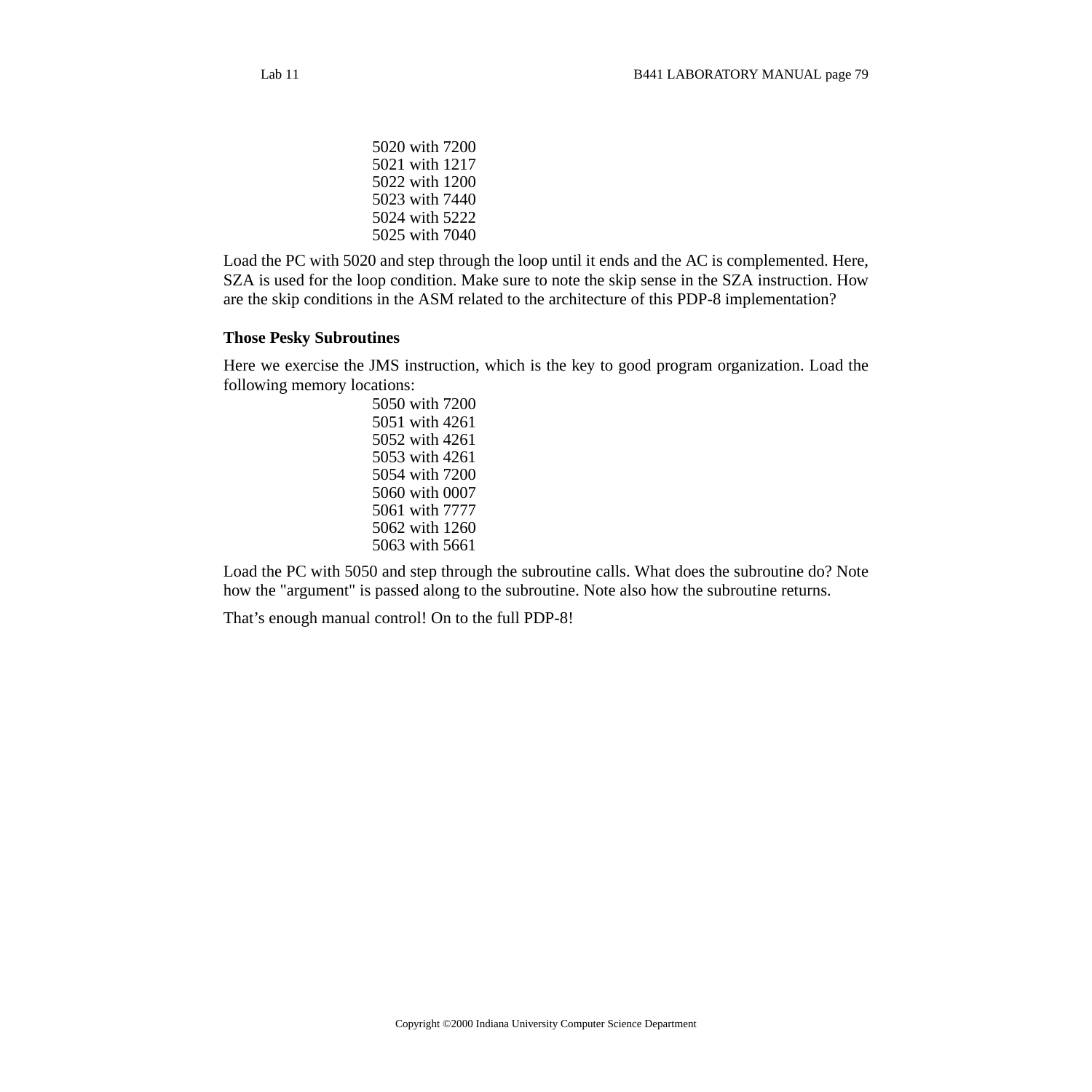5020 with 7200
5021 with 1217
5022 with 1200
5023 with 7440
5024 with 5222
5025 with 7040

Load the PC with 5020 and step through the loop until it ends and the AC is complemented. Here, SZA is used for the loop condition. Make sure to note the skip sense in the SZA instruction. How are the skip conditions in the ASM related to the architecture of this PDP-8 implementation?

**Those Pesky Subroutines**

Here we exercise the JMS instruction, which is the key to good program organization. Load the following memory locations:

5050 with 7200
5051 with 4261
5052 with 4261
5053 with 4261
5054 with 7200
5060 with 0007
5061 with 7777
5062 with 1260
5063 with 5661

Load the PC with 5050 and step through the subroutine calls. What does the subroutine do? Note how the "argument" is passed along to the subroutine. Note also how the subroutine returns.

That’s enough manual control! On to the full PDP-8!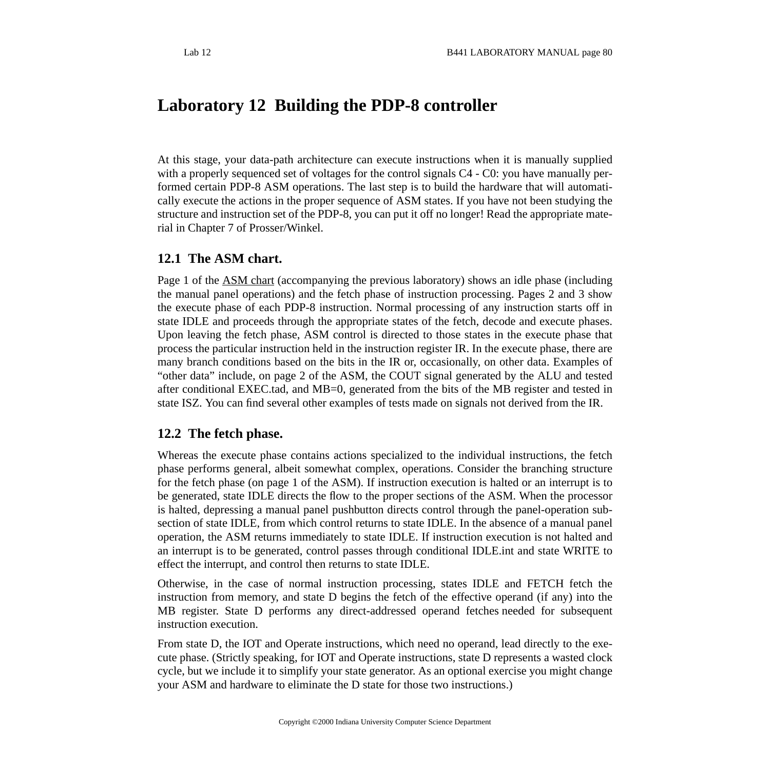# Laboratory 12 Building the PDP-8 controller

At this stage, your data-path architecture can execute instructions when it is manually supplied with a properly sequenced set of voltages for the control signals C4 - C0: you have manually performed certain PDP-8 ASM operations. The last step is to build the hardware that will automatically execute the actions in the proper sequence of ASM states. If you have not been studying the structure and instruction set of the PDP-8, you can put it off no longer! Read the appropriate material in Chapter 7 of Prosser/Winkel.

## 12.1 The ASM chart.

Page 1 of the ASM chart (accompanying the previous laboratory) shows an idle phase (including the manual panel operations) and the fetch phase of instruction processing. Pages 2 and 3 show the execute phase of each PDP-8 instruction. Normal processing of any instruction starts off in state IDLE and proceeds through the appropriate states of the fetch, decode and execute phases. Upon leaving the fetch phase, ASM control is directed to those states in the execute phase that process the particular instruction held in the instruction register IR. In the execute phase, there are many branch conditions based on the bits in the IR or, occasionally, on other data. Examples of "other data" include, on page 2 of the ASM, the COUT signal generated by the ALU and tested after conditional EXEC.tad, and MB=0, generated from the bits of the MB register and tested in state ISZ. You can find several other examples of tests made on signals not derived from the IR.

## 12.2 The fetch phase.

Whereas the execute phase contains actions specialized to the individual instructions, the fetch phase performs general, albeit somewhat complex, operations. Consider the branching structure for the fetch phase (on page 1 of the ASM). If instruction execution is halted or an interrupt is to be generated, state IDLE directs the flow to the proper sections of the ASM. When the processor is halted, depressing a manual panel pushbutton directs control through the panel-operation subsection of state IDLE, from which control returns to state IDLE. In the absence of a manual panel operation, the ASM returns immediately to state IDLE. If instruction execution is not halted and an interrupt is to be generated, control passes through conditional IDLE.int and state WRITE to effect the interrupt, and control then returns to state IDLE.

Otherwise, in the case of normal instruction processing, states IDLE and FETCH fetch the instruction from memory, and state D begins the fetch of the effective operand (if any) into the MB register. State D performs any direct-addressed operand fetches needed for subsequent instruction execution.

From state D, the IOT and Operate instructions, which need no operand, lead directly to the execute phase. (Strictly speaking, for IOT and Operate instructions, state D represents a wasted clock cycle, but we include it to simplify your state generator. As an optional exercise you might change your ASM and hardware to eliminate the D state for those two instructions.)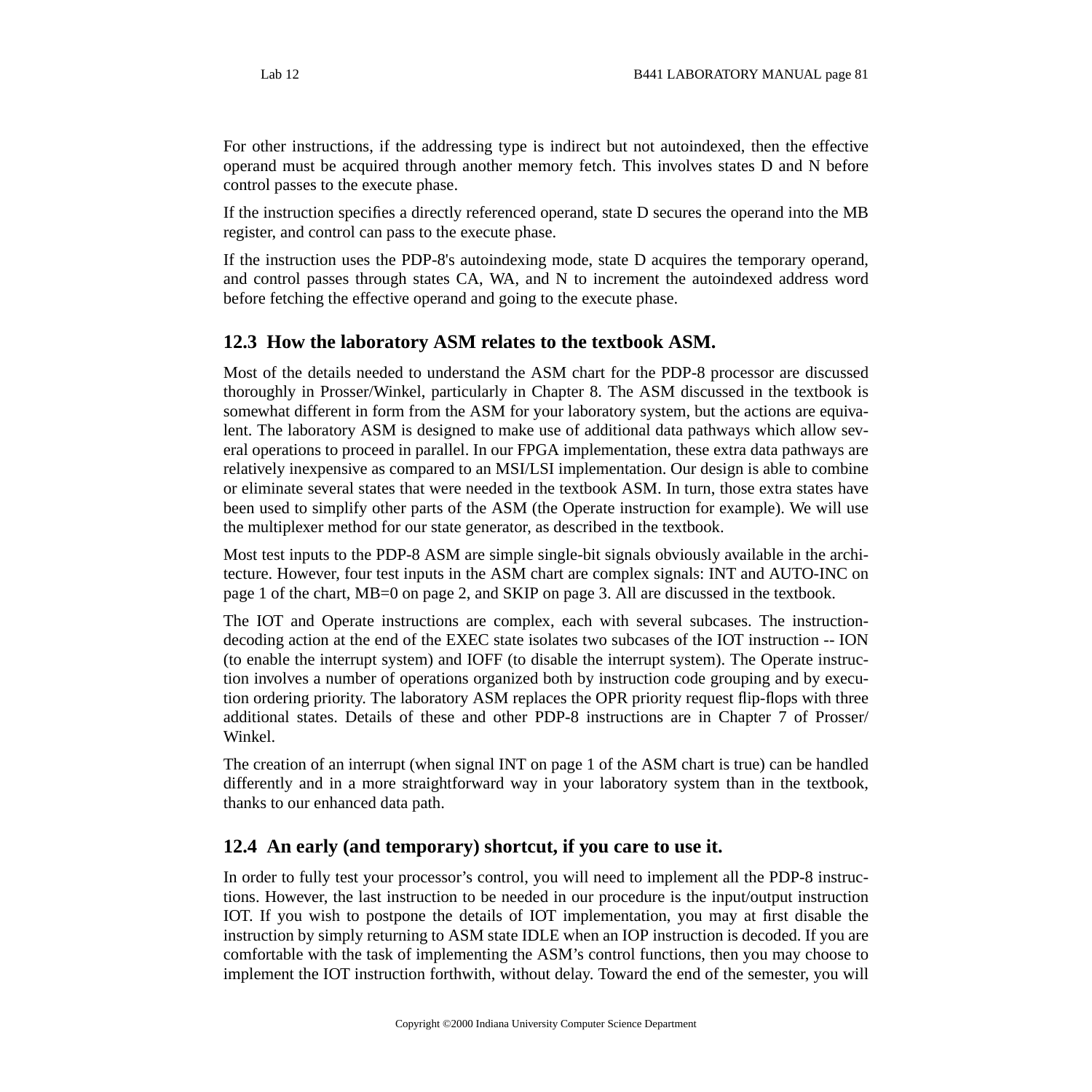For other instructions, if the addressing type is indirect but not autoindexed, then the effective operand must be acquired through another memory fetch. This involves states D and N before control passes to the execute phase.

If the instruction specifies a directly referenced operand, state D secures the operand into the MB register, and control can pass to the execute phase.

If the instruction uses the PDP-8's autoindexing mode, state D acquires the temporary operand, and control passes through states CA, WA, and N to increment the autoindexed address word before fetching the effective operand and going to the execute phase.

## 12.3 How the laboratory ASM relates to the textbook ASM.

Most of the details needed to understand the ASM chart for the PDP-8 processor are discussed thoroughly in Prosser/Winkel, particularly in Chapter 8. The ASM discussed in the textbook is somewhat different in form from the ASM for your laboratory system, but the actions are equivalent. The laboratory ASM is designed to make use of additional data pathways which allow several operations to proceed in parallel. In our FPGA implementation, these extra data pathways are relatively inexpensive as compared to an MSI/LSI implementation. Our design is able to combine or eliminate several states that were needed in the textbook ASM. In turn, those extra states have been used to simplify other parts of the ASM (the Operate instruction for example). We will use the multiplexer method for our state generator, as described in the textbook.

Most test inputs to the PDP-8 ASM are simple single-bit signals obviously available in the architecture. However, four test inputs in the ASM chart are complex signals: INT and AUTO-INC on page 1 of the chart, MB=0 on page 2, and SKIP on page 3. All are discussed in the textbook.

The IOT and Operate instructions are complex, each with several subcases. The instruction-decoding action at the end of the EXEC state isolates two subcases of the IOT instruction -- ION (to enable the interrupt system) and IOFF (to disable the interrupt system). The Operate instruction involves a number of operations organized both by instruction code grouping and by execution ordering priority. The laboratory ASM replaces the OPR priority request flip-flops with three additional states. Details of these and other PDP-8 instructions are in Chapter 7 of Prosser/Winkel.

The creation of an interrupt (when signal INT on page 1 of the ASM chart is true) can be handled differently and in a more straightforward way in your laboratory system than in the textbook, thanks to our enhanced data path.

## 12.4 An early (and temporary) shortcut, if you care to use it.

In order to fully test your processor's control, you will need to implement all the PDP-8 instructions. However, the last instruction to be needed in our procedure is the input/output instruction IOT. If you wish to postpone the details of IOT implementation, you may at first disable the instruction by simply returning to ASM state IDLE when an IOP instruction is decoded. If you are comfortable with the task of implementing the ASM's control functions, then you may choose to implement the IOT instruction forthwith, without delay. Toward the end of the semester, you will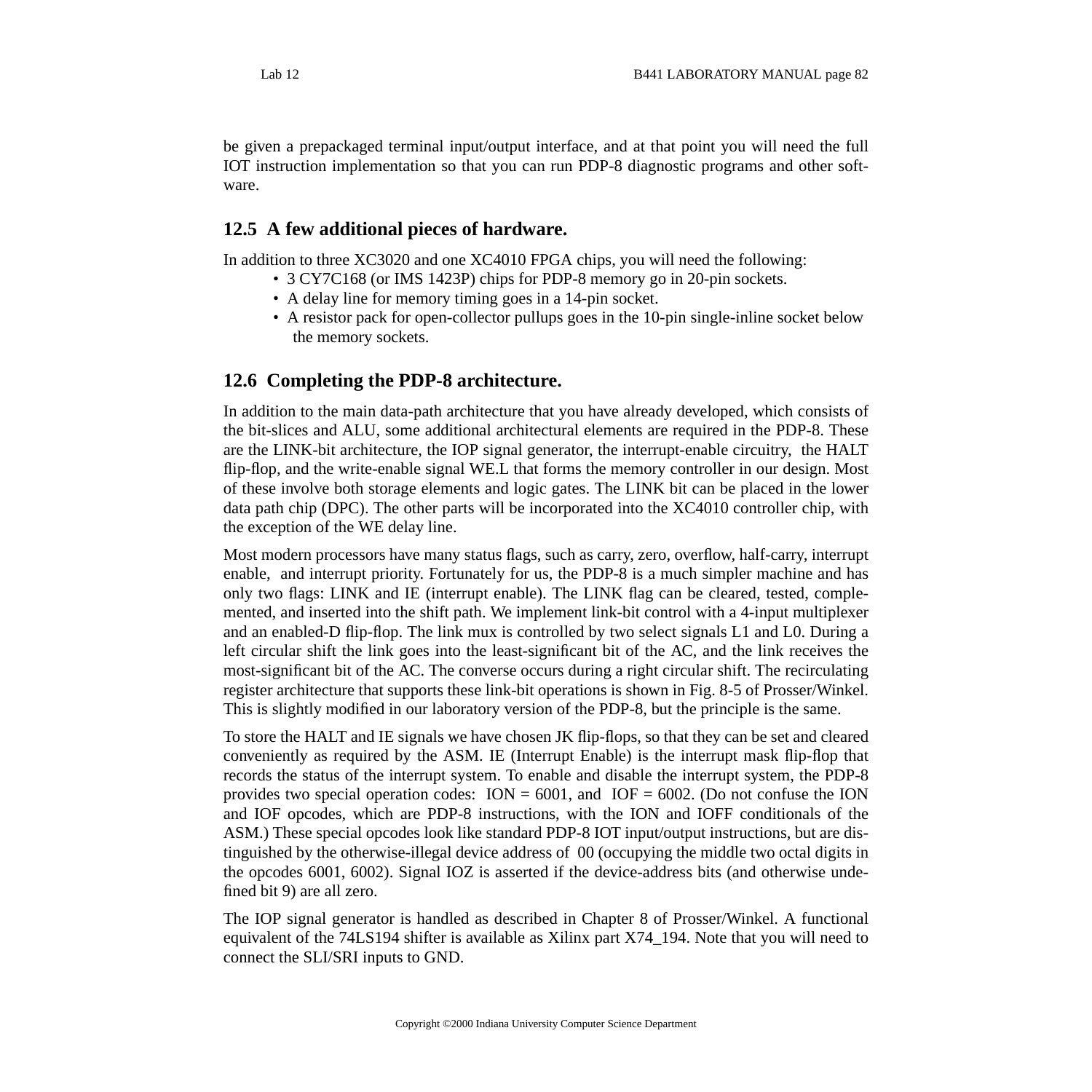be given a prepackaged terminal input/output interface, and at that point you will need the full IOT instruction implementation so that you can run PDP-8 diagnostic programs and other software.

## 12.5 A few additional pieces of hardware.

In addition to three XC3020 and one XC4010 FPGA chips, you will need the following:

- 3 CY7C168 (or IMS 1423P) chips for PDP-8 memory go in 20-pin sockets.
- A delay line for memory timing goes in a 14-pin socket.
- A resistor pack for open-collector pullups goes in the 10-pin single-inline socket below the memory sockets.

## 12.6 Completing the PDP-8 architecture.

In addition to the main data-path architecture that you have already developed, which consists of the bit-slices and ALU, some additional architectural elements are required in the PDP-8. These are the LINK-bit architecture, the IOP signal generator, the interrupt-enable circuitry, the HALT flip-flop, and the write-enable signal WE.L that forms the memory controller in our design. Most of these involve both storage elements and logic gates. The LINK bit can be placed in the lower data path chip (DPC). The other parts will be incorporated into the XC4010 controller chip, with the exception of the WE delay line.

Most modern processors have many status flags, such as carry, zero, overflow, half-carry, interrupt enable, and interrupt priority. Fortunately for us, the PDP-8 is a much simpler machine and has only two flags: LINK and IE (interrupt enable). The LINK flag can be cleared, tested, complemented, and inserted into the shift path. We implement link-bit control with a 4-input multiplexer and an enabled-D flip-flop. The link mux is controlled by two select signals L1 and L0. During a left circular shift the link goes into the least-significant bit of the AC, and the link receives the most-significant bit of the AC. The converse occurs during a right circular shift. The recirculating register architecture that supports these link-bit operations is shown in Fig. 8-5 of Prosser/Winkel. This is slightly modified in our laboratory version of the PDP-8, but the principle is the same.

To store the HALT and IE signals we have chosen JK flip-flops, so that they can be set and cleared conveniently as required by the ASM. IE (Interrupt Enable) is the interrupt mask flip-flop that records the status of the interrupt system. To enable and disable the interrupt system, the PDP-8 provides two special operation codes: ION = 6001, and IOF = 6002. (Do not confuse the ION and IOF opcodes, which are PDP-8 instructions, with the ION and IOFF conditionals of the ASM.) These special opcodes look like standard PDP-8 IOT input/output instructions, but are distinguished by the otherwise-illegal device address of 00 (occupying the middle two octal digits in the opcodes 6001, 6002). Signal IOZ is asserted if the device-address bits (and otherwise undefined bit 9) are all zero.

The IOP signal generator is handled as described in Chapter 8 of Prosser/Winkel. A functional equivalent of the 74LS194 shifter is available as Xilinx part X74_194. Note that you will need to connect the SLI/SRI inputs to GND.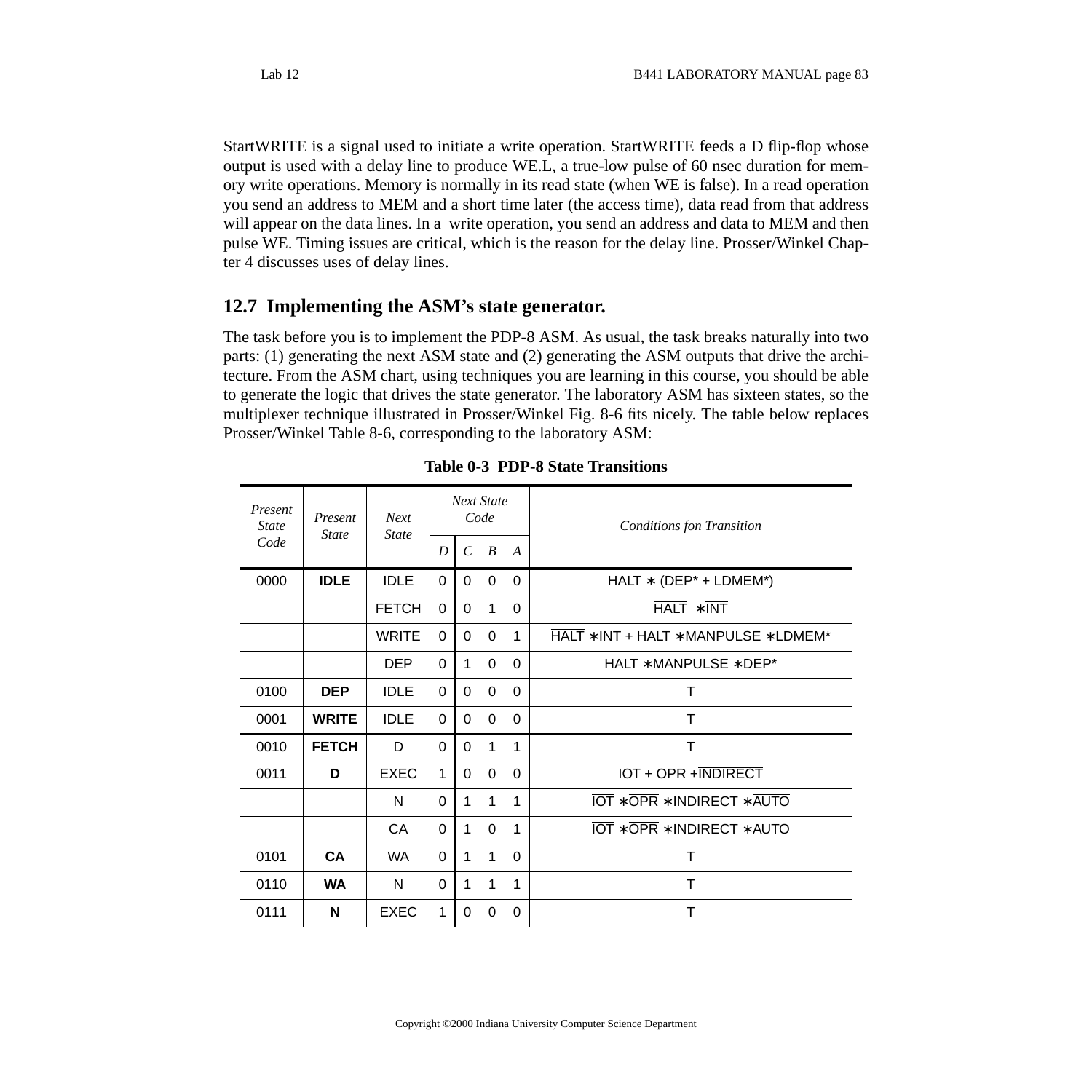StartWRITE is a signal used to initiate a write operation. StartWRITE feeds a D flip-flop whose output is used with a delay line to produce WE.L, a true-low pulse of 60 nsec duration for memory write operations. Memory is normally in its read state (when WE is false). In a read operation you send an address to MEM and a short time later (the access time), data read from that address will appear on the data lines. In a write operation, you send an address and data to MEM and then pulse WE. Timing issues are critical, which is the reason for the delay line. Prosser/Winkel Chapter 4 discusses uses of delay lines.

## 12.7 Implementing the ASM's state generator.

The task before you is to implement the PDP-8 ASM. As usual, the task breaks naturally into two parts: (1) generating the next ASM state and (2) generating the ASM outputs that drive the architecture. From the ASM chart, using techniques you are learning in this course, you should be able to generate the logic that drives the state generator. The laboratory ASM has sixteen states, so the multiplexer technique illustrated in Prosser/Winkel Fig. 8-6 fits nicely. The table below replaces Prosser/Winkel Table 8-6, corresponding to the laboratory ASM:

**Table 0-3 PDP-8 State Transitions**

| *Present State Code* | *Present State* | *Next State* | *Next State Code* | | | | *Conditions fon Transition* |
|---|---|---|---|---|---|---|---|
| | | | *D* | *C* | *B* | *A* | |
| 0000 | **IDLE** | IDLE | 0 | 0 | 0 | 0 | $\text{HALT} * \overline{(\text{DEP*} + \text{LDMEM*})}$ |
| | | FETCH | 0 | 0 | 1 | 0 | $\overline{\text{HALT}} * \overline{\text{INT}}$ |
| | | WRITE | 0 | 0 | 0 | 1 | $\overline{\text{HALT}} * \text{INT} + \text{HALT} * \text{MANPULSE} * \text{LDMEM*}$ |
| | | DEP | 0 | 1 | 0 | 0 | $\text{HALT} * \text{MANPULSE} * \text{DEP*}$ |
| 0100 | **DEP** | IDLE | 0 | 0 | 0 | 0 | T |
| 0001 | **WRITE** | IDLE | 0 | 0 | 0 | 0 | T |
| 0010 | **FETCH** | D | 0 | 0 | 1 | 1 | T |
| 0011 | **D** | EXEC | 1 | 0 | 0 | 0 | $\text{IOT} + \text{OPR} + \overline{\text{INDIRECT}}$ |
| | | N | 0 | 1 | 1 | 1 | $\overline{\text{IOT}} * \overline{\text{OPR}} * \text{INDIRECT} * \overline{\text{AUTO}}$ |
| | | CA | 0 | 1 | 0 | 1 | $\overline{\text{IOT}} * \overline{\text{OPR}} * \text{INDIRECT} * \text{AUTO}$ |
| 0101 | **CA** | WA | 0 | 1 | 1 | 0 | T |
| 0110 | **WA** | N | 0 | 1 | 1 | 1 | T |
| 0111 | **N** | EXEC | 1 | 0 | 0 | 0 | T |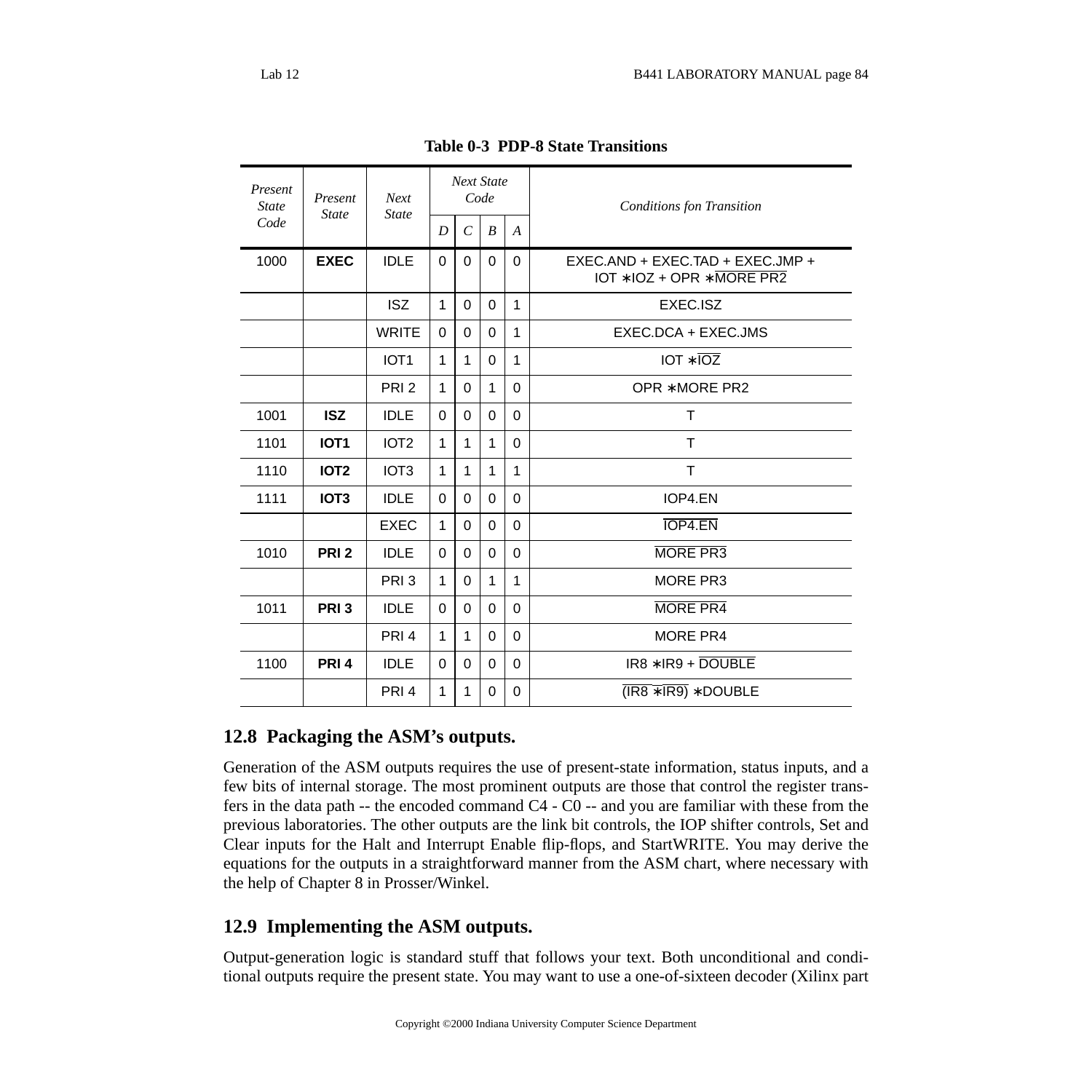**Table 0-3 PDP-8 State Transitions**

| *Present State Code* | *Present State* | *Next State* | *Next State Code* | | | | *Conditions fon Transition* |
|---|---|---|---|---|---|---|---|
| | | | *D* | *C* | *B* | *A* | |
| 1000 | **EXEC** | IDLE | 0 | 0 | 0 | 0 | EXEC.AND + EXEC.TAD + EXEC.JMP + IOT $*$IOZ + OPR $*\overline{\text{MORE PR2}}$ |
| | | ISZ | 1 | 0 | 0 | 1 | EXEC.ISZ |
| | | WRITE | 0 | 0 | 0 | 1 | EXEC.DCA + EXEC.JMS |
| | | IOT1 | 1 | 1 | 0 | 1 | IOT $*\overline{\text{IOZ}}$ |
| | | PRI 2 | 1 | 0 | 1 | 0 | OPR $*$MORE PR2 |
| 1001 | **ISZ** | IDLE | 0 | 0 | 0 | 0 | T |
| 1101 | **IOT1** | IOT2 | 1 | 1 | 1 | 0 | T |
| 1110 | **IOT2** | IOT3 | 1 | 1 | 1 | 1 | T |
| 1111 | **IOT3** | IDLE | 0 | 0 | 0 | 0 | IOP4.EN |
| | | EXEC | 1 | 0 | 0 | 0 | $\overline{\text{IOP4.EN}}$ |
| 1010 | **PRI 2** | IDLE | 0 | 0 | 0 | 0 | $\overline{\text{MORE PR3}}$ |
| | | PRI 3 | 1 | 0 | 1 | 1 | MORE PR3 |
| 1011 | **PRI 3** | IDLE | 0 | 0 | 0 | 0 | $\overline{\text{MORE PR4}}$ |
| | | PRI 4 | 1 | 1 | 0 | 0 | MORE PR4 |
| 1100 | **PRI 4** | IDLE | 0 | 0 | 0 | 0 | IR8 $*$IR9 + $\overline{\text{DOUBLE}}$ |
| | | PRI 4 | 1 | 1 | 0 | 0 | $\overline{\text{(IR8 *IR9)}}$ $*$DOUBLE |

## 12.8 Packaging the ASM's outputs.

Generation of the ASM outputs requires the use of present-state information, status inputs, and a few bits of internal storage. The most prominent outputs are those that control the register transfers in the data path -- the encoded command C4 - C0 -- and you are familiar with these from the previous laboratories. The other outputs are the link bit controls, the IOP shifter controls, Set and Clear inputs for the Halt and Interrupt Enable flip-flops, and StartWRITE. You may derive the equations for the outputs in a straightforward manner from the ASM chart, where necessary with the help of Chapter 8 in Prosser/Winkel.

## 12.9 Implementing the ASM outputs.

Output-generation logic is standard stuff that follows your text. Both unconditional and conditional outputs require the present state. You may want to use a one-of-sixteen decoder (Xilinx part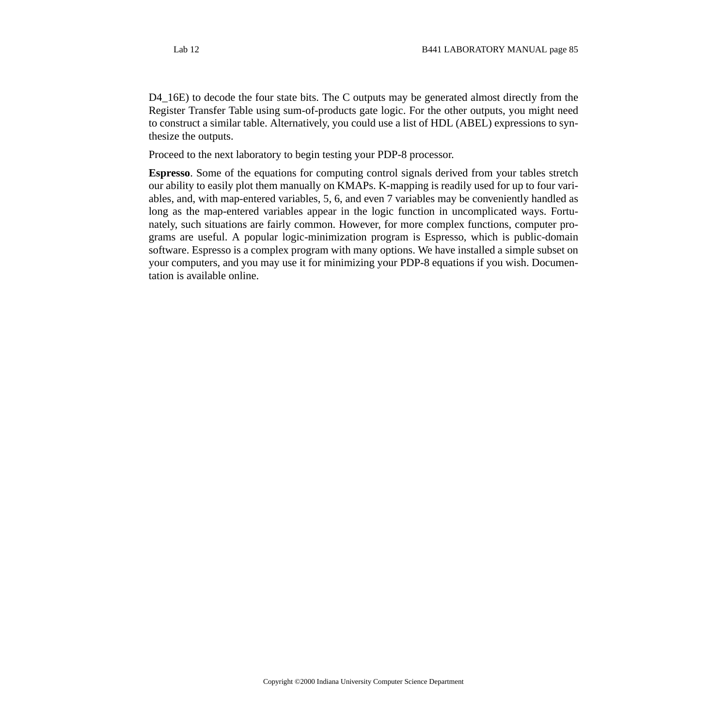D4_16E) to decode the four state bits. The C outputs may be generated almost directly from the Register Transfer Table using sum-of-products gate logic. For the other outputs, you might need to construct a similar table. Alternatively, you could use a list of HDL (ABEL) expressions to synthesize the outputs.

Proceed to the next laboratory to begin testing your PDP-8 processor.

**Espresso**. Some of the equations for computing control signals derived from your tables stretch our ability to easily plot them manually on KMAPs. K-mapping is readily used for up to four variables, and, with map-entered variables, 5, 6, and even 7 variables may be conveniently handled as long as the map-entered variables appear in the logic function in uncomplicated ways. Fortunately, such situations are fairly common. However, for more complex functions, computer programs are useful. A popular logic-minimization program is Espresso, which is public-domain software. Espresso is a complex program with many options. We have installed a simple subset on your computers, and you may use it for minimizing your PDP-8 equations if you wish. Documentation is available online.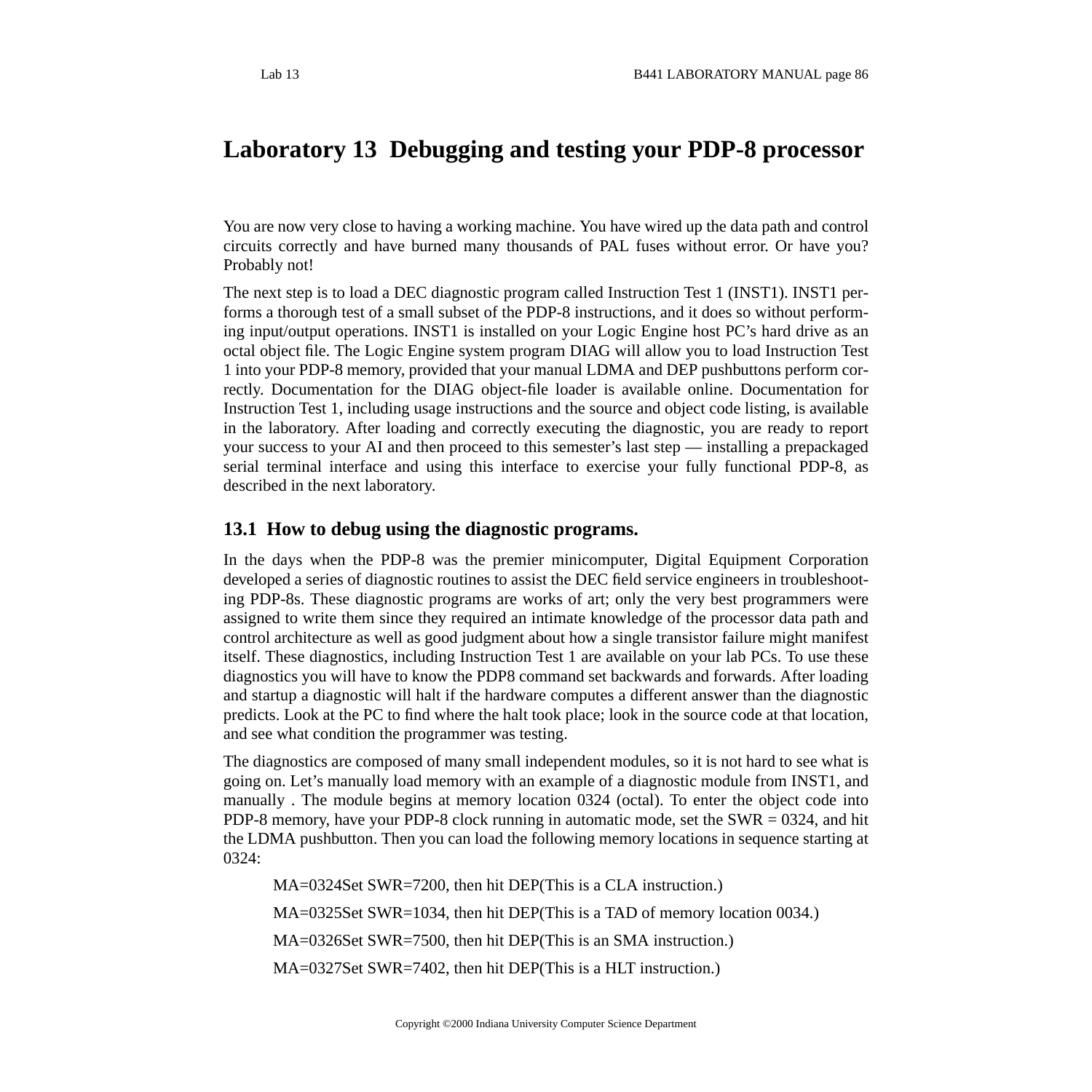# Laboratory 13 Debugging and testing your PDP-8 processor

You are now very close to having a working machine. You have wired up the data path and control circuits correctly and have burned many thousands of PAL fuses without error. Or have you? Probably not!

The next step is to load a DEC diagnostic program called Instruction Test 1 (INST1). INST1 performs a thorough test of a small subset of the PDP-8 instructions, and it does so without performing input/output operations. INST1 is installed on your Logic Engine host PC's hard drive as an octal object file. The Logic Engine system program DIAG will allow you to load Instruction Test 1 into your PDP-8 memory, provided that your manual LDMA and DEP pushbuttons perform correctly. Documentation for the DIAG object-file loader is available online. Documentation for Instruction Test 1, including usage instructions and the source and object code listing, is available in the laboratory. After loading and correctly executing the diagnostic, you are ready to report your success to your AI and then proceed to this semester's last step — installing a prepackaged serial terminal interface and using this interface to exercise your fully functional PDP-8, as described in the next laboratory.

## 13.1 How to debug using the diagnostic programs.

In the days when the PDP-8 was the premier minicomputer, Digital Equipment Corporation developed a series of diagnostic routines to assist the DEC field service engineers in troubleshooting PDP-8s. These diagnostic programs are works of art; only the very best programmers were assigned to write them since they required an intimate knowledge of the processor data path and control architecture as well as good judgment about how a single transistor failure might manifest itself. These diagnostics, including Instruction Test 1 are available on your lab PCs. To use these diagnostics you will have to know the PDP8 command set backwards and forwards. After loading and startup a diagnostic will halt if the hardware computes a different answer than the diagnostic predicts. Look at the PC to find where the halt took place; look in the source code at that location, and see what condition the programmer was testing.

The diagnostics are composed of many small independent modules, so it is not hard to see what is going on. Let's manually load memory with an example of a diagnostic module from INST1, and manually . The module begins at memory location 0324 (octal). To enter the object code into PDP-8 memory, have your PDP-8 clock running in automatic mode, set the SWR = 0324, and hit the LDMA pushbutton. Then you can load the following memory locations in sequence starting at 0324:

MA=0324Set SWR=7200, then hit DEP(This is a CLA instruction.)

MA=0325Set SWR=1034, then hit DEP(This is a TAD of memory location 0034.)

MA=0326Set SWR=7500, then hit DEP(This is an SMA instruction.)

MA=0327Set SWR=7402, then hit DEP(This is a HLT instruction.)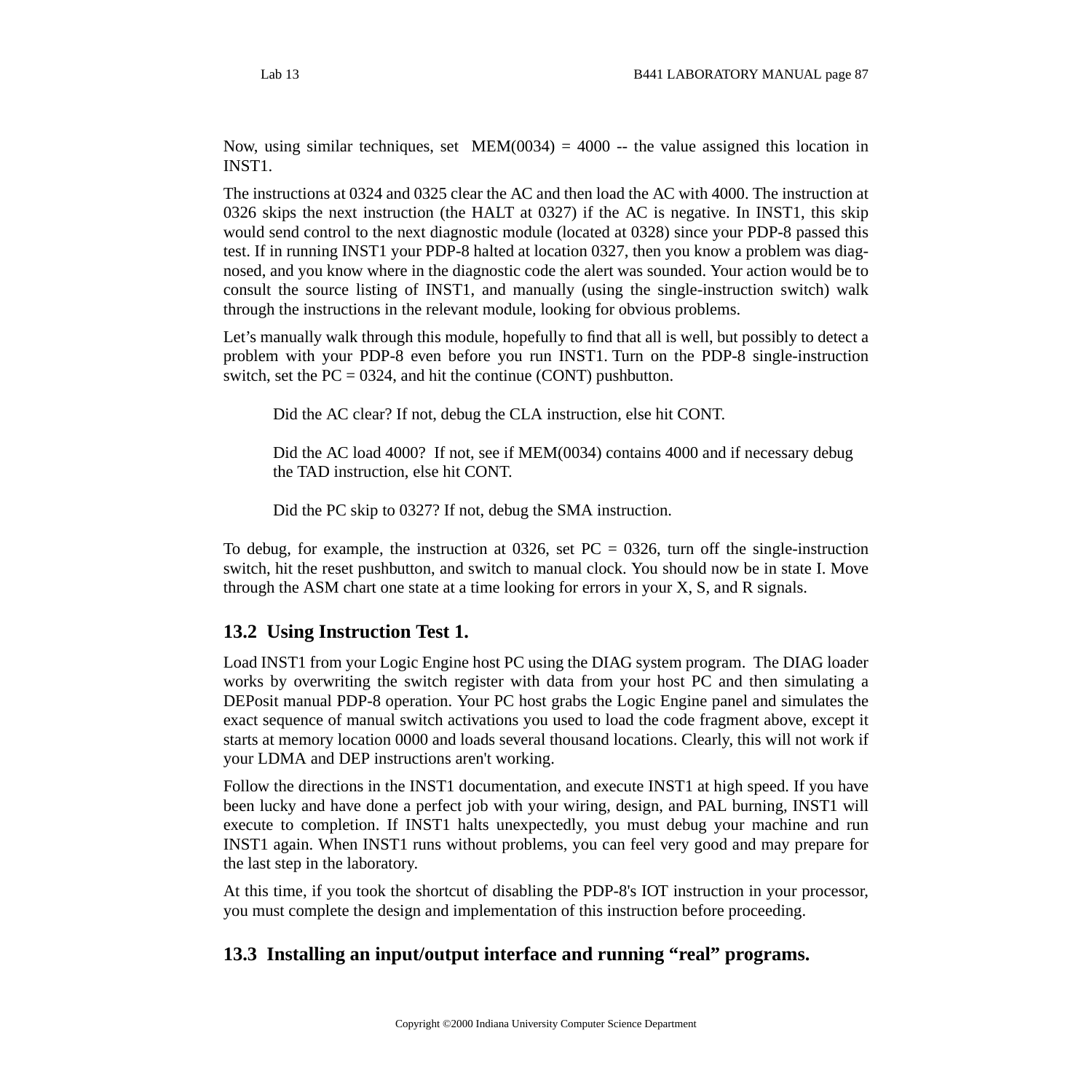Now, using similar techniques, set MEM(0034) = 4000 -- the value assigned this location in INST1.

The instructions at 0324 and 0325 clear the AC and then load the AC with 4000. The instruction at 0326 skips the next instruction (the HALT at 0327) if the AC is negative. In INST1, this skip would send control to the next diagnostic module (located at 0328) since your PDP-8 passed this test. If in running INST1 your PDP-8 halted at location 0327, then you know a problem was diagnosed, and you know where in the diagnostic code the alert was sounded. Your action would be to consult the source listing of INST1, and manually (using the single-instruction switch) walk through the instructions in the relevant module, looking for obvious problems.

Let's manually walk through this module, hopefully to find that all is well, but possibly to detect a problem with your PDP-8 even before you run INST1. Turn on the PDP-8 single-instruction switch, set the PC = 0324, and hit the continue (CONT) pushbutton.

> Did the AC clear? If not, debug the CLA instruction, else hit CONT.
>
> Did the AC load 4000? If not, see if MEM(0034) contains 4000 and if necessary debug the TAD instruction, else hit CONT.
>
> Did the PC skip to 0327? If not, debug the SMA instruction.

To debug, for example, the instruction at 0326, set PC = 0326, turn off the single-instruction switch, hit the reset pushbutton, and switch to manual clock. You should now be in state I. Move through the ASM chart one state at a time looking for errors in your X, S, and R signals.

## 13.2 Using Instruction Test 1.

Load INST1 from your Logic Engine host PC using the DIAG system program. The DIAG loader works by overwriting the switch register with data from your host PC and then simulating a DEPosit manual PDP-8 operation. Your PC host grabs the Logic Engine panel and simulates the exact sequence of manual switch activations you used to load the code fragment above, except it starts at memory location 0000 and loads several thousand locations. Clearly, this will not work if your LDMA and DEP instructions aren't working.

Follow the directions in the INST1 documentation, and execute INST1 at high speed. If you have been lucky and have done a perfect job with your wiring, design, and PAL burning, INST1 will execute to completion. If INST1 halts unexpectedly, you must debug your machine and run INST1 again. When INST1 runs without problems, you can feel very good and may prepare for the last step in the laboratory.

At this time, if you took the shortcut of disabling the PDP-8's IOT instruction in your processor, you must complete the design and implementation of this instruction before proceeding.

## 13.3 Installing an input/output interface and running "real" programs.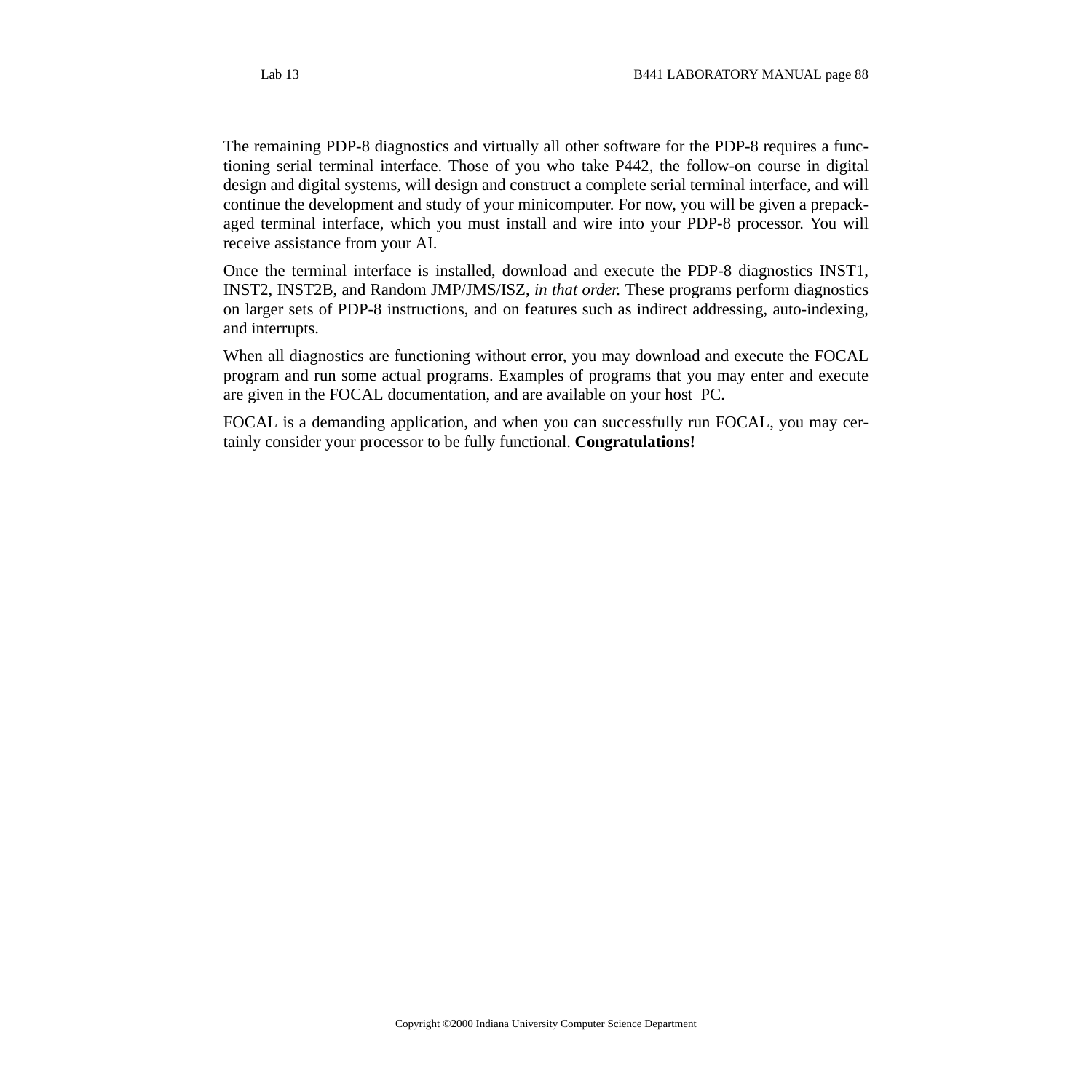The remaining PDP-8 diagnostics and virtually all other software for the PDP-8 requires a functioning serial terminal interface. Those of you who take P442, the follow-on course in digital design and digital systems, will design and construct a complete serial terminal interface, and will continue the development and study of your minicomputer. For now, you will be given a prepackaged terminal interface, which you must install and wire into your PDP-8 processor. You will receive assistance from your AI.

Once the terminal interface is installed, download and execute the PDP-8 diagnostics INST1, INST2, INST2B, and Random JMP/JMS/ISZ, *in that order.* These programs perform diagnostics on larger sets of PDP-8 instructions, and on features such as indirect addressing, auto-indexing, and interrupts.

When all diagnostics are functioning without error, you may download and execute the FOCAL program and run some actual programs. Examples of programs that you may enter and execute are given in the FOCAL documentation, and are available on your host PC.

FOCAL is a demanding application, and when you can successfully run FOCAL, you may certainly consider your processor to be fully functional. **Congratulations!**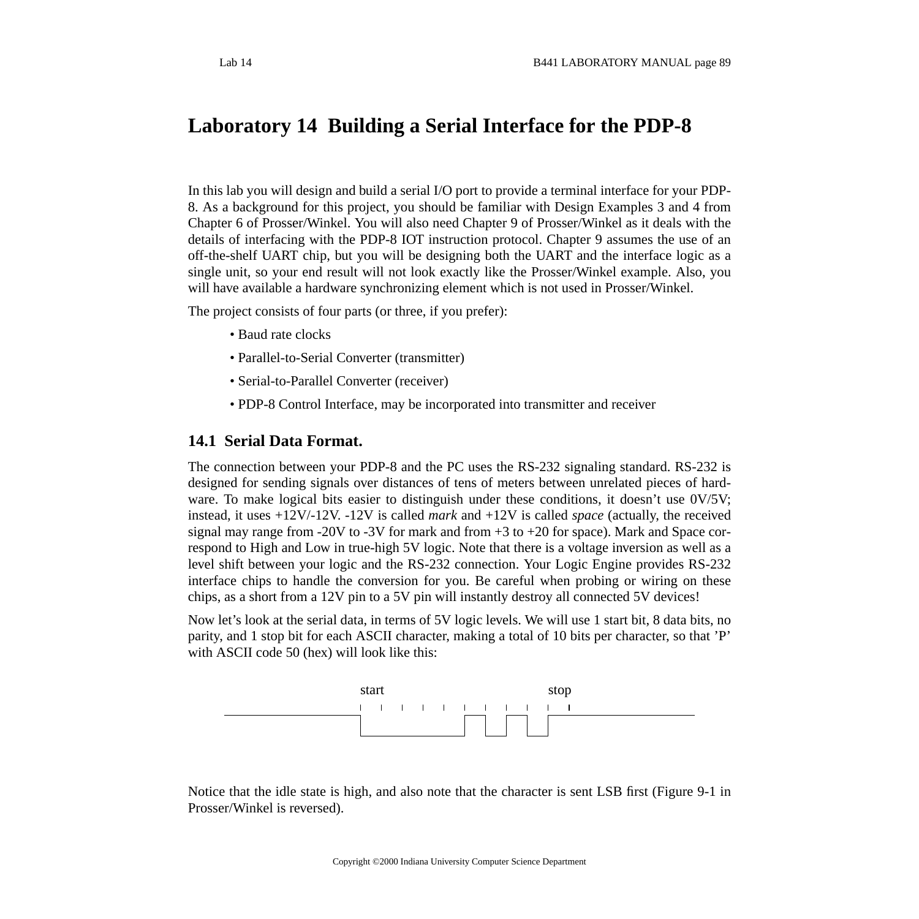# Laboratory 14 Building a Serial Interface for the PDP-8

In this lab you will design and build a serial I/O port to provide a terminal interface for your PDP-8. As a background for this project, you should be familiar with Design Examples 3 and 4 from Chapter 6 of Prosser/Winkel. You will also need Chapter 9 of Prosser/Winkel as it deals with the details of interfacing with the PDP-8 IOT instruction protocol. Chapter 9 assumes the use of an off-the-shelf UART chip, but you will be designing both the UART and the interface logic as a single unit, so your end result will not look exactly like the Prosser/Winkel example. Also, you will have available a hardware synchronizing element which is not used in Prosser/Winkel.

The project consists of four parts (or three, if you prefer):

- Baud rate clocks
- Parallel-to-Serial Converter (transmitter)
- Serial-to-Parallel Converter (receiver)
- PDP-8 Control Interface, may be incorporated into transmitter and receiver

## 14.1 Serial Data Format.

The connection between your PDP-8 and the PC uses the RS-232 signaling standard. RS-232 is designed for sending signals over distances of tens of meters between unrelated pieces of hardware. To make logical bits easier to distinguish under these conditions, it doesn't use 0V/5V; instead, it uses +12V/-12V. -12V is called *mark* and +12V is called *space* (actually, the received signal may range from -20V to -3V for mark and from +3 to +20 for space). Mark and Space correspond to High and Low in true-high 5V logic. Note that there is a voltage inversion as well as a level shift between your logic and the RS-232 connection. Your Logic Engine provides RS-232 interface chips to handle the conversion for you. Be careful when probing or wiring on these chips, as a short from a 12V pin to a 5V pin will instantly destroy all connected 5V devices!

Now let's look at the serial data, in terms of 5V logic levels. We will use 1 start bit, 8 data bits, no parity, and 1 stop bit for each ASCII character, making a total of 10 bits per character, so that 'P' with ASCII code 50 (hex) will look like this:

start stop

Notice that the idle state is high, and also note that the character is sent LSB first (Figure 9-1 in Prosser/Winkel is reversed).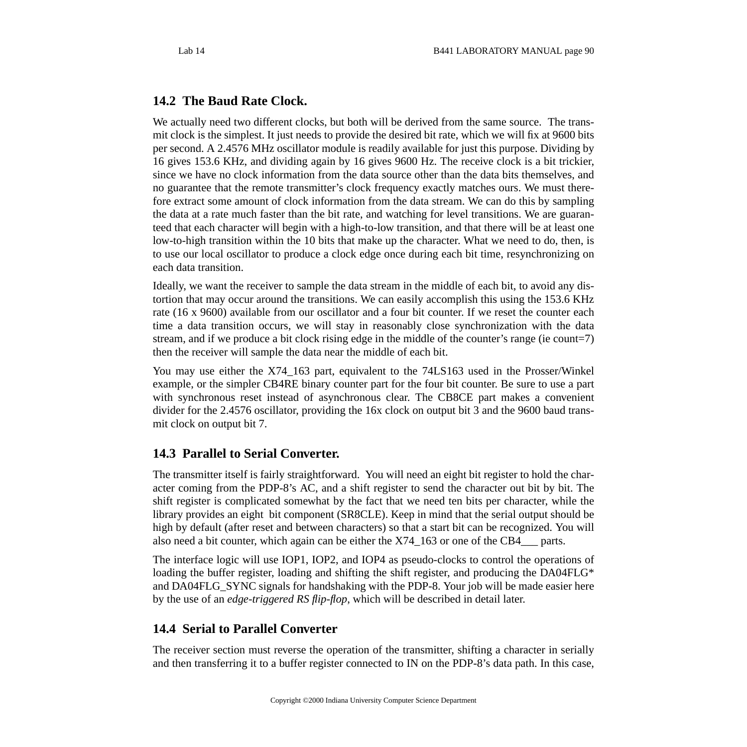## 14.2 The Baud Rate Clock.

We actually need two different clocks, but both will be derived from the same source. The transmit clock is the simplest. It just needs to provide the desired bit rate, which we will fix at 9600 bits per second. A 2.4576 MHz oscillator module is readily available for just this purpose. Dividing by 16 gives 153.6 KHz, and dividing again by 16 gives 9600 Hz. The receive clock is a bit trickier, since we have no clock information from the data source other than the data bits themselves, and no guarantee that the remote transmitter's clock frequency exactly matches ours. We must therefore extract some amount of clock information from the data stream. We can do this by sampling the data at a rate much faster than the bit rate, and watching for level transitions. We are guaranteed that each character will begin with a high-to-low transition, and that there will be at least one low-to-high transition within the 10 bits that make up the character. What we need to do, then, is to use our local oscillator to produce a clock edge once during each bit time, resynchronizing on each data transition.

Ideally, we want the receiver to sample the data stream in the middle of each bit, to avoid any distortion that may occur around the transitions. We can easily accomplish this using the 153.6 KHz rate (16 x 9600) available from our oscillator and a four bit counter. If we reset the counter each time a data transition occurs, we will stay in reasonably close synchronization with the data stream, and if we produce a bit clock rising edge in the middle of the counter's range (ie count=7) then the receiver will sample the data near the middle of each bit.

You may use either the X74_163 part, equivalent to the 74LS163 used in the Prosser/Winkel example, or the simpler CB4RE binary counter part for the four bit counter. Be sure to use a part with synchronous reset instead of asynchronous clear. The CB8CE part makes a convenient divider for the 2.4576 oscillator, providing the 16x clock on output bit 3 and the 9600 baud transmit clock on output bit 7.

## 14.3 Parallel to Serial Converter.

The transmitter itself is fairly straightforward. You will need an eight bit register to hold the character coming from the PDP-8's AC, and a shift register to send the character out bit by bit. The shift register is complicated somewhat by the fact that we need ten bits per character, while the library provides an eight bit component (SR8CLE). Keep in mind that the serial output should be high by default (after reset and between characters) so that a start bit can be recognized. You will also need a bit counter, which again can be either the X74_163 or one of the CB4___ parts.

The interface logic will use IOP1, IOP2, and IOP4 as pseudo-clocks to control the operations of loading the buffer register, loading and shifting the shift register, and producing the DA04FLG* and DA04FLG_SYNC signals for handshaking with the PDP-8. Your job will be made easier here by the use of an *edge-triggered RS flip-flop*, which will be described in detail later.

## 14.4 Serial to Parallel Converter

The receiver section must reverse the operation of the transmitter, shifting a character in serially and then transferring it to a buffer register connected to IN on the PDP-8's data path. In this case,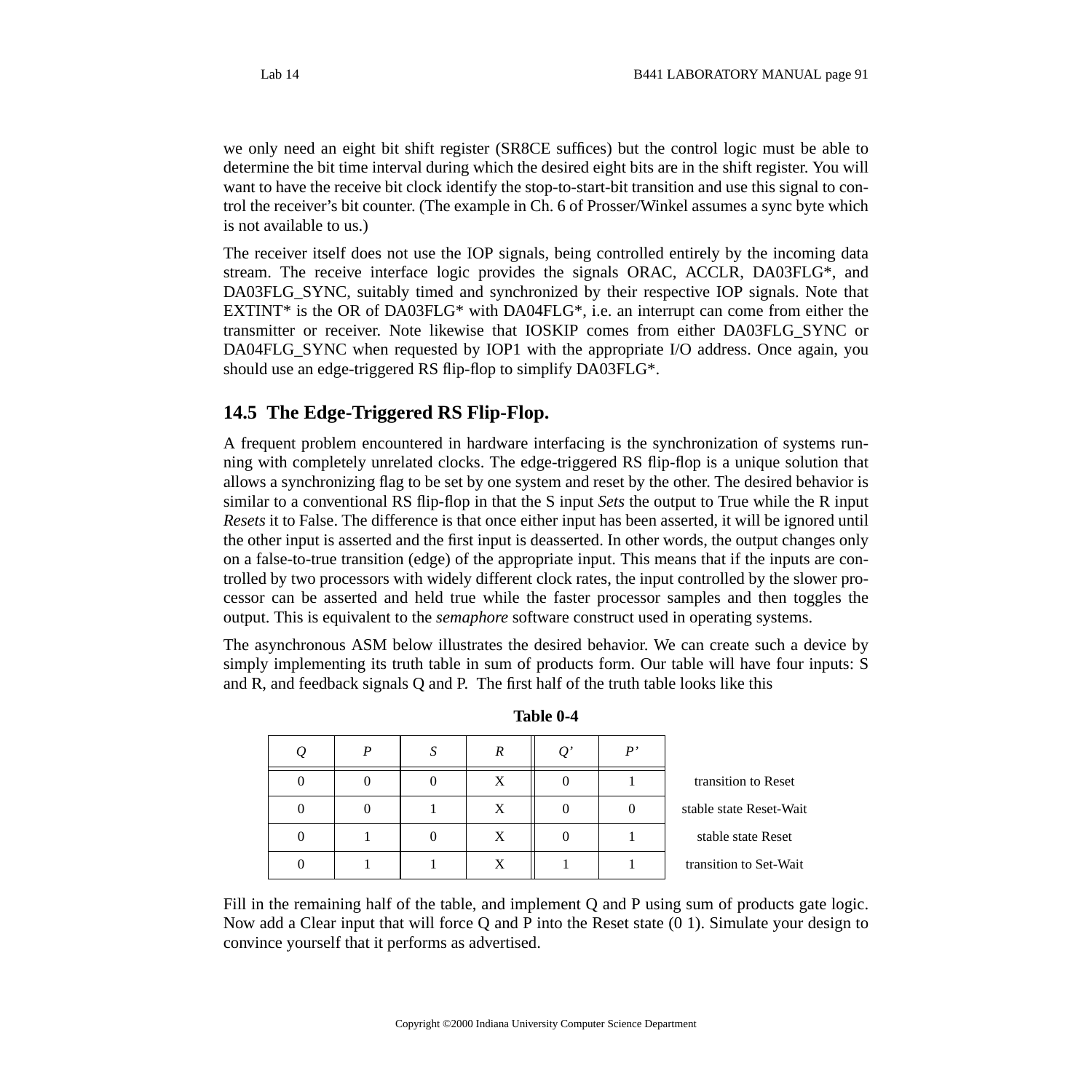we only need an eight bit shift register (SR8CE suffices) but the control logic must be able to determine the bit time interval during which the desired eight bits are in the shift register. You will want to have the receive bit clock identify the stop-to-start-bit transition and use this signal to control the receiver's bit counter. (The example in Ch. 6 of Prosser/Winkel assumes a sync byte which is not available to us.)

The receiver itself does not use the IOP signals, being controlled entirely by the incoming data stream. The receive interface logic provides the signals ORAC, ACCLR, DA03FLG*, and DA03FLG_SYNC, suitably timed and synchronized by their respective IOP signals. Note that EXTINT* is the OR of DA03FLG* with DA04FLG*, i.e. an interrupt can come from either the transmitter or receiver. Note likewise that IOSKIP comes from either DA03FLG_SYNC or DA04FLG_SYNC when requested by IOP1 with the appropriate I/O address. Once again, you should use an edge-triggered RS flip-flop to simplify DA03FLG*.

## 14.5 The Edge-Triggered RS Flip-Flop.

A frequent problem encountered in hardware interfacing is the synchronization of systems running with completely unrelated clocks. The edge-triggered RS flip-flop is a unique solution that allows a synchronizing flag to be set by one system and reset by the other. The desired behavior is similar to a conventional RS flip-flop in that the S input *Sets* the output to True while the R input *Resets* it to False. The difference is that once either input has been asserted, it will be ignored until the other input is asserted and the first input is deasserted. In other words, the output changes only on a false-to-true transition (edge) of the appropriate input. This means that if the inputs are controlled by two processors with widely different clock rates, the input controlled by the slower processor can be asserted and held true while the faster processor samples and then toggles the output. This is equivalent to the *semaphore* software construct used in operating systems.

The asynchronous ASM below illustrates the desired behavior. We can create such a device by simply implementing its truth table in sum of products form. Our table will have four inputs: S and R, and feedback signals Q and P. The first half of the truth table looks like this

**Table 0-4**

| *Q* | *P* | *S* | *R* | *Q'* | *P'* | |
|---|---|---|---|---|---|---|
| 0 | 0 | 0 | X | 0 | 1 | transition to Reset |
| 0 | 0 | 1 | X | 0 | 0 | stable state Reset-Wait |
| 0 | 1 | 0 | X | 0 | 1 | stable state Reset |
| 0 | 1 | 1 | X | 1 | 1 | transition to Set-Wait |

Fill in the remaining half of the table, and implement Q and P using sum of products gate logic. Now add a Clear input that will force Q and P into the Reset state (0 1). Simulate your design to convince yourself that it performs as advertised.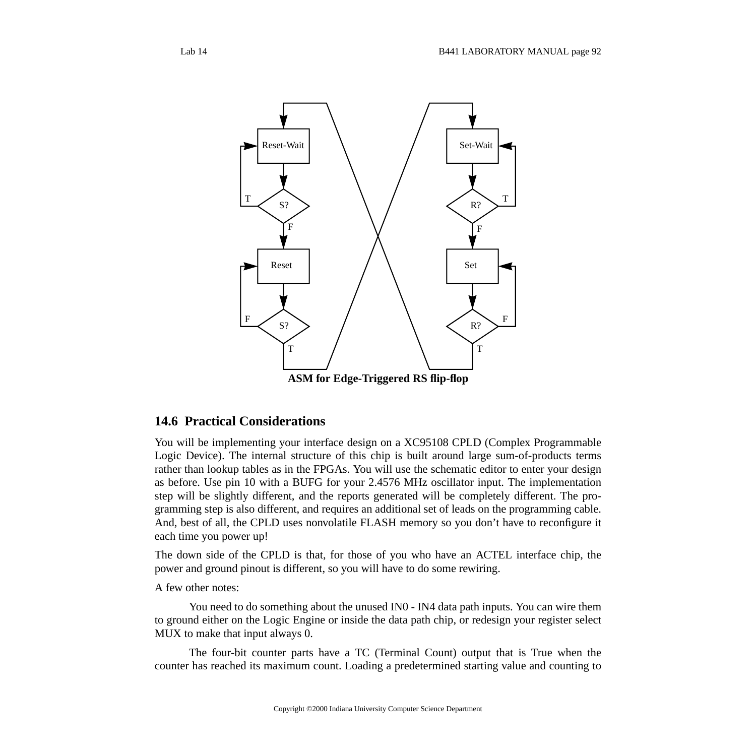**ASM for Edge-Triggered RS flip-flop**

## 14.6 Practical Considerations

You will be implementing your interface design on a XC95108 CPLD (Complex Programmable Logic Device). The internal structure of this chip is built around large sum-of-products terms rather than lookup tables as in the FPGAs. You will use the schematic editor to enter your design as before. Use pin 10 with a BUFG for your 2.4576 MHz oscillator input. The implementation step will be slightly different, and the reports generated will be completely different. The programming step is also different, and requires an additional set of leads on the programming cable. And, best of all, the CPLD uses nonvolatile FLASH memory so you don't have to reconfigure it each time you power up!

The down side of the CPLD is that, for those of you who have an ACTEL interface chip, the power and ground pinout is different, so you will have to do some rewiring.

A few other notes:

You need to do something about the unused IN0 - IN4 data path inputs. You can wire them to ground either on the Logic Engine or inside the data path chip, or redesign your register select MUX to make that input always 0.

The four-bit counter parts have a TC (Terminal Count) output that is True when the counter has reached its maximum count. Loading a predetermined starting value and counting to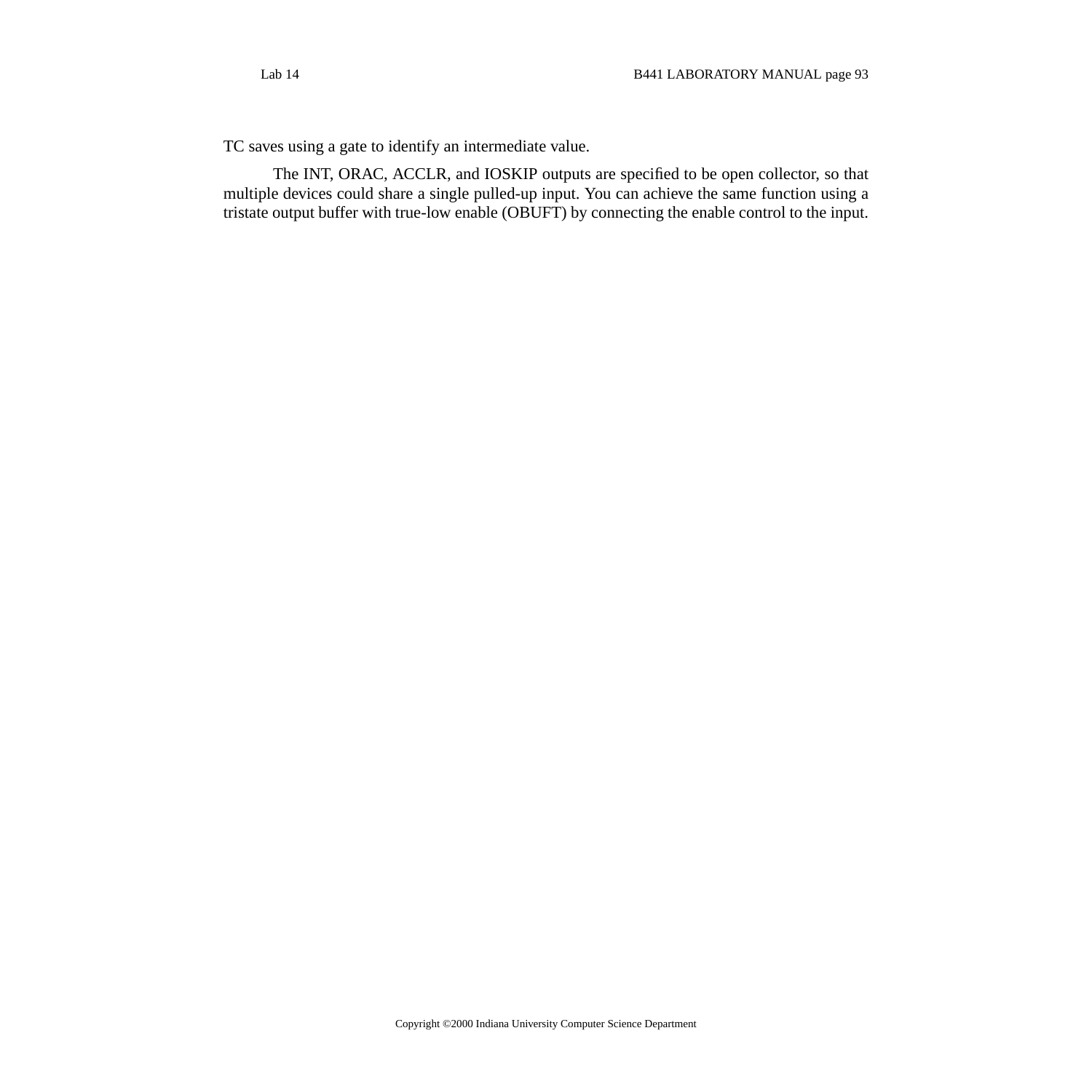TC saves using a gate to identify an intermediate value.

The INT, ORAC, ACCLR, and IOSKIP outputs are specified to be open collector, so that multiple devices could share a single pulled-up input. You can achieve the same function using a tristate output buffer with true-low enable (OBUFT) by connecting the enable control to the input.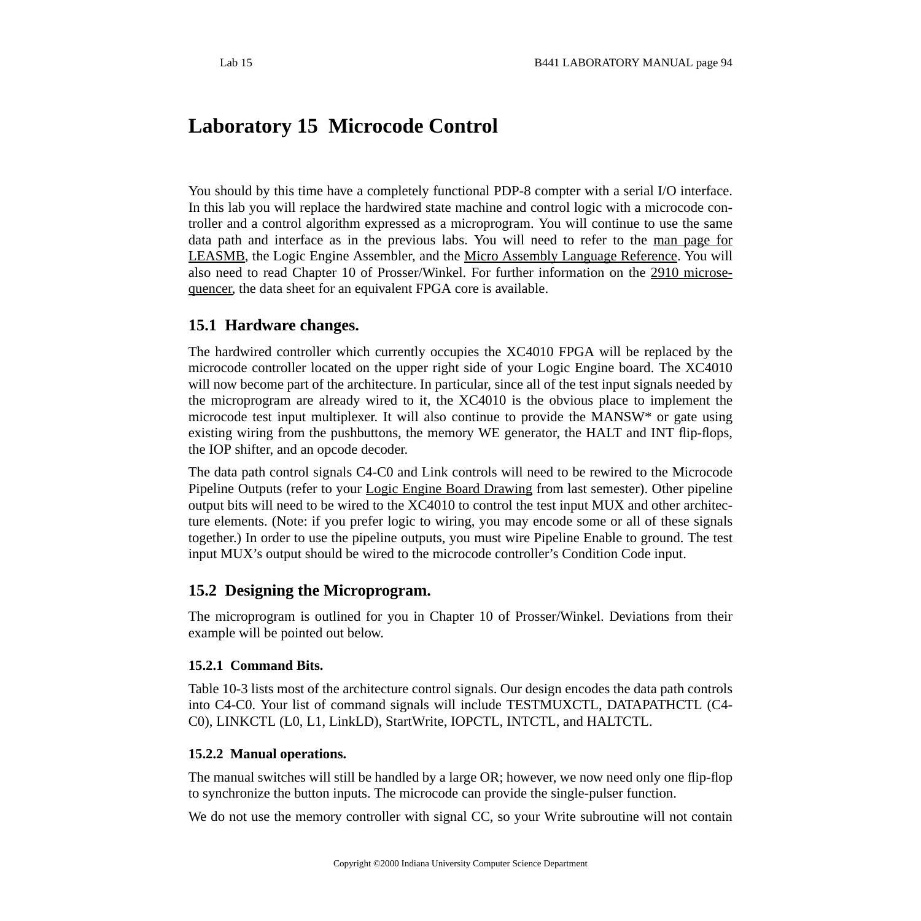# Laboratory 15 Microcode Control

You should by this time have a completely functional PDP-8 compter with a serial I/O interface. In this lab you will replace the hardwired state machine and control logic with a microcode controller and a control algorithm expressed as a microprogram. You will continue to use the same data path and interface as in the previous labs. You will need to refer to the man page for LEASMB, the Logic Engine Assembler, and the Micro Assembly Language Reference. You will also need to read Chapter 10 of Prosser/Winkel. For further information on the 2910 microsequencer, the data sheet for an equivalent FPGA core is available.

## 15.1 Hardware changes.

The hardwired controller which currently occupies the XC4010 FPGA will be replaced by the microcode controller located on the upper right side of your Logic Engine board. The XC4010 will now become part of the architecture. In particular, since all of the test input signals needed by the microprogram are already wired to it, the XC4010 is the obvious place to implement the microcode test input multiplexer. It will also continue to provide the MANSW* or gate using existing wiring from the pushbuttons, the memory WE generator, the HALT and INT flip-flops, the IOP shifter, and an opcode decoder.

The data path control signals C4-C0 and Link controls will need to be rewired to the Microcode Pipeline Outputs (refer to your Logic Engine Board Drawing from last semester). Other pipeline output bits will need to be wired to the XC4010 to control the test input MUX and other architecture elements. (Note: if you prefer logic to wiring, you may encode some or all of these signals together.) In order to use the pipeline outputs, you must wire Pipeline Enable to ground. The test input MUX's output should be wired to the microcode controller's Condition Code input.

## 15.2 Designing the Microprogram.

The microprogram is outlined for you in Chapter 10 of Prosser/Winkel. Deviations from their example will be pointed out below.

### 15.2.1 Command Bits.

Table 10-3 lists most of the architecture control signals. Our design encodes the data path controls into C4-C0. Your list of command signals will include TESTMUXCTL, DATAPATHCTL (C4-C0), LINKCTL (L0, L1, LinkLD), StartWrite, IOPCTL, INTCTL, and HALTCTL.

### 15.2.2 Manual operations.

The manual switches will still be handled by a large OR; however, we now need only one flip-flop to synchronize the button inputs. The microcode can provide the single-pulser function.

We do not use the memory controller with signal CC, so your Write subroutine will not contain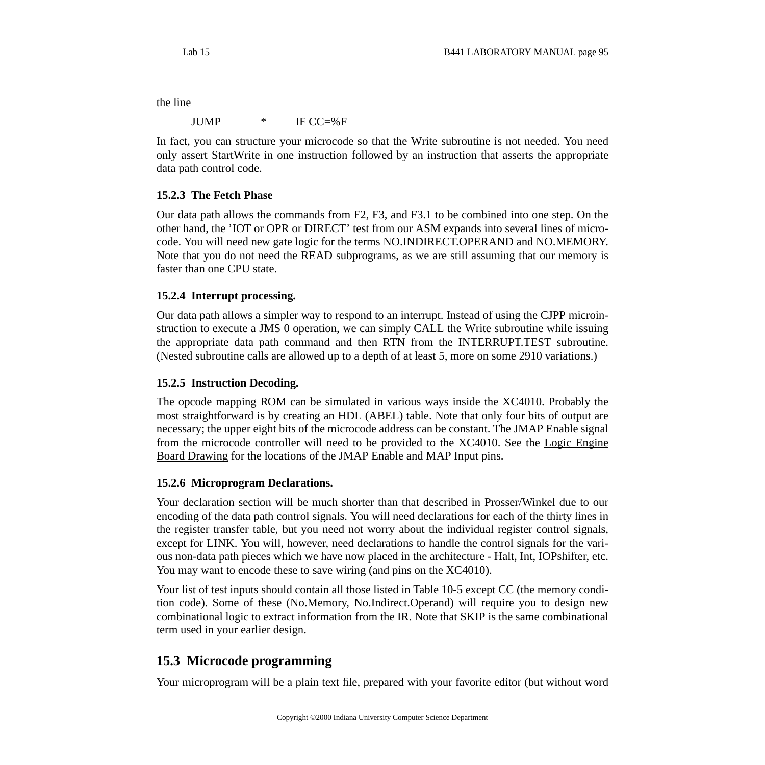the line

```
JUMP        *       IF CC=%F
```

In fact, you can structure your microcode so that the Write subroutine is not needed. You need only assert StartWrite in one instruction followed by an instruction that asserts the appropriate data path control code.

### 15.2.3 The Fetch Phase

Our data path allows the commands from F2, F3, and F3.1 to be combined into one step. On the other hand, the 'IOT or OPR or DIRECT' test from our ASM expands into several lines of microcode. You will need new gate logic for the terms NO.INDIRECT.OPERAND and NO.MEMORY. Note that you do not need the READ subprograms, as we are still assuming that our memory is faster than one CPU state.

### 15.2.4 Interrupt processing.

Our data path allows a simpler way to respond to an interrupt. Instead of using the CJPP microinstruction to execute a JMS 0 operation, we can simply CALL the Write subroutine while issuing the appropriate data path command and then RTN from the INTERRUPT.TEST subroutine. (Nested subroutine calls are allowed up to a depth of at least 5, more on some 2910 variations.)

### 15.2.5 Instruction Decoding.

The opcode mapping ROM can be simulated in various ways inside the XC4010. Probably the most straightforward is by creating an HDL (ABEL) table. Note that only four bits of output are necessary; the upper eight bits of the microcode address can be constant. The JMAP Enable signal from the microcode controller will need to be provided to the XC4010. See the Logic Engine Board Drawing for the locations of the JMAP Enable and MAP Input pins.

### 15.2.6 Microprogram Declarations.

Your declaration section will be much shorter than that described in Prosser/Winkel due to our encoding of the data path control signals. You will need declarations for each of the thirty lines in the register transfer table, but you need not worry about the individual register control signals, except for LINK. You will, however, need declarations to handle the control signals for the various non-data path pieces which we have now placed in the architecture - Halt, Int, IOPshifter, etc. You may want to encode these to save wiring (and pins on the XC4010).

Your list of test inputs should contain all those listed in Table 10-5 except CC (the memory condition code). Some of these (No.Memory, No.Indirect.Operand) will require you to design new combinational logic to extract information from the IR. Note that SKIP is the same combinational term used in your earlier design.

## 15.3 Microcode programming

Your microprogram will be a plain text file, prepared with your favorite editor (but without word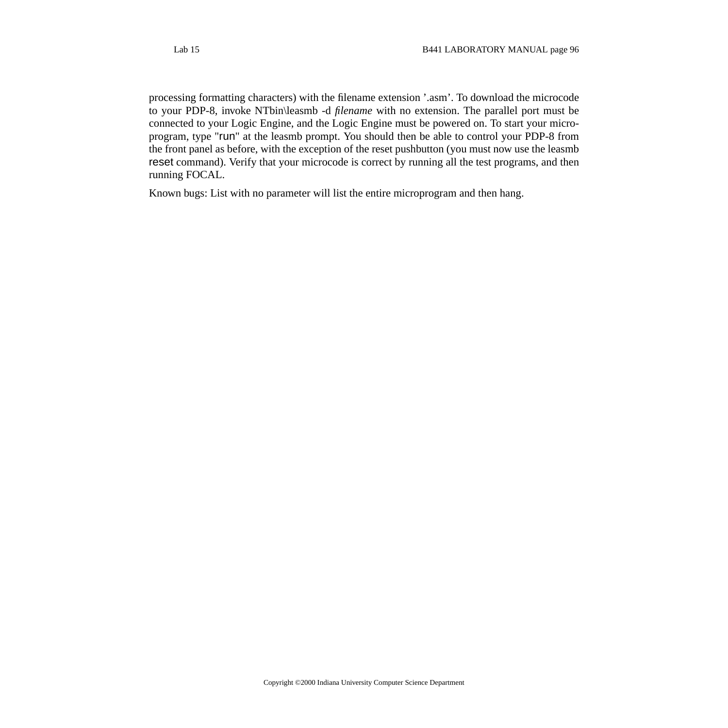processing formatting characters) with the filename extension '.asm'. To download the microcode to your PDP-8, invoke NTbin\leasmb -d *filename* with no extension. The parallel port must be connected to your Logic Engine, and the Logic Engine must be powered on. To start your microprogram, type "run" at the leasmb prompt. You should then be able to control your PDP-8 from the front panel as before, with the exception of the reset pushbutton (you must now use the leasmb reset command). Verify that your microcode is correct by running all the test programs, and then running FOCAL.

Known bugs: List with no parameter will list the entire microprogram and then hang.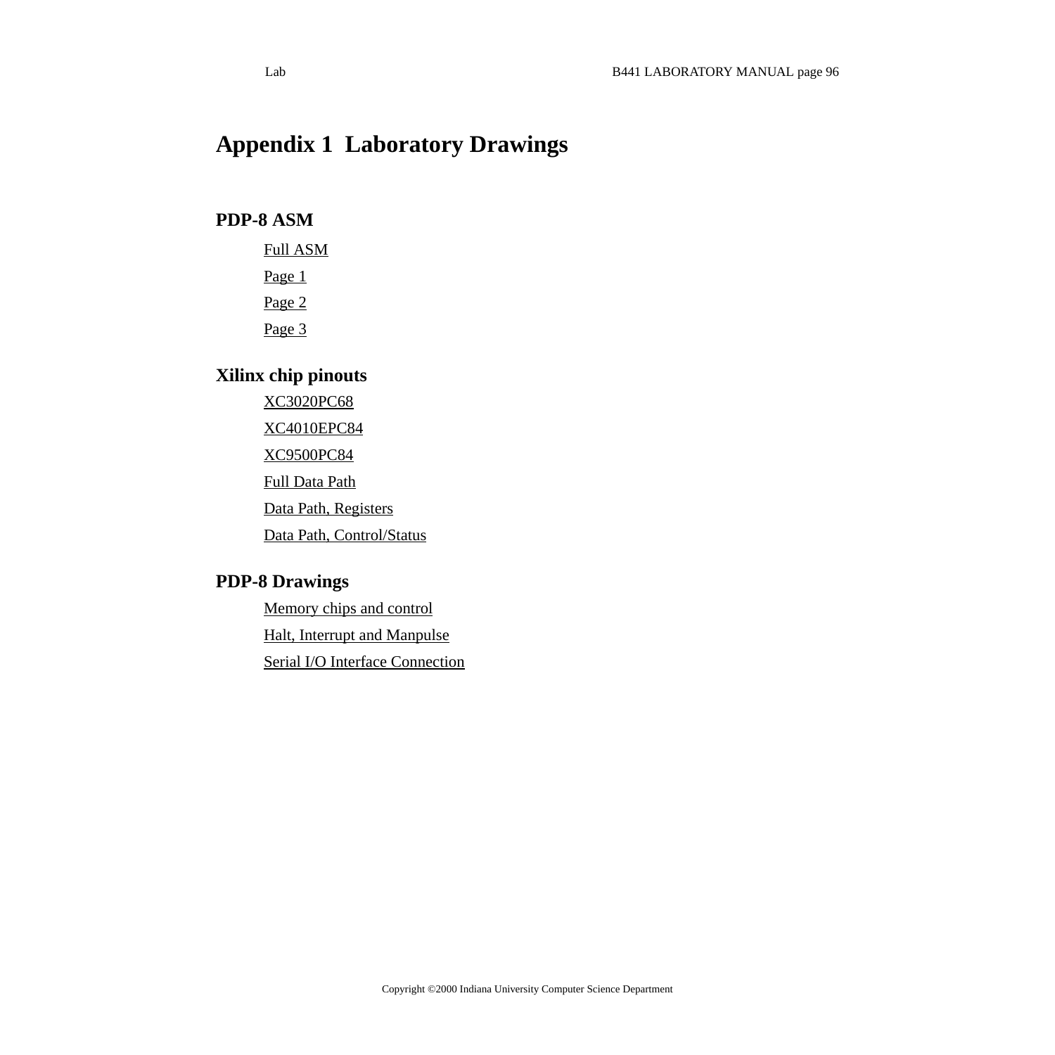# Appendix 1 Laboratory Drawings

## PDP-8 ASM

- Full ASM
- Page 1
- Page 2
- Page 3

## Xilinx chip pinouts

- XC3020PC68
- XC4010EPC84
- XC9500PC84
- Full Data Path
- Data Path, Registers
- Data Path, Control/Status

## PDP-8 Drawings

- Memory chips and control
- Halt, Interrupt and Manpulse
- Serial I/O Interface Connection